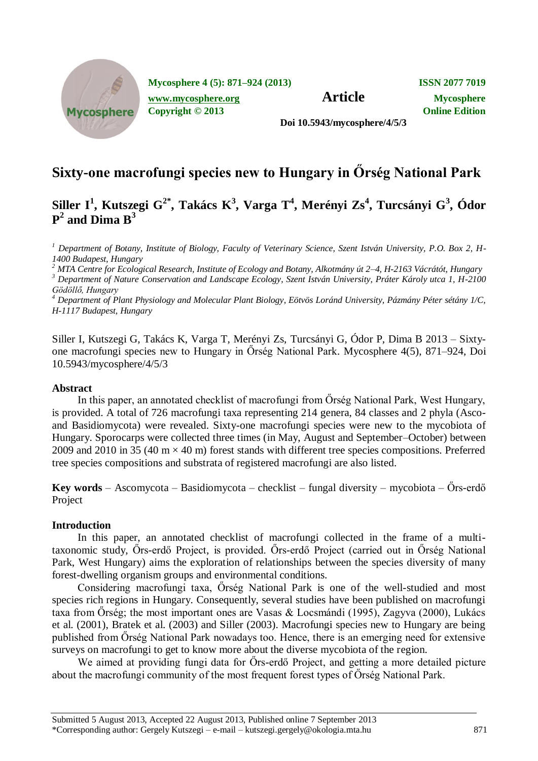Mycosphere 4 (5): 871–924 (2013) **Article** ISSN 2077 7019

www.mycosphere.org Mycosphere Online Edition

Copyright © 2013

Doi 10.5943/mycosphere/4/5/3

# Sixty-one macrofungi species new to Hungary in Őrség National Park

## Siller I[1], Kutszegi G[2*], Takács K[3], Varga T[4], Merényi Zs[4], Turcsányi G[3], Ódor P[2] and Dima B[3]

*[1] Department of Botany, Institute of Biology, Faculty of Veterinary Science, Szent István University, P.O. Box 2, H-1400 Budapest, Hungary*

*[2] MTA Centre for Ecological Research, Institute of Ecology and Botany, Alkotmány út 2–4, H-2163 Vácrátót, Hungary*

*[3] Department of Nature Conservation and Landscape Ecology, Szent István University, Páter Károly utca 1, H-2100 Gödöllő, Hungary*

*[4] Department of Plant Physiology and Molecular Plant Biology, Eötvös Loránd University, Pázmány Péter sétány 1/C, H-1117 Budapest, Hungary*

Siller I, Kutszegi G, Takács K, Varga T, Merényi Zs, Turcsányi G, Ódor P, Dima B 2013 – Sixty-one macrofungi species new to Hungary in Őrség National Park. Mycosphere 4(5), 871–924, Doi 10.5943/mycosphere/4/5/3

### Abstract

In this paper, an annotated checklist of macrofungi from Őrség National Park, West Hungary, is provided. A total of 726 macrofungi taxa representing 214 genera, 84 classes and 2 phyla (Asco- and Basidiomycota) were revealed. Sixty-one macrofungi species were new to the mycobiota of Hungary. Sporocarps were collected three times (in May, August and September–October) between 2009 and 2010 in 35 (40 m × 40 m) forest stands with different tree species compositions. Preferred tree species compositions and substrata of registered macrofungi are also listed.

**Key words** – Ascomycota – Basidiomycota – checklist – fungal diversity – mycobiota – Őrs-erdő Project

### Introduction

In this paper, an annotated checklist of macrofungi collected in the frame of a multi-taxonomic study, Őrs-erdő Project, is provided. Őrs-erdő Project (carried out in Őrség National Park, West Hungary) aims the exploration of relationships between the species diversity of many forest-dwelling organism groups and environmental conditions.

Considering macrofungi taxa, Őrség National Park is one of the well-studied and most species rich regions in Hungary. Consequently, several studies have been published on macrofungi taxa from Őrség; the most important ones are Vasas & Locsmándi (1995), Zagyva (2000), Lukács et al. (2001), Bratek et al. (2003) and Siller (2003). Macrofungi species new to Hungary are being published from Őrség National Park nowadays too. Hence, there is an emerging need for extensive surveys on macrofungi to get to know more about the diverse mycobiota of the region.

We aimed at providing fungi data for Őrs-erdő Project, and getting a more detailed picture about the macrofungi community of the most frequent forest types of Őrség National Park.

Submitted 5 August 2013, Accepted 22 August 2013, Published online 7 September 2013

*Corresponding author: Gergely Kutszegi – e-mail – kutszegi.gergely@okologia.mta.hu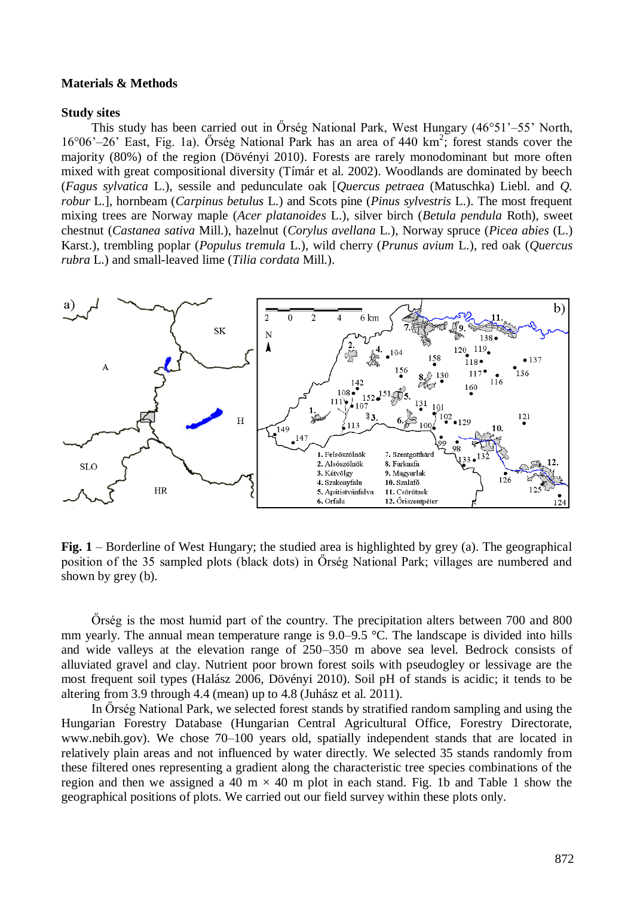## Materials & Methods

### Study sites

This study has been carried out in Őrség National Park, West Hungary (46°51'–55' North, 16°06'–26' East, Fig. 1a). Őrség National Park has an area of 440 km$^2$; forest stands cover the majority (80%) of the region (Dövényi 2010). Forests are rarely monodominant but more often mixed with great compositional diversity (Tímár et al. 2002). Woodlands are dominated by beech (*Fagus sylvatica* L.), sessile and pedunculate oak [*Quercus petraea* (Matuschka) Liebl. and *Q. robur* L.], hornbeam (*Carpinus betulus* L.) and Scots pine (*Pinus sylvestris* L.). The most frequent mixing trees are Norway maple (*Acer platanoides* L.), silver birch (*Betula pendula* Roth), sweet chestnut (*Castanea sativa* Mill.), hazelnut (*Corylus avellana* L.), Norway spruce (*Picea abies* (L.) Karst.), trembling poplar (*Populus tremula* L.), wild cherry (*Prunus avium* L.), red oak (*Quercus rubra* L.) and small-leaved lime (*Tilia cordata* Mill.).

**Fig. 1** – Borderline of West Hungary; the studied area is highlighted by grey (a). The geographical position of the 35 sampled plots (black dots) in Őrség National Park; villages are numbered and shown by grey (b).

Őrség is the most humid part of the country. The precipitation alters between 700 and 800 mm yearly. The annual mean temperature range is 9.0–9.5 °C. The landscape is divided into hills and wide valleys at the elevation range of 250–350 m above sea level. Bedrock consists of alluviated gravel and clay. Nutrient poor brown forest soils with pseudogley or lessivage are the most frequent soil types (Halász 2006, Dövényi 2010). Soil pH of stands is acidic; it tends to be altering from 3.9 through 4.4 (mean) up to 4.8 (Juhász et al. 2011).

In Őrség National Park, we selected forest stands by stratified random sampling and using the Hungarian Forestry Database (Hungarian Central Agricultural Office, Forestry Directorate, www.nebih.gov). We chose 70–100 years old, spatially independent stands that are located in relatively plain areas and not influenced by water directly. We selected 35 stands randomly from these filtered ones representing a gradient along the characteristic tree species combinations of the region and then we assigned a 40 m × 40 m plot in each stand. Fig. 1b and Table 1 show the geographical positions of plots. We carried out our field survey within these plots only.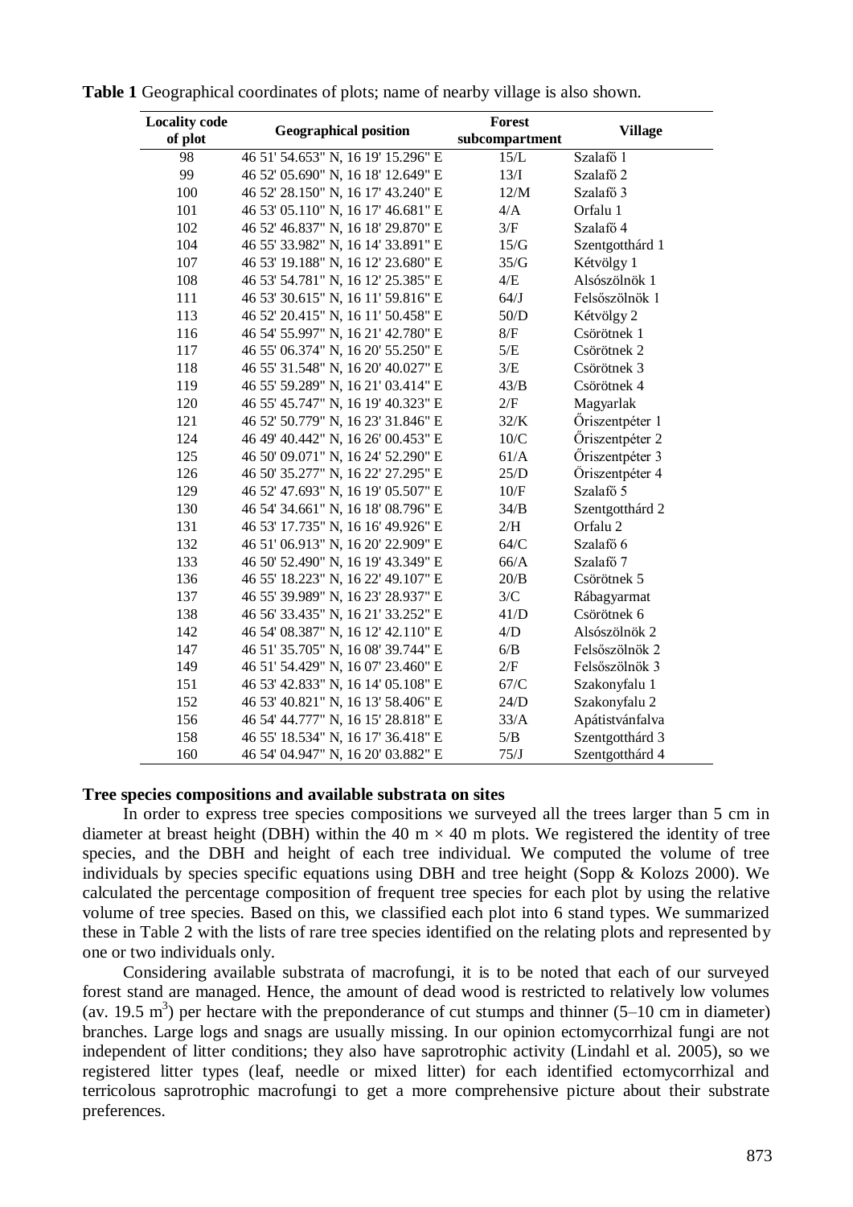**Table 1** Geographical coordinates of plots; name of nearby village is also shown.

| Locality code of plot | Geographical position | Forest subcompartment | Village |
|---|---|---|---|
| 98 | 46 51' 54.653" N, 16 19' 15.296" E | 15/L | Szalafő 1 |
| 99 | 46 52' 05.690" N, 16 18' 12.649" E | 13/I | Szalafő 2 |
| 100 | 46 52' 28.150" N, 16 17' 43.240" E | 12/M | Szalafő 3 |
| 101 | 46 53' 05.110" N, 16 17' 46.681" E | 4/A | Orfalu 1 |
| 102 | 46 52' 46.837" N, 16 18' 29.870" E | 3/F | Szalafő 4 |
| 104 | 46 55' 33.982" N, 16 14' 33.891" E | 15/G | Szentgotthárd 1 |
| 107 | 46 53' 19.188" N, 16 12' 23.680" E | 35/G | Kétvölgy 1 |
| 108 | 46 53' 54.781" N, 16 12' 25.385" E | 4/E | Alsószölnök 1 |
| 111 | 46 53' 30.615" N, 16 11' 59.816" E | 64/J | Felsőszölnök 1 |
| 113 | 46 52' 20.415" N, 16 11' 50.458" E | 50/D | Kétvölgy 2 |
| 116 | 46 54' 55.997" N, 16 21' 42.780" E | 8/F | Csörötnek 1 |
| 117 | 46 55' 06.374" N, 16 20' 55.250" E | 5/E | Csörötnek 2 |
| 118 | 46 55' 31.548" N, 16 20' 40.027" E | 3/E | Csörötnek 3 |
| 119 | 46 55' 59.289" N, 16 21' 03.414" E | 43/B | Csörötnek 4 |
| 120 | 46 55' 45.747" N, 16 19' 40.323" E | 2/F | Magyarlak |
| 121 | 46 52' 50.779" N, 16 23' 31.846" E | 32/K | Őriszentpéter 1 |
| 124 | 46 49' 40.442" N, 16 26' 00.453" E | 10/C | Őriszentpéter 2 |
| 125 | 46 50' 09.071" N, 16 24' 52.290" E | 61/A | Őriszentpéter 3 |
| 126 | 46 50' 35.277" N, 16 22' 27.295" E | 25/D | Őriszentpéter 4 |
| 129 | 46 52' 47.693" N, 16 19' 05.507" E | 10/F | Szalafő 5 |
| 130 | 46 54' 34.661" N, 16 18' 08.796" E | 34/B | Szentgotthárd 2 |
| 131 | 46 53' 17.735" N, 16 16' 49.926" E | 2/H | Orfalu 2 |
| 132 | 46 51' 06.913" N, 16 20' 22.909" E | 64/C | Szalafő 6 |
| 133 | 46 50' 52.490" N, 16 19' 43.349" E | 66/A | Szalafő 7 |
| 136 | 46 55' 18.223" N, 16 22' 49.107" E | 20/B | Csörötnek 5 |
| 137 | 46 55' 39.989" N, 16 23' 28.937" E | 3/C | Rábagyarmat |
| 138 | 46 56' 33.435" N, 16 21' 33.252" E | 41/D | Csörötnek 6 |
| 142 | 46 54' 08.387" N, 16 12' 42.110" E | 4/D | Alsószölnök 2 |
| 147 | 46 51' 35.705" N, 16 08' 39.744" E | 6/B | Felsőszölnök 2 |
| 149 | 46 51' 54.429" N, 16 07' 23.460" E | 2/F | Felsőszölnök 3 |
| 151 | 46 53' 42.833" N, 16 14' 05.108" E | 67/C | Szakonyfalu 1 |
| 152 | 46 53' 40.821" N, 16 13' 58.406" E | 24/D | Szakonyfalu 2 |
| 156 | 46 54' 44.777" N, 16 15' 28.818" E | 33/A | Apátistvánfalva |
| 158 | 46 55' 18.534" N, 16 17' 36.418" E | 5/B | Szentgotthárd 3 |
| 160 | 46 54' 04.947" N, 16 20' 03.882" E | 75/J | Szentgotthárd 4 |

**Tree species compositions and available substrata on sites**

In order to express tree species compositions we surveyed all the trees larger than 5 cm in diameter at breast height (DBH) within the 40 m × 40 m plots. We registered the identity of tree species, and the DBH and height of each tree individual. We computed the volume of tree individuals by species specific equations using DBH and tree height (Sopp & Kolozs 2000). We calculated the percentage composition of frequent tree species for each plot by using the relative volume of tree species. Based on this, we classified each plot into 6 stand types. We summarized these in Table 2 with the lists of rare tree species identified on the relating plots and represented by one or two individuals only.

Considering available substrata of macrofungi, it is to be noted that each of our surveyed forest stand are managed. Hence, the amount of dead wood is restricted to relatively low volumes (av. 19.5 $m^3$) per hectare with the preponderance of cut stumps and thinner (5–10 cm in diameter) branches. Large logs and snags are usually missing. In our opinion ectomycorrhizal fungi are not independent of litter conditions; they also have saprotrophic activity (Lindahl et al. 2005), so we registered litter types (leaf, needle or mixed litter) for each identified ectomycorrhizal and terricolous saprotrophic macrofungi to get a more comprehensive picture about their substrate preferences.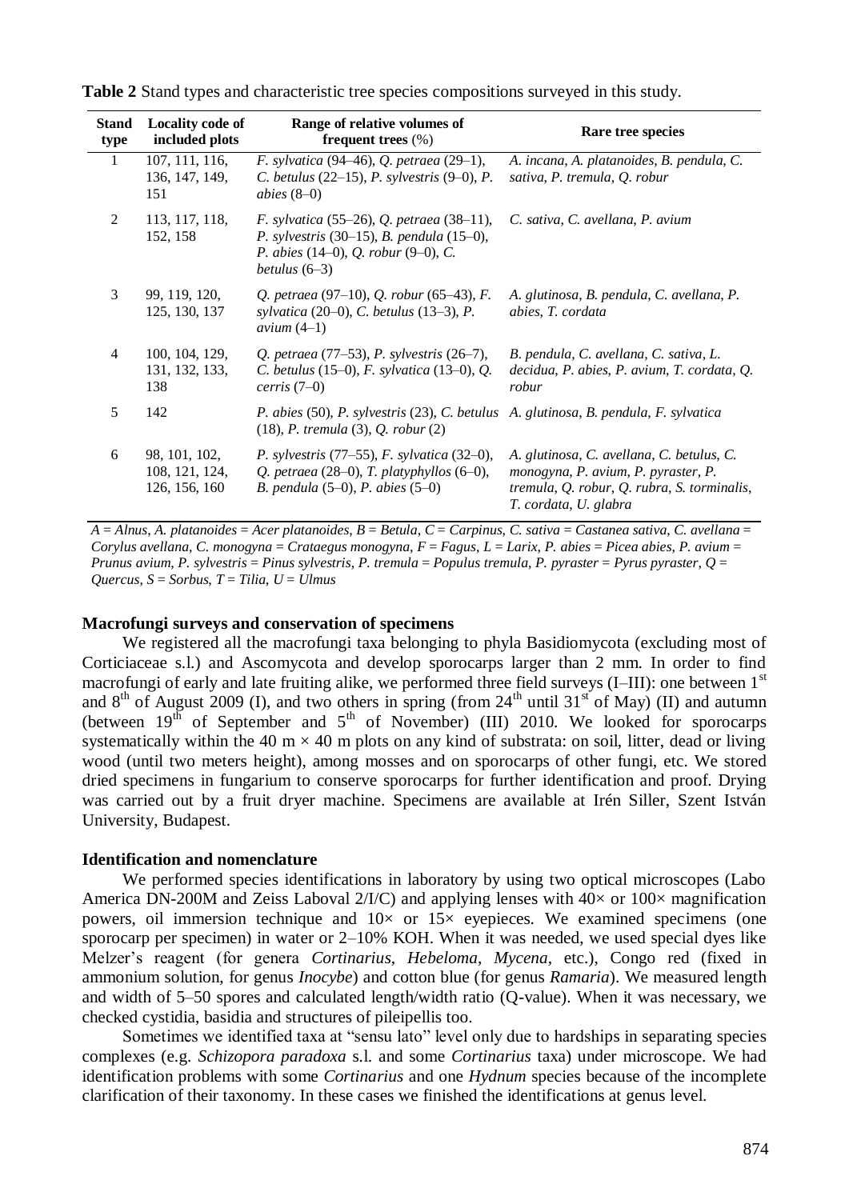**Table 2** Stand types and characteristic tree species compositions surveyed in this study.

| Stand type | Locality code of included plots | Range of relative volumes of frequent trees (%) | Rare tree species |
|---|---|---|---|
| 1 | 107, 111, 116, 136, 147, 149, 151 | *F. sylvatica* (94–46), *Q. petraea* (29–1), *C. betulus* (22–15), *P. sylvestris* (9–0), *P. abies* (8–0) | *A. incana*, *A. platanoides*, *B. pendula*, *C. sativa*, *P. tremula*, *Q. robur* |
| 2 | 113, 117, 118, 152, 158 | *F. sylvatica* (55–26), *Q. petraea* (38–11), *P. sylvestris* (30–15), *B. pendula* (15–0), *P. abies* (14–0), *Q. robur* (9–0), *C. betulus* (6–3) | *C. sativa*, *C. avellana*, *P. avium* |
| 3 | 99, 119, 120, 125, 130, 137 | *Q. petraea* (97–10), *Q. robur* (65–43), *F. sylvatica* (20–0), *C. betulus* (13–3), *P. avium* (4–1) | *A. glutinosa*, *B. pendula*, *C. avellana*, *P. abies*, *T. cordata* |
| 4 | 100, 104, 129, 131, 132, 133, 138 | *Q. petraea* (77–53), *P. sylvestris* (26–7), *C. betulus* (15–0), *F. sylvatica* (13–0), *Q. cerris* (7–0) | *B. pendula*, *C. avellana*, *C. sativa*, *L. decidua*, *P. abies*, *P. avium*, *T. cordata*, *Q. robur* |
| 5 | 142 | *P. abies* (50), *P. sylvestris* (23), *C. betulus* (18), *P. tremula* (3), *Q. robur* (2) | *A. glutinosa*, *B. pendula*, *F. sylvatica* |
| 6 | 98, 101, 102, 108, 121, 124, 126, 156, 160 | *P. sylvestris* (77–55), *F. sylvatica* (32–0), *Q. petraea* (28–0), *T. platyphyllos* (6–0), *B. pendula* (5–0), *P. abies* (5–0) | *A. glutinosa*, *C. avellana*, *C. betulus*, *C. monogyna*, *P. avium*, *P. pyraster*, *P. tremula*, *Q. robur*, *Q. rubra*, *S. torminalis*, *T. cordata*, *U. glabra* |

*A = Alnus, A. platanoides = Acer platanoides, B = Betula, C = Carpinus, C. sativa = Castanea sativa, C. avellana = Corylus avellana, C. monogyna = Crataegus monogyna, F = Fagus, L = Larix, P. abies = Picea abies, P. avium = Prunus avium, P. sylvestris = Pinus sylvestris, P. tremula = Populus tremula, P. pyraster = Pyrus pyraster, Q = Quercus, S = Sorbus, T = Tilia, U = Ulmus*

### Macrofungi surveys and conservation of specimens

We registered all the macrofungi taxa belonging to phyla Basidiomycota (excluding most of Corticiaceae s.l.) and Ascomycota and develop sporocarps larger than 2 mm. In order to find macrofungi of early and late fruiting alike, we performed three field surveys (I–III): one between 1st and 8th of August 2009 (I), and two others in spring (from 24th until 31st of May) (II) and autumn (between 19th of September and 5th of November) (III) 2010. We looked for sporocarps systematically within the 40 m × 40 m plots on any kind of substrata: on soil, litter, dead or living wood (until two meters height), among mosses and on sporocarps of other fungi, etc. We stored dried specimens in fungarium to conserve sporocarps for further identification and proof. Drying was carried out by a fruit dryer machine. Specimens are available at Irén Siller, Szent István University, Budapest.

### Identification and nomenclature

We performed species identifications in laboratory by using two optical microscopes (Labo America DN-200M and Zeiss Laboval 2/I/C) and applying lenses with 40× or 100× magnification powers, oil immersion technique and 10× or 15× eyepieces. We examined specimens (one sporocarp per specimen) in water or 2–10% KOH. When it was needed, we used special dyes like Melzer's reagent (for genera *Cortinarius*, *Hebeloma*, *Mycena*, etc.), Congo red (fixed in ammonium solution, for genus *Inocybe*) and cotton blue (for genus *Ramaria*). We measured length and width of 5–50 spores and calculated length/width ratio (Q-value). When it was necessary, we checked cystidia, basidia and structures of pileipellis too.

Sometimes we identified taxa at "sensu lato" level only due to hardships in separating species complexes (e.g. *Schizopora paradoxa* s.l. and some *Cortinarius* taxa) under microscope. We had identification problems with some *Cortinarius* and one *Hydnum* species because of the incomplete clarification of their taxonomy. In these cases we finished the identifications at genus level.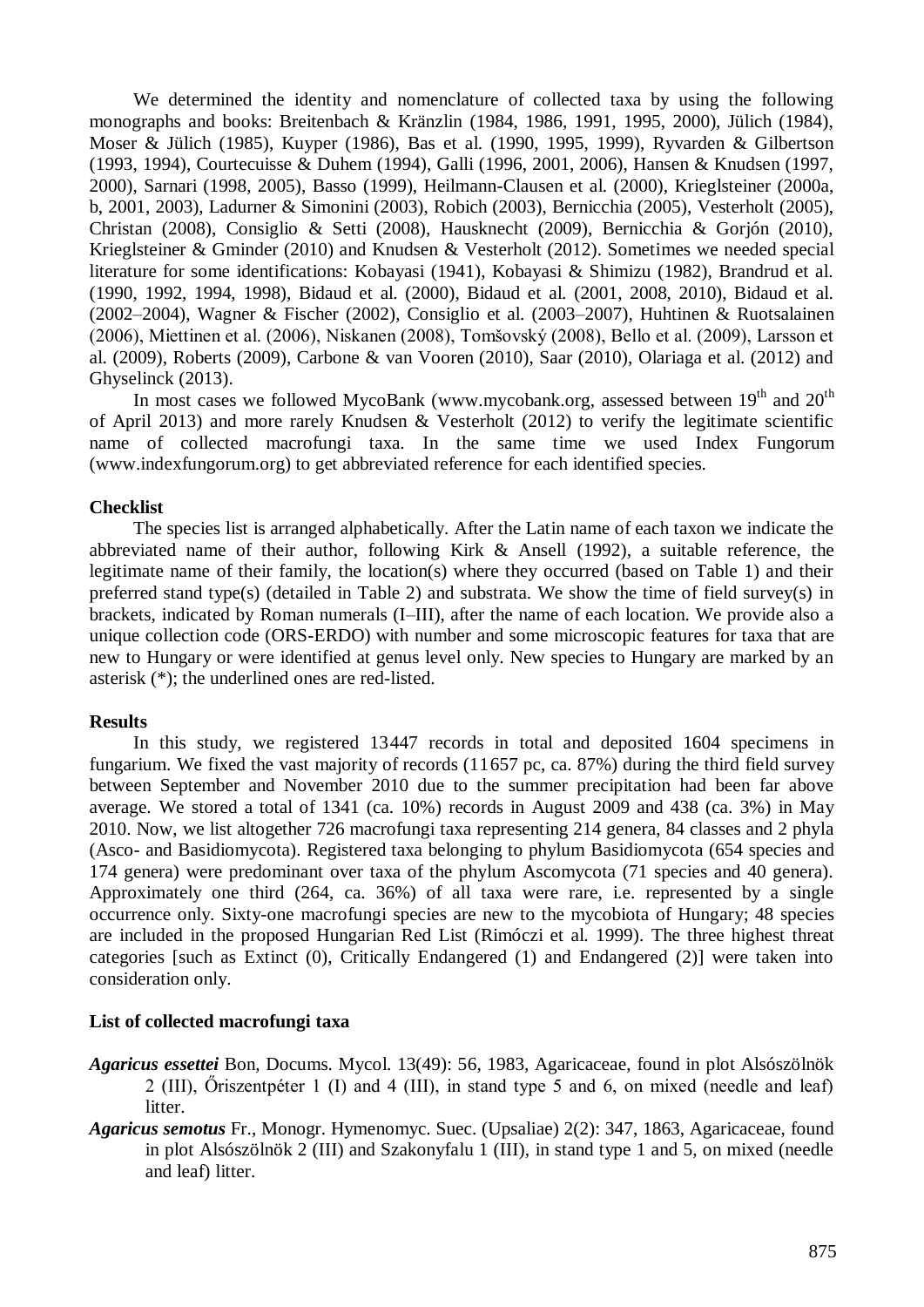We determined the identity and nomenclature of collected taxa by using the following monographs and books: Breitenbach & Kränzlin (1984, 1986, 1991, 1995, 2000), Jülich (1984), Moser & Jülich (1985), Kuyper (1986), Bas et al. (1990, 1995, 1999), Ryvarden & Gilbertson (1993, 1994), Courtecuisse & Duhem (1994), Galli (1996, 2001, 2006), Hansen & Knudsen (1997, 2000), Sarnari (1998, 2005), Basso (1999), Heilmann-Clausen et al. (2000), Krieglsteiner (2000a, b, 2001, 2003), Ladurner & Simonini (2003), Robich (2003), Bernicchia (2005), Vesterholt (2005), Christan (2008), Consiglio & Setti (2008), Hausknecht (2009), Bernicchia & Gorjón (2010), Krieglsteiner & Gminder (2010) and Knudsen & Vesterholt (2012). Sometimes we needed special literature for some identifications: Kobayasi (1941), Kobayasi & Shimizu (1982), Brandrud et al. (1990, 1992, 1994, 1998), Bidaud et al. (2000), Bidaud et al. (2001, 2008, 2010), Bidaud et al. (2002–2004), Wagner & Fischer (2002), Consiglio et al. (2003–2007), Huhtinen & Ruotsalainen (2006), Miettinen et al. (2006), Niskanen (2008), Tomšovský (2008), Bello et al. (2009), Larsson et al. (2009), Roberts (2009), Carbone & van Vooren (2010), Saar (2010), Olariaga et al. (2012) and Ghyselinck (2013).

In most cases we followed MycoBank (www.mycobank.org, assessed between 19th and 20th of April 2013) and more rarely Knudsen & Vesterholt (2012) to verify the legitimate scientific name of collected macrofungi taxa. In the same time we used Index Fungorum (www.indexfungorum.org) to get abbreviated reference for each identified species.

**Checklist**

The species list is arranged alphabetically. After the Latin name of each taxon we indicate the abbreviated name of their author, following Kirk & Ansell (1992), a suitable reference, the legitimate name of their family, the location(s) where they occurred (based on Table 1) and their preferred stand type(s) (detailed in Table 2) and substrata. We show the time of field survey(s) in brackets, indicated by Roman numerals (I–III), after the name of each location. We provide also a unique collection code (ORS-ERDO) with number and some microscopic features for taxa that are new to Hungary or were identified at genus level only. New species to Hungary are marked by an asterisk (*); the underlined ones are red-listed.

**Results**

In this study, we registered 13447 records in total and deposited 1604 specimens in fungarium. We fixed the vast majority of records (11657 pc, ca. 87%) during the third field survey between September and November 2010 due to the summer precipitation had been far above average. We stored a total of 1341 (ca. 10%) records in August 2009 and 438 (ca. 3%) in May 2010. Now, we list altogether 726 macrofungi taxa representing 214 genera, 84 classes and 2 phyla (Asco- and Basidiomycota). Registered taxa belonging to phylum Basidiomycota (654 species and 174 genera) were predominant over taxa of the phylum Ascomycota (71 species and 40 genera). Approximately one third (264, ca. 36%) of all taxa were rare, i.e. represented by a single occurrence only. Sixty-one macrofungi species are new to the mycobiota of Hungary; 48 species are included in the proposed Hungarian Red List (Rimóczi et al. 1999). The three highest threat categories [such as Extinct (0), Critically Endangered (1) and Endangered (2)] were taken into consideration only.

**List of collected macrofungi taxa**

***Agaricus essettei*** Bon, Docums. Mycol. 13(49): 56, 1983, Agaricaceae, found in plot Alsószölnök 2 (III), Őriszentpéter 1 (I) and 4 (III), in stand type 5 and 6, on mixed (needle and leaf) litter.

***Agaricus semotus*** Fr., Monogr. Hymenomyc. Suec. (Upsaliae) 2(2): 347, 1863, Agaricaceae, found in plot Alsószölnök 2 (III) and Szakonyfalu 1 (III), in stand type 1 and 5, on mixed (needle and leaf) litter.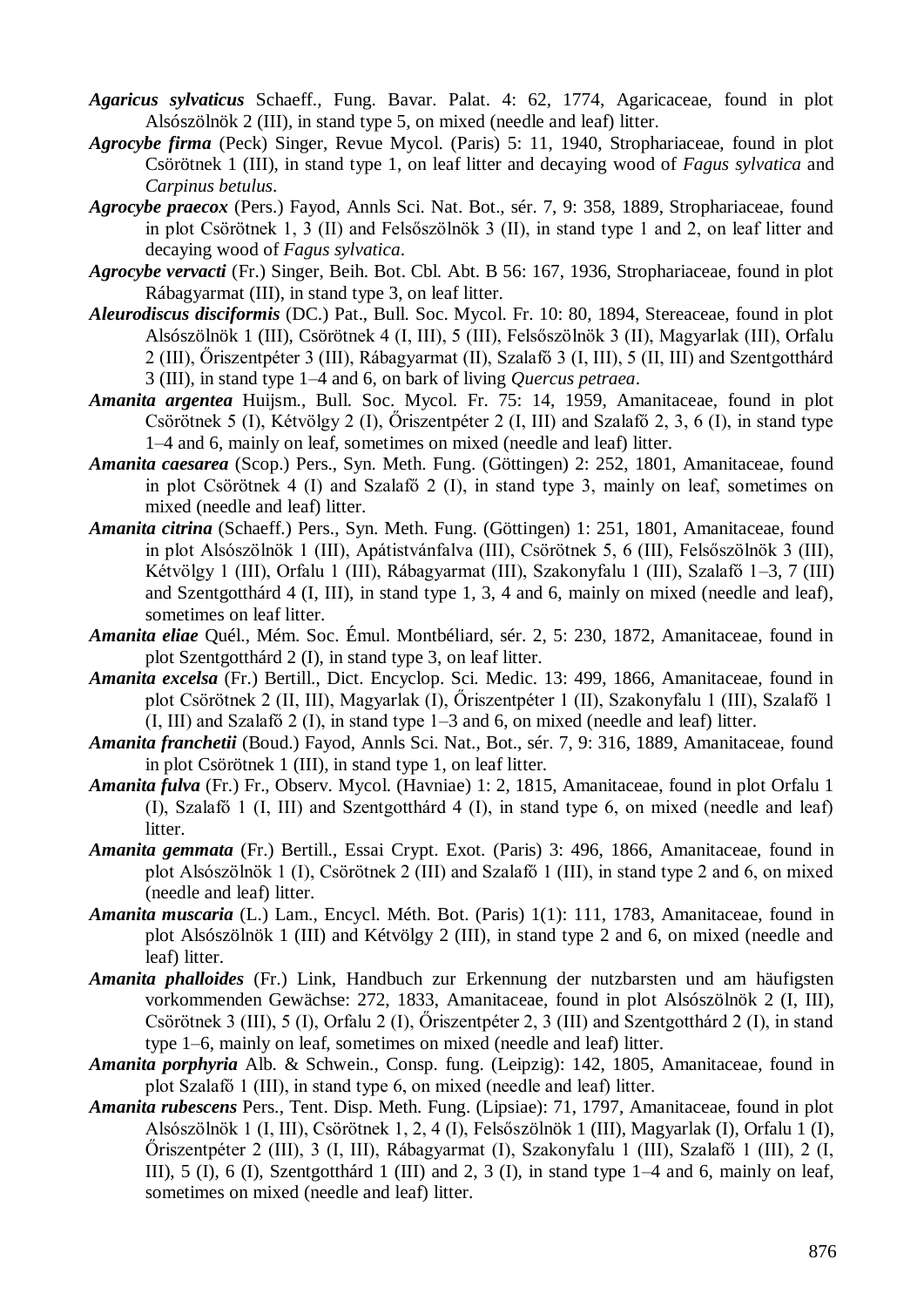***Agaricus sylvaticus*** Schaeff., Fung. Bavar. Palat. 4: 62, 1774, Agaricaceae, found in plot Alsószölnök 2 (III), in stand type 5, on mixed (needle and leaf) litter.

***Agrocybe firma*** (Peck) Singer, Revue Mycol. (Paris) 5: 11, 1940, Strophariaceae, found in plot Csörötnek 1 (III), in stand type 1, on leaf litter and decaying wood of *Fagus sylvatica* and *Carpinus betulus*.

***Agrocybe praecox*** (Pers.) Fayod, Annls Sci. Nat. Bot., sér. 7, 9: 358, 1889, Strophariaceae, found in plot Csörötnek 1, 3 (II) and Felsőszölnök 3 (II), in stand type 1 and 2, on leaf litter and decaying wood of *Fagus sylvatica*.

***Agrocybe vervacti*** (Fr.) Singer, Beih. Bot. Cbl. Abt. B 56: 167, 1936, Strophariaceae, found in plot Rábagyarmat (III), in stand type 3, on leaf litter.

***Aleurodiscus disciformis*** (DC.) Pat., Bull. Soc. Mycol. Fr. 10: 80, 1894, Stereaceae, found in plot Alsószölnök 1 (III), Csörötnek 4 (I, III), 5 (III), Felsőszölnök 3 (II), Magyarlak (III), Orfalu 2 (III), Őriszentpéter 3 (III), Rábagyarmat (II), Szalafő 3 (I, III), 5 (II, III) and Szentgotthárd 3 (III), in stand type 1–4 and 6, on bark of living *Quercus petraea*.

***Amanita argentea*** Huijsm., Bull. Soc. Mycol. Fr. 75: 14, 1959, Amanitaceae, found in plot Csörötnek 5 (I), Kétvölgy 2 (I), Őriszentpéter 2 (I, III) and Szalafő 2, 3, 6 (I), in stand type 1–4 and 6, mainly on mixed (needle and leaf) litter.

***Amanita caesarea*** (Scop.) Pers., Syn. Meth. Fung. (Göttingen) 2: 252, 1801, Amanitaceae, found in plot Csörötnek 4 (I) and Szalafő 2 (I), in stand type 3, mainly on leaf, sometimes on mixed (needle and leaf) litter.

***Amanita citrina*** (Schaeff.) Pers., Syn. Meth. Fung. (Göttingen) 1: 251, 1801, Amanitaceae, found in plot Alsószölnök 1 (III), Apátistvánfalva (III), Csörötnek 5, 6 (III), Felsőszölnök 3 (III), Kétvölgy 1 (III), Orfalu 1 (III), Rábagyarmat (III), Szakonyfalu 1 (III), Szalafő 1–3, 7 (III) and Szentgotthárd 4 (I, III), in stand type 1, 3, 4 and 6, mainly on mixed (needle and leaf), sometimes on leaf litter.

***Amanita eliae*** Quél., Mém. Soc. Émul. Montbéliard, sér. 2, 5: 230, 1872, Amanitaceae, found in plot Szentgotthárd 2 (I), in stand type 3, on leaf litter.

***Amanita excelsa*** (Fr.) Bertill., Dict. Encyclop. Sci. Medic. 13: 499, 1866, Amanitaceae, found in plot Csörötnek 2 (II, III), Magyarlak (I), Őriszentpéter 1 (II), Szakonyfalu 1 (III), Szalafő 1 (I, III) and Szalafő 2 (I), in stand type 1–3 and 6, on mixed (needle and leaf) litter.

***Amanita franchetii*** (Boud.) Fayod, Annls Sci. Nat., Bot., sér. 7, 9: 316, 1889, Amanitaceae, found in plot Csörötnek 1 (III), in stand type 1, on leaf litter.

***Amanita fulva*** (Fr.) Fr., Observ. Mycol. (Havniae) 1: 2, 1815, Amanitaceae, found in plot Orfalu 1 (I), Szalafő 1 (I, III) and Szentgotthárd 4 (I), in stand type 6, on mixed (needle and leaf) litter.

***Amanita gemmata*** (Fr.) Bertill., Essai Crypt. Exot. (Paris) 3: 496, 1866, Amanitaceae, found in plot Alsószölnök 1 (I), Csörötnek 2 (III) and Szalafő 1 (III), in stand type 2 and 6, on mixed (needle and leaf) litter.

***Amanita muscaria*** (L.) Lam., Encycl. Méth. Bot. (Paris) 1(1): 111, 1783, Amanitaceae, found in plot Alsószölnök 1 (III) and Kétvölgy 2 (III), in stand type 2 and 6, on mixed (needle and leaf) litter.

***Amanita phalloides*** (Fr.) Link, Handbuch zur Erkennung der nutzbarsten und am häufigsten vorkommenden Gewächse: 272, 1833, Amanitaceae, found in plot Alsószölnök 2 (I, III), Csörötnek 3 (III), 5 (I), Orfalu 2 (I), Őriszentpéter 2, 3 (III) and Szentgotthárd 2 (I), in stand type 1–6, mainly on leaf, sometimes on mixed (needle and leaf) litter.

***Amanita porphyria*** Alb. & Schwein., Consp. fung. (Leipzig): 142, 1805, Amanitaceae, found in plot Szalafő 1 (III), in stand type 6, on mixed (needle and leaf) litter.

***Amanita rubescens*** Pers., Tent. Disp. Meth. Fung. (Lipsiae): 71, 1797, Amanitaceae, found in plot Alsószölnök 1 (I, III), Csörötnek 1, 2, 4 (I), Felsőszölnök 1 (III), Magyarlak (I), Orfalu 1 (I), Őriszentpéter 2 (III), 3 (I, III), Rábagyarmat (I), Szakonyfalu 1 (III), Szalafő 1 (III), 2 (I, III), 5 (I), 6 (I), Szentgotthárd 1 (III) and 2, 3 (I), in stand type 1–4 and 6, mainly on leaf, sometimes on mixed (needle and leaf) litter.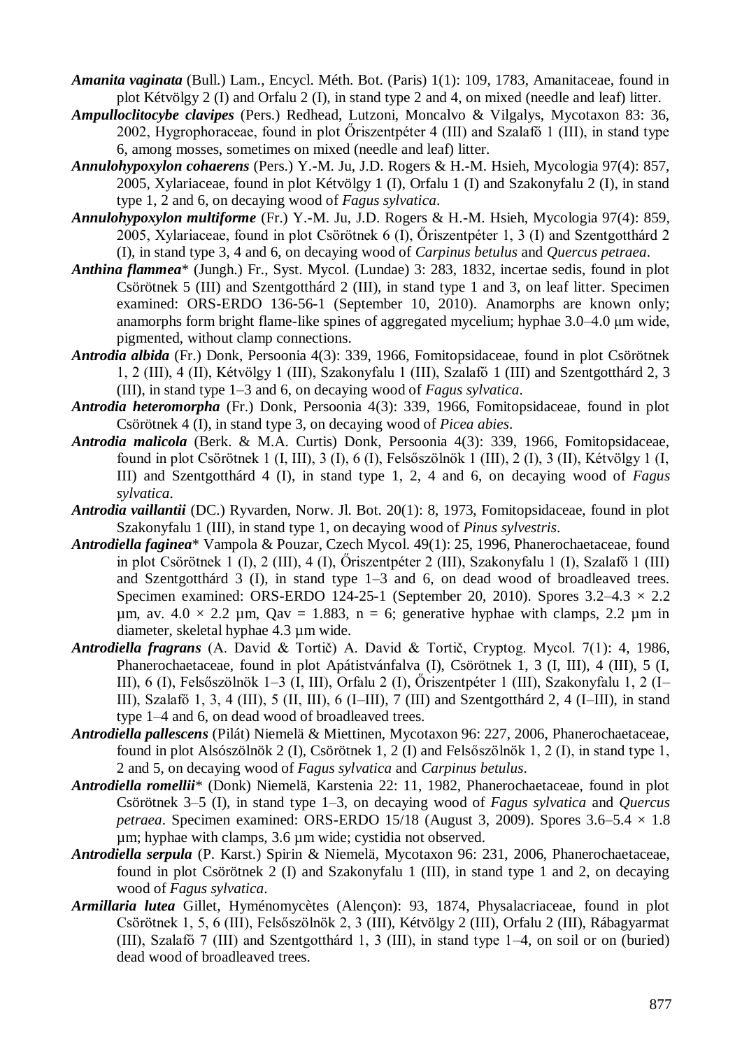***Amanita vaginata*** (Bull.) Lam., Encycl. Méth. Bot. (Paris) 1(1): 109, 1783, Amanitaceae, found in plot Kétvölgy 2 (I) and Orfalu 2 (I), in stand type 2 and 4, on mixed (needle and leaf) litter.

***Ampulloclitocybe clavipes*** (Pers.) Redhead, Lutzoni, Moncalvo & Vilgalys, Mycotaxon 83: 36, 2002, Hygrophoraceae, found in plot Őriszentpéter 4 (III) and Szalafő 1 (III), in stand type 6, among mosses, sometimes on mixed (needle and leaf) litter.

***Annulohypoxylon cohaerens*** (Pers.) Y.-M. Ju, J.D. Rogers & H.-M. Hsieh, Mycologia 97(4): 857, 2005, Xylariaceae, found in plot Kétvölgy 1 (I), Orfalu 1 (I) and Szakonyfalu 2 (I), in stand type 1, 2 and 6, on decaying wood of *Fagus sylvatica*.

***Annulohypoxylon multiforme*** (Fr.) Y.-M. Ju, J.D. Rogers & H.-M. Hsieh, Mycologia 97(4): 859, 2005, Xylariaceae, found in plot Csörötnek 6 (I), Őriszentpéter 1, 3 (I) and Szentgotthárd 2 (I), in stand type 3, 4 and 6, on decaying wood of *Carpinus betulus* and *Quercus petraea*.

***Anthina flammea**** (Jungh.) Fr., Syst. Mycol. (Lundae) 3: 283, 1832, incertae sedis, found in plot Csörötnek 5 (III) and Szentgotthárd 2 (III), in stand type 1 and 3, on leaf litter. Specimen examined: ORS-ERDO 136-56-1 (September 10, 2010). Anamorphs are known only; anamorphs form bright flame-like spines of aggregated mycelium; hyphae 3.0–4.0 µm wide, pigmented, without clamp connections.

***Antrodia albida*** (Fr.) Donk, Persoonia 4(3): 339, 1966, Fomitopsidaceae, found in plot Csörötnek 1, 2 (III), 4 (II), Kétvölgy 1 (III), Szakonyfalu 1 (III), Szalafő 1 (III) and Szentgotthárd 2, 3 (III), in stand type 1–3 and 6, on decaying wood of *Fagus sylvatica*.

***Antrodia heteromorpha*** (Fr.) Donk, Persoonia 4(3): 339, 1966, Fomitopsidaceae, found in plot Csörötnek 4 (I), in stand type 3, on decaying wood of *Picea abies*.

***Antrodia malicola*** (Berk. & M.A. Curtis) Donk, Persoonia 4(3): 339, 1966, Fomitopsidaceae, found in plot Csörötnek 1 (I, III), 3 (I), 6 (I), Felsőszölnök 1 (III), 2 (I), 3 (II), Kétvölgy 1 (I, III) and Szentgotthárd 4 (I), in stand type 1, 2, 4 and 6, on decaying wood of *Fagus sylvatica*.

***Antrodia vaillantii*** (DC.) Ryvarden, Norw. Jl. Bot. 20(1): 8, 1973, Fomitopsidaceae, found in plot Szakonyfalu 1 (III), in stand type 1, on decaying wood of *Pinus sylvestris*.

***Antrodiella faginea**** Vampola & Pouzar, Czech Mycol. 49(1): 25, 1996, Phanerochaetaceae, found in plot Csörötnek 1 (I), 2 (III), 4 (I), Őriszentpéter 2 (III), Szakonyfalu 1 (I), Szalafő 1 (III) and Szentgotthárd 3 (I), in stand type 1–3 and 6, on dead wood of broadleaved trees. Specimen examined: ORS-ERDO 124-25-1 (September 20, 2010). Spores 3.2–4.3 × 2.2 µm, av. 4.0 × 2.2 µm, Qav = 1.883, n = 6; generative hyphae with clamps, 2.2 µm in diameter, skeletal hyphae 4.3 µm wide.

***Antrodiella fragrans*** (A. David & Tortič) A. David & Tortič, Cryptog. Mycol. 7(1): 4, 1986, Phanerochaetaceae, found in plot Apátistvánfalva (I), Csörötnek 1, 3 (I, III), 4 (III), 5 (I, III), 6 (I), Felsőszölnök 1–3 (I, III), Orfalu 2 (I), Őriszentpéter 1 (III), Szakonyfalu 1, 2 (I–III), Szalafő 1, 3, 4 (III), 5 (II, III), 6 (I–III), 7 (III) and Szentgotthárd 2, 4 (I–III), in stand type 1–4 and 6, on dead wood of broadleaved trees.

***Antrodiella pallescens*** (Pilát) Niemelä & Miettinen, Mycotaxon 96: 227, 2006, Phanerochaetaceae, found in plot Alsószölnök 2 (I), Csörötnek 1, 2 (I) and Felsőszölnök 1, 2 (I), in stand type 1, 2 and 5, on decaying wood of *Fagus sylvatica* and *Carpinus betulus*.

***Antrodiella romellii**** (Donk) Niemelä, Karstenia 22: 11, 1982, Phanerochaetaceae, found in plot Csörötnek 3–5 (I), in stand type 1–3, on decaying wood of *Fagus sylvatica* and *Quercus petraea*. Specimen examined: ORS-ERDO 15/18 (August 3, 2009). Spores 3.6–5.4 × 1.8 µm; hyphae with clamps, 3.6 µm wide; cystidia not observed.

***Antrodiella serpula*** (P. Karst.) Spirin & Niemelä, Mycotaxon 96: 231, 2006, Phanerochaetaceae, found in plot Csörötnek 2 (I) and Szakonyfalu 1 (III), in stand type 1 and 2, on decaying wood of *Fagus sylvatica*.

***Armillaria lutea*** Gillet, Hyménomycètes (Alençon): 93, 1874, Physalacriaceae, found in plot Csörötnek 1, 5, 6 (III), Felsőszölnök 2, 3 (III), Kétvölgy 2 (III), Orfalu 2 (III), Rábagyarmat (III), Szalafő 7 (III) and Szentgotthárd 1, 3 (III), in stand type 1–4, on soil or on (buried) dead wood of broadleaved trees.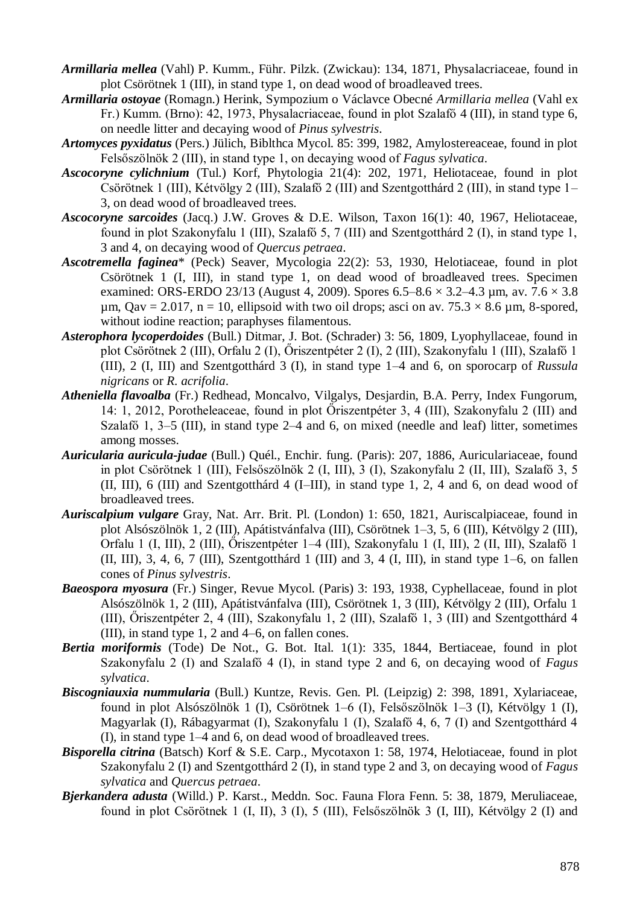***Armillaria mellea*** (Vahl) P. Kumm., Führ. Pilzk. (Zwickau): 134, 1871, Physalacriaceae, found in plot Csörötnek 1 (III), in stand type 1, on dead wood of broadleaved trees.

***Armillaria ostoyae*** (Romagn.) Herink, Sympozium o Václavce Obecné *Armillaria mellea* (Vahl ex Fr.) Kumm. (Brno): 42, 1973, Physalacriaceae, found in plot Szalafő 4 (III), in stand type 6, on needle litter and decaying wood of *Pinus sylvestris*.

***Artomyces pyxidatus*** (Pers.) Jülich, Biblthca Mycol. 85: 399, 1982, Amylostereaceae, found in plot Felsőszölnök 2 (III), in stand type 1, on decaying wood of *Fagus sylvatica*.

***Ascocoryne cylichnium*** (Tul.) Korf, Phytologia 21(4): 202, 1971, Heliotaceae, found in plot Csörötnek 1 (III), Kétvölgy 2 (III), Szalafő 2 (III) and Szentgotthárd 2 (III), in stand type 1–3, on dead wood of broadleaved trees.

***Ascocoryne sarcoides*** (Jacq.) J.W. Groves & D.E. Wilson, Taxon 16(1): 40, 1967, Heliotaceae, found in plot Szakonyfalu 1 (III), Szalafő 5, 7 (III) and Szentgotthárd 2 (I), in stand type 1, 3 and 4, on decaying wood of *Quercus petraea*.

***Ascotremella faginea**** (Peck) Seaver, Mycologia 22(2): 53, 1930, Helotiaceae, found in plot Csörötnek 1 (I, III), in stand type 1, on dead wood of broadleaved trees. Specimen examined: ORS-ERDO 23/13 (August 4, 2009). Spores 6.5–8.6 × 3.2–4.3 µm, av. 7.6 × 3.8 µm, Qav = 2.017, n = 10, ellipsoid with two oil drops; asci on av. 75.3 × 8.6 µm, 8-spored, without iodine reaction; paraphyses filamentous.

***Asterophora lycoperdoides*** (Bull.) Ditmar, J. Bot. (Schrader) 3: 56, 1809, Lyophyllaceae, found in plot Csörötnek 2 (III), Orfalu 2 (I), Őriszentpéter 2 (I), 2 (III), Szakonyfalu 1 (III), Szalafő 1 (III), 2 (I, III) and Szentgotthárd 3 (I), in stand type 1–4 and 6, on sporocarp of *Russula nigricans* or *R. acrifolia*.

***Atheniella flavoalba*** (Fr.) Redhead, Moncalvo, Vilgalys, Desjardin, B.A. Perry, Index Fungorum, 14: 1, 2012, Porotheleaceae, found in plot Őriszentpéter 3, 4 (III), Szakonyfalu 2 (III) and Szalafő 1, 3–5 (III), in stand type 2–4 and 6, on mixed (needle and leaf) litter, sometimes among mosses.

***Auricularia auricula-judae*** (Bull.) Quél., Enchir. fung. (Paris): 207, 1886, Auriculariaceae, found in plot Csörötnek 1 (III), Felsőszölnök 2 (I, III), 3 (I), Szakonyfalu 2 (II, III), Szalafő 3, 5 (II, III), 6 (III) and Szentgotthárd 4 (I–III), in stand type 1, 2, 4 and 6, on dead wood of broadleaved trees.

***Auriscalpium vulgare*** Gray, Nat. Arr. Brit. Pl. (London) 1: 650, 1821, Auriscalpiaceae, found in plot Alsószölnök 1, 2 (III), Apátistvánfalva (III), Csörötnek 1–3, 5, 6 (III), Kétvölgy 2 (III), Orfalu 1 (I, III), 2 (III), Őriszentpéter 1–4 (III), Szakonyfalu 1 (I, III), 2 (II, III), Szalafő 1 (II, III), 3, 4, 6, 7 (III), Szentgotthárd 1 (III) and 3, 4 (I, III), in stand type 1–6, on fallen cones of *Pinus sylvestris*.

***Baeospora myosura*** (Fr.) Singer, Revue Mycol. (Paris) 3: 193, 1938, Cyphellaceae, found in plot Alsószölnök 1, 2 (III), Apátistvánfalva (III), Csörötnek 1, 3 (III), Kétvölgy 2 (III), Orfalu 1 (III), Őriszentpéter 2, 4 (III), Szakonyfalu 1, 2 (III), Szalafő 1, 3 (III) and Szentgotthárd 4 (III), in stand type 1, 2 and 4–6, on fallen cones.

***Bertia moriformis*** (Tode) De Not., G. Bot. Ital. 1(1): 335, 1844, Bertiaceae, found in plot Szakonyfalu 2 (I) and Szalafő 4 (I), in stand type 2 and 6, on decaying wood of *Fagus sylvatica*.

***Biscogniauxia nummularia*** (Bull.) Kuntze, Revis. Gen. Pl. (Leipzig) 2: 398, 1891, Xylariaceae, found in plot Alsószölnök 1 (I), Csörötnek 1–6 (I), Felsőszölnök 1–3 (I), Kétvölgy 1 (I), Magyarlak (I), Rábagyarmat (I), Szakonyfalu 1 (I), Szalafő 4, 6, 7 (I) and Szentgotthárd 4 (I), in stand type 1–4 and 6, on dead wood of broadleaved trees.

***Bisporella citrina*** (Batsch) Korf & S.E. Carp., Mycotaxon 1: 58, 1974, Helotiaceae, found in plot Szakonyfalu 2 (I) and Szentgotthárd 2 (I), in stand type 2 and 3, on decaying wood of *Fagus sylvatica* and *Quercus petraea*.

***Bjerkandera adusta*** (Willd.) P. Karst., Meddn. Soc. Fauna Flora Fenn. 5: 38, 1879, Meruliaceae, found in plot Csörötnek 1 (I, II), 3 (I), 5 (III), Felsőszölnök 3 (I, III), Kétvölgy 2 (I) and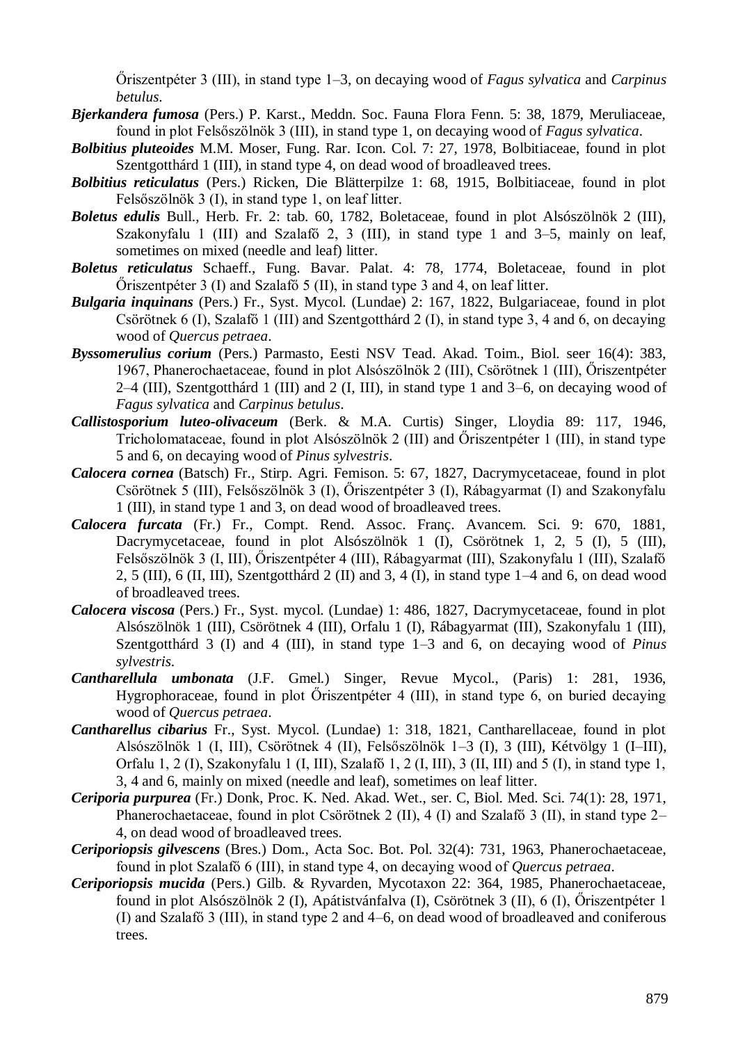Őriszentpéter 3 (III), in stand type 1–3, on decaying wood of *Fagus sylvatica* and *Carpinus betulus*.

***Bjerkandera fumosa*** (Pers.) P. Karst., Meddn. Soc. Fauna Flora Fenn. 5: 38, 1879, Meruliaceae, found in plot Felsőszölnök 3 (III), in stand type 1, on decaying wood of *Fagus sylvatica*.

***Bolbitius pluteoides*** M.M. Moser, Fung. Rar. Icon. Col. 7: 27, 1978, Bolbitiaceae, found in plot Szentgotthárd 1 (III), in stand type 4, on dead wood of broadleaved trees.

***Bolbitius reticulatus*** (Pers.) Ricken, Die Blätterpilze 1: 68, 1915, Bolbitiaceae, found in plot Felsőszölnök 3 (I), in stand type 1, on leaf litter.

***Boletus edulis*** Bull., Herb. Fr. 2: tab. 60, 1782, Boletaceae, found in plot Alsószölnök 2 (III), Szakonyfalu 1 (III) and Szalafő 2, 3 (III), in stand type 1 and 3–5, mainly on leaf, sometimes on mixed (needle and leaf) litter.

***Boletus reticulatus*** Schaeff., Fung. Bavar. Palat. 4: 78, 1774, Boletaceae, found in plot Őriszentpéter 3 (I) and Szalafő 5 (II), in stand type 3 and 4, on leaf litter.

***Bulgaria inquinans*** (Pers.) Fr., Syst. Mycol. (Lundae) 2: 167, 1822, Bulgariaceae, found in plot Csörötnek 6 (I), Szalafő 1 (III) and Szentgotthárd 2 (I), in stand type 3, 4 and 6, on decaying wood of *Quercus petraea*.

***Byssomerulius corium*** (Pers.) Parmasto, Eesti NSV Tead. Akad. Toim., Biol. seer 16(4): 383, 1967, Phanerochaetaceae, found in plot Alsószölnök 2 (III), Csörötnek 1 (III), Őriszentpéter 2–4 (III), Szentgotthárd 1 (III) and 2 (I, III), in stand type 1 and 3–6, on decaying wood of *Fagus sylvatica* and *Carpinus betulus*.

***Callistosporium luteo-olivaceum*** (Berk. & M.A. Curtis) Singer, Lloydia 89: 117, 1946, Tricholomataceae, found in plot Alsószölnök 2 (III) and Őriszentpéter 1 (III), in stand type 5 and 6, on decaying wood of *Pinus sylvestris*.

***Calocera cornea*** (Batsch) Fr., Stirp. Agri. Femison. 5: 67, 1827, Dacrymycetaceae, found in plot Csörötnek 5 (III), Felsőszölnök 3 (I), Őriszentpéter 3 (I), Rábagyarmat (I) and Szakonyfalu 1 (III), in stand type 1 and 3, on dead wood of broadleaved trees.

***Calocera furcata*** (Fr.) Fr., Compt. Rend. Assoc. Franç. Avancem. Sci. 9: 670, 1881, Dacrymycetaceae, found in plot Alsószölnök 1 (I), Csörötnek 1, 2, 5 (I), 5 (III), Felsőszölnök 3 (I, III), Őriszentpéter 4 (III), Rábagyarmat (III), Szakonyfalu 1 (III), Szalafő 2, 5 (III), 6 (II, III), Szentgotthárd 2 (II) and 3, 4 (I), in stand type 1–4 and 6, on dead wood of broadleaved trees.

***Calocera viscosa*** (Pers.) Fr., Syst. mycol. (Lundae) 1: 486, 1827, Dacrymycetaceae, found in plot Alsószölnök 1 (III), Csörötnek 4 (III), Orfalu 1 (I), Rábagyarmat (III), Szakonyfalu 1 (III), Szentgotthárd 3 (I) and 4 (III), in stand type 1–3 and 6, on decaying wood of *Pinus sylvestris*.

***Cantharellula umbonata*** (J.F. Gmel.) Singer, Revue Mycol., (Paris) 1: 281, 1936, Hygrophoraceae, found in plot Őriszentpéter 4 (III), in stand type 6, on buried decaying wood of *Quercus petraea*.

***Cantharellus cibarius*** Fr., Syst. Mycol. (Lundae) 1: 318, 1821, Cantharellaceae, found in plot Alsószölnök 1 (I, III), Csörötnek 4 (II), Felsőszölnök 1–3 (I), 3 (III), Kétvölgy 1 (I–III), Orfalu 1, 2 (I), Szakonyfalu 1 (I, III), Szalafő 1, 2 (I, III), 3 (II, III) and 5 (I), in stand type 1, 3, 4 and 6, mainly on mixed (needle and leaf), sometimes on leaf litter.

***Ceriporia purpurea*** (Fr.) Donk, Proc. K. Ned. Akad. Wet., ser. C, Biol. Med. Sci. 74(1): 28, 1971, Phanerochaetaceae, found in plot Csörötnek 2 (II), 4 (I) and Szalafő 3 (II), in stand type 2–4, on dead wood of broadleaved trees.

***Ceriporiopsis gilvescens*** (Bres.) Dom., Acta Soc. Bot. Pol. 32(4): 731, 1963, Phanerochaetaceae, found in plot Szalafő 6 (III), in stand type 4, on decaying wood of *Quercus petraea*.

***Ceriporiopsis mucida*** (Pers.) Gilb. & Ryvarden, Mycotaxon 22: 364, 1985, Phanerochaetaceae, found in plot Alsószölnök 2 (I), Apátistvánfalva (I), Csörötnek 3 (II), 6 (I), Őriszentpéter 1 (I) and Szalafő 3 (III), in stand type 2 and 4–6, on dead wood of broadleaved and coniferous trees.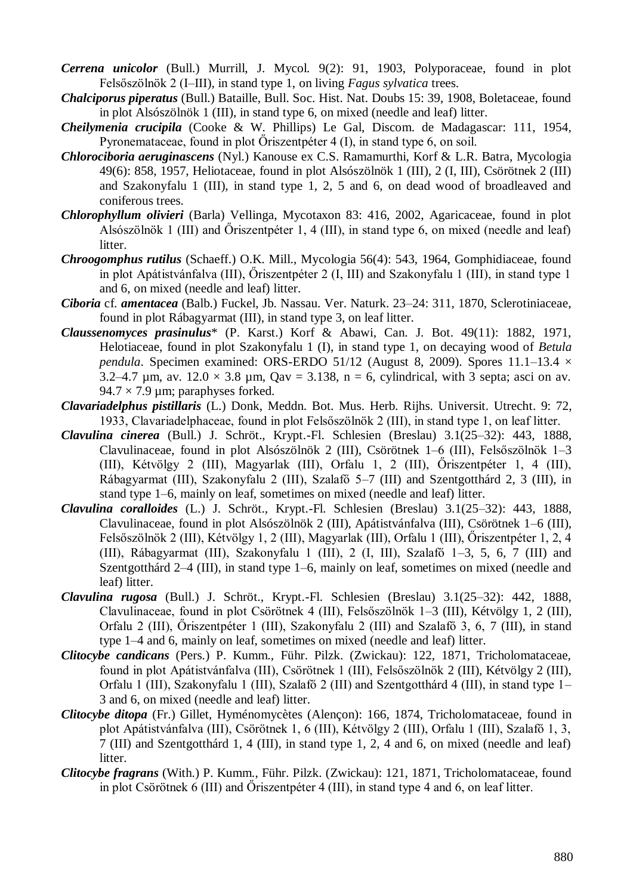***Cerrena unicolor*** (Bull.) Murrill, J. Mycol. 9(2): 91, 1903, Polyporaceae, found in plot Felsőszölnök 2 (I–III), in stand type 1, on living *Fagus sylvatica* trees.

***Chalciporus piperatus*** (Bull.) Bataille, Bull. Soc. Hist. Nat. Doubs 15: 39, 1908, Boletaceae, found in plot Alsószölnök 1 (III), in stand type 6, on mixed (needle and leaf) litter.

***Cheilymenia crucipila*** (Cooke & W. Phillips) Le Gal, Discom. de Madagascar: 111, 1954, Pyronemataceae, found in plot Őriszentpéter 4 (I), in stand type 6, on soil.

***Chlorociboria aeruginascens*** (Nyl.) Kanouse ex C.S. Ramamurthi, Korf & L.R. Batra, Mycologia 49(6): 858, 1957, Heliotaceae, found in plot Alsószölnök 1 (III), 2 (I, III), Csörötnek 2 (III) and Szakonyfalu 1 (III), in stand type 1, 2, 5 and 6, on dead wood of broadleaved and coniferous trees.

***Chlorophyllum olivieri*** (Barla) Vellinga, Mycotaxon 83: 416, 2002, Agaricaceae, found in plot Alsószölnök 1 (III) and Őriszentpéter 1, 4 (III), in stand type 6, on mixed (needle and leaf) litter.

***Chroogomphus rutilus*** (Schaeff.) O.K. Mill., Mycologia 56(4): 543, 1964, Gomphidiaceae, found in plot Apátistvánfalva (III), Őriszentpéter 2 (I, III) and Szakonyfalu 1 (III), in stand type 1 and 6, on mixed (needle and leaf) litter.

***Ciboria*** cf. ***amentacea*** (Balb.) Fuckel, Jb. Nassau. Ver. Naturk. 23–24: 311, 1870, Sclerotiniaceae, found in plot Rábagyarmat (III), in stand type 3, on leaf litter.

***Claussenomyces prasinulus**** (P. Karst.) Korf & Abawi, Can. J. Bot. 49(11): 1882, 1971, Helotiaceae, found in plot Szakonyfalu 1 (I), in stand type 1, on decaying wood of *Betula pendula*. Specimen examined: ORS-ERDO 51/12 (August 8, 2009). Spores 11.1–13.4 × 3.2–4.7 µm, av. 12.0 × 3.8 µm, Qav = 3.138, n = 6, cylindrical, with 3 septa; asci on av. 94.7 × 7.9 µm; paraphyses forked.

***Clavariadelphus pistillaris*** (L.) Donk, Meddn. Bot. Mus. Herb. Rijhs. Universit. Utrecht. 9: 72, 1933, Clavariadelphaceae, found in plot Felsőszölnök 2 (III), in stand type 1, on leaf litter.

***Clavulina cinerea*** (Bull.) J. Schröt., Krypt.-Fl. Schlesien (Breslau) 3.1(25–32): 443, 1888, Clavulinaceae, found in plot Alsószölnök 2 (III), Csörötnek 1–6 (III), Felsőszölnök 1–3 (III), Kétvölgy 2 (III), Magyarlak (III), Orfalu 1, 2 (III), Őriszentpéter 1, 4 (III), Rábagyarmat (III), Szakonyfalu 2 (III), Szalafő 5–7 (III) and Szentgotthárd 2, 3 (III), in stand type 1–6, mainly on leaf, sometimes on mixed (needle and leaf) litter.

***Clavulina coralloides*** (L.) J. Schröt., Krypt.-Fl. Schlesien (Breslau) 3.1(25–32): 443, 1888, Clavulinaceae, found in plot Alsószölnök 2 (III), Apátistvánfalva (III), Csörötnek 1–6 (III), Felsőszölnök 2 (III), Kétvölgy 1, 2 (III), Magyarlak (III), Orfalu 1 (III), Őriszentpéter 1, 2, 4 (III), Rábagyarmat (III), Szakonyfalu 1 (III), 2 (I, III), Szalafő 1–3, 5, 6, 7 (III) and Szentgotthárd 2–4 (III), in stand type 1–6, mainly on leaf, sometimes on mixed (needle and leaf) litter.

***Clavulina rugosa*** (Bull.) J. Schröt., Krypt.-Fl. Schlesien (Breslau) 3.1(25–32): 442, 1888, Clavulinaceae, found in plot Csörötnek 4 (III), Felsőszölnök 1–3 (III), Kétvölgy 1, 2 (III), Orfalu 2 (III), Őriszentpéter 1 (III), Szakonyfalu 2 (III) and Szalafő 3, 6, 7 (III), in stand type 1–4 and 6, mainly on leaf, sometimes on mixed (needle and leaf) litter.

***Clitocybe candicans*** (Pers.) P. Kumm., Führ. Pilzk. (Zwickau): 122, 1871, Tricholomataceae, found in plot Apátistvánfalva (III), Csörötnek 1 (III), Felsőszölnök 2 (III), Kétvölgy 2 (III), Orfalu 1 (III), Szakonyfalu 1 (III), Szalafő 2 (III) and Szentgotthárd 4 (III), in stand type 1–3 and 6, on mixed (needle and leaf) litter.

***Clitocybe ditopa*** (Fr.) Gillet, Hyménomycètes (Alençon): 166, 1874, Tricholomataceae, found in plot Apátistvánfalva (III), Csörötnek 1, 6 (III), Kétvölgy 2 (III), Orfalu 1 (III), Szalafő 1, 3, 7 (III) and Szentgotthárd 1, 4 (III), in stand type 1, 2, 4 and 6, on mixed (needle and leaf) litter.

***Clitocybe fragrans*** (With.) P. Kumm., Führ. Pilzk. (Zwickau): 121, 1871, Tricholomataceae, found in plot Csörötnek 6 (III) and Őriszentpéter 4 (III), in stand type 4 and 6, on leaf litter.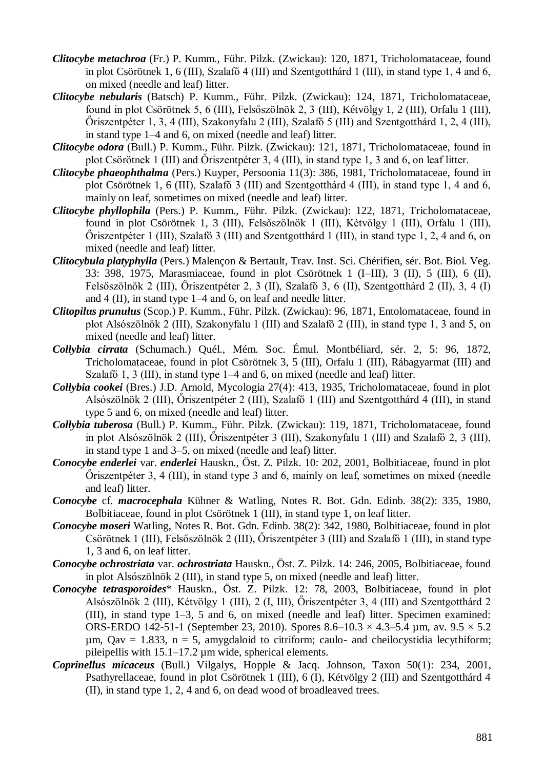***Clitocybe metachroa*** (Fr.) P. Kumm., Führ. Pilzk. (Zwickau): 120, 1871, Tricholomataceae, found in plot Csörötnek 1, 6 (III), Szalafő 4 (III) and Szentgotthárd 1 (III), in stand type 1, 4 and 6, on mixed (needle and leaf) litter.

***Clitocybe nebularis*** (Batsch) P. Kumm., Führ. Pilzk. (Zwickau): 124, 1871, Tricholomataceae, found in plot Csörötnek 5, 6 (III), Felsőszölnök 2, 3 (III), Kétvölgy 1, 2 (III), Orfalu 1 (III), Őriszentpéter 1, 3, 4 (III), Szakonyfalu 2 (III), Szalafő 5 (III) and Szentgotthárd 1, 2, 4 (III), in stand type 1–4 and 6, on mixed (needle and leaf) litter.

***Clitocybe odora*** (Bull.) P. Kumm., Führ. Pilzk. (Zwickau): 121, 1871, Tricholomataceae, found in plot Csörötnek 1 (III) and Őriszentpéter 3, 4 (III), in stand type 1, 3 and 6, on leaf litter.

***Clitocybe phaeophthalma*** (Pers.) Kuyper, Persoonia 11(3): 386, 1981, Tricholomataceae, found in plot Csörötnek 1, 6 (III), Szalafő 3 (III) and Szentgotthárd 4 (III), in stand type 1, 4 and 6, mainly on leaf, sometimes on mixed (needle and leaf) litter.

***Clitocybe phyllophila*** (Pers.) P. Kumm., Führ. Pilzk. (Zwickau): 122, 1871, Tricholomataceae, found in plot Csörötnek 1, 3 (III), Felsőszölnök 1 (III), Kétvölgy 1 (III), Orfalu 1 (III), Őriszentpéter 1 (III), Szalafő 3 (III) and Szentgotthárd 1 (III), in stand type 1, 2, 4 and 6, on mixed (needle and leaf) litter.

***Clitocybula platyphylla*** (Pers.) Malençon & Bertault, Trav. Inst. Sci. Chérifien, sér. Bot. Biol. Veg. 33: 398, 1975, Marasmiaceae, found in plot Csörötnek 1 (I–III), 3 (II), 5 (III), 6 (II), Felsőszölnök 2 (III), Őriszentpéter 2, 3 (II), Szalafő 3, 6 (II), Szentgotthárd 2 (II), 3, 4 (I) and 4 (II), in stand type 1–4 and 6, on leaf and needle litter.

***Clitopilus prunulus*** (Scop.) P. Kumm., Führ. Pilzk. (Zwickau): 96, 1871, Entolomataceae, found in plot Alsószölnök 2 (III), Szakonyfalu 1 (III) and Szalafő 2 (III), in stand type 1, 3 and 5, on mixed (needle and leaf) litter.

***Collybia cirrata*** (Schumach.) Quél., Mém. Soc. Émul. Montbéliard, sér. 2, 5: 96, 1872, Tricholomataceae, found in plot Csörötnek 3, 5 (III), Orfalu 1 (III), Rábagyarmat (III) and Szalafő 1, 3 (III), in stand type 1–4 and 6, on mixed (needle and leaf) litter.

***Collybia cookei*** (Bres.) J.D. Arnold, Mycologia 27(4): 413, 1935, Tricholomataceae, found in plot Alsószölnök 2 (III), Őriszentpéter 2 (III), Szalafő 1 (III) and Szentgotthárd 4 (III), in stand type 5 and 6, on mixed (needle and leaf) litter.

***Collybia tuberosa*** (Bull.) P. Kumm., Führ. Pilzk. (Zwickau): 119, 1871, Tricholomataceae, found in plot Alsószölnök 2 (III), Őriszentpéter 3 (III), Szakonyfalu 1 (III) and Szalafő 2, 3 (III), in stand type 1 and 3–5, on mixed (needle and leaf) litter.

***Conocybe enderlei*** var. ***enderlei*** Hauskn., Öst. Z. Pilzk. 10: 202, 2001, Bolbitiaceae, found in plot Őriszentpéter 3, 4 (III), in stand type 3 and 6, mainly on leaf, sometimes on mixed (needle and leaf) litter.

***Conocybe*** cf. ***macrocephala*** Kühner & Watling, Notes R. Bot. Gdn. Edinb. 38(2): 335, 1980, Bolbitiaceae, found in plot Csörötnek 1 (III), in stand type 1, on leaf litter.

***Conocybe moseri*** Watling, Notes R. Bot. Gdn. Edinb. 38(2): 342, 1980, Bolbitiaceae, found in plot Csörötnek 1 (III), Felsőszölnök 2 (III), Őriszentpéter 3 (III) and Szalafő 1 (III), in stand type 1, 3 and 6, on leaf litter.

***Conocybe ochrostriata*** var. ***ochrostriata*** Hauskn., Öst. Z. Pilzk. 14: 246, 2005, Bolbitiaceae, found in plot Alsószölnök 2 (III), in stand type 5, on mixed (needle and leaf) litter.

***Conocybe tetrasporoides**** Hauskn., Öst. Z. Pilzk. 12: 78, 2003, Bolbitiaceae, found in plot Alsószölnök 2 (III), Kétvölgy 1 (III), 2 (I, III), Őriszentpéter 3, 4 (III) and Szentgotthárd 2 (III), in stand type 1–3, 5 and 6, on mixed (needle and leaf) litter. Specimen examined: ORS-ERDO 142-51-1 (September 23, 2010). Spores 8.6–10.3 × 4.3–5.4 µm, av. 9.5 × 5.2 µm, Qav = 1.833, n = 5, amygdaloid to citriform; caulo- and cheilocystidia lecythiform; pileipellis with 15.1–17.2 µm wide, spherical elements.

***Coprinellus micaceus*** (Bull.) Vilgalys, Hopple & Jacq. Johnson, Taxon 50(1): 234, 2001, Psathyrellaceae, found in plot Csörötnek 1 (III), 6 (I), Kétvölgy 2 (III) and Szentgotthárd 4 (II), in stand type 1, 2, 4 and 6, on dead wood of broadleaved trees.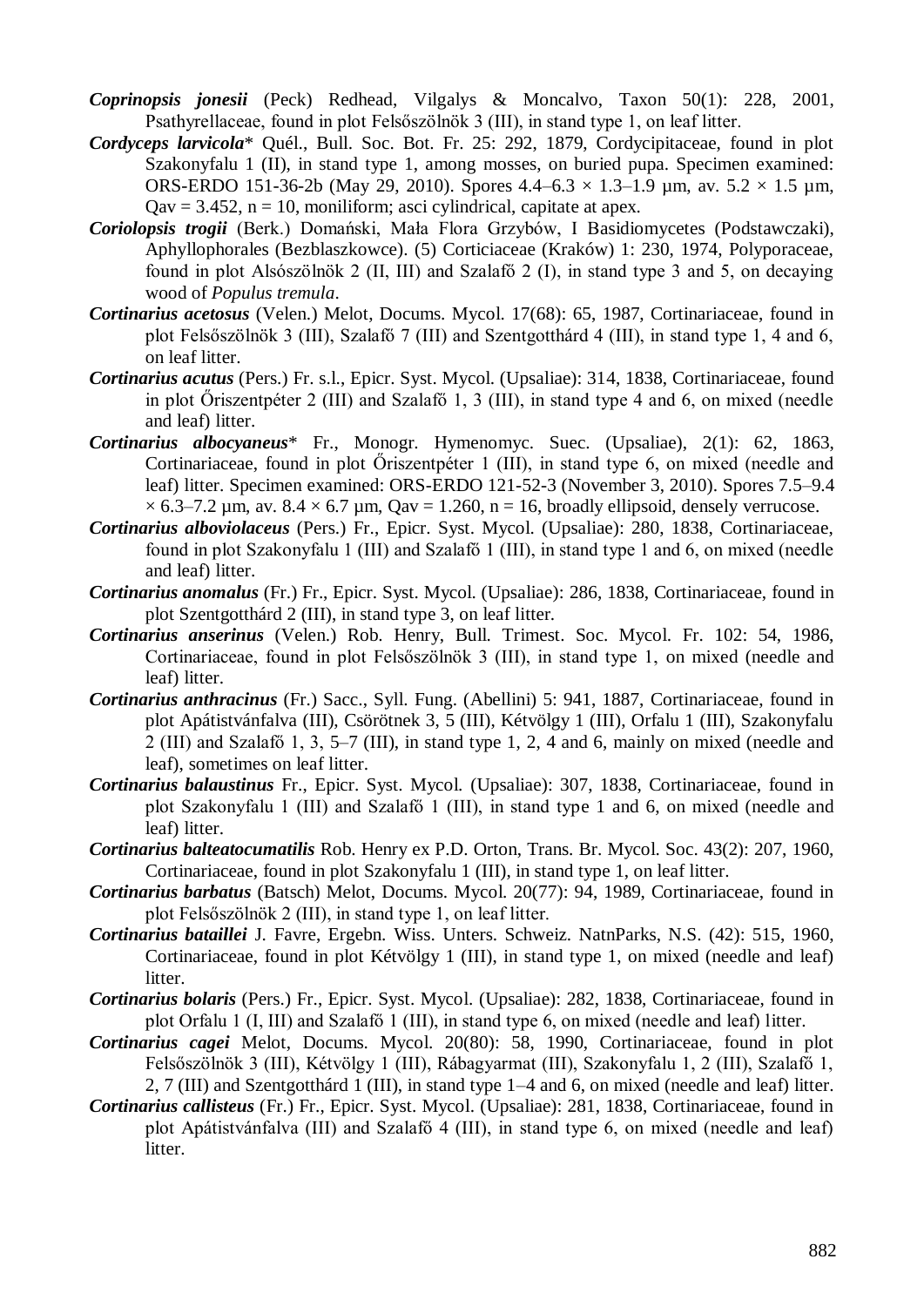***Coprinopsis jonesii*** (Peck) Redhead, Vilgalys & Moncalvo, Taxon 50(1): 228, 2001, Psathyrellaceae, found in plot Felsőszölnök 3 (III), in stand type 1, on leaf litter.

***Cordyceps larvicola**** Quél., Bull. Soc. Bot. Fr. 25: 292, 1879, Cordycipitaceae, found in plot Szakonyfalu 1 (II), in stand type 1, among mosses, on buried pupa. Specimen examined: ORS-ERDO 151-36-2b (May 29, 2010). Spores 4.4–6.3 × 1.3–1.9 µm, av. 5.2 × 1.5 µm, Qav = 3.452, n = 10, moniliform; asci cylindrical, capitate at apex.

***Coriolopsis trogii*** (Berk.) Domański, Mała Flora Grzybów, I Basidiomycetes (Podstawczaki), Aphyllophorales (Bezblaszkowce). (5) Corticiaceae (Kraków) 1: 230, 1974, Polyporaceae, found in plot Alsószölnök 2 (II, III) and Szalafő 2 (I), in stand type 3 and 5, on decaying wood of *Populus tremula*.

***Cortinarius acetosus*** (Velen.) Melot, Docums. Mycol. 17(68): 65, 1987, Cortinariaceae, found in plot Felsőszölnök 3 (III), Szalafő 7 (III) and Szentgotthárd 4 (III), in stand type 1, 4 and 6, on leaf litter.

***Cortinarius acutus*** (Pers.) Fr. s.l., Epicr. Syst. Mycol. (Upsaliae): 314, 1838, Cortinariaceae, found in plot Őriszentpéter 2 (III) and Szalafő 1, 3 (III), in stand type 4 and 6, on mixed (needle and leaf) litter.

***Cortinarius albocyaneus**** Fr., Monogr. Hymenomyc. Suec. (Upsaliae), 2(1): 62, 1863, Cortinariaceae, found in plot Őriszentpéter 1 (III), in stand type 6, on mixed (needle and leaf) litter. Specimen examined: ORS-ERDO 121-52-3 (November 3, 2010). Spores 7.5–9.4 × 6.3–7.2 µm, av. 8.4 × 6.7 µm, Qav = 1.260, n = 16, broadly ellipsoid, densely verrucose.

***Cortinarius alboviolaceus*** (Pers.) Fr., Epicr. Syst. Mycol. (Upsaliae): 280, 1838, Cortinariaceae, found in plot Szakonyfalu 1 (III) and Szalafő 1 (III), in stand type 1 and 6, on mixed (needle and leaf) litter.

***Cortinarius anomalus*** (Fr.) Fr., Epicr. Syst. Mycol. (Upsaliae): 286, 1838, Cortinariaceae, found in plot Szentgotthárd 2 (III), in stand type 3, on leaf litter.

***Cortinarius anserinus*** (Velen.) Rob. Henry, Bull. Trimest. Soc. Mycol. Fr. 102: 54, 1986, Cortinariaceae, found in plot Felsőszölnök 3 (III), in stand type 1, on mixed (needle and leaf) litter.

***Cortinarius anthracinus*** (Fr.) Sacc., Syll. Fung. (Abellini) 5: 941, 1887, Cortinariaceae, found in plot Apátistvánfalva (III), Csörötnek 3, 5 (III), Kétvölgy 1 (III), Orfalu 1 (III), Szakonyfalu 2 (III) and Szalafő 1, 3, 5–7 (III), in stand type 1, 2, 4 and 6, mainly on mixed (needle and leaf), sometimes on leaf litter.

***Cortinarius balaustinus*** Fr., Epicr. Syst. Mycol. (Upsaliae): 307, 1838, Cortinariaceae, found in plot Szakonyfalu 1 (III) and Szalafő 1 (III), in stand type 1 and 6, on mixed (needle and leaf) litter.

***Cortinarius balteatocumatilis*** Rob. Henry ex P.D. Orton, Trans. Br. Mycol. Soc. 43(2): 207, 1960, Cortinariaceae, found in plot Szakonyfalu 1 (III), in stand type 1, on leaf litter.

***Cortinarius barbatus*** (Batsch) Melot, Docums. Mycol. 20(77): 94, 1989, Cortinariaceae, found in plot Felsőszölnök 2 (III), in stand type 1, on leaf litter.

***Cortinarius bataillei*** J. Favre, Ergebn. Wiss. Unters. Schweiz. NatnParks, N.S. (42): 515, 1960, Cortinariaceae, found in plot Kétvölgy 1 (III), in stand type 1, on mixed (needle and leaf) litter.

***Cortinarius bolaris*** (Pers.) Fr., Epicr. Syst. Mycol. (Upsaliae): 282, 1838, Cortinariaceae, found in plot Orfalu 1 (I, III) and Szalafő 1 (III), in stand type 6, on mixed (needle and leaf) litter.

***Cortinarius cagei*** Melot, Docums. Mycol. 20(80): 58, 1990, Cortinariaceae, found in plot Felsőszölnök 3 (III), Kétvölgy 1 (III), Rábagyarmat (III), Szakonyfalu 1, 2 (III), Szalafő 1, 2, 7 (III) and Szentgotthárd 1 (III), in stand type 1–4 and 6, on mixed (needle and leaf) litter.

***Cortinarius callisteus*** (Fr.) Fr., Epicr. Syst. Mycol. (Upsaliae): 281, 1838, Cortinariaceae, found in plot Apátistvánfalva (III) and Szalafő 4 (III), in stand type 6, on mixed (needle and leaf) litter.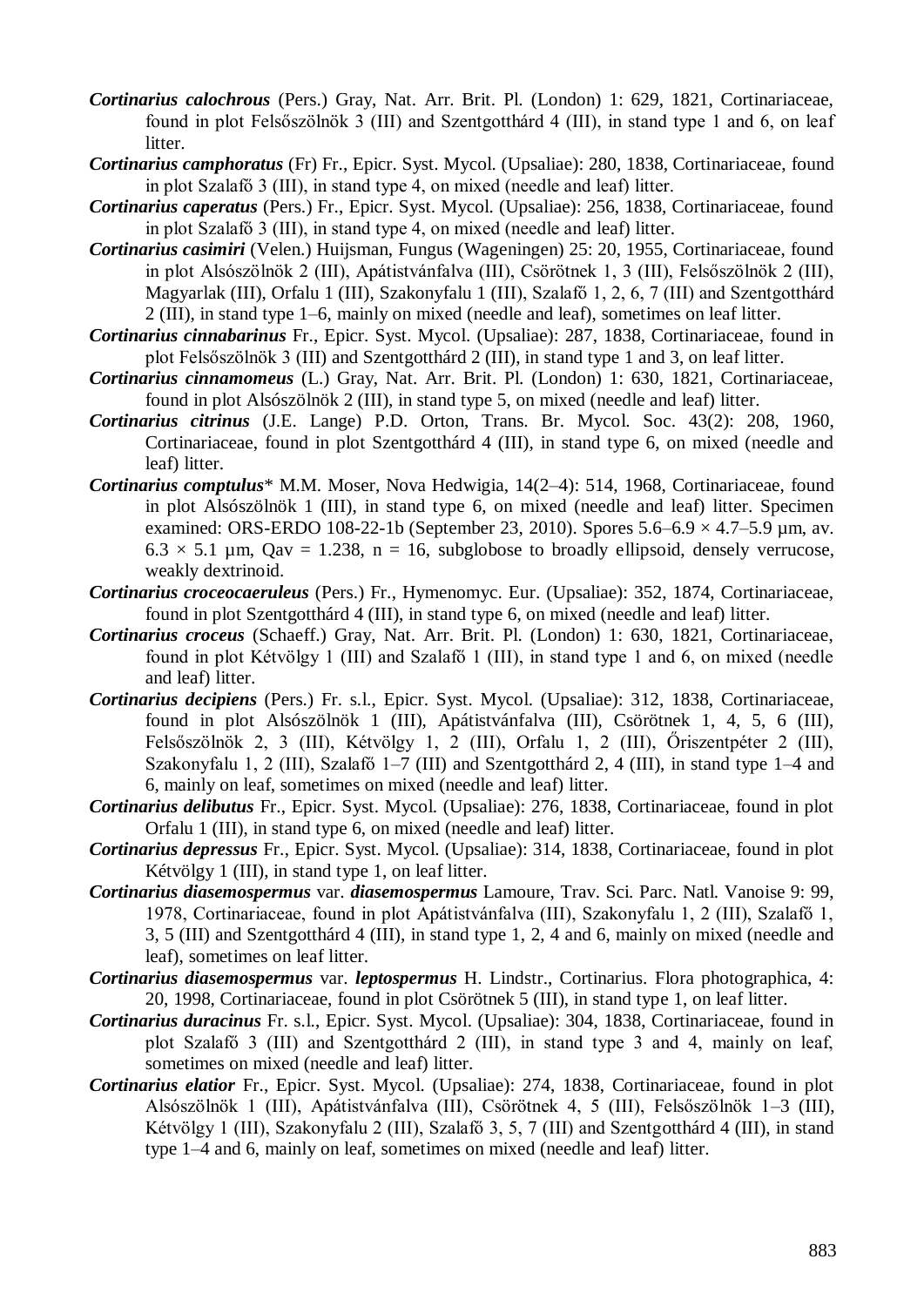***Cortinarius calochrous*** (Pers.) Gray, Nat. Arr. Brit. Pl. (London) 1: 629, 1821, Cortinariaceae, found in plot Felsőszölnök 3 (III) and Szentgotthárd 4 (III), in stand type 1 and 6, on leaf litter.

***Cortinarius camphoratus*** (Fr) Fr., Epicr. Syst. Mycol. (Upsaliae): 280, 1838, Cortinariaceae, found in plot Szalafő 3 (III), in stand type 4, on mixed (needle and leaf) litter.

***Cortinarius caperatus*** (Pers.) Fr., Epicr. Syst. Mycol. (Upsaliae): 256, 1838, Cortinariaceae, found in plot Szalafő 3 (III), in stand type 4, on mixed (needle and leaf) litter.

***Cortinarius casimiri*** (Velen.) Huijsman, Fungus (Wageningen) 25: 20, 1955, Cortinariaceae, found in plot Alsószölnök 2 (III), Apátistvánfalva (III), Csörötnek 1, 3 (III), Felsőszölnök 2 (III), Magyarlak (III), Orfalu 1 (III), Szakonyfalu 1 (III), Szalafő 1, 2, 6, 7 (III) and Szentgotthárd 2 (III), in stand type 1–6, mainly on mixed (needle and leaf), sometimes on leaf litter.

***Cortinarius cinnabarinus*** Fr., Epicr. Syst. Mycol. (Upsaliae): 287, 1838, Cortinariaceae, found in plot Felsőszölnök 3 (III) and Szentgotthárd 2 (III), in stand type 1 and 3, on leaf litter.

***Cortinarius cinnamomeus*** (L.) Gray, Nat. Arr. Brit. Pl. (London) 1: 630, 1821, Cortinariaceae, found in plot Alsószölnök 2 (III), in stand type 5, on mixed (needle and leaf) litter.

***Cortinarius citrinus*** (J.E. Lange) P.D. Orton, Trans. Br. Mycol. Soc. 43(2): 208, 1960, Cortinariaceae, found in plot Szentgotthárd 4 (III), in stand type 6, on mixed (needle and leaf) litter.

***Cortinarius comptulus**** M.M. Moser, Nova Hedwigia, 14(2–4): 514, 1968, Cortinariaceae, found in plot Alsószölnök 1 (III), in stand type 6, on mixed (needle and leaf) litter. Specimen examined: ORS-ERDO 108-22-1b (September 23, 2010). Spores 5.6–6.9 × 4.7–5.9 µm, av. 6.3 × 5.1 µm, Qav = 1.238, n = 16, subglobose to broadly ellipsoid, densely verrucose, weakly dextrinoid.

***Cortinarius croceocaeruleus*** (Pers.) Fr., Hymenomyc. Eur. (Upsaliae): 352, 1874, Cortinariaceae, found in plot Szentgotthárd 4 (III), in stand type 6, on mixed (needle and leaf) litter.

***Cortinarius croceus*** (Schaeff.) Gray, Nat. Arr. Brit. Pl. (London) 1: 630, 1821, Cortinariaceae, found in plot Kétvölgy 1 (III) and Szalafő 1 (III), in stand type 1 and 6, on mixed (needle and leaf) litter.

***Cortinarius decipiens*** (Pers.) Fr. s.l., Epicr. Syst. Mycol. (Upsaliae): 312, 1838, Cortinariaceae, found in plot Alsószölnök 1 (III), Apátistvánfalva (III), Csörötnek 1, 4, 5, 6 (III), Felsőszölnök 2, 3 (III), Kétvölgy 1, 2 (III), Orfalu 1, 2 (III), Őriszentpéter 2 (III), Szakonyfalu 1, 2 (III), Szalafő 1–7 (III) and Szentgotthárd 2, 4 (III), in stand type 1–4 and 6, mainly on leaf, sometimes on mixed (needle and leaf) litter.

***Cortinarius delibutus*** Fr., Epicr. Syst. Mycol. (Upsaliae): 276, 1838, Cortinariaceae, found in plot Orfalu 1 (III), in stand type 6, on mixed (needle and leaf) litter.

***Cortinarius depressus*** Fr., Epicr. Syst. Mycol. (Upsaliae): 314, 1838, Cortinariaceae, found in plot Kétvölgy 1 (III), in stand type 1, on leaf litter.

***Cortinarius diasemospermus*** var. ***diasemospermus*** Lamoure, Trav. Sci. Parc. Natl. Vanoise 9: 99, 1978, Cortinariaceae, found in plot Apátistvánfalva (III), Szakonyfalu 1, 2 (III), Szalafő 1, 3, 5 (III) and Szentgotthárd 4 (III), in stand type 1, 2, 4 and 6, mainly on mixed (needle and leaf), sometimes on leaf litter.

***Cortinarius diasemospermus*** var. ***leptospermus*** H. Lindstr., Cortinarius. Flora photographica, 4: 20, 1998, Cortinariaceae, found in plot Csörötnek 5 (III), in stand type 1, on leaf litter.

***Cortinarius duracinus*** Fr. s.l., Epicr. Syst. Mycol. (Upsaliae): 304, 1838, Cortinariaceae, found in plot Szalafő 3 (III) and Szentgotthárd 2 (III), in stand type 3 and 4, mainly on leaf, sometimes on mixed (needle and leaf) litter.

***Cortinarius elatior*** Fr., Epicr. Syst. Mycol. (Upsaliae): 274, 1838, Cortinariaceae, found in plot Alsószölnök 1 (III), Apátistvánfalva (III), Csörötnek 4, 5 (III), Felsőszölnök 1–3 (III), Kétvölgy 1 (III), Szakonyfalu 2 (III), Szalafő 3, 5, 7 (III) and Szentgotthárd 4 (III), in stand type 1–4 and 6, mainly on leaf, sometimes on mixed (needle and leaf) litter.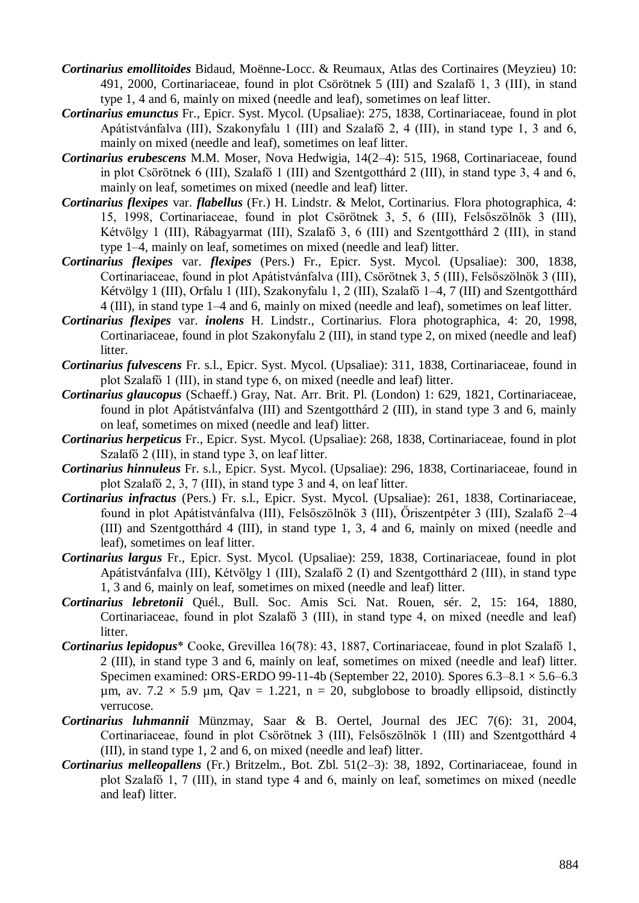***Cortinarius emollitoides*** Bidaud, Moënne-Locc. & Reumaux, Atlas des Cortinaires (Meyzieu) 10: 491, 2000, Cortinariaceae, found in plot Csörötnek 5 (III) and Szalafő 1, 3 (III), in stand type 1, 4 and 6, mainly on mixed (needle and leaf), sometimes on leaf litter.

***Cortinarius emunctus*** Fr., Epicr. Syst. Mycol. (Upsaliae): 275, 1838, Cortinariaceae, found in plot Apátistvánfalva (III), Szakonyfalu 1 (III) and Szalafő 2, 4 (III), in stand type 1, 3 and 6, mainly on mixed (needle and leaf), sometimes on leaf litter.

***Cortinarius erubescens*** M.M. Moser, Nova Hedwigia, 14(2–4): 515, 1968, Cortinariaceae, found in plot Csörötnek 6 (III), Szalafő 1 (III) and Szentgotthárd 2 (III), in stand type 3, 4 and 6, mainly on leaf, sometimes on mixed (needle and leaf) litter.

***Cortinarius flexipes*** var. ***flabellus*** (Fr.) H. Lindstr. & Melot, Cortinarius. Flora photographica, 4: 15, 1998, Cortinariaceae, found in plot Csörötnek 3, 5, 6 (III), Felsőszölnök 3 (III), Kétvölgy 1 (III), Rábagyarmat (III), Szalafő 3, 6 (III) and Szentgotthárd 2 (III), in stand type 1–4, mainly on leaf, sometimes on mixed (needle and leaf) litter.

***Cortinarius flexipes*** var. ***flexipes*** (Pers.) Fr., Epicr. Syst. Mycol. (Upsaliae): 300, 1838, Cortinariaceae, found in plot Apátistvánfalva (III), Csörötnek 3, 5 (III), Felsőszölnök 3 (III), Kétvölgy 1 (III), Orfalu 1 (III), Szakonyfalu 1, 2 (III), Szalafő 1–4, 7 (III) and Szentgotthárd 4 (III), in stand type 1–4 and 6, mainly on mixed (needle and leaf), sometimes on leaf litter.

***Cortinarius flexipes*** var. ***inolens*** H. Lindstr., Cortinarius. Flora photographica, 4: 20, 1998, Cortinariaceae, found in plot Szakonyfalu 2 (III), in stand type 2, on mixed (needle and leaf) litter.

***Cortinarius fulvescens*** Fr. s.l., Epicr. Syst. Mycol. (Upsaliae): 311, 1838, Cortinariaceae, found in plot Szalafő 1 (III), in stand type 6, on mixed (needle and leaf) litter.

***Cortinarius glaucopus*** (Schaeff.) Gray, Nat. Arr. Brit. Pl. (London) 1: 629, 1821, Cortinariaceae, found in plot Apátistvánfalva (III) and Szentgotthárd 2 (III), in stand type 3 and 6, mainly on leaf, sometimes on mixed (needle and leaf) litter.

***Cortinarius herpeticus*** Fr., Epicr. Syst. Mycol. (Upsaliae): 268, 1838, Cortinariaceae, found in plot Szalafő 2 (III), in stand type 3, on leaf litter.

***Cortinarius hinnuleus*** Fr. s.l., Epicr. Syst. Mycol. (Upsaliae): 296, 1838, Cortinariaceae, found in plot Szalafő 2, 3, 7 (III), in stand type 3 and 4, on leaf litter.

***Cortinarius infractus*** (Pers.) Fr. s.l., Epicr. Syst. Mycol. (Upsaliae): 261, 1838, Cortinariaceae, found in plot Apátistvánfalva (III), Felsőszölnök 3 (III), Őriszentpéter 3 (III), Szalafő 2–4 (III) and Szentgotthárd 4 (III), in stand type 1, 3, 4 and 6, mainly on mixed (needle and leaf), sometimes on leaf litter.

***Cortinarius largus*** Fr., Epicr. Syst. Mycol. (Upsaliae): 259, 1838, Cortinariaceae, found in plot Apátistvánfalva (III), Kétvölgy 1 (III), Szalafő 2 (I) and Szentgotthárd 2 (III), in stand type 1, 3 and 6, mainly on leaf, sometimes on mixed (needle and leaf) litter.

***Cortinarius lebretonii*** Quél., Bull. Soc. Amis Sci. Nat. Rouen, sér. 2, 15: 164, 1880, Cortinariaceae, found in plot Szalafő 3 (III), in stand type 4, on mixed (needle and leaf) litter.

***Cortinarius lepidopus**** Cooke, Grevillea 16(78): 43, 1887, Cortinariaceae, found in plot Szalafő 1, 2 (III), in stand type 3 and 6, mainly on leaf, sometimes on mixed (needle and leaf) litter. Specimen examined: ORS-ERDO 99-11-4b (September 22, 2010). Spores 6.3–8.1 × 5.6–6.3 µm, av. 7.2 × 5.9 µm, Qav = 1.221, n = 20, subglobose to broadly ellipsoid, distinctly verrucose.

***Cortinarius luhmannii*** Münzmay, Saar & B. Oertel, Journal des JEC 7(6): 31, 2004, Cortinariaceae, found in plot Csörötnek 3 (III), Felsőszölnök 1 (III) and Szentgotthárd 4 (III), in stand type 1, 2 and 6, on mixed (needle and leaf) litter.

***Cortinarius melleopallens*** (Fr.) Britzelm., Bot. Zbl. 51(2–3): 38, 1892, Cortinariaceae, found in plot Szalafő 1, 7 (III), in stand type 4 and 6, mainly on leaf, sometimes on mixed (needle and leaf) litter.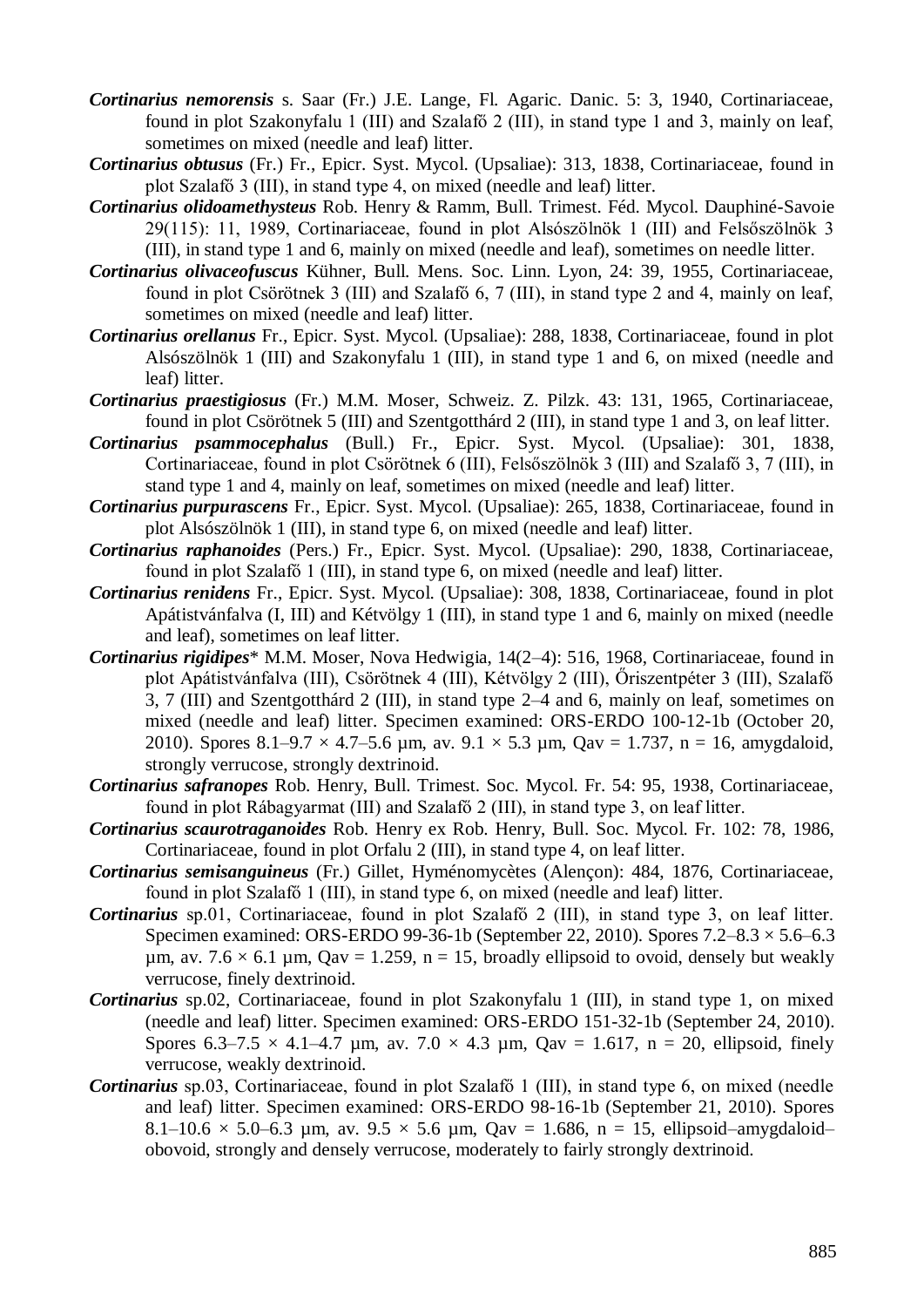***Cortinarius nemorensis*** s. Saar (Fr.) J.E. Lange, Fl. Agaric. Danic. 5: 3, 1940, Cortinariaceae, found in plot Szakonyfalu 1 (III) and Szalafő 2 (III), in stand type 1 and 3, mainly on leaf, sometimes on mixed (needle and leaf) litter.

***Cortinarius obtusus*** (Fr.) Fr., Epicr. Syst. Mycol. (Upsaliae): 313, 1838, Cortinariaceae, found in plot Szalafő 3 (III), in stand type 4, on mixed (needle and leaf) litter.

***Cortinarius olidoamethysteus*** Rob. Henry & Ramm, Bull. Trimest. Féd. Mycol. Dauphiné-Savoie 29(115): 11, 1989, Cortinariaceae, found in plot Alsószölnök 1 (III) and Felsőszölnök 3 (III), in stand type 1 and 6, mainly on mixed (needle and leaf), sometimes on needle litter.

***Cortinarius olivaceofuscus*** Kühner, Bull. Mens. Soc. Linn. Lyon, 24: 39, 1955, Cortinariaceae, found in plot Csörötnek 3 (III) and Szalafő 6, 7 (III), in stand type 2 and 4, mainly on leaf, sometimes on mixed (needle and leaf) litter.

***Cortinarius orellanus*** Fr., Epicr. Syst. Mycol. (Upsaliae): 288, 1838, Cortinariaceae, found in plot Alsószölnök 1 (III) and Szakonyfalu 1 (III), in stand type 1 and 6, on mixed (needle and leaf) litter.

***Cortinarius praestigiosus*** (Fr.) M.M. Moser, Schweiz. Z. Pilzk. 43: 131, 1965, Cortinariaceae, found in plot Csörötnek 5 (III) and Szentgotthárd 2 (III), in stand type 1 and 3, on leaf litter.

***Cortinarius psammocephalus*** (Bull.) Fr., Epicr. Syst. Mycol. (Upsaliae): 301, 1838, Cortinariaceae, found in plot Csörötnek 6 (III), Felsőszölnök 3 (III) and Szalafő 3, 7 (III), in stand type 1 and 4, mainly on leaf, sometimes on mixed (needle and leaf) litter.

***Cortinarius purpurascens*** Fr., Epicr. Syst. Mycol. (Upsaliae): 265, 1838, Cortinariaceae, found in plot Alsószölnök 1 (III), in stand type 6, on mixed (needle and leaf) litter.

***Cortinarius raphanoides*** (Pers.) Fr., Epicr. Syst. Mycol. (Upsaliae): 290, 1838, Cortinariaceae, found in plot Szalafő 1 (III), in stand type 6, on mixed (needle and leaf) litter.

***Cortinarius renidens*** Fr., Epicr. Syst. Mycol. (Upsaliae): 308, 1838, Cortinariaceae, found in plot Apátistvánfalva (I, III) and Kétvölgy 1 (III), in stand type 1 and 6, mainly on mixed (needle and leaf), sometimes on leaf litter.

***Cortinarius rigidipes**** M.M. Moser, Nova Hedwigia, 14(2–4): 516, 1968, Cortinariaceae, found in plot Apátistvánfalva (III), Csörötnek 4 (III), Kétvölgy 2 (III), Őriszentpéter 3 (III), Szalafő 3, 7 (III) and Szentgotthárd 2 (III), in stand type 2–4 and 6, mainly on leaf, sometimes on mixed (needle and leaf) litter. Specimen examined: ORS-ERDO 100-12-1b (October 20, 2010). Spores 8.1–9.7 × 4.7–5.6 µm, av. 9.1 × 5.3 µm, Qav = 1.737, n = 16, amygdaloid, strongly verrucose, strongly dextrinoid.

***Cortinarius safranopes*** Rob. Henry, Bull. Trimest. Soc. Mycol. Fr. 54: 95, 1938, Cortinariaceae, found in plot Rábagyarmat (III) and Szalafő 2 (III), in stand type 3, on leaf litter.

***Cortinarius scaurotraganoides*** Rob. Henry ex Rob. Henry, Bull. Soc. Mycol. Fr. 102: 78, 1986, Cortinariaceae, found in plot Orfalu 2 (III), in stand type 4, on leaf litter.

***Cortinarius semisanguineus*** (Fr.) Gillet, Hyménomycètes (Alençon): 484, 1876, Cortinariaceae, found in plot Szalafő 1 (III), in stand type 6, on mixed (needle and leaf) litter.

***Cortinarius*** sp.01, Cortinariaceae, found in plot Szalafő 2 (III), in stand type 3, on leaf litter. Specimen examined: ORS-ERDO 99-36-1b (September 22, 2010). Spores 7.2–8.3 × 5.6–6.3 µm, av. 7.6 × 6.1 µm, Qav = 1.259, n = 15, broadly ellipsoid to ovoid, densely but weakly verrucose, finely dextrinoid.

***Cortinarius*** sp.02, Cortinariaceae, found in plot Szakonyfalu 1 (III), in stand type 1, on mixed (needle and leaf) litter. Specimen examined: ORS-ERDO 151-32-1b (September 24, 2010). Spores 6.3–7.5 × 4.1–4.7 µm, av. 7.0 × 4.3 µm, Qav = 1.617, n = 20, ellipsoid, finely verrucose, weakly dextrinoid.

***Cortinarius*** sp.03, Cortinariaceae, found in plot Szalafő 1 (III), in stand type 6, on mixed (needle and leaf) litter. Specimen examined: ORS-ERDO 98-16-1b (September 21, 2010). Spores 8.1–10.6 × 5.0–6.3 µm, av. 9.5 × 5.6 µm, Qav = 1.686, n = 15, ellipsoid–amygdaloid–obovoid, strongly and densely verrucose, moderately to fairly strongly dextrinoid.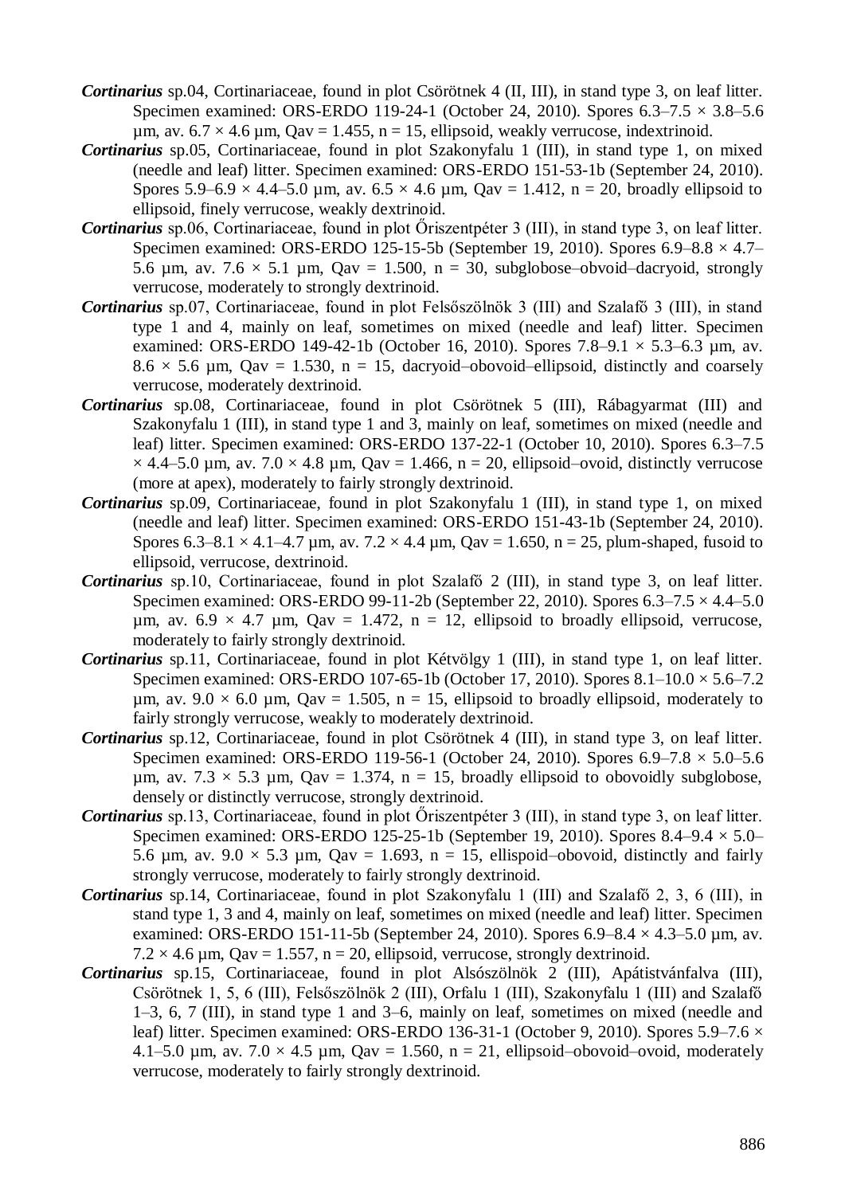***Cortinarius*** sp.04, Cortinariaceae, found in plot Csörötnek 4 (II, III), in stand type 3, on leaf litter. Specimen examined: ORS-ERDO 119-24-1 (October 24, 2010). Spores 6.3–7.5 × 3.8–5.6 µm, av. 6.7 × 4.6 µm, Qav = 1.455, n = 15, ellipsoid, weakly verrucose, indextrinoid.

***Cortinarius*** sp.05, Cortinariaceae, found in plot Szakonyfalu 1 (III), in stand type 1, on mixed (needle and leaf) litter. Specimen examined: ORS-ERDO 151-53-1b (September 24, 2010). Spores 5.9–6.9 × 4.4–5.0 µm, av. 6.5 × 4.6 µm, Qav = 1.412, n = 20, broadly ellipsoid to ellipsoid, finely verrucose, weakly dextrinoid.

***Cortinarius*** sp.06, Cortinariaceae, found in plot Őriszentpéter 3 (III), in stand type 3, on leaf litter. Specimen examined: ORS-ERDO 125-15-5b (September 19, 2010). Spores 6.9–8.8 × 4.7–5.6 µm, av. 7.6 × 5.1 µm, Qav = 1.500, n = 30, subglobose–obvoid–dacryoid, strongly verrucose, moderately to strongly dextrinoid.

***Cortinarius*** sp.07, Cortinariaceae, found in plot Felsőszölnök 3 (III) and Szalafő 3 (III), in stand type 1 and 4, mainly on leaf, sometimes on mixed (needle and leaf) litter. Specimen examined: ORS-ERDO 149-42-1b (October 16, 2010). Spores 7.8–9.1 × 5.3–6.3 µm, av. 8.6 × 5.6 µm, Qav = 1.530, n = 15, dacryoid–obovoid–ellipsoid, distinctly and coarsely verrucose, moderately dextrinoid.

***Cortinarius*** sp.08, Cortinariaceae, found in plot Csörötnek 5 (III), Rábagyarmat (III) and Szakonyfalu 1 (III), in stand type 1 and 3, mainly on leaf, sometimes on mixed (needle and leaf) litter. Specimen examined: ORS-ERDO 137-22-1 (October 10, 2010). Spores 6.3–7.5 × 4.4–5.0 µm, av. 7.0 × 4.8 µm, Qav = 1.466, n = 20, ellipsoid–ovoid, distinctly verrucose (more at apex), moderately to fairly strongly dextrinoid.

***Cortinarius*** sp.09, Cortinariaceae, found in plot Szakonyfalu 1 (III), in stand type 1, on mixed (needle and leaf) litter. Specimen examined: ORS-ERDO 151-43-1b (September 24, 2010). Spores 6.3–8.1 × 4.1–4.7 µm, av. 7.2 × 4.4 µm, Qav = 1.650, n = 25, plum-shaped, fusoid to ellipsoid, verrucose, dextrinoid.

***Cortinarius*** sp.10, Cortinariaceae, found in plot Szalafő 2 (III), in stand type 3, on leaf litter. Specimen examined: ORS-ERDO 99-11-2b (September 22, 2010). Spores 6.3–7.5 × 4.4–5.0 µm, av. 6.9 × 4.7 µm, Qav = 1.472, n = 12, ellipsoid to broadly ellipsoid, verrucose, moderately to fairly strongly dextrinoid.

***Cortinarius*** sp.11, Cortinariaceae, found in plot Kétvölgy 1 (III), in stand type 1, on leaf litter. Specimen examined: ORS-ERDO 107-65-1b (October 17, 2010). Spores 8.1–10.0 × 5.6–7.2 µm, av. 9.0 × 6.0 µm, Qav = 1.505, n = 15, ellipsoid to broadly ellipsoid, moderately to fairly strongly verrucose, weakly to moderately dextrinoid.

***Cortinarius*** sp.12, Cortinariaceae, found in plot Csörötnek 4 (III), in stand type 3, on leaf litter. Specimen examined: ORS-ERDO 119-56-1 (October 24, 2010). Spores 6.9–7.8 × 5.0–5.6 µm, av. 7.3 × 5.3 µm, Qav = 1.374, n = 15, broadly ellipsoid to obovoidly subglobose, densely or distinctly verrucose, strongly dextrinoid.

***Cortinarius*** sp.13, Cortinariaceae, found in plot Őriszentpéter 3 (III), in stand type 3, on leaf litter. Specimen examined: ORS-ERDO 125-25-1b (September 19, 2010). Spores 8.4–9.4 × 5.0–5.6 µm, av. 9.0 × 5.3 µm, Qav = 1.693, n = 15, ellipsoid–obovoid, distinctly and fairly strongly verrucose, moderately to fairly strongly dextrinoid.

***Cortinarius*** sp.14, Cortinariaceae, found in plot Szakonyfalu 1 (III) and Szalafő 2, 3, 6 (III), in stand type 1, 3 and 4, mainly on leaf, sometimes on mixed (needle and leaf) litter. Specimen examined: ORS-ERDO 151-11-5b (September 24, 2010). Spores 6.9–8.4 × 4.3–5.0 µm, av. 7.2 × 4.6 µm, Qav = 1.557, n = 20, ellipsoid, verrucose, strongly dextrinoid.

***Cortinarius*** sp.15, Cortinariaceae, found in plot Alsószölnök 2 (III), Apátistvánfalva (III), Csörötnek 1, 5, 6 (III), Felsőszölnök 2 (III), Orfalu 1 (III), Szakonyfalu 1 (III) and Szalafő 1–3, 6, 7 (III), in stand type 1 and 3–6, mainly on leaf, sometimes on mixed (needle and leaf) litter. Specimen examined: ORS-ERDO 136-31-1 (October 9, 2010). Spores 5.9–7.6 × 4.1–5.0 µm, av. 7.0 × 4.5 µm, Qav = 1.560, n = 21, ellipsoid–obovoid–ovoid, moderately verrucose, moderately to fairly strongly dextrinoid.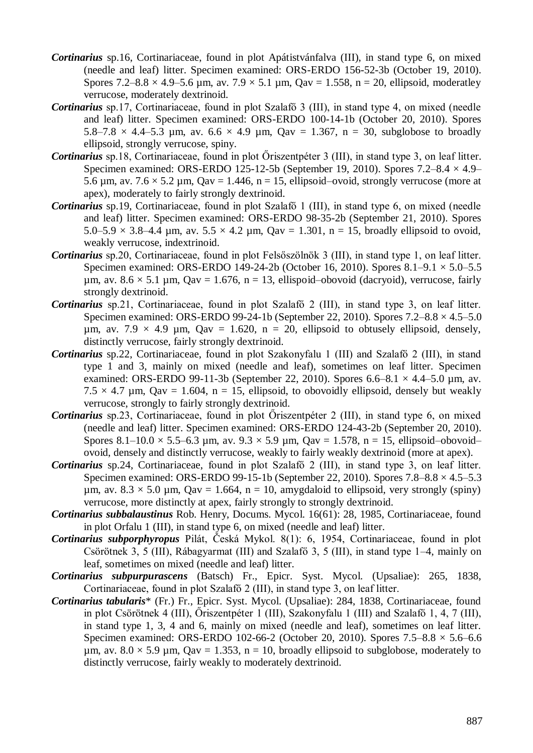***Cortinarius*** sp.16, Cortinariaceae, found in plot Apátistvánfalva (III), in stand type 6, on mixed (needle and leaf) litter. Specimen examined: ORS-ERDO 156-52-3b (October 19, 2010). Spores 7.2–8.8 × 4.9–5.6 µm, av. 7.9 × 5.1 µm, Qav = 1.558, n = 20, ellipsoid, moderatley verrucose, moderately dextrinoid.

***Cortinarius*** sp.17, Cortinariaceae, found in plot Szalafő 3 (III), in stand type 4, on mixed (needle and leaf) litter. Specimen examined: ORS-ERDO 100-14-1b (October 20, 2010). Spores 5.8–7.8 × 4.4–5.3 µm, av. 6.6 × 4.9 µm, Qav = 1.367, n = 30, subglobose to broadly ellipsoid, strongly verrucose, spiny.

***Cortinarius*** sp.18, Cortinariaceae, found in plot Őriszentpéter 3 (III), in stand type 3, on leaf litter. Specimen examined: ORS-ERDO 125-12-5b (September 19, 2010). Spores 7.2–8.4 × 4.9–5.6 µm, av. 7.6 × 5.2 µm, Qav = 1.446, n = 15, ellipsoid–ovoid, strongly verrucose (more at apex), moderately to fairly strongly dextrinoid.

***Cortinarius*** sp.19, Cortinariaceae, found in plot Szalafő 1 (III), in stand type 6, on mixed (needle and leaf) litter. Specimen examined: ORS-ERDO 98-35-2b (September 21, 2010). Spores 5.0–5.9 × 3.8–4.4 µm, av. 5.5 × 4.2 µm, Qav = 1.301, n = 15, broadly ellipsoid to ovoid, weakly verrucose, indextrinoid.

***Cortinarius*** sp.20, Cortinariaceae, found in plot Felsőszölnök 3 (III), in stand type 1, on leaf litter. Specimen examined: ORS-ERDO 149-24-2b (October 16, 2010). Spores 8.1–9.1 × 5.0–5.5 µm, av. 8.6 × 5.1 µm, Qav = 1.676, n = 13, ellispoid–obovoid (dacryoid), verrucose, fairly strongly dextrinoid.

***Cortinarius*** sp.21, Cortinariaceae, found in plot Szalafő 2 (III), in stand type 3, on leaf litter. Specimen examined: ORS-ERDO 99-24-1b (September 22, 2010). Spores 7.2–8.8 × 4.5–5.0 µm, av. 7.9 × 4.9 µm, Qav = 1.620, n = 20, ellipsoid to obtusely ellipsoid, densely, distinctly verrucose, fairly strongly dextrinoid.

***Cortinarius*** sp.22, Cortinariaceae, found in plot Szakonyfalu 1 (III) and Szalafő 2 (III), in stand type 1 and 3, mainly on mixed (needle and leaf), sometimes on leaf litter. Specimen examined: ORS-ERDO 99-11-3b (September 22, 2010). Spores 6.6–8.1 × 4.4–5.0 µm, av. 7.5 × 4.7 µm, Qav = 1.604, n = 15, ellipsoid, to obovoidly ellipsoid, densely but weakly verrucose, strongly to fairly strongly dextrinoid.

***Cortinarius*** sp.23, Cortinariaceae, found in plot Őriszentpéter 2 (III), in stand type 6, on mixed (needle and leaf) litter. Specimen examined: ORS-ERDO 124-43-2b (September 20, 2010). Spores 8.1–10.0 × 5.5–6.3 µm, av. 9.3 × 5.9 µm, Qav = 1.578, n = 15, ellipsoid–obovoid–ovoid, densely and distinctly verrucose, weakly to fairly weakly dextrinoid (more at apex).

***Cortinarius*** sp.24, Cortinariaceae, found in plot Szalafő 2 (III), in stand type 3, on leaf litter. Specimen examined: ORS-ERDO 99-15-1b (September 22, 2010). Spores 7.8–8.8 × 4.5–5.3 µm, av. 8.3 × 5.0 µm, Qav = 1.664, n = 10, amygdaloid to ellipsoid, very strongly (spiny) verrucose, more distinctly at apex, fairly strongly to strongly dextrinoid.

***Cortinarius subbalaustinus*** Rob. Henry, Docums. Mycol. 16(61): 28, 1985, Cortinariaceae, found in plot Orfalu 1 (III), in stand type 6, on mixed (needle and leaf) litter.

***Cortinarius subporphyropus*** Pilát, Česká Mykol. 8(1): 6, 1954, Cortinariaceae, found in plot Csörötnek 3, 5 (III), Rábagyarmat (III) and Szalafő 3, 5 (III), in stand type 1–4, mainly on leaf, sometimes on mixed (needle and leaf) litter.

***Cortinarius subpurpurascens*** (Batsch) Fr., Epicr. Syst. Mycol. (Upsaliae): 265, 1838, Cortinariaceae, found in plot Szalafő 2 (III), in stand type 3, on leaf litter.

***Cortinarius tabularis**** (Fr.) Fr., Epicr. Syst. Mycol. (Upsaliae): 284, 1838, Cortinariaceae, found in plot Csörötnek 4 (III), Őriszentpéter 1 (III), Szakonyfalu 1 (III) and Szalafő 1, 4, 7 (III), in stand type 1, 3, 4 and 6, mainly on mixed (needle and leaf), sometimes on leaf litter. Specimen examined: ORS-ERDO 102-66-2 (October 20, 2010). Spores 7.5–8.8 × 5.6–6.6 µm, av. 8.0 × 5.9 µm, Qav = 1.353, n = 10, broadly ellipsoid to subglobose, moderately to distinctly verrucose, fairly weakly to moderately dextrinoid.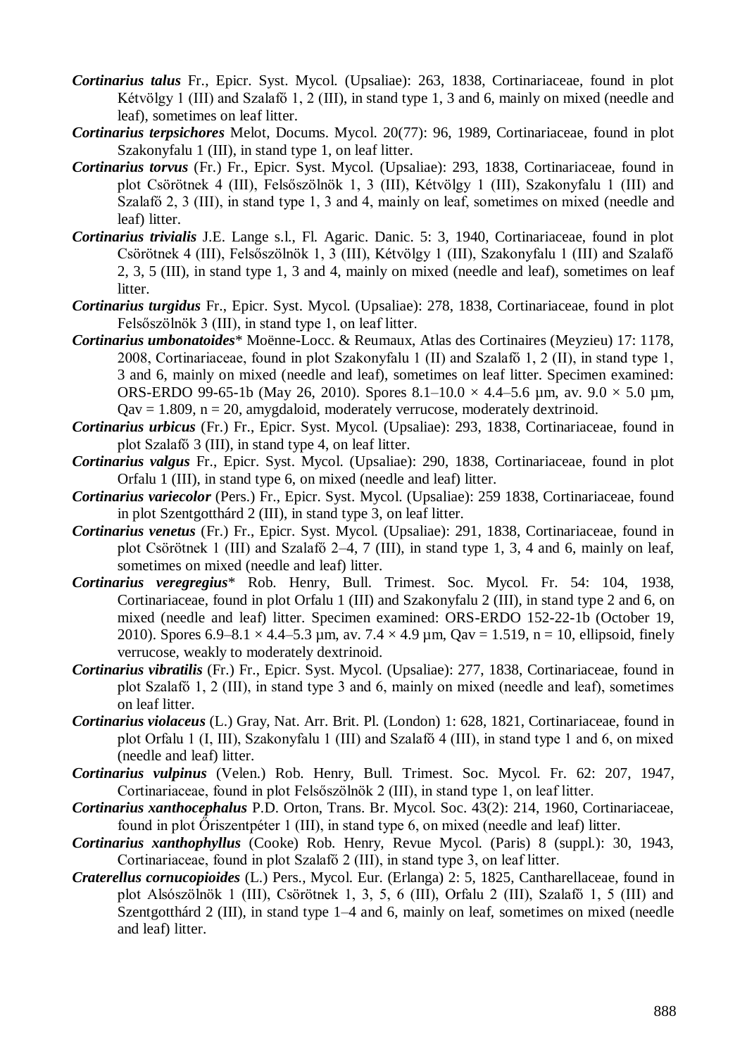***Cortinarius talus*** Fr., Epicr. Syst. Mycol. (Upsaliae): 263, 1838, Cortinariaceae, found in plot Kétvölgy 1 (III) and Szalafő 1, 2 (III), in stand type 1, 3 and 6, mainly on mixed (needle and leaf), sometimes on leaf litter.

***Cortinarius terpsichores*** Melot, Docums. Mycol. 20(77): 96, 1989, Cortinariaceae, found in plot Szakonyfalu 1 (III), in stand type 1, on leaf litter.

***Cortinarius torvus*** (Fr.) Fr., Epicr. Syst. Mycol. (Upsaliae): 293, 1838, Cortinariaceae, found in plot Csörötnek 4 (III), Felsőszölnök 1, 3 (III), Kétvölgy 1 (III), Szakonyfalu 1 (III) and Szalafő 2, 3 (III), in stand type 1, 3 and 4, mainly on leaf, sometimes on mixed (needle and leaf) litter.

***Cortinarius trivialis*** J.E. Lange s.l., Fl. Agaric. Danic. 5: 3, 1940, Cortinariaceae, found in plot Csörötnek 4 (III), Felsőszölnök 1, 3 (III), Kétvölgy 1 (III), Szakonyfalu 1 (III) and Szalafő 2, 3, 5 (III), in stand type 1, 3 and 4, mainly on mixed (needle and leaf), sometimes on leaf litter.

***Cortinarius turgidus*** Fr., Epicr. Syst. Mycol. (Upsaliae): 278, 1838, Cortinariaceae, found in plot Felsőszölnök 3 (III), in stand type 1, on leaf litter.

***Cortinarius umbonatoides**** Moënne-Locc. & Reumaux, Atlas des Cortinaires (Meyzieu) 17: 1178, 2008, Cortinariaceae, found in plot Szakonyfalu 1 (II) and Szalafő 1, 2 (II), in stand type 1, 3 and 6, mainly on mixed (needle and leaf), sometimes on leaf litter. Specimen examined: ORS-ERDO 99-65-1b (May 26, 2010). Spores 8.1–10.0 × 4.4–5.6 µm, av. 9.0 × 5.0 µm, Qav = 1.809, n = 20, amygdaloid, moderately verrucose, moderately dextrinoid.

***Cortinarius urbicus*** (Fr.) Fr., Epicr. Syst. Mycol. (Upsaliae): 293, 1838, Cortinariaceae, found in plot Szalafő 3 (III), in stand type 4, on leaf litter.

***Cortinarius valgus*** Fr., Epicr. Syst. Mycol. (Upsaliae): 290, 1838, Cortinariaceae, found in plot Orfalu 1 (III), in stand type 6, on mixed (needle and leaf) litter.

***Cortinarius variecolor*** (Pers.) Fr., Epicr. Syst. Mycol. (Upsaliae): 259 1838, Cortinariaceae, found in plot Szentgotthárd 2 (III), in stand type 3, on leaf litter.

***Cortinarius venetus*** (Fr.) Fr., Epicr. Syst. Mycol. (Upsaliae): 291, 1838, Cortinariaceae, found in plot Csörötnek 1 (III) and Szalafő 2–4, 7 (III), in stand type 1, 3, 4 and 6, mainly on leaf, sometimes on mixed (needle and leaf) litter.

***Cortinarius veregregius**** Rob. Henry, Bull. Trimest. Soc. Mycol. Fr. 54: 104, 1938, Cortinariaceae, found in plot Orfalu 1 (III) and Szakonyfalu 2 (III), in stand type 2 and 6, on mixed (needle and leaf) litter. Specimen examined: ORS-ERDO 152-22-1b (October 19, 2010). Spores 6.9–8.1 × 4.4–5.3 µm, av. 7.4 × 4.9 µm, Qav = 1.519, n = 10, ellipsoid, finely verrucose, weakly to moderately dextrinoid.

***Cortinarius vibratilis*** (Fr.) Fr., Epicr. Syst. Mycol. (Upsaliae): 277, 1838, Cortinariaceae, found in plot Szalafő 1, 2 (III), in stand type 3 and 6, mainly on mixed (needle and leaf), sometimes on leaf litter.

***Cortinarius violaceus*** (L.) Gray, Nat. Arr. Brit. Pl. (London) 1: 628, 1821, Cortinariaceae, found in plot Orfalu 1 (I, III), Szakonyfalu 1 (III) and Szalafő 4 (III), in stand type 1 and 6, on mixed (needle and leaf) litter.

***Cortinarius vulpinus*** (Velen.) Rob. Henry, Bull. Trimest. Soc. Mycol. Fr. 62: 207, 1947, Cortinariaceae, found in plot Felsőszölnök 2 (III), in stand type 1, on leaf litter.

***Cortinarius xanthocephalus*** P.D. Orton, Trans. Br. Mycol. Soc. 43(2): 214, 1960, Cortinariaceae, found in plot Őriszentpéter 1 (III), in stand type 6, on mixed (needle and leaf) litter.

***Cortinarius xanthophyllus*** (Cooke) Rob. Henry, Revue Mycol. (Paris) 8 (suppl.): 30, 1943, Cortinariaceae, found in plot Szalafő 2 (III), in stand type 3, on leaf litter.

***Craterellus cornucopioides*** (L.) Pers., Mycol. Eur. (Erlanga) 2: 5, 1825, Cantharellaceae, found in plot Alsószölnök 1 (III), Csörötnek 1, 3, 5, 6 (III), Orfalu 2 (III), Szalafő 1, 5 (III) and Szentgotthárd 2 (III), in stand type 1–4 and 6, mainly on leaf, sometimes on mixed (needle and leaf) litter.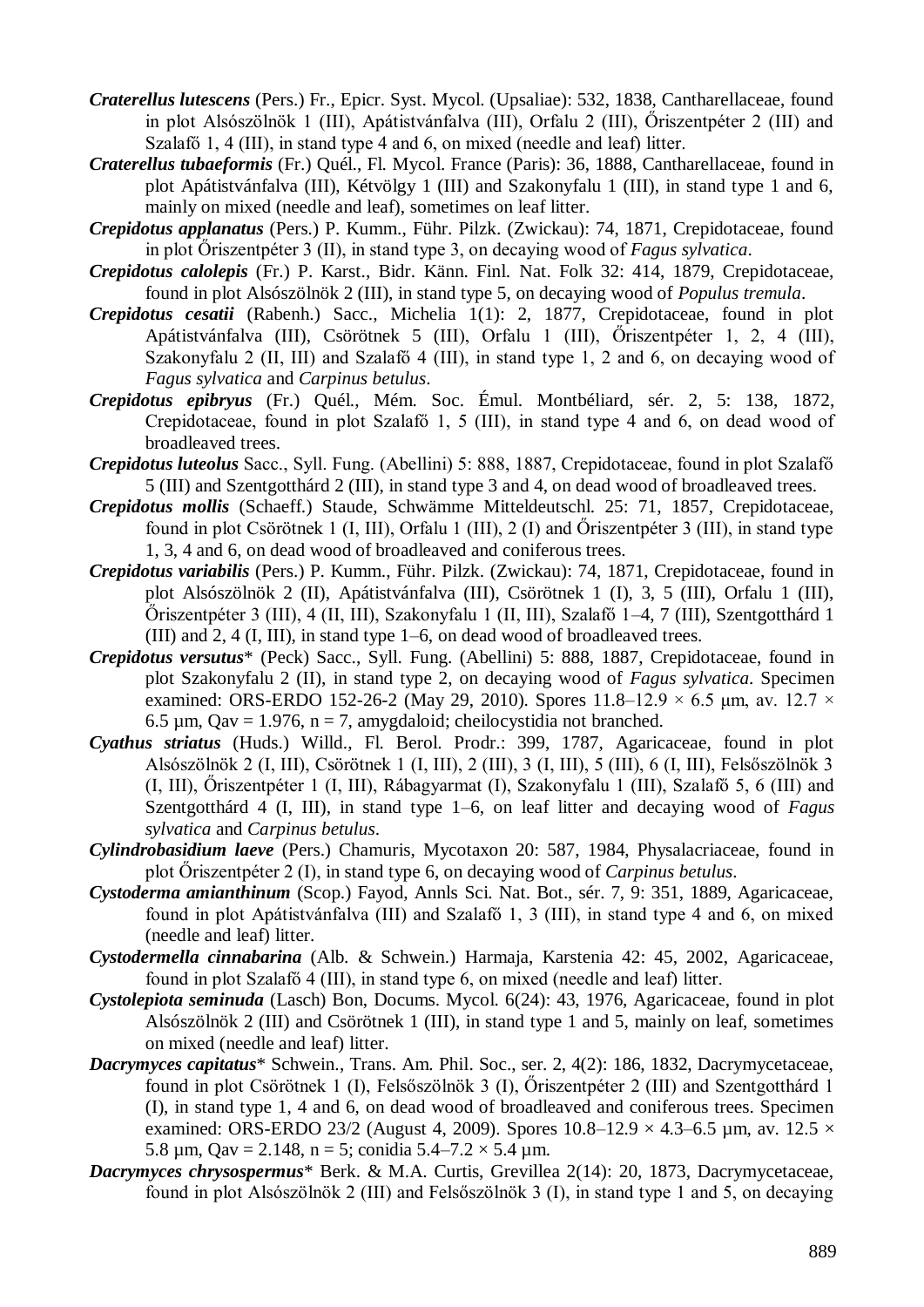***Craterellus lutescens*** (Pers.) Fr., Epicr. Syst. Mycol. (Upsaliae): 532, 1838, Cantharellaceae, found in plot Alsószölnök 1 (III), Apátistvánfalva (III), Orfalu 2 (III), Őriszentpéter 2 (III) and Szalafő 1, 4 (III), in stand type 4 and 6, on mixed (needle and leaf) litter.

***Craterellus tubaeformis*** (Fr.) Quél., Fl. Mycol. France (Paris): 36, 1888, Cantharellaceae, found in plot Apátistvánfalva (III), Kétvölgy 1 (III) and Szakonyfalu 1 (III), in stand type 1 and 6, mainly on mixed (needle and leaf), sometimes on leaf litter.

***Crepidotus applanatus*** (Pers.) P. Kumm., Führ. Pilzk. (Zwickau): 74, 1871, Crepidotaceae, found in plot Őriszentpéter 3 (II), in stand type 3, on decaying wood of *Fagus sylvatica*.

***Crepidotus calolepis*** (Fr.) P. Karst., Bidr. Känn. Finl. Nat. Folk 32: 414, 1879, Crepidotaceae, found in plot Alsószölnök 2 (III), in stand type 5, on decaying wood of *Populus tremula*.

***Crepidotus cesatii*** (Rabenh.) Sacc., Michelia 1(1): 2, 1877, Crepidotaceae, found in plot Apátistvánfalva (III), Csörötnek 5 (III), Orfalu 1 (III), Őriszentpéter 1, 2, 4 (III), Szakonyfalu 2 (II, III) and Szalafő 4 (III), in stand type 1, 2 and 6, on decaying wood of *Fagus sylvatica* and *Carpinus betulus*.

***Crepidotus epibryus*** (Fr.) Quél., Mém. Soc. Émul. Montbéliard, sér. 2, 5: 138, 1872, Crepidotaceae, found in plot Szalafő 1, 5 (III), in stand type 4 and 6, on dead wood of broadleaved trees.

***Crepidotus luteolus*** Sacc., Syll. Fung. (Abellini) 5: 888, 1887, Crepidotaceae, found in plot Szalafő 5 (III) and Szentgotthárd 2 (III), in stand type 3 and 4, on dead wood of broadleaved trees.

***Crepidotus mollis*** (Schaeff.) Staude, Schwämme Mitteldeutschl. 25: 71, 1857, Crepidotaceae, found in plot Csörötnek 1 (I, III), Orfalu 1 (III), 2 (I) and Őriszentpéter 3 (III), in stand type 1, 3, 4 and 6, on dead wood of broadleaved and coniferous trees.

***Crepidotus variabilis*** (Pers.) P. Kumm., Führ. Pilzk. (Zwickau): 74, 1871, Crepidotaceae, found in plot Alsószölnök 2 (II), Apátistvánfalva (III), Csörötnek 1 (I), 3, 5 (III), Orfalu 1 (III), Őriszentpéter 3 (III), 4 (II, III), Szakonyfalu 1 (II, III), Szalafő 1–4, 7 (III), Szentgotthárd 1 (III) and 2, 4 (I, III), in stand type 1–6, on dead wood of broadleaved trees.

***Crepidotus versutus**** (Peck) Sacc., Syll. Fung. (Abellini) 5: 888, 1887, Crepidotaceae, found in plot Szakonyfalu 2 (II), in stand type 2, on decaying wood of *Fagus sylvatica*. Specimen examined: ORS-ERDO 152-26-2 (May 29, 2010). Spores 11.8–12.9 × 6.5 µm, av. 12.7 × 6.5 µm, Qav = 1.976, n = 7, amygdaloid; cheilocystidia not branched.

***Cyathus striatus*** (Huds.) Willd., Fl. Berol. Prodr.: 399, 1787, Agaricaceae, found in plot Alsószölnök 2 (I, III), Csörötnek 1 (I, III), 2 (III), 3 (I, III), 5 (III), 6 (I, III), Felsőszölnök 3 (I, III), Őriszentpéter 1 (I, III), Rábagyarmat (I), Szakonyfalu 1 (III), Szalafő 5, 6 (III) and Szentgotthárd 4 (I, III), in stand type 1–6, on leaf litter and decaying wood of *Fagus sylvatica* and *Carpinus betulus*.

***Cylindrobasidium laeve*** (Pers.) Chamuris, Mycotaxon 20: 587, 1984, Physalacriaceae, found in plot Őriszentpéter 2 (I), in stand type 6, on decaying wood of *Carpinus betulus*.

***Cystoderma amianthinum*** (Scop.) Fayod, Annls Sci. Nat. Bot., sér. 7, 9: 351, 1889, Agaricaceae, found in plot Apátistvánfalva (III) and Szalafő 1, 3 (III), in stand type 4 and 6, on mixed (needle and leaf) litter.

***Cystodermella cinnabarina*** (Alb. & Schwein.) Harmaja, Karstenia 42: 45, 2002, Agaricaceae, found in plot Szalafő 4 (III), in stand type 6, on mixed (needle and leaf) litter.

***Cystolepiota seminuda*** (Lasch) Bon, Docums. Mycol. 6(24): 43, 1976, Agaricaceae, found in plot Alsószölnök 2 (III) and Csörötnek 1 (III), in stand type 1 and 5, mainly on leaf, sometimes on mixed (needle and leaf) litter.

***Dacrymyces capitatus**** Schwein., Trans. Am. Phil. Soc., ser. 2, 4(2): 186, 1832, Dacrymycetaceae, found in plot Csörötnek 1 (I), Felsőszölnök 3 (I), Őriszentpéter 2 (III) and Szentgotthárd 1 (I), in stand type 1, 4 and 6, on dead wood of broadleaved and coniferous trees. Specimen examined: ORS-ERDO 23/2 (August 4, 2009). Spores 10.8–12.9 × 4.3–6.5 µm, av. 12.5 × 5.8 µm, Qav = 2.148, n = 5; conidia 5.4–7.2 × 5.4 µm.

***Dacrymyces chrysospermus**** Berk. & M.A. Curtis, Grevillea 2(14): 20, 1873, Dacrymycetaceae, found in plot Alsószölnök 2 (III) and Felsőszölnök 3 (I), in stand type 1 and 5, on decaying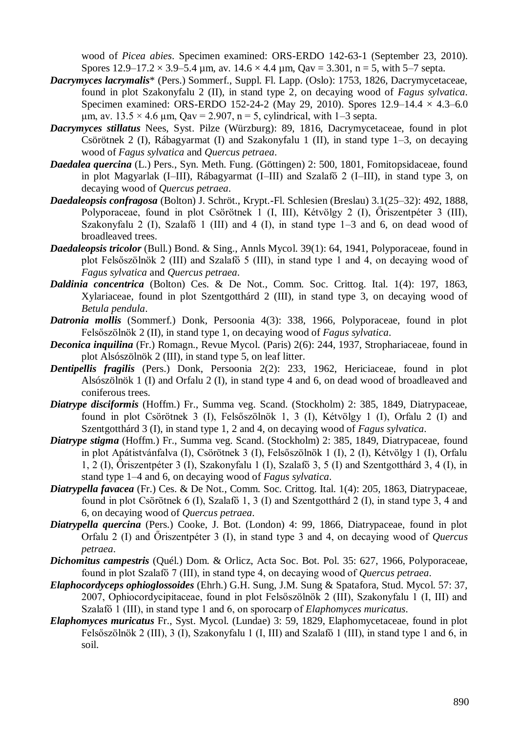wood of *Picea abies*. Specimen examined: ORS-ERDO 142-63-1 (September 23, 2010). Spores 12.9–17.2 × 3.9–5.4 µm, av. 14.6 × 4.4 µm, Qav = 3.301, n = 5, with 5–7 septa.

***Dacrymyces lacrymalis**** (Pers.) Sommerf., Suppl. Fl. Lapp. (Oslo): 1753, 1826, Dacrymycetaceae, found in plot Szakonyfalu 2 (II), in stand type 2, on decaying wood of *Fagus sylvatica*. Specimen examined: ORS-ERDO 152-24-2 (May 29, 2010). Spores 12.9–14.4 × 4.3–6.0 µm, av. 13.5 × 4.6 µm, Qav = 2.907, n = 5, cylindrical, with 1–3 septa.

***Dacrymyces stillatus*** Nees, Syst. Pilze (Würzburg): 89, 1816, Dacrymycetaceae, found in plot Csörötnek 2 (I), Rábagyarmat (I) and Szakonyfalu 1 (II), in stand type 1–3, on decaying wood of *Fagus sylvatica* and *Quercus petraea*.

***Daedalea quercina*** (L.) Pers., Syn. Meth. Fung. (Göttingen) 2: 500, 1801, Fomitopsidaceae, found in plot Magyarlak (I–III), Rábagyarmat (I–III) and Szalafő 2 (I–III), in stand type 3, on decaying wood of *Quercus petraea*.

***Daedaleopsis confragosa*** (Bolton) J. Schröt., Krypt.-Fl. Schlesien (Breslau) 3.1(25–32): 492, 1888, Polyporaceae, found in plot Csörötnek 1 (I, III), Kétvölgy 2 (I), Őriszentpéter 3 (III), Szakonyfalu 2 (I), Szalafő 1 (III) and 4 (I), in stand type 1–3 and 6, on dead wood of broadleaved trees.

***Daedaleopsis tricolor*** (Bull.) Bond. & Sing., Annls Mycol. 39(1): 64, 1941, Polyporaceae, found in plot Felsőszölnök 2 (III) and Szalafő 5 (III), in stand type 1 and 4, on decaying wood of *Fagus sylvatica* and *Quercus petraea*.

***Daldinia concentrica*** (Bolton) Ces. & De Not., Comm. Soc. Crittog. Ital. 1(4): 197, 1863, Xylariaceae, found in plot Szentgotthárd 2 (III), in stand type 3, on decaying wood of *Betula pendula*.

***Datronia mollis*** (Sommerf.) Donk, Persoonia 4(3): 338, 1966, Polyporaceae, found in plot Felsőszölnök 2 (II), in stand type 1, on decaying wood of *Fagus sylvatica*.

***Deconica inquilina*** (Fr.) Romagn., Revue Mycol. (Paris) 2(6): 244, 1937, Strophariaceae, found in plot Alsószölnök 2 (III), in stand type 5, on leaf litter.

***Dentipellis fragilis*** (Pers.) Donk, Persoonia 2(2): 233, 1962, Hericiaceae, found in plot Alsószölnök 1 (I) and Orfalu 2 (I), in stand type 4 and 6, on dead wood of broadleaved and coniferous trees.

***Diatrype disciformis*** (Hoffm.) Fr., Summa veg. Scand. (Stockholm) 2: 385, 1849, Diatrypaceae, found in plot Csörötnek 3 (I), Felsőszölnök 1, 3 (I), Kétvölgy 1 (I), Orfalu 2 (I) and Szentgotthárd 3 (I), in stand type 1, 2 and 4, on decaying wood of *Fagus sylvatica*.

***Diatrype stigma*** (Hoffm.) Fr., Summa veg. Scand. (Stockholm) 2: 385, 1849, Diatrypaceae, found in plot Apátistvánfalva (I), Csörötnek 3 (I), Felsőszölnök 1 (I), 2 (I), Kétvölgy 1 (I), Orfalu 1, 2 (I), Őriszentpéter 3 (I), Szakonyfalu 1 (I), Szalafő 3, 5 (I) and Szentgotthárd 3, 4 (I), in stand type 1–4 and 6, on decaying wood of *Fagus sylvatica*.

***Diatrypella favacea*** (Fr.) Ces. & De Not., Comm. Soc. Crittog. Ital. 1(4): 205, 1863, Diatrypaceae, found in plot Csörötnek 6 (I), Szalafő 1, 3 (I) and Szentgotthárd 2 (I), in stand type 3, 4 and 6, on decaying wood of *Quercus petraea*.

***Diatrypella quercina*** (Pers.) Cooke, J. Bot. (London) 4: 99, 1866, Diatrypaceae, found in plot Orfalu 2 (I) and Őriszentpéter 3 (I), in stand type 3 and 4, on decaying wood of *Quercus petraea*.

***Dichomitus campestris*** (Quél.) Dom. & Orlicz, Acta Soc. Bot. Pol. 35: 627, 1966, Polyporaceae, found in plot Szalafő 7 (III), in stand type 4, on decaying wood of *Quercus petraea*.

***Elaphocordyceps ophioglossoides*** (Ehrh.) G.H. Sung, J.M. Sung & Spatafora, Stud. Mycol. 57: 37, 2007, Ophiocordycipitaceae, found in plot Felsőszölnök 2 (III), Szakonyfalu 1 (I, III) and Szalafő 1 (III), in stand type 1 and 6, on sporocarp of *Elaphomyces muricatus*.

***Elaphomyces muricatus*** Fr., Syst. Mycol. (Lundae) 3: 59, 1829, Elaphomycetaceae, found in plot Felsőszölnök 2 (III), 3 (I), Szakonyfalu 1 (I, III) and Szalafő 1 (III), in stand type 1 and 6, in soil.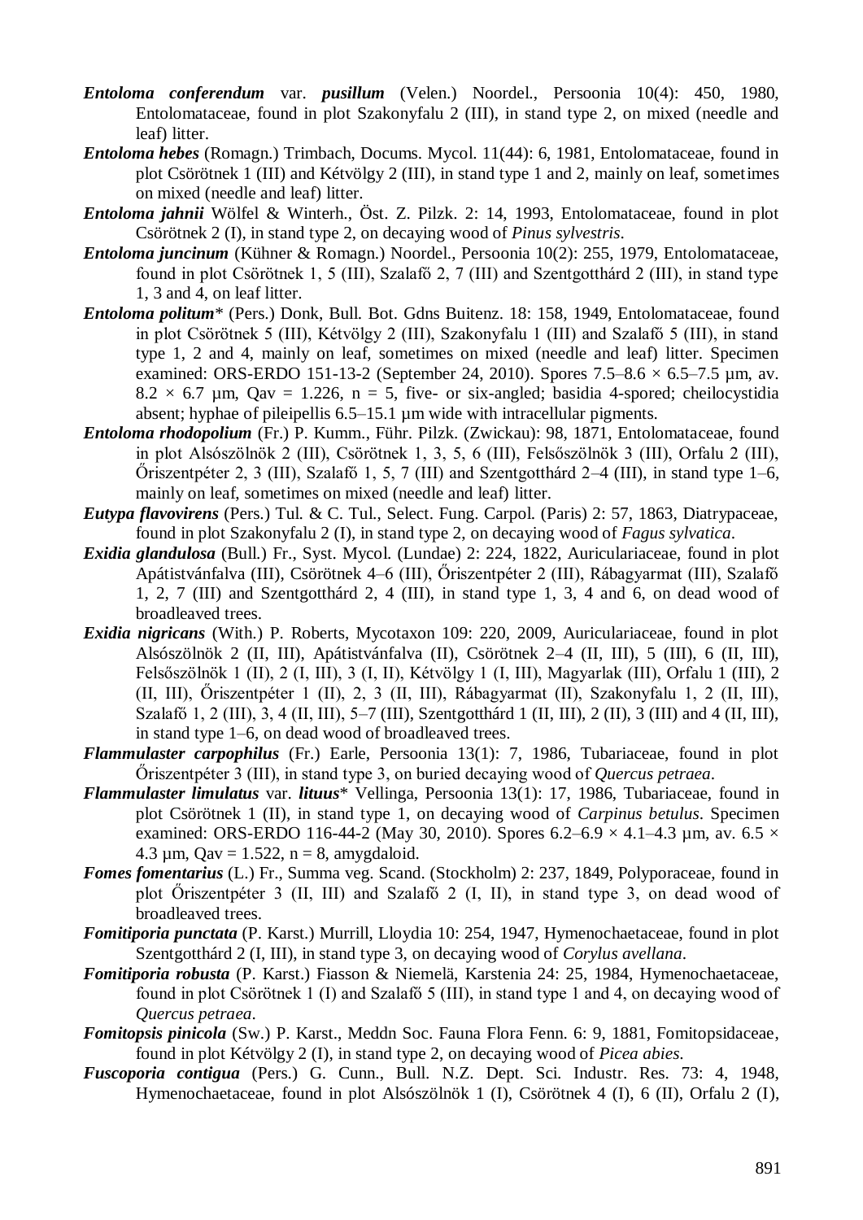***Entoloma conferendum*** var. ***pusillum*** (Velen.) Noordel., Persoonia 10(4): 450, 1980, Entolomataceae, found in plot Szakonyfalu 2 (III), in stand type 2, on mixed (needle and leaf) litter.

***Entoloma hebes*** (Romagn.) Trimbach, Docums. Mycol. 11(44): 6, 1981, Entolomataceae, found in plot Csörötnek 1 (III) and Kétvölgy 2 (III), in stand type 1 and 2, mainly on leaf, sometimes on mixed (needle and leaf) litter.

***Entoloma jahnii*** Wölfel & Winterh., Öst. Z. Pilzk. 2: 14, 1993, Entolomataceae, found in plot Csörötnek 2 (I), in stand type 2, on decaying wood of *Pinus sylvestris*.

***Entoloma juncinum*** (Kühner & Romagn.) Noordel., Persoonia 10(2): 255, 1979, Entolomataceae, found in plot Csörötnek 1, 5 (III), Szalafő 2, 7 (III) and Szentgotthárd 2 (III), in stand type 1, 3 and 4, on leaf litter.

***Entoloma politum**** (Pers.) Donk, Bull. Bot. Gdns Buitenz. 18: 158, 1949, Entolomataceae, found in plot Csörötnek 5 (III), Kétvölgy 2 (III), Szakonyfalu 1 (III) and Szalafő 5 (III), in stand type 1, 2 and 4, mainly on leaf, sometimes on mixed (needle and leaf) litter. Specimen examined: ORS-ERDO 151-13-2 (September 24, 2010). Spores 7.5–8.6 × 6.5–7.5 µm, av. 8.2 × 6.7 µm, Qav = 1.226, n = 5, five- or six-angled; basidia 4-spored; cheilocystidia absent; hyphae of pileipellis 6.5–15.1 µm wide with intracellular pigments.

***Entoloma rhodopolium*** (Fr.) P. Kumm., Führ. Pilzk. (Zwickau): 98, 1871, Entolomataceae, found in plot Alsószölnök 2 (III), Csörötnek 1, 3, 5, 6 (III), Felsőszölnök 3 (III), Orfalu 2 (III), Őriszentpéter 2, 3 (III), Szalafő 1, 5, 7 (III) and Szentgotthárd 2–4 (III), in stand type 1–6, mainly on leaf, sometimes on mixed (needle and leaf) litter.

***Eutypa flavovirens*** (Pers.) Tul. & C. Tul., Select. Fung. Carpol. (Paris) 2: 57, 1863, Diatrypaceae, found in plot Szakonyfalu 2 (I), in stand type 2, on decaying wood of *Fagus sylvatica*.

***Exidia glandulosa*** (Bull.) Fr., Syst. Mycol. (Lundae) 2: 224, 1822, Auriculariaceae, found in plot Apátistvánfalva (III), Csörötnek 4–6 (III), Őriszentpéter 2 (III), Rábagyarmat (III), Szalafő 1, 2, 7 (III) and Szentgotthárd 2, 4 (III), in stand type 1, 3, 4 and 6, on dead wood of broadleaved trees.

***Exidia nigricans*** (With.) P. Roberts, Mycotaxon 109: 220, 2009, Auriculariaceae, found in plot Alsószölnök 2 (II, III), Apátistvánfalva (II), Csörötnek 2–4 (II, III), 5 (III), 6 (II, III), Felsőszölnök 1 (II), 2 (I, III), 3 (I, II), Kétvölgy 1 (I, III), Magyarlak (III), Orfalu 1 (III), 2 (II, III), Őriszentpéter 1 (II), 2, 3 (II, III), Rábagyarmat (II), Szakonyfalu 1, 2 (II, III), Szalafő 1, 2 (III), 3, 4 (II, III), 5–7 (III), Szentgotthárd 1 (II, III), 2 (II), 3 (III) and 4 (II, III), in stand type 1–6, on dead wood of broadleaved trees.

***Flammulaster carpophilus*** (Fr.) Earle, Persoonia 13(1): 7, 1986, Tubariaceae, found in plot Őriszentpéter 3 (III), in stand type 3, on buried decaying wood of *Quercus petraea*.

***Flammulaster limulatus*** var. ***lituus**** Vellinga, Persoonia 13(1): 17, 1986, Tubariaceae, found in plot Csörötnek 1 (II), in stand type 1, on decaying wood of *Carpinus betulus*. Specimen examined: ORS-ERDO 116-44-2 (May 30, 2010). Spores 6.2–6.9 × 4.1–4.3 µm, av. 6.5 × 4.3 µm, Qav = 1.522, n = 8, amygdaloid.

***Fomes fomentarius*** (L.) Fr., Summa veg. Scand. (Stockholm) 2: 237, 1849, Polyporaceae, found in plot Őriszentpéter 3 (II, III) and Szalafő 2 (I, II), in stand type 3, on dead wood of broadleaved trees.

***Fomitiporia punctata*** (P. Karst.) Murrill, Lloydia 10: 254, 1947, Hymenochaetaceae, found in plot Szentgotthárd 2 (I, III), in stand type 3, on decaying wood of *Corylus avellana*.

***Fomitiporia robusta*** (P. Karst.) Fiasson & Niemelä, Karstenia 24: 25, 1984, Hymenochaetaceae, found in plot Csörötnek 1 (I) and Szalafő 5 (III), in stand type 1 and 4, on decaying wood of *Quercus petraea*.

***Fomitopsis pinicola*** (Sw.) P. Karst., Meddn Soc. Fauna Flora Fenn. 6: 9, 1881, Fomitopsidaceae, found in plot Kétvölgy 2 (I), in stand type 2, on decaying wood of *Picea abies*.

***Fuscoporia contigua*** (Pers.) G. Cunn., Bull. N.Z. Dept. Sci. Industr. Res. 73: 4, 1948, Hymenochaetaceae, found in plot Alsószölnök 1 (I), Csörötnek 4 (I), 6 (II), Orfalu 2 (I),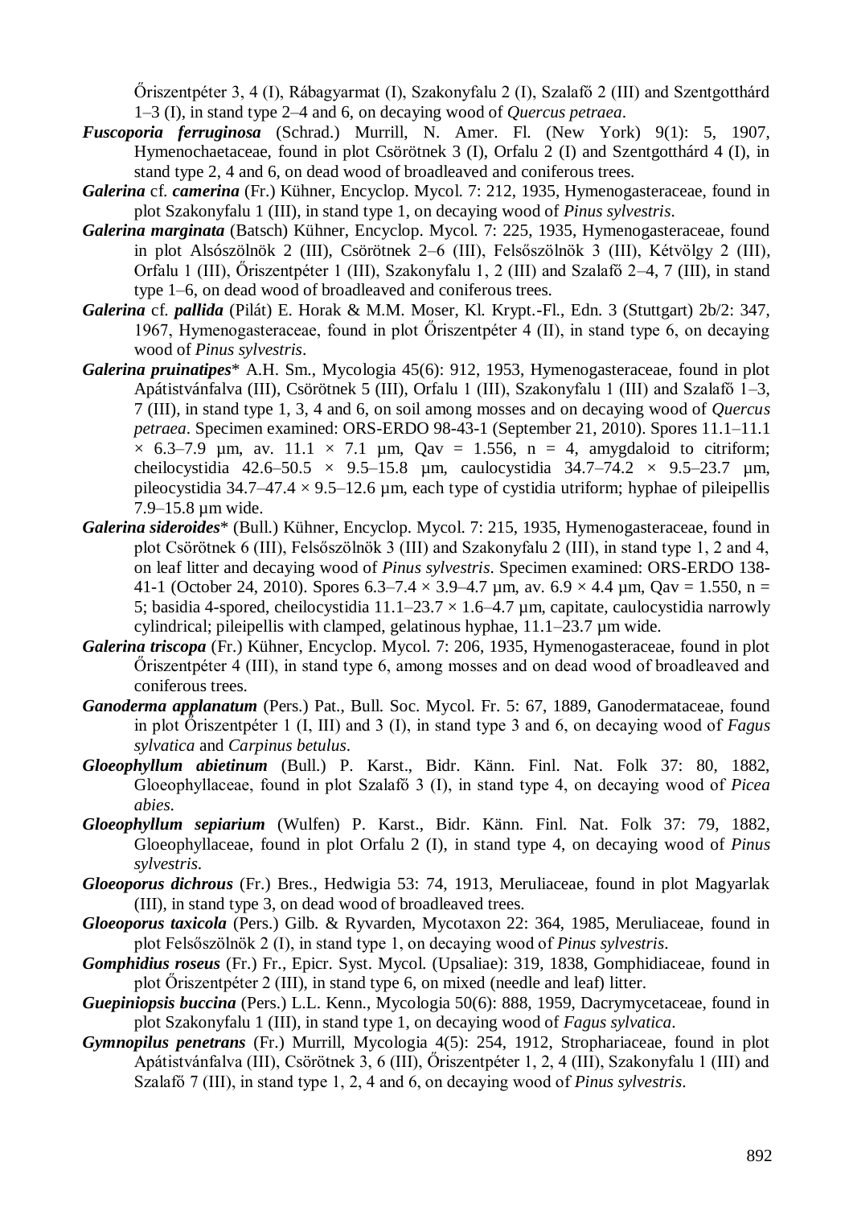Őriszentpéter 3, 4 (I), Rábagyarmat (I), Szakonyfalu 2 (I), Szalafő 2 (III) and Szentgotthárd 1–3 (I), in stand type 2–4 and 6, on decaying wood of *Quercus petraea*.

***Fuscoporia ferruginosa*** (Schrad.) Murrill, N. Amer. Fl. (New York) 9(1): 5, 1907, Hymenochaetaceae, found in plot Csörötnek 3 (I), Orfalu 2 (I) and Szentgotthárd 4 (I), in stand type 2, 4 and 6, on dead wood of broadleaved and coniferous trees.

***Galerina* cf. *camerina*** (Fr.) Kühner, Encyclop. Mycol. 7: 212, 1935, Hymenogasteraceae, found in plot Szakonyfalu 1 (III), in stand type 1, on decaying wood of *Pinus sylvestris*.

***Galerina marginata*** (Batsch) Kühner, Encyclop. Mycol. 7: 225, 1935, Hymenogasteraceae, found in plot Alsószölnök 2 (III), Csörötnek 2–6 (III), Felsőszölnök 3 (III), Kétvölgy 2 (III), Orfalu 1 (III), Őriszentpéter 1 (III), Szakonyfalu 1, 2 (III) and Szalafő 2–4, 7 (III), in stand type 1–6, on dead wood of broadleaved and coniferous trees.

***Galerina* cf. *pallida*** (Pilát) E. Horak & M.M. Moser, Kl. Krypt.-Fl., Edn. 3 (Stuttgart) 2b/2: 347, 1967, Hymenogasteraceae, found in plot Őriszentpéter 4 (II), in stand type 6, on decaying wood of *Pinus sylvestris*.

***Galerina pruinatipes**** A.H. Sm., Mycologia 45(6): 912, 1953, Hymenogasteraceae, found in plot Apátistvánfalva (III), Csörötnek 5 (III), Orfalu 1 (III), Szakonyfalu 1 (III) and Szalafő 1–3, 7 (III), in stand type 1, 3, 4 and 6, on soil among mosses and on decaying wood of *Quercus petraea*. Specimen examined: ORS-ERDO 98-43-1 (September 21, 2010). Spores 11.1–11.1 × 6.3–7.9 µm, av. 11.1 × 7.1 µm, Qav = 1.556, n = 4, amygdaloid to citriform; cheilocystidia 42.6–50.5 × 9.5–15.8 µm, caulocystidia 34.7–74.2 × 9.5–23.7 µm, pileocystidia 34.7–47.4 × 9.5–12.6 µm, each type of cystidia utriform; hyphae of pileipellis 7.9–15.8 µm wide.

***Galerina sideroides**** (Bull.) Kühner, Encyclop. Mycol. 7: 215, 1935, Hymenogasteraceae, found in plot Csörötnek 6 (III), Felsőszölnök 3 (III) and Szakonyfalu 2 (III), in stand type 1, 2 and 4, on leaf litter and decaying wood of *Pinus sylvestris*. Specimen examined: ORS-ERDO 138-41-1 (October 24, 2010). Spores 6.3–7.4 × 3.9–4.7 µm, av. 6.9 × 4.4 µm, Qav = 1.550, n = 5; basidia 4-spored, cheilocystidia 11.1–23.7 × 1.6–4.7 µm, capitate, caulocystidia narrowly cylindrical; pileipellis with clamped, gelatinous hyphae, 11.1–23.7 µm wide.

***Galerina triscopa*** (Fr.) Kühner, Encyclop. Mycol. 7: 206, 1935, Hymenogasteraceae, found in plot Őriszentpéter 4 (III), in stand type 6, among mosses and on dead wood of broadleaved and coniferous trees.

***Ganoderma applanatum*** (Pers.) Pat., Bull. Soc. Mycol. Fr. 5: 67, 1889, Ganodermataceae, found in plot Őriszentpéter 1 (I, III) and 3 (I), in stand type 3 and 6, on decaying wood of *Fagus sylvatica* and *Carpinus betulus*.

***Gloeophyllum abietinum*** (Bull.) P. Karst., Bidr. Känn. Finl. Nat. Folk 37: 80, 1882, Gloeophyllaceae, found in plot Szalafő 3 (I), in stand type 4, on decaying wood of *Picea abies*.

***Gloeophyllum sepiarium*** (Wulfen) P. Karst., Bidr. Känn. Finl. Nat. Folk 37: 79, 1882, Gloeophyllaceae, found in plot Orfalu 2 (I), in stand type 4, on decaying wood of *Pinus sylvestris*.

***Gloeoporus dichrous*** (Fr.) Bres., Hedwigia 53: 74, 1913, Meruliaceae, found in plot Magyarlak (III), in stand type 3, on dead wood of broadleaved trees.

***Gloeoporus taxicola*** (Pers.) Gilb. & Ryvarden, Mycotaxon 22: 364, 1985, Meruliaceae, found in plot Felsőszölnök 2 (I), in stand type 1, on decaying wood of *Pinus sylvestris*.

***Gomphidius roseus*** (Fr.) Fr., Epicr. Syst. Mycol. (Upsaliae): 319, 1838, Gomphidiaceae, found in plot Őriszentpéter 2 (III), in stand type 6, on mixed (needle and leaf) litter.

***Guepiniopsis buccina*** (Pers.) L.L. Kenn., Mycologia 50(6): 888, 1959, Dacrymycetaceae, found in plot Szakonyfalu 1 (III), in stand type 1, on decaying wood of *Fagus sylvatica*.

***Gymnopilus penetrans*** (Fr.) Murrill, Mycologia 4(5): 254, 1912, Strophariaceae, found in plot Apátistvánfalva (III), Csörötnek 3, 6 (III), Őriszentpéter 1, 2, 4 (III), Szakonyfalu 1 (III) and Szalafő 7 (III), in stand type 1, 2, 4 and 6, on decaying wood of *Pinus sylvestris*.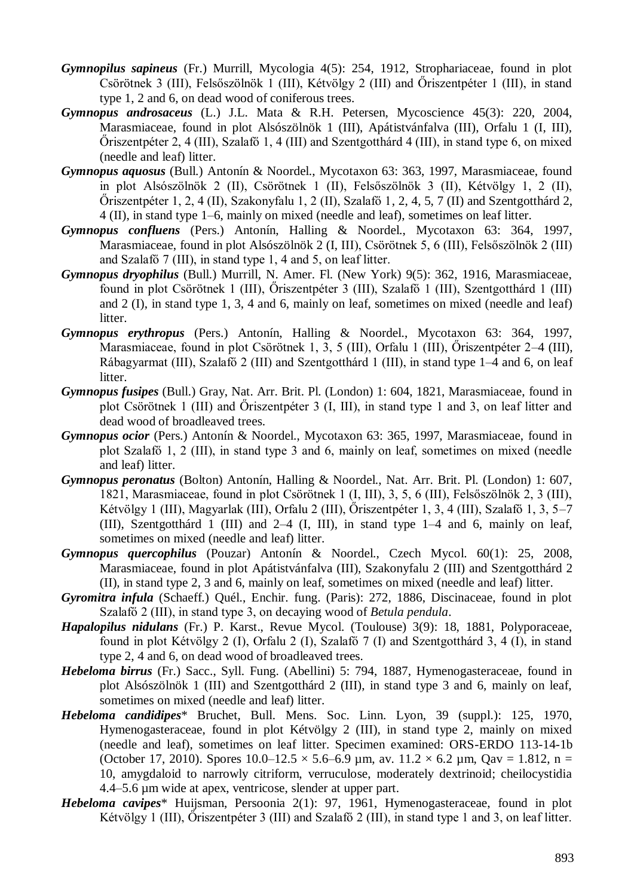***Gymnopilus sapineus*** (Fr.) Murrill, Mycologia 4(5): 254, 1912, Strophariaceae, found in plot Csörötnek 3 (III), Felsőszölnök 1 (III), Kétvölgy 2 (III) and Őriszentpéter 1 (III), in stand type 1, 2 and 6, on dead wood of coniferous trees.

***Gymnopus androsaceus*** (L.) J.L. Mata & R.H. Petersen, Mycoscience 45(3): 220, 2004, Marasmiaceae, found in plot Alsószölnök 1 (III), Apátistvánfalva (III), Orfalu 1 (I, III), Őriszentpéter 2, 4 (III), Szalafő 1, 4 (III) and Szentgotthárd 4 (III), in stand type 6, on mixed (needle and leaf) litter.

***Gymnopus aquosus*** (Bull.) Antonín & Noordel., Mycotaxon 63: 363, 1997, Marasmiaceae, found in plot Alsószölnök 2 (II), Csörötnek 1 (II), Felsőszölnök 3 (II), Kétvölgy 1, 2 (II), Őriszentpéter 1, 2, 4 (II), Szakonyfalu 1, 2 (II), Szalafő 1, 2, 4, 5, 7 (II) and Szentgotthárd 2, 4 (II), in stand type 1–6, mainly on mixed (needle and leaf), sometimes on leaf litter.

***Gymnopus confluens*** (Pers.) Antonín, Halling & Noordel., Mycotaxon 63: 364, 1997, Marasmiaceae, found in plot Alsószölnök 2 (I, III), Csörötnek 5, 6 (III), Felsőszölnök 2 (III) and Szalafő 7 (III), in stand type 1, 4 and 5, on leaf litter.

***Gymnopus dryophilus*** (Bull.) Murrill, N. Amer. Fl. (New York) 9(5): 362, 1916, Marasmiaceae, found in plot Csörötnek 1 (III), Őriszentpéter 3 (III), Szalafő 1 (III), Szentgotthárd 1 (III) and 2 (I), in stand type 1, 3, 4 and 6, mainly on leaf, sometimes on mixed (needle and leaf) litter.

***Gymnopus erythropus*** (Pers.) Antonín, Halling & Noordel., Mycotaxon 63: 364, 1997, Marasmiaceae, found in plot Csörötnek 1, 3, 5 (III), Orfalu 1 (III), Őriszentpéter 2–4 (III), Rábagyarmat (III), Szalafő 2 (III) and Szentgotthárd 1 (III), in stand type 1–4 and 6, on leaf litter.

***Gymnopus fusipes*** (Bull.) Gray, Nat. Arr. Brit. Pl. (London) 1: 604, 1821, Marasmiaceae, found in plot Csörötnek 1 (III) and Őriszentpéter 3 (I, III), in stand type 1 and 3, on leaf litter and dead wood of broadleaved trees.

***Gymnopus ocior*** (Pers.) Antonín & Noordel., Mycotaxon 63: 365, 1997, Marasmiaceae, found in plot Szalafő 1, 2 (III), in stand type 3 and 6, mainly on leaf, sometimes on mixed (needle and leaf) litter.

***Gymnopus peronatus*** (Bolton) Antonín, Halling & Noordel., Nat. Arr. Brit. Pl. (London) 1: 607, 1821, Marasmiaceae, found in plot Csörötnek 1 (I, III), 3, 5, 6 (III), Felsőszölnök 2, 3 (III), Kétvölgy 1 (III), Magyarlak (III), Orfalu 2 (III), Őriszentpéter 1, 3, 4 (III), Szalafő 1, 3, 5–7 (III), Szentgotthárd 1 (III) and 2–4 (I, III), in stand type 1–4 and 6, mainly on leaf, sometimes on mixed (needle and leaf) litter.

***Gymnopus quercophilus*** (Pouzar) Antonín & Noordel., Czech Mycol. 60(1): 25, 2008, Marasmiaceae, found in plot Apátistvánfalva (III), Szakonyfalu 2 (III) and Szentgotthárd 2 (II), in stand type 2, 3 and 6, mainly on leaf, sometimes on mixed (needle and leaf) litter.

***Gyromitra infula*** (Schaeff.) Quél., Enchir. fung. (Paris): 272, 1886, Discinaceae, found in plot Szalafő 2 (III), in stand type 3, on decaying wood of *Betula pendula*.

***Hapalopilus nidulans*** (Fr.) P. Karst., Revue Mycol. (Toulouse) 3(9): 18, 1881, Polyporaceae, found in plot Kétvölgy 2 (I), Orfalu 2 (I), Szalafő 7 (I) and Szentgotthárd 3, 4 (I), in stand type 2, 4 and 6, on dead wood of broadleaved trees.

***Hebeloma birrus*** (Fr.) Sacc., Syll. Fung. (Abellini) 5: 794, 1887, Hymenogasteraceae, found in plot Alsószölnök 1 (III) and Szentgotthárd 2 (III), in stand type 3 and 6, mainly on leaf, sometimes on mixed (needle and leaf) litter.

***Hebeloma candidipes**** Bruchet, Bull. Mens. Soc. Linn. Lyon, 39 (suppl.): 125, 1970, Hymenogasteraceae, found in plot Kétvölgy 2 (III), in stand type 2, mainly on mixed (needle and leaf), sometimes on leaf litter. Specimen examined: ORS-ERDO 113-14-1b (October 17, 2010). Spores 10.0–12.5 × 5.6–6.9 µm, av. 11.2 × 6.2 µm, Qav = 1.812, n = 10, amygdaloid to narrowly citriform, verruculose, moderately dextrinoid; cheilocystidia 4.4–5.6 µm wide at apex, ventricose, slender at upper part.

***Hebeloma cavipes**** Huijsman, Persoonia 2(1): 97, 1961, Hymenogasteraceae, found in plot Kétvölgy 1 (III), Őriszentpéter 3 (III) and Szalafő 2 (III), in stand type 1 and 3, on leaf litter.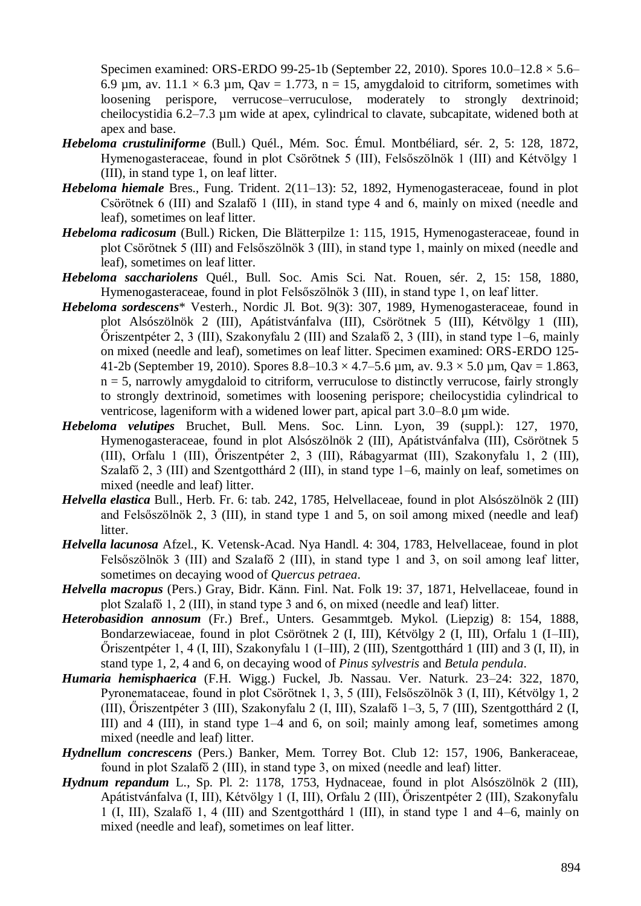Specimen examined: ORS-ERDO 99-25-1b (September 22, 2010). Spores 10.0–12.8 × 5.6–6.9 µm, av. 11.1 × 6.3 µm, Qav = 1.773, n = 15, amygdaloid to citriform, sometimes with loosening perispore, verrucose–verruculose, moderately to strongly dextrinoid; cheilocystidia 6.2–7.3 µm wide at apex, cylindrical to clavate, subcapitate, widened both at apex and base.

***Hebeloma crustuliniforme*** (Bull.) Quél., Mém. Soc. Émul. Montbéliard, sér. 2, 5: 128, 1872, Hymenogasteraceae, found in plot Csörötnek 5 (III), Felsőszölnök 1 (III) and Kétvölgy 1 (III), in stand type 1, on leaf litter.

***Hebeloma hiemale*** Bres., Fung. Trident. 2(11–13): 52, 1892, Hymenogasteraceae, found in plot Csörötnek 6 (III) and Szalafő 1 (III), in stand type 4 and 6, mainly on mixed (needle and leaf), sometimes on leaf litter.

***Hebeloma radicosum*** (Bull.) Ricken, Die Blätterpilze 1: 115, 1915, Hymenogasteraceae, found in plot Csörötnek 5 (III) and Felsőszölnök 3 (III), in stand type 1, mainly on mixed (needle and leaf), sometimes on leaf litter.

***Hebeloma sacchariolens*** Quél., Bull. Soc. Amis Sci. Nat. Rouen, sér. 2, 15: 158, 1880, Hymenogasteraceae, found in plot Felsőszölnök 3 (III), in stand type 1, on leaf litter.

***Hebeloma sordescens**** Vesterh., Nordic Jl. Bot. 9(3): 307, 1989, Hymenogasteraceae, found in plot Alsószölnök 2 (III), Apátistvánfalva (III), Csörötnek 5 (III), Kétvölgy 1 (III), Őriszentpéter 2, 3 (III), Szakonyfalu 2 (III) and Szalafő 2, 3 (III), in stand type 1–6, mainly on mixed (needle and leaf), sometimes on leaf litter. Specimen examined: ORS-ERDO 125-41-2b (September 19, 2010). Spores 8.8–10.3 × 4.7–5.6 µm, av. 9.3 × 5.0 µm, Qav = 1.863, n = 5, narrowly amygdaloid to citriform, verruculose to distinctly verrucose, fairly strongly to strongly dextrinoid, sometimes with loosening perispore; cheilocystidia cylindrical to ventricose, lageniform with a widened lower part, apical part 3.0–8.0 µm wide.

***Hebeloma velutipes*** Bruchet, Bull. Mens. Soc. Linn. Lyon, 39 (suppl.): 127, 1970, Hymenogasteraceae, found in plot Alsószölnök 2 (III), Apátistvánfalva (III), Csörötnek 5 (III), Orfalu 1 (III), Őriszentpéter 2, 3 (III), Rábagyarmat (III), Szakonyfalu 1, 2 (III), Szalafő 2, 3 (III) and Szentgotthárd 2 (III), in stand type 1–6, mainly on leaf, sometimes on mixed (needle and leaf) litter.

***Helvella elastica*** Bull., Herb. Fr. 6: tab. 242, 1785, Helvellaceae, found in plot Alsószölnök 2 (III) and Felsőszölnök 2, 3 (III), in stand type 1 and 5, on soil among mixed (needle and leaf) litter.

***Helvella lacunosa*** Afzel., K. Vetensk-Acad. Nya Handl. 4: 304, 1783, Helvellaceae, found in plot Felsőszölnök 3 (III) and Szalafő 2 (III), in stand type 1 and 3, on soil among leaf litter, sometimes on decaying wood of *Quercus petraea*.

***Helvella macropus*** (Pers.) Gray, Bidr. Känn. Finl. Nat. Folk 19: 37, 1871, Helvellaceae, found in plot Szalafő 1, 2 (III), in stand type 3 and 6, on mixed (needle and leaf) litter.

***Heterobasidion annosum*** (Fr.) Bref., Unters. Gesammtgeb. Mykol. (Liepzig) 8: 154, 1888, Bondarzewiaceae, found in plot Csörötnek 2 (I, III), Kétvölgy 2 (I, III), Orfalu 1 (I–III), Őriszentpéter 1, 4 (I, III), Szakonyfalu 1 (I–III), 2 (III), Szentgotthárd 1 (III) and 3 (I, II), in stand type 1, 2, 4 and 6, on decaying wood of *Pinus sylvestris* and *Betula pendula*.

***Humaria hemisphaerica*** (F.H. Wigg.) Fuckel, Jb. Nassau. Ver. Naturk. 23–24: 322, 1870, Pyronemataceae, found in plot Csörötnek 1, 3, 5 (III), Felsőszölnök 3 (I, III), Kétvölgy 1, 2 (III), Őriszentpéter 3 (III), Szakonyfalu 2 (I, III), Szalafő 1–3, 5, 7 (III), Szentgotthárd 2 (I, III) and 4 (III), in stand type 1–4 and 6, on soil; mainly among leaf, sometimes among mixed (needle and leaf) litter.

***Hydnellum concrescens*** (Pers.) Banker, Mem. Torrey Bot. Club 12: 157, 1906, Bankeraceae, found in plot Szalafő 2 (III), in stand type 3, on mixed (needle and leaf) litter.

***Hydnum repandum*** L., Sp. Pl. 2: 1178, 1753, Hydnaceae, found in plot Alsószölnök 2 (III), Apátistvánfalva (I, III), Kétvölgy 1 (I, III), Orfalu 2 (III), Őriszentpéter 2 (III), Szakonyfalu 1 (I, III), Szalafő 1, 4 (III) and Szentgotthárd 1 (III), in stand type 1 and 4–6, mainly on mixed (needle and leaf), sometimes on leaf litter.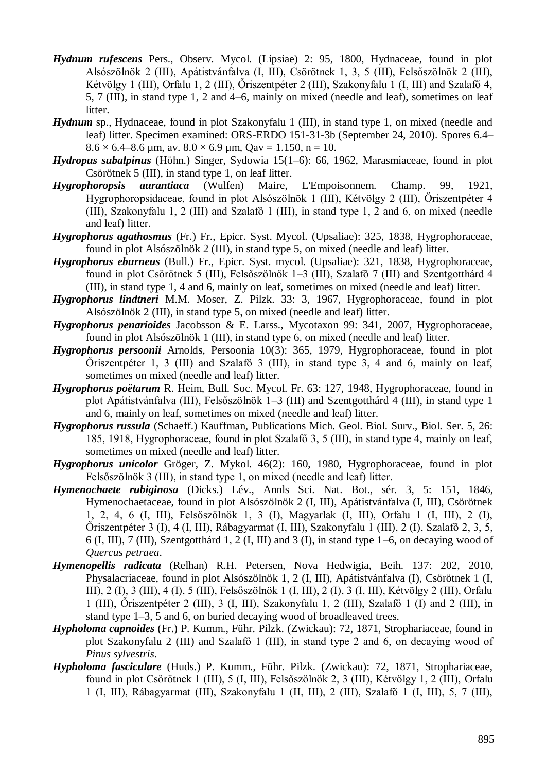***Hydnum rufescens*** Pers., Observ. Mycol. (Lipsiae) 2: 95, 1800, Hydnaceae, found in plot Alsószölnök 2 (III), Apátistvánfalva (I, III), Csörötnek 1, 3, 5 (III), Felsőszölnök 2 (III), Kétvölgy 1 (III), Orfalu 1, 2 (III), Őriszentpéter 2 (III), Szakonyfalu 1 (I, III) and Szalafő 4, 5, 7 (III), in stand type 1, 2 and 4–6, mainly on mixed (needle and leaf), sometimes on leaf litter.

***Hydnum*** sp., Hydnaceae, found in plot Szakonyfalu 1 (III), in stand type 1, on mixed (needle and leaf) litter. Specimen examined: ORS-ERDO 151-31-3b (September 24, 2010). Spores 6.4–8.6 × 6.4–8.6 µm, av. 8.0 × 6.9 µm, Qav = 1.150, n = 10.

***Hydropus subalpinus*** (Höhn.) Singer, Sydowia 15(1–6): 66, 1962, Marasmiaceae, found in plot Csörötnek 5 (III), in stand type 1, on leaf litter.

***Hygrophoropsis aurantiaca*** (Wulfen) Maire, L'Empoisonnem. Champ. 99, 1921, Hygrophoropsidaceae, found in plot Alsószölnök 1 (III), Kétvölgy 2 (III), Őriszentpéter 4 (III), Szakonyfalu 1, 2 (III) and Szalafő 1 (III), in stand type 1, 2 and 6, on mixed (needle and leaf) litter.

***Hygrophorus agathosmus*** (Fr.) Fr., Epicr. Syst. Mycol. (Upsaliae): 325, 1838, Hygrophoraceae, found in plot Alsószölnök 2 (III), in stand type 5, on mixed (needle and leaf) litter.

***Hygrophorus eburneus*** (Bull.) Fr., Epicr. Syst. mycol. (Upsaliae): 321, 1838, Hygrophoraceae, found in plot Csörötnek 5 (III), Felsőszölnök 1–3 (III), Szalafő 7 (III) and Szentgotthárd 4 (III), in stand type 1, 4 and 6, mainly on leaf, sometimes on mixed (needle and leaf) litter.

***Hygrophorus lindtneri*** M.M. Moser, Z. Pilzk. 33: 3, 1967, Hygrophoraceae, found in plot Alsószölnök 2 (III), in stand type 5, on mixed (needle and leaf) litter.

***Hygrophorus penarioides*** Jacobsson & E. Larss., Mycotaxon 99: 341, 2007, Hygrophoraceae, found in plot Alsószölnök 1 (III), in stand type 6, on mixed (needle and leaf) litter.

***Hygrophorus persoonii*** Arnolds, Persoonia 10(3): 365, 1979, Hygrophoraceae, found in plot Őriszentpéter 1, 3 (III) and Szalafő 3 (III), in stand type 3, 4 and 6, mainly on leaf, sometimes on mixed (needle and leaf) litter.

***Hygrophorus poëtarum*** R. Heim, Bull. Soc. Mycol. Fr. 63: 127, 1948, Hygrophoraceae, found in plot Apátistvánfalva (III), Felsőszölnök 1–3 (III) and Szentgotthárd 4 (III), in stand type 1 and 6, mainly on leaf, sometimes on mixed (needle and leaf) litter.

***Hygrophorus russula*** (Schaeff.) Kauffman, Publications Mich. Geol. Biol. Surv., Biol. Ser. 5, 26: 185, 1918, Hygrophoraceae, found in plot Szalafő 3, 5 (III), in stand type 4, mainly on leaf, sometimes on mixed (needle and leaf) litter.

***Hygrophorus unicolor*** Gröger, Z. Mykol. 46(2): 160, 1980, Hygrophoraceae, found in plot Felsőszölnök 3 (III), in stand type 1, on mixed (needle and leaf) litter.

***Hymenochaete rubiginosa*** (Dicks.) Lév., Annls Sci. Nat. Bot., sér. 3, 5: 151, 1846, Hymenochaetaceae, found in plot Alsószölnök 2 (I, III), Apátistvánfalva (I, III), Csörötnek 1, 2, 4, 6 (I, III), Felsőszölnök 1, 3 (I), Magyarlak (I, III), Orfalu 1 (I, III), 2 (I), Őriszentpéter 3 (I), 4 (I, III), Rábagyarmat (I, III), Szakonyfalu 1 (III), 2 (I), Szalafő 2, 3, 5, 6 (I, III), 7 (III), Szentgotthárd 1, 2 (I, III) and 3 (I), in stand type 1–6, on decaying wood of *Quercus petraea*.

***Hymenopellis radicata*** (Relhan) R.H. Petersen, Nova Hedwigia, Beih. 137: 202, 2010, Physalacriaceae, found in plot Alsószölnök 1, 2 (I, III), Apátistvánfalva (I), Csörötnek 1 (I, III), 2 (I), 3 (III), 4 (I), 5 (III), Felsőszölnök 1 (I, III), 2 (I), 3 (I, III), Kétvölgy 2 (III), Orfalu 1 (III), Őriszentpéter 2 (III), 3 (I, III), Szakonyfalu 1, 2 (III), Szalafő 1 (I) and 2 (III), in stand type 1–3, 5 and 6, on buried decaying wood of broadleaved trees.

***Hypholoma capnoides*** (Fr.) P. Kumm., Führ. Pilzk. (Zwickau): 72, 1871, Strophariaceae, found in plot Szakonyfalu 2 (III) and Szalafő 1 (III), in stand type 2 and 6, on decaying wood of *Pinus sylvestris*.

***Hypholoma fasciculare*** (Huds.) P. Kumm., Führ. Pilzk. (Zwickau): 72, 1871, Strophariaceae, found in plot Csörötnek 1 (III), 5 (I, III), Felsőszölnök 2, 3 (III), Kétvölgy 1, 2 (III), Orfalu 1 (I, III), Rábagyarmat (III), Szakonyfalu 1 (II, III), 2 (III), Szalafő 1 (I, III), 5, 7 (III),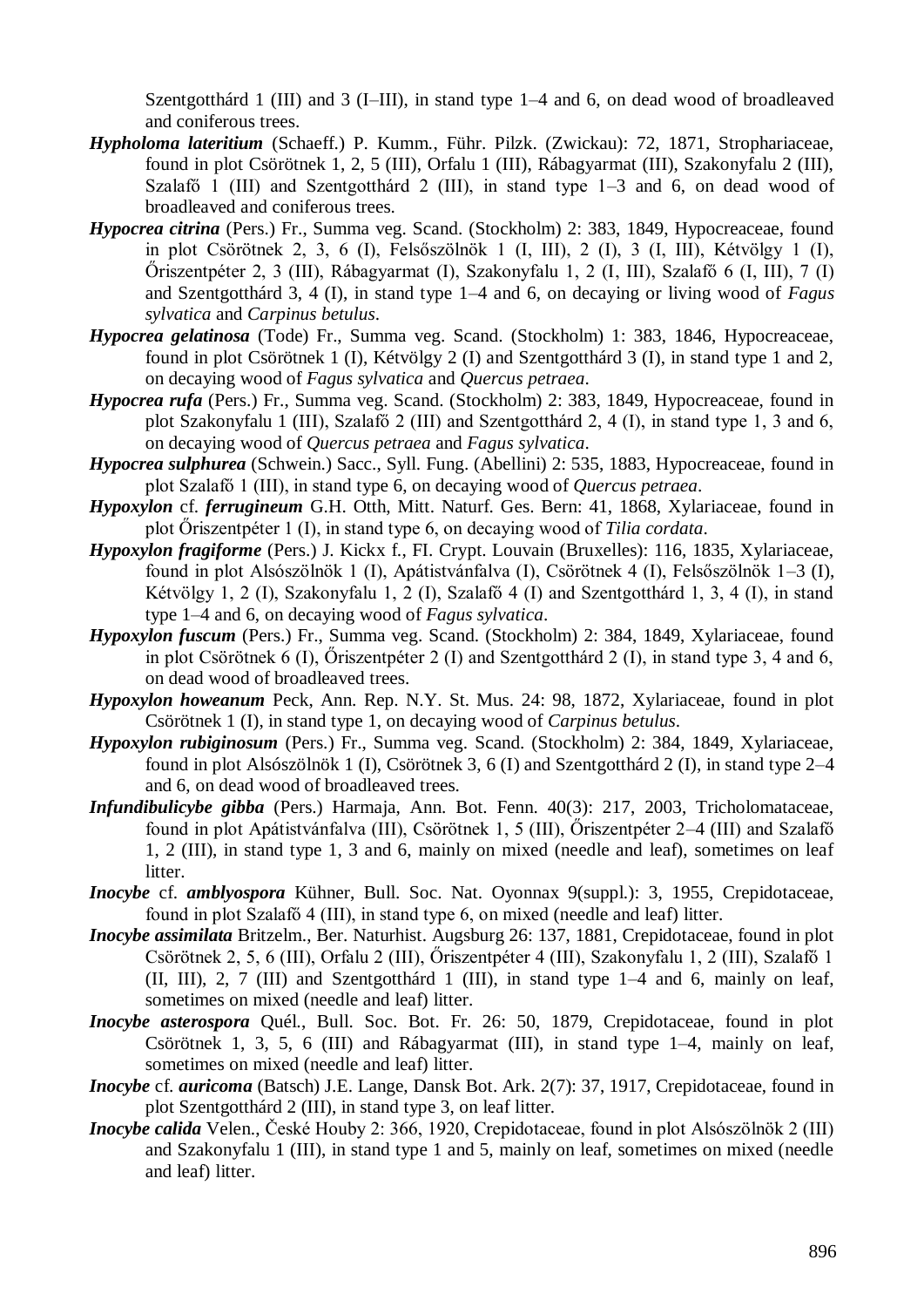Szentgotthárd 1 (III) and 3 (I–III), in stand type 1–4 and 6, on dead wood of broadleaved and coniferous trees.

***Hypholoma lateritium*** (Schaeff.) P. Kumm., Führ. Pilzk. (Zwickau): 72, 1871, Strophariaceae, found in plot Csörötnek 1, 2, 5 (III), Orfalu 1 (III), Rábagyarmat (III), Szakonyfalu 2 (III), Szalafő 1 (III) and Szentgotthárd 2 (III), in stand type 1–3 and 6, on dead wood of broadleaved and coniferous trees.

***Hypocrea citrina*** (Pers.) Fr., Summa veg. Scand. (Stockholm) 2: 383, 1849, Hypocreaceae, found in plot Csörötnek 2, 3, 6 (I), Felsőszölnök 1 (I, III), 2 (I), 3 (I, III), Kétvölgy 1 (I), Őriszentpéter 2, 3 (III), Rábagyarmat (I), Szakonyfalu 1, 2 (I, III), Szalafő 6 (I, III), 7 (I) and Szentgotthárd 3, 4 (I), in stand type 1–4 and 6, on decaying or living wood of *Fagus sylvatica* and *Carpinus betulus*.

***Hypocrea gelatinosa*** (Tode) Fr., Summa veg. Scand. (Stockholm) 1: 383, 1846, Hypocreaceae, found in plot Csörötnek 1 (I), Kétvölgy 2 (I) and Szentgotthárd 3 (I), in stand type 1 and 2, on decaying wood of *Fagus sylvatica* and *Quercus petraea*.

***Hypocrea rufa*** (Pers.) Fr., Summa veg. Scand. (Stockholm) 2: 383, 1849, Hypocreaceae, found in plot Szakonyfalu 1 (III), Szalafő 2 (III) and Szentgotthárd 2, 4 (I), in stand type 1, 3 and 6, on decaying wood of *Quercus petraea* and *Fagus sylvatica*.

***Hypocrea sulphurea*** (Schwein.) Sacc., Syll. Fung. (Abellini) 2: 535, 1883, Hypocreaceae, found in plot Szalafő 1 (III), in stand type 6, on decaying wood of *Quercus petraea*.

***Hypoxylon*** cf. ***ferrugineum*** G.H. Otth, Mitt. Naturf. Ges. Bern: 41, 1868, Xylariaceae, found in plot Őriszentpéter 1 (I), in stand type 6, on decaying wood of *Tilia cordata*.

***Hypoxylon fragiforme*** (Pers.) J. Kickx f., Fl. Crypt. Louvain (Bruxelles): 116, 1835, Xylariaceae, found in plot Alsószölnök 1 (I), Apátistvánfalva (I), Csörötnek 4 (I), Felsőszölnök 1–3 (I), Kétvölgy 1, 2 (I), Szakonyfalu 1, 2 (I), Szalafő 4 (I) and Szentgotthárd 1, 3, 4 (I), in stand type 1–4 and 6, on decaying wood of *Fagus sylvatica*.

***Hypoxylon fuscum*** (Pers.) Fr., Summa veg. Scand. (Stockholm) 2: 384, 1849, Xylariaceae, found in plot Csörötnek 6 (I), Őriszentpéter 2 (I) and Szentgotthárd 2 (I), in stand type 3, 4 and 6, on dead wood of broadleaved trees.

***Hypoxylon howeanum*** Peck, Ann. Rep. N.Y. St. Mus. 24: 98, 1872, Xylariaceae, found in plot Csörötnek 1 (I), in stand type 1, on decaying wood of *Carpinus betulus*.

***Hypoxylon rubiginosum*** (Pers.) Fr., Summa veg. Scand. (Stockholm) 2: 384, 1849, Xylariaceae, found in plot Alsószölnök 1 (I), Csörötnek 3, 6 (I) and Szentgotthárd 2 (I), in stand type 2–4 and 6, on dead wood of broadleaved trees.

***Infundibulicybe gibba*** (Pers.) Harmaja, Ann. Bot. Fenn. 40(3): 217, 2003, Tricholomataceae, found in plot Apátistvánfalva (III), Csörötnek 1, 5 (III), Őriszentpéter 2–4 (III) and Szalafő 1, 2 (III), in stand type 1, 3 and 6, mainly on mixed (needle and leaf), sometimes on leaf litter.

***Inocybe*** cf. ***amblyospora*** Kühner, Bull. Soc. Nat. Oyonnax 9(suppl.): 3, 1955, Crepidotaceae, found in plot Szalafő 4 (III), in stand type 6, on mixed (needle and leaf) litter.

***Inocybe assimilata*** Britzelm., Ber. Naturhist. Augsburg 26: 137, 1881, Crepidotaceae, found in plot Csörötnek 2, 5, 6 (III), Orfalu 2 (III), Őriszentpéter 4 (III), Szakonyfalu 1, 2 (III), Szalafő 1 (II, III), 2, 7 (III) and Szentgotthárd 1 (III), in stand type 1–4 and 6, mainly on leaf, sometimes on mixed (needle and leaf) litter.

***Inocybe asterospora*** Quél., Bull. Soc. Bot. Fr. 26: 50, 1879, Crepidotaceae, found in plot Csörötnek 1, 3, 5, 6 (III) and Rábagyarmat (III), in stand type 1–4, mainly on leaf, sometimes on mixed (needle and leaf) litter.

***Inocybe*** cf. ***auricoma*** (Batsch) J.E. Lange, Dansk Bot. Ark. 2(7): 37, 1917, Crepidotaceae, found in plot Szentgotthárd 2 (III), in stand type 3, on leaf litter.

***Inocybe calida*** Velen., České Houby 2: 366, 1920, Crepidotaceae, found in plot Alsószölnök 2 (III) and Szakonyfalu 1 (III), in stand type 1 and 5, mainly on leaf, sometimes on mixed (needle and leaf) litter.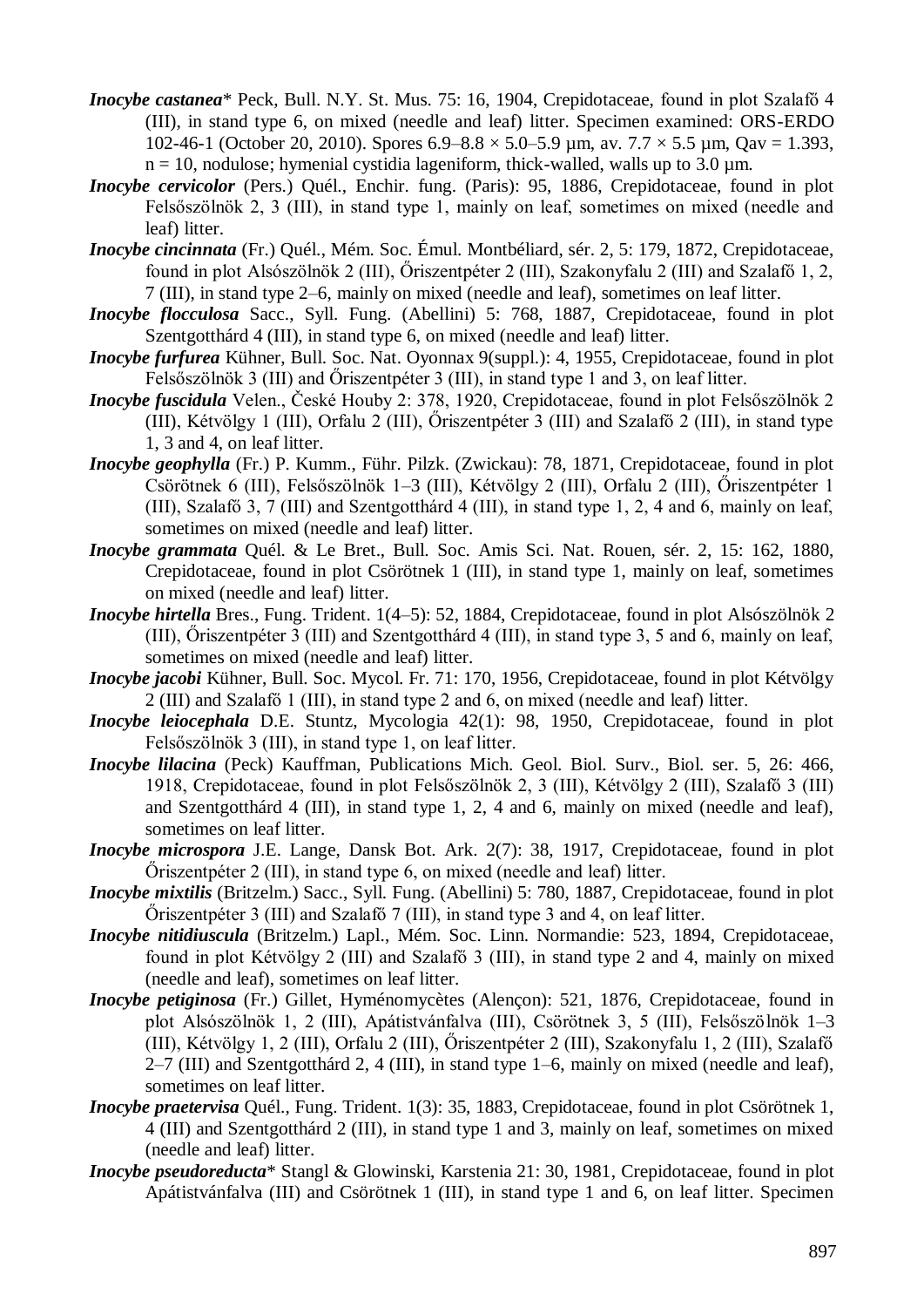***Inocybe castanea**** Peck, Bull. N.Y. St. Mus. 75: 16, 1904, Crepidotaceae, found in plot Szalafő 4 (III), in stand type 6, on mixed (needle and leaf) litter. Specimen examined: ORS-ERDO 102-46-1 (October 20, 2010). Spores 6.9–8.8 × 5.0–5.9 µm, av. 7.7 × 5.5 µm, Qav = 1.393, n = 10, nodulose; hymenial cystidia lageniform, thick-walled, walls up to 3.0 µm.

***Inocybe cervicolor*** (Pers.) Quél., Enchir. fung. (Paris): 95, 1886, Crepidotaceae, found in plot Felsőszölnök 2, 3 (III), in stand type 1, mainly on leaf, sometimes on mixed (needle and leaf) litter.

***Inocybe cincinnata*** (Fr.) Quél., Mém. Soc. Émul. Montbéliard, sér. 2, 5: 179, 1872, Crepidotaceae, found in plot Alsószölnök 2 (III), Őriszentpéter 2 (III), Szakonyfalu 2 (III) and Szalafő 1, 2, 7 (III), in stand type 2–6, mainly on mixed (needle and leaf), sometimes on leaf litter.

***Inocybe flocculosa*** Sacc., Syll. Fung. (Abellini) 5: 768, 1887, Crepidotaceae, found in plot Szentgotthárd 4 (III), in stand type 6, on mixed (needle and leaf) litter.

***Inocybe furfurea*** Kühner, Bull. Soc. Nat. Oyonnax 9(suppl.): 4, 1955, Crepidotaceae, found in plot Felsőszölnök 3 (III) and Őriszentpéter 3 (III), in stand type 1 and 3, on leaf litter.

***Inocybe fuscidula*** Velen., České Houby 2: 378, 1920, Crepidotaceae, found in plot Felsőszölnök 2 (III), Kétvölgy 1 (III), Orfalu 2 (III), Őriszentpéter 3 (III) and Szalafő 2 (III), in stand type 1, 3 and 4, on leaf litter.

***Inocybe geophylla*** (Fr.) P. Kumm., Führ. Pilzk. (Zwickau): 78, 1871, Crepidotaceae, found in plot Csörötnek 6 (III), Felsőszölnök 1–3 (III), Kétvölgy 2 (III), Orfalu 2 (III), Őriszentpéter 1 (III), Szalafő 3, 7 (III) and Szentgotthárd 4 (III), in stand type 1, 2, 4 and 6, mainly on leaf, sometimes on mixed (needle and leaf) litter.

***Inocybe grammata*** Quél. & Le Bret., Bull. Soc. Amis Sci. Nat. Rouen, sér. 2, 15: 162, 1880, Crepidotaceae, found in plot Csörötnek 1 (III), in stand type 1, mainly on leaf, sometimes on mixed (needle and leaf) litter.

***Inocybe hirtella*** Bres., Fung. Trident. 1(4–5): 52, 1884, Crepidotaceae, found in plot Alsószölnök 2 (III), Őriszentpéter 3 (III) and Szentgotthárd 4 (III), in stand type 3, 5 and 6, mainly on leaf, sometimes on mixed (needle and leaf) litter.

***Inocybe jacobi*** Kühner, Bull. Soc. Mycol. Fr. 71: 170, 1956, Crepidotaceae, found in plot Kétvölgy 2 (III) and Szalafő 1 (III), in stand type 2 and 6, on mixed (needle and leaf) litter.

***Inocybe leiocephala*** D.E. Stuntz, Mycologia 42(1): 98, 1950, Crepidotaceae, found in plot Felsőszölnök 3 (III), in stand type 1, on leaf litter.

***Inocybe lilacina*** (Peck) Kauffman, Publications Mich. Geol. Biol. Surv., Biol. ser. 5, 26: 466, 1918, Crepidotaceae, found in plot Felsőszölnök 2, 3 (III), Kétvölgy 2 (III), Szalafő 3 (III) and Szentgotthárd 4 (III), in stand type 1, 2, 4 and 6, mainly on mixed (needle and leaf), sometimes on leaf litter.

***Inocybe microspora*** J.E. Lange, Dansk Bot. Ark. 2(7): 38, 1917, Crepidotaceae, found in plot Őriszentpéter 2 (III), in stand type 6, on mixed (needle and leaf) litter.

***Inocybe mixtilis*** (Britzelm.) Sacc., Syll. Fung. (Abellini) 5: 780, 1887, Crepidotaceae, found in plot Őriszentpéter 3 (III) and Szalafő 7 (III), in stand type 3 and 4, on leaf litter.

***Inocybe nitidiuscula*** (Britzelm.) Lapl., Mém. Soc. Linn. Normandie: 523, 1894, Crepidotaceae, found in plot Kétvölgy 2 (III) and Szalafő 3 (III), in stand type 2 and 4, mainly on mixed (needle and leaf), sometimes on leaf litter.

***Inocybe petiginosa*** (Fr.) Gillet, Hyménomycètes (Alençon): 521, 1876, Crepidotaceae, found in plot Alsószölnök 1, 2 (III), Apátistvánfalva (III), Csörötnek 3, 5 (III), Felsőszölnök 1–3 (III), Kétvölgy 1, 2 (III), Orfalu 2 (III), Őriszentpéter 2 (III), Szakonyfalu 1, 2 (III), Szalafő 2–7 (III) and Szentgotthárd 2, 4 (III), in stand type 1–6, mainly on mixed (needle and leaf), sometimes on leaf litter.

***Inocybe praetervisa*** Quél., Fung. Trident. 1(3): 35, 1883, Crepidotaceae, found in plot Csörötnek 1, 4 (III) and Szentgotthárd 2 (III), in stand type 1 and 3, mainly on leaf, sometimes on mixed (needle and leaf) litter.

***Inocybe pseudoreducta**** Stangl & Glowinski, Karstenia 21: 30, 1981, Crepidotaceae, found in plot Apátistvánfalva (III) and Csörötnek 1 (III), in stand type 1 and 6, on leaf litter. Specimen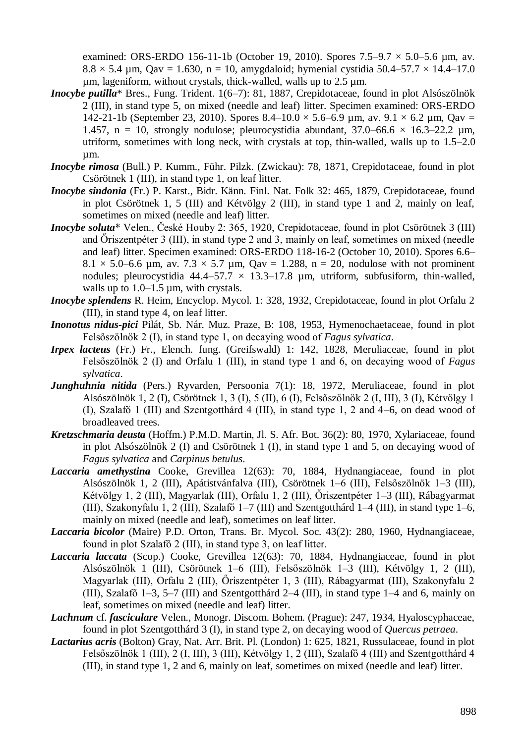examined: ORS-ERDO 156-11-1b (October 19, 2010). Spores 7.5–9.7 × 5.0–5.6 µm, av. 8.8 × 5.4 µm, Qav = 1.630, n = 10, amygdaloid; hymenial cystidia 50.4–57.7 × 14.4–17.0 µm, lageniform, without crystals, thick-walled, walls up to 2.5 µm.

***Inocybe putilla**** Bres., Fung. Trident. 1(6–7): 81, 1887, Crepidotaceae, found in plot Alsószölnök 2 (III), in stand type 5, on mixed (needle and leaf) litter. Specimen examined: ORS-ERDO 142-21-1b (September 23, 2010). Spores 8.4–10.0 × 5.6–6.9 µm, av. 9.1 × 6.2 µm, Qav = 1.457, n = 10, strongly nodulose; pleurocystidia abundant, 37.0–66.6 × 16.3–22.2 µm, utriform, sometimes with long neck, with crystals at top, thin-walled, walls up to 1.5–2.0 µm.

***Inocybe rimosa*** (Bull.) P. Kumm., Führ. Pilzk. (Zwickau): 78, 1871, Crepidotaceae, found in plot Csörötnek 1 (III), in stand type 1, on leaf litter.

***Inocybe sindonia*** (Fr.) P. Karst., Bidr. Känn. Finl. Nat. Folk 32: 465, 1879, Crepidotaceae, found in plot Csörötnek 1, 5 (III) and Kétvölgy 2 (III), in stand type 1 and 2, mainly on leaf, sometimes on mixed (needle and leaf) litter.

***Inocybe soluta**** Velen., České Houby 2: 365, 1920, Crepidotaceae, found in plot Csörötnek 3 (III) and Őriszentpéter 3 (III), in stand type 2 and 3, mainly on leaf, sometimes on mixed (needle and leaf) litter. Specimen examined: ORS-ERDO 118-16-2 (October 10, 2010). Spores 6.6–8.1 × 5.0–6.6 µm, av. 7.3 × 5.7 µm, Qav = 1.288, n = 20, nodulose with not prominent nodules; pleurocystidia 44.4–57.7 × 13.3–17.8 µm, utriform, subfusiform, thin-walled, walls up to 1.0–1.5 µm, with crystals.

***Inocybe splendens*** R. Heim, Encyclop. Mycol. 1: 328, 1932, Crepidotaceae, found in plot Orfalu 2 (III), in stand type 4, on leaf litter.

***Inonotus nidus-pici*** Pilát, Sb. Nár. Muz. Praze, B: 108, 1953, Hymenochaetaceae, found in plot Felsőszölnök 2 (I), in stand type 1, on decaying wood of *Fagus sylvatica*.

***Irpex lacteus*** (Fr.) Fr., Elench. fung. (Greifswald) 1: 142, 1828, Meruliaceae, found in plot Felsőszölnök 2 (I) and Orfalu 1 (III), in stand type 1 and 6, on decaying wood of *Fagus sylvatica*.

***Junghuhnia nitida*** (Pers.) Ryvarden, Persoonia 7(1): 18, 1972, Meruliaceae, found in plot Alsószölnök 1, 2 (I), Csörötnek 1, 3 (I), 5 (II), 6 (I), Felsőszölnök 2 (I, III), 3 (I), Kétvölgy 1 (I), Szalafő 1 (III) and Szentgotthárd 4 (III), in stand type 1, 2 and 4–6, on dead wood of broadleaved trees.

***Kretzschmaria deusta*** (Hoffm.) P.M.D. Martin, Jl. S. Afr. Bot. 36(2): 80, 1970, Xylariaceae, found in plot Alsószölnök 2 (I) and Csörötnek 1 (I), in stand type 1 and 5, on decaying wood of *Fagus sylvatica* and *Carpinus betulus*.

***Laccaria amethystina*** Cooke, Grevillea 12(63): 70, 1884, Hydnangiaceae, found in plot Alsószölnök 1, 2 (III), Apátistvánfalva (III), Csörötnek 1–6 (III), Felsőszölnök 1–3 (III), Kétvölgy 1, 2 (III), Magyarlak (III), Orfalu 1, 2 (III), Őriszentpéter 1–3 (III), Rábagyarmat (III), Szakonyfalu 1, 2 (III), Szalafő 1–7 (III) and Szentgotthárd 1–4 (III), in stand type 1–6, mainly on mixed (needle and leaf), sometimes on leaf litter.

***Laccaria bicolor*** (Maire) P.D. Orton, Trans. Br. Mycol. Soc. 43(2): 280, 1960, Hydnangiaceae, found in plot Szalafő 2 (III), in stand type 3, on leaf litter.

***Laccaria laccata*** (Scop.) Cooke, Grevillea 12(63): 70, 1884, Hydnangiaceae, found in plot Alsószölnök 1 (III), Csörötnek 1–6 (III), Felsőszölnök 1–3 (III), Kétvölgy 1, 2 (III), Magyarlak (III), Orfalu 2 (III), Őriszentpéter 1, 3 (III), Rábagyarmat (III), Szakonyfalu 2 (III), Szalafő 1–3, 5–7 (III) and Szentgotthárd 2–4 (III), in stand type 1–4 and 6, mainly on leaf, sometimes on mixed (needle and leaf) litter.

***Lachnum*** cf. ***fasciculare*** Velen., Monogr. Discom. Bohem. (Prague): 247, 1934, Hyaloscyphaceae, found in plot Szentgotthárd 3 (I), in stand type 2, on decaying wood of *Quercus petraea*.

***Lactarius acris*** (Bolton) Gray, Nat. Arr. Brit. Pl. (London) 1: 625, 1821, Russulaceae, found in plot Felsőszölnök 1 (III), 2 (I, III), 3 (III), Kétvölgy 1, 2 (III), Szalafő 4 (III) and Szentgotthárd 4 (III), in stand type 1, 2 and 6, mainly on leaf, sometimes on mixed (needle and leaf) litter.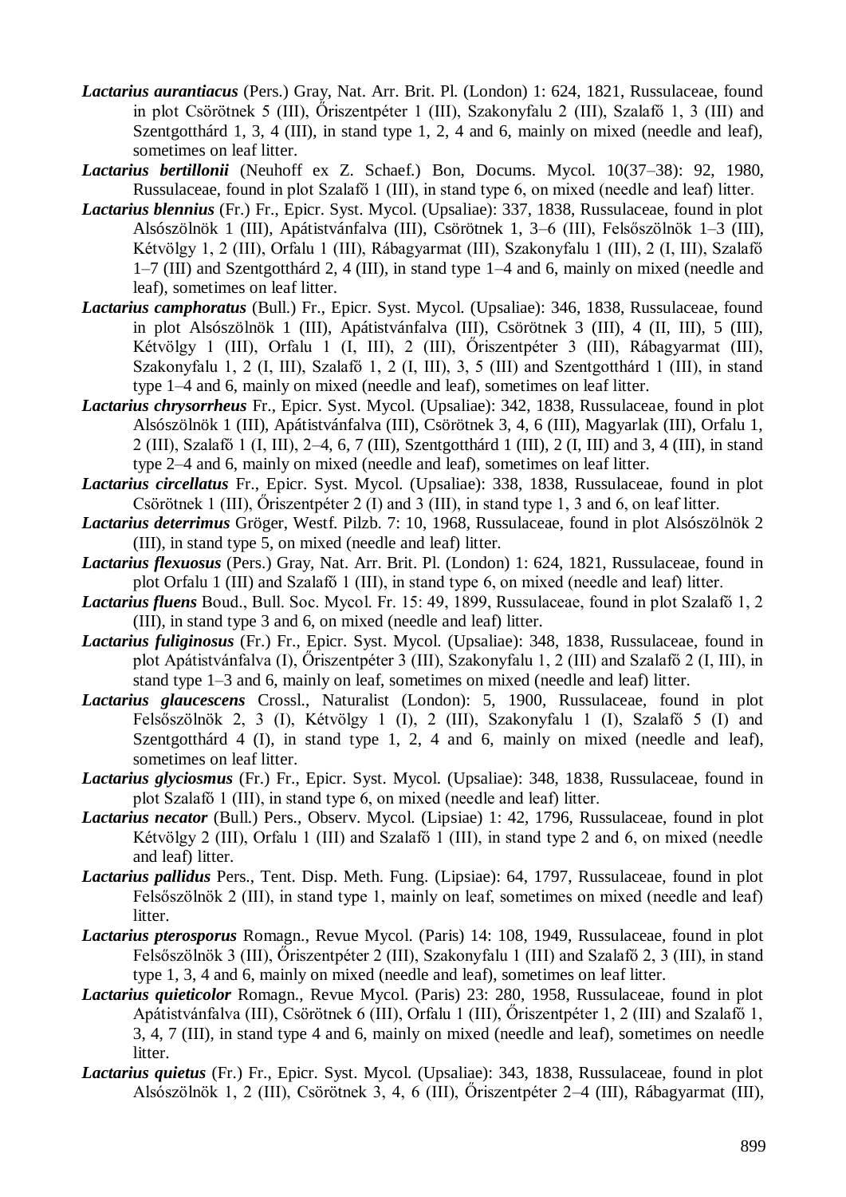***Lactarius aurantiacus*** (Pers.) Gray, Nat. Arr. Brit. Pl. (London) 1: 624, 1821, Russulaceae, found in plot Csörötnek 5 (III), Őriszentpéter 1 (III), Szakonyfalu 2 (III), Szalafő 1, 3 (III) and Szentgotthárd 1, 3, 4 (III), in stand type 1, 2, 4 and 6, mainly on mixed (needle and leaf), sometimes on leaf litter.

***Lactarius bertillonii*** (Neuhoff ex Z. Schaef.) Bon, Docums. Mycol. 10(37–38): 92, 1980, Russulaceae, found in plot Szalafő 1 (III), in stand type 6, on mixed (needle and leaf) litter.

***Lactarius blennius*** (Fr.) Fr., Epicr. Syst. Mycol. (Upsaliae): 337, 1838, Russulaceae, found in plot Alsószölnök 1 (III), Apátistvánfalva (III), Csörötnek 1, 3–6 (III), Felsőszölnök 1–3 (III), Kétvölgy 1, 2 (III), Orfalu 1 (III), Rábagyarmat (III), Szakonyfalu 1 (III), 2 (I, III), Szalafő 1–7 (III) and Szentgotthárd 2, 4 (III), in stand type 1–4 and 6, mainly on mixed (needle and leaf), sometimes on leaf litter.

***Lactarius camphoratus*** (Bull.) Fr., Epicr. Syst. Mycol. (Upsaliae): 346, 1838, Russulaceae, found in plot Alsószölnök 1 (III), Apátistvánfalva (III), Csörötnek 3 (III), 4 (II, III), 5 (III), Kétvölgy 1 (III), Orfalu 1 (I, III), 2 (III), Őriszentpéter 3 (III), Rábagyarmat (III), Szakonyfalu 1, 2 (I, III), Szalafő 1, 2 (I, III), 3, 5 (III) and Szentgotthárd 1 (III), in stand type 1–4 and 6, mainly on mixed (needle and leaf), sometimes on leaf litter.

***Lactarius chrysorrheus*** Fr., Epicr. Syst. Mycol. (Upsaliae): 342, 1838, Russulaceae, found in plot Alsószölnök 1 (III), Apátistvánfalva (III), Csörötnek 3, 4, 6 (III), Magyarlak (III), Orfalu 1, 2 (III), Szalafő 1 (I, III), 2–4, 6, 7 (III), Szentgotthárd 1 (III), 2 (I, III) and 3, 4 (III), in stand type 2–4 and 6, mainly on mixed (needle and leaf), sometimes on leaf litter.

***Lactarius circellatus*** Fr., Epicr. Syst. Mycol. (Upsaliae): 338, 1838, Russulaceae, found in plot Csörötnek 1 (III), Őriszentpéter 2 (I) and 3 (III), in stand type 1, 3 and 6, on leaf litter.

***Lactarius deterrimus*** Gröger, Westf. Pilzb. 7: 10, 1968, Russulaceae, found in plot Alsószölnök 2 (III), in stand type 5, on mixed (needle and leaf) litter.

***Lactarius flexuosus*** (Pers.) Gray, Nat. Arr. Brit. Pl. (London) 1: 624, 1821, Russulaceae, found in plot Orfalu 1 (III) and Szalafő 1 (III), in stand type 6, on mixed (needle and leaf) litter.

***Lactarius fluens*** Boud., Bull. Soc. Mycol. Fr. 15: 49, 1899, Russulaceae, found in plot Szalafő 1, 2 (III), in stand type 3 and 6, on mixed (needle and leaf) litter.

***Lactarius fuliginosus*** (Fr.) Fr., Epicr. Syst. Mycol. (Upsaliae): 348, 1838, Russulaceae, found in plot Apátistvánfalva (I), Őriszentpéter 3 (III), Szakonyfalu 1, 2 (III) and Szalafő 2 (I, III), in stand type 1–3 and 6, mainly on leaf, sometimes on mixed (needle and leaf) litter.

***Lactarius glaucescens*** Crossl., Naturalist (London): 5, 1900, Russulaceae, found in plot Felsőszölnök 2, 3 (I), Kétvölgy 1 (I), 2 (III), Szakonyfalu 1 (I), Szalafő 5 (I) and Szentgotthárd 4 (I), in stand type 1, 2, 4 and 6, mainly on mixed (needle and leaf), sometimes on leaf litter.

***Lactarius glyciosmus*** (Fr.) Fr., Epicr. Syst. Mycol. (Upsaliae): 348, 1838, Russulaceae, found in plot Szalafő 1 (III), in stand type 6, on mixed (needle and leaf) litter.

***Lactarius necator*** (Bull.) Pers., Observ. Mycol. (Lipsiae) 1: 42, 1796, Russulaceae, found in plot Kétvölgy 2 (III), Orfalu 1 (III) and Szalafő 1 (III), in stand type 2 and 6, on mixed (needle and leaf) litter.

***Lactarius pallidus*** Pers., Tent. Disp. Meth. Fung. (Lipsiae): 64, 1797, Russulaceae, found in plot Felsőszölnök 2 (III), in stand type 1, mainly on leaf, sometimes on mixed (needle and leaf) litter.

***Lactarius pterosporus*** Romagn., Revue Mycol. (Paris) 14: 108, 1949, Russulaceae, found in plot Felsőszölnök 3 (III), Őriszentpéter 2 (III), Szakonyfalu 1 (III) and Szalafő 2, 3 (III), in stand type 1, 3, 4 and 6, mainly on mixed (needle and leaf), sometimes on leaf litter.

***Lactarius quieticolor*** Romagn., Revue Mycol. (Paris) 23: 280, 1958, Russulaceae, found in plot Apátistvánfalva (III), Csörötnek 6 (III), Orfalu 1 (III), Őriszentpéter 1, 2 (III) and Szalafő 1, 3, 4, 7 (III), in stand type 4 and 6, mainly on mixed (needle and leaf), sometimes on needle litter.

***Lactarius quietus*** (Fr.) Fr., Epicr. Syst. Mycol. (Upsaliae): 343, 1838, Russulaceae, found in plot Alsószölnök 1, 2 (III), Csörötnek 3, 4, 6 (III), Őriszentpéter 2–4 (III), Rábagyarmat (III),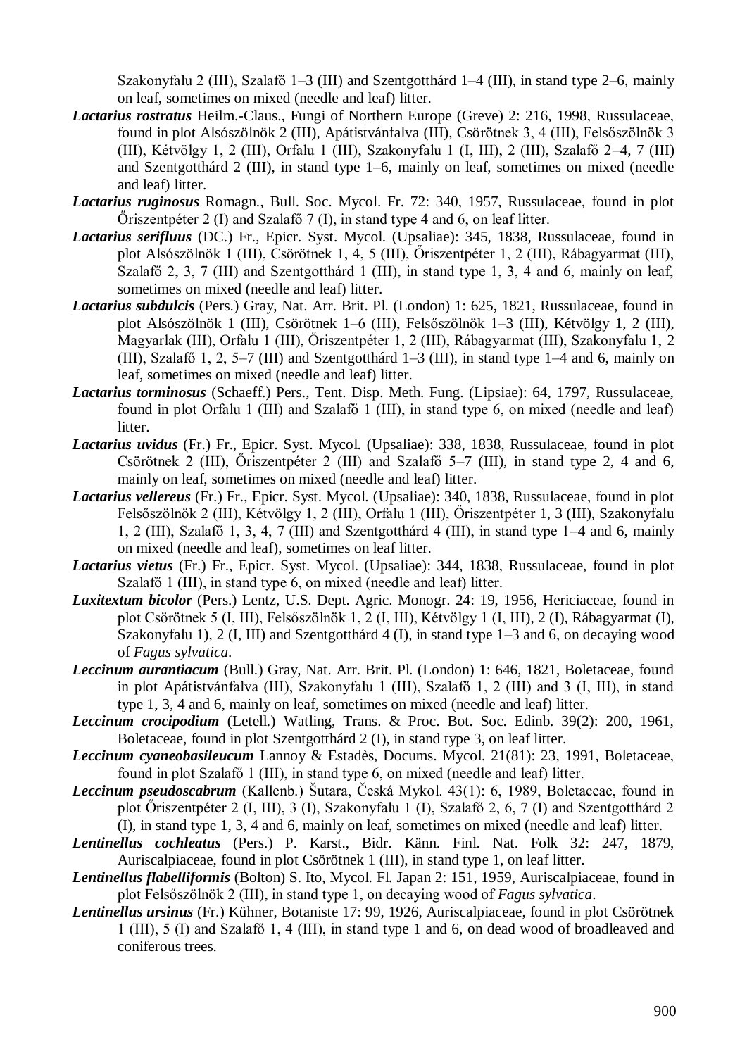Szakonyfalu 2 (III), Szalafő 1–3 (III) and Szentgotthárd 1–4 (III), in stand type 2–6, mainly on leaf, sometimes on mixed (needle and leaf) litter.

***Lactarius rostratus*** Heilm.-Claus., Fungi of Northern Europe (Greve) 2: 216, 1998, Russulaceae, found in plot Alsószölnök 2 (III), Apátistvánfalva (III), Csörötnek 3, 4 (III), Felsőszölnök 3 (III), Kétvölgy 1, 2 (III), Orfalu 1 (III), Szakonyfalu 1 (I, III), 2 (III), Szalafő 2–4, 7 (III) and Szentgotthárd 2 (III), in stand type 1–6, mainly on leaf, sometimes on mixed (needle and leaf) litter.

***Lactarius ruginosus*** Romagn., Bull. Soc. Mycol. Fr. 72: 340, 1957, Russulaceae, found in plot Őriszentpéter 2 (I) and Szalafő 7 (I), in stand type 4 and 6, on leaf litter.

***Lactarius serifluus*** (DC.) Fr., Epicr. Syst. Mycol. (Upsaliae): 345, 1838, Russulaceae, found in plot Alsószölnök 1 (III), Csörötnek 1, 4, 5 (III), Őriszentpéter 1, 2 (III), Rábagyarmat (III), Szalafő 2, 3, 7 (III) and Szentgotthárd 1 (III), in stand type 1, 3, 4 and 6, mainly on leaf, sometimes on mixed (needle and leaf) litter.

***Lactarius subdulcis*** (Pers.) Gray, Nat. Arr. Brit. Pl. (London) 1: 625, 1821, Russulaceae, found in plot Alsószölnök 1 (III), Csörötnek 1–6 (III), Felsőszölnök 1–3 (III), Kétvölgy 1, 2 (III), Magyarlak (III), Orfalu 1 (III), Őriszentpéter 1, 2 (III), Rábagyarmat (III), Szakonyfalu 1, 2 (III), Szalafő 1, 2, 5–7 (III) and Szentgotthárd 1–3 (III), in stand type 1–4 and 6, mainly on leaf, sometimes on mixed (needle and leaf) litter.

***Lactarius torminosus*** (Schaeff.) Pers., Tent. Disp. Meth. Fung. (Lipsiae): 64, 1797, Russulaceae, found in plot Orfalu 1 (III) and Szalafő 1 (III), in stand type 6, on mixed (needle and leaf) litter.

***Lactarius uvidus*** (Fr.) Fr., Epicr. Syst. Mycol. (Upsaliae): 338, 1838, Russulaceae, found in plot Csörötnek 2 (III), Őriszentpéter 2 (III) and Szalafő 5–7 (III), in stand type 2, 4 and 6, mainly on leaf, sometimes on mixed (needle and leaf) litter.

***Lactarius vellereus*** (Fr.) Fr., Epicr. Syst. Mycol. (Upsaliae): 340, 1838, Russulaceae, found in plot Felsőszölnök 2 (III), Kétvölgy 1, 2 (III), Orfalu 1 (III), Őriszentpéter 1, 3 (III), Szakonyfalu 1, 2 (III), Szalafő 1, 3, 4, 7 (III) and Szentgotthárd 4 (III), in stand type 1–4 and 6, mainly on mixed (needle and leaf), sometimes on leaf litter.

***Lactarius vietus*** (Fr.) Fr., Epicr. Syst. Mycol. (Upsaliae): 344, 1838, Russulaceae, found in plot Szalafő 1 (III), in stand type 6, on mixed (needle and leaf) litter.

***Laxitextum bicolor*** (Pers.) Lentz, U.S. Dept. Agric. Monogr. 24: 19, 1956, Hericiaceae, found in plot Csörötnek 5 (I, III), Felsőszölnök 1, 2 (I, III), Kétvölgy 1 (I, III), 2 (I), Rábagyarmat (I), Szakonyfalu 1), 2 (I, III) and Szentgotthárd 4 (I), in stand type 1–3 and 6, on decaying wood of *Fagus sylvatica*.

***Leccinum aurantiacum*** (Bull.) Gray, Nat. Arr. Brit. Pl. (London) 1: 646, 1821, Boletaceae, found in plot Apátistvánfalva (III), Szakonyfalu 1 (III), Szalafő 1, 2 (III) and 3 (I, III), in stand type 1, 3, 4 and 6, mainly on leaf, sometimes on mixed (needle and leaf) litter.

***Leccinum crocipodium*** (Letell.) Watling, Trans. & Proc. Bot. Soc. Edinb. 39(2): 200, 1961, Boletaceae, found in plot Szentgotthárd 2 (I), in stand type 3, on leaf litter.

***Leccinum cyaneobasileucum*** Lannoy & Estadès, Docums. Mycol. 21(81): 23, 1991, Boletaceae, found in plot Szalafő 1 (III), in stand type 6, on mixed (needle and leaf) litter.

***Leccinum pseudoscabrum*** (Kallenb.) Šutara, Česká Mykol. 43(1): 6, 1989, Boletaceae, found in plot Őriszentpéter 2 (I, III), 3 (I), Szakonyfalu 1 (I), Szalafő 2, 6, 7 (I) and Szentgotthárd 2 (I), in stand type 1, 3, 4 and 6, mainly on leaf, sometimes on mixed (needle and leaf) litter.

***Lentinellus cochleatus*** (Pers.) P. Karst., Bidr. Känn. Finl. Nat. Folk 32: 247, 1879, Auriscalpiaceae, found in plot Csörötnek 1 (III), in stand type 1, on leaf litter.

***Lentinellus flabelliformis*** (Bolton) S. Ito, Mycol. Fl. Japan 2: 151, 1959, Auriscalpiaceae, found in plot Felsőszölnök 2 (III), in stand type 1, on decaying wood of *Fagus sylvatica*.

***Lentinellus ursinus*** (Fr.) Kühner, Botaniste 17: 99, 1926, Auriscalpiaceae, found in plot Csörötnek 1 (III), 5 (I) and Szalafő 1, 4 (III), in stand type 1 and 6, on dead wood of broadleaved and coniferous trees.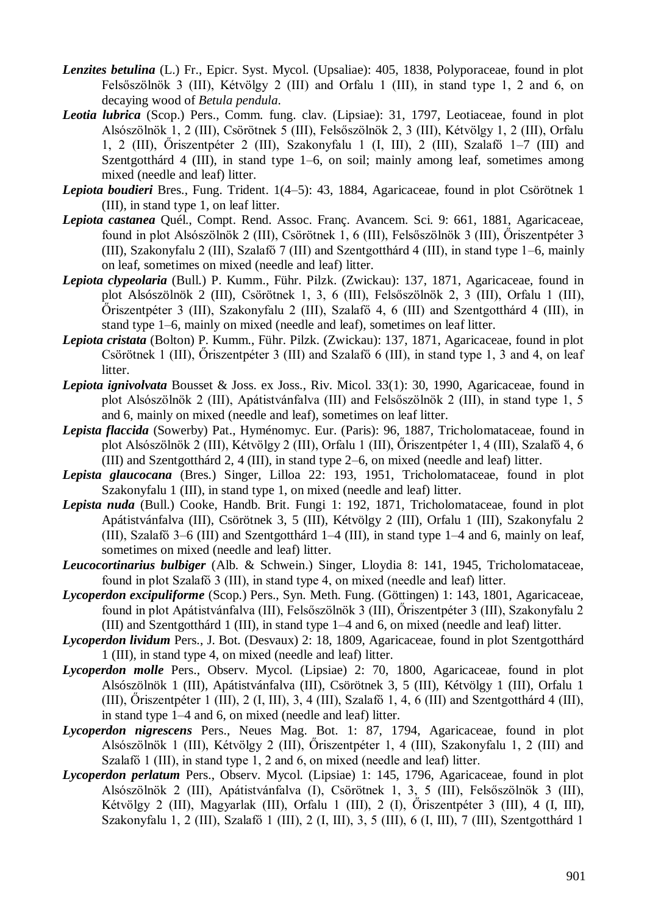***Lenzites betulina*** (L.) Fr., Epicr. Syst. Mycol. (Upsaliae): 405, 1838, Polyporaceae, found in plot Felsőszölnök 3 (III), Kétvölgy 2 (III) and Orfalu 1 (III), in stand type 1, 2 and 6, on decaying wood of *Betula pendula*.

***Leotia lubrica*** (Scop.) Pers., Comm. fung. clav. (Lipsiae): 31, 1797, Leotiaceae, found in plot Alsószölnök 1, 2 (III), Csörötnek 5 (III), Felsőszölnök 2, 3 (III), Kétvölgy 1, 2 (III), Orfalu 1, 2 (III), Őriszentpéter 2 (III), Szakonyfalu 1 (I, III), 2 (III), Szalafő 1–7 (III) and Szentgotthárd 4 (III), in stand type 1–6, on soil; mainly among leaf, sometimes among mixed (needle and leaf) litter.

***Lepiota boudieri*** Bres., Fung. Trident. 1(4–5): 43, 1884, Agaricaceae, found in plot Csörötnek 1 (III), in stand type 1, on leaf litter.

***Lepiota castanea*** Quél., Compt. Rend. Assoc. Franç. Avancem. Sci. 9: 661, 1881, Agaricaceae, found in plot Alsószölnök 2 (III), Csörötnek 1, 6 (III), Felsőszölnök 3 (III), Őriszentpéter 3 (III), Szakonyfalu 2 (III), Szalafő 7 (III) and Szentgotthárd 4 (III), in stand type 1–6, mainly on leaf, sometimes on mixed (needle and leaf) litter.

***Lepiota clypeolaria*** (Bull.) P. Kumm., Führ. Pilzk. (Zwickau): 137, 1871, Agaricaceae, found in plot Alsószölnök 2 (III), Csörötnek 1, 3, 6 (III), Felsőszölnök 2, 3 (III), Orfalu 1 (III), Őriszentpéter 3 (III), Szakonyfalu 2 (III), Szalafő 4, 6 (III) and Szentgotthárd 4 (III), in stand type 1–6, mainly on mixed (needle and leaf), sometimes on leaf litter.

***Lepiota cristata*** (Bolton) P. Kumm., Führ. Pilzk. (Zwickau): 137, 1871, Agaricaceae, found in plot Csörötnek 1 (III), Őriszentpéter 3 (III) and Szalafő 6 (III), in stand type 1, 3 and 4, on leaf litter.

***Lepiota ignivolvata*** Bousset & Joss. ex Joss., Riv. Micol. 33(1): 30, 1990, Agaricaceae, found in plot Alsószölnök 2 (III), Apátistvánfalva (III) and Felsőszölnök 2 (III), in stand type 1, 5 and 6, mainly on mixed (needle and leaf), sometimes on leaf litter.

***Lepista flaccida*** (Sowerby) Pat., Hyménomyc. Eur. (Paris): 96, 1887, Tricholomataceae, found in plot Alsószölnök 2 (III), Kétvölgy 2 (III), Orfalu 1 (III), Őriszentpéter 1, 4 (III), Szalafő 4, 6 (III) and Szentgotthárd 2, 4 (III), in stand type 2–6, on mixed (needle and leaf) litter.

***Lepista glaucocana*** (Bres.) Singer, Lilloa 22: 193, 1951, Tricholomataceae, found in plot Szakonyfalu 1 (III), in stand type 1, on mixed (needle and leaf) litter.

***Lepista nuda*** (Bull.) Cooke, Handb. Brit. Fungi 1: 192, 1871, Tricholomataceae, found in plot Apátistvánfalva (III), Csörötnek 3, 5 (III), Kétvölgy 2 (III), Orfalu 1 (III), Szakonyfalu 2 (III), Szalafő 3–6 (III) and Szentgotthárd 1–4 (III), in stand type 1–4 and 6, mainly on leaf, sometimes on mixed (needle and leaf) litter.

***Leucocortinarius bulbiger*** (Alb. & Schwein.) Singer, Lloydia 8: 141, 1945, Tricholomataceae, found in plot Szalafő 3 (III), in stand type 4, on mixed (needle and leaf) litter.

***Lycoperdon excipuliforme*** (Scop.) Pers., Syn. Meth. Fung. (Göttingen) 1: 143, 1801, Agaricaceae, found in plot Apátistvánfalva (III), Felsőszölnök 3 (III), Őriszentpéter 3 (III), Szakonyfalu 2 (III) and Szentgotthárd 1 (III), in stand type 1–4 and 6, on mixed (needle and leaf) litter.

***Lycoperdon lividum*** Pers., J. Bot. (Desvaux) 2: 18, 1809, Agaricaceae, found in plot Szentgotthárd 1 (III), in stand type 4, on mixed (needle and leaf) litter.

***Lycoperdon molle*** Pers., Observ. Mycol. (Lipsiae) 2: 70, 1800, Agaricaceae, found in plot Alsószölnök 1 (III), Apátistvánfalva (III), Csörötnek 3, 5 (III), Kétvölgy 1 (III), Orfalu 1 (III), Őriszentpéter 1 (III), 2 (I, III), 3, 4 (III), Szalafő 1, 4, 6 (III) and Szentgotthárd 4 (III), in stand type 1–4 and 6, on mixed (needle and leaf) litter.

***Lycoperdon nigrescens*** Pers., Neues Mag. Bot. 1: 87, 1794, Agaricaceae, found in plot Alsószölnök 1 (III), Kétvölgy 2 (III), Őriszentpéter 1, 4 (III), Szakonyfalu 1, 2 (III) and Szalafő 1 (III), in stand type 1, 2 and 6, on mixed (needle and leaf) litter.

***Lycoperdon perlatum*** Pers., Observ. Mycol. (Lipsiae) 1: 145, 1796, Agaricaceae, found in plot Alsószölnök 2 (III), Apátistvánfalva (I), Csörötnek 1, 3, 5 (III), Felsőszölnök 3 (III), Kétvölgy 2 (III), Magyarlak (III), Orfalu 1 (III), 2 (I), Őriszentpéter 3 (III), 4 (I, III), Szakonyfalu 1, 2 (III), Szalafő 1 (III), 2 (I, III), 3, 5 (III), 6 (I, III), 7 (III), Szentgotthárd 1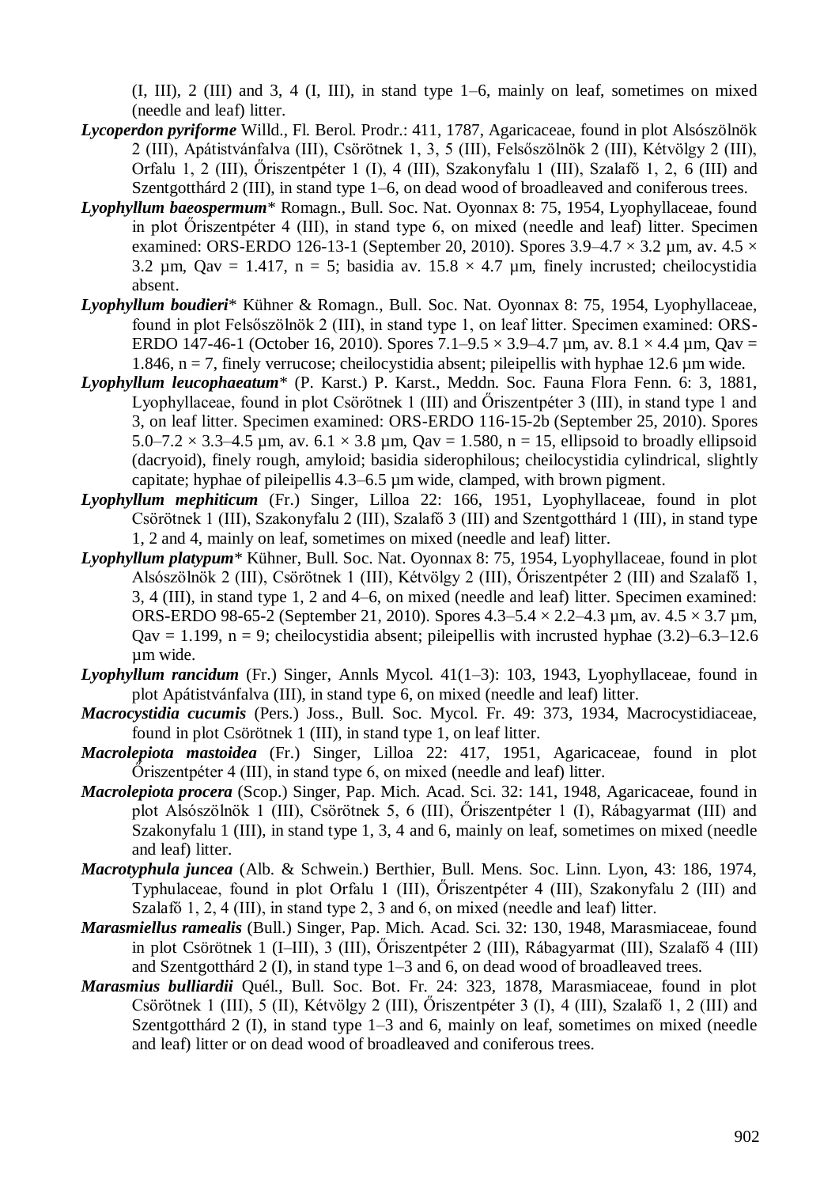(I, III), 2 (III) and 3, 4 (I, III), in stand type 1–6, mainly on leaf, sometimes on mixed (needle and leaf) litter.

***Lycoperdon pyriforme*** Willd., Fl. Berol. Prodr.: 411, 1787, Agaricaceae, found in plot Alsószölnök 2 (III), Apátistvánfalva (III), Csörötnek 1, 3, 5 (III), Felsőszölnök 2 (III), Kétvölgy 2 (III), Orfalu 1, 2 (III), Őriszentpéter 1 (I), 4 (III), Szakonyfalu 1 (III), Szalafő 1, 2, 6 (III) and Szentgotthárd 2 (III), in stand type 1–6, on dead wood of broadleaved and coniferous trees.

***Lyophyllum baeospermum**** Romagn., Bull. Soc. Nat. Oyonnax 8: 75, 1954, Lyophyllaceae, found in plot Őriszentpéter 4 (III), in stand type 6, on mixed (needle and leaf) litter. Specimen examined: ORS-ERDO 126-13-1 (September 20, 2010). Spores 3.9–4.7 × 3.2 µm, av. 4.5 × 3.2 µm, Qav = 1.417, n = 5; basidia av. 15.8 × 4.7 µm, finely incrusted; cheilocystidia absent.

***Lyophyllum boudieri**** Kühner & Romagn., Bull. Soc. Nat. Oyonnax 8: 75, 1954, Lyophyllaceae, found in plot Felsőszölnök 2 (III), in stand type 1, on leaf litter. Specimen examined: ORS-ERDO 147-46-1 (October 16, 2010). Spores 7.1–9.5 × 3.9–4.7 µm, av. 8.1 × 4.4 µm, Qav = 1.846, n = 7, finely verrucose; cheilocystidia absent; pileipellis with hyphae 12.6 µm wide.

***Lyophyllum leucophaeatum**** (P. Karst.) P. Karst., Meddn. Soc. Fauna Flora Fenn. 6: 3, 1881, Lyophyllaceae, found in plot Csörötnek 1 (III) and Őriszentpéter 3 (III), in stand type 1 and 3, on leaf litter. Specimen examined: ORS-ERDO 116-15-2b (September 25, 2010). Spores 5.0–7.2 × 3.3–4.5 µm, av. 6.1 × 3.8 µm, Qav = 1.580, n = 15, ellipsoid to broadly ellipsoid (dacryoid), finely rough, amyloid; basidia siderophilous; cheilocystidia cylindrical, slightly capitate; hyphae of pileipellis 4.3–6.5 µm wide, clamped, with brown pigment.

***Lyophyllum mephiticum*** (Fr.) Singer, Lilloa 22: 166, 1951, Lyophyllaceae, found in plot Csörötnek 1 (III), Szakonyfalu 2 (III), Szalafő 3 (III) and Szentgotthárd 1 (III), in stand type 1, 2 and 4, mainly on leaf, sometimes on mixed (needle and leaf) litter.

***Lyophyllum platypum**** Kühner, Bull. Soc. Nat. Oyonnax 8: 75, 1954, Lyophyllaceae, found in plot Alsószölnök 2 (III), Csörötnek 1 (III), Kétvölgy 2 (III), Őriszentpéter 2 (III) and Szalafő 1, 3, 4 (III), in stand type 1, 2 and 4–6, on mixed (needle and leaf) litter. Specimen examined: ORS-ERDO 98-65-2 (September 21, 2010). Spores 4.3–5.4 × 2.2–4.3 µm, av. 4.5 × 3.7 µm, Qav = 1.199, n = 9; cheilocystidia absent; pileipellis with incrusted hyphae (3.2)–6.3–12.6 µm wide.

***Lyophyllum rancidum*** (Fr.) Singer, Annls Mycol. 41(1–3): 103, 1943, Lyophyllaceae, found in plot Apátistvánfalva (III), in stand type 6, on mixed (needle and leaf) litter.

***Macrocystidia cucumis*** (Pers.) Joss., Bull. Soc. Mycol. Fr. 49: 373, 1934, Macrocystidiaceae, found in plot Csörötnek 1 (III), in stand type 1, on leaf litter.

***Macrolepiota mastoidea*** (Fr.) Singer, Lilloa 22: 417, 1951, Agaricaceae, found in plot Őriszentpéter 4 (III), in stand type 6, on mixed (needle and leaf) litter.

***Macrolepiota procera*** (Scop.) Singer, Pap. Mich. Acad. Sci. 32: 141, 1948, Agaricaceae, found in plot Alsószölnök 1 (III), Csörötnek 5, 6 (III), Őriszentpéter 1 (I), Rábagyarmat (III) and Szakonyfalu 1 (III), in stand type 1, 3, 4 and 6, mainly on leaf, sometimes on mixed (needle and leaf) litter.

***Macrotyphula juncea*** (Alb. & Schwein.) Berthier, Bull. Mens. Soc. Linn. Lyon, 43: 186, 1974, Typhulaceae, found in plot Orfalu 1 (III), Őriszentpéter 4 (III), Szakonyfalu 2 (III) and Szalafő 1, 2, 4 (III), in stand type 2, 3 and 6, on mixed (needle and leaf) litter.

***Marasmiellus ramealis*** (Bull.) Singer, Pap. Mich. Acad. Sci. 32: 130, 1948, Marasmiaceae, found in plot Csörötnek 1 (I–III), 3 (III), Őriszentpéter 2 (III), Rábagyarmat (III), Szalafő 4 (III) and Szentgotthárd 2 (I), in stand type 1–3 and 6, on dead wood of broadleaved trees.

***Marasmius bulliardii*** Quél., Bull. Soc. Bot. Fr. 24: 323, 1878, Marasmiaceae, found in plot Csörötnek 1 (III), 5 (II), Kétvölgy 2 (III), Őriszentpéter 3 (I), 4 (III), Szalafő 1, 2 (III) and Szentgotthárd 2 (I), in stand type 1–3 and 6, mainly on leaf, sometimes on mixed (needle and leaf) litter or on dead wood of broadleaved and coniferous trees.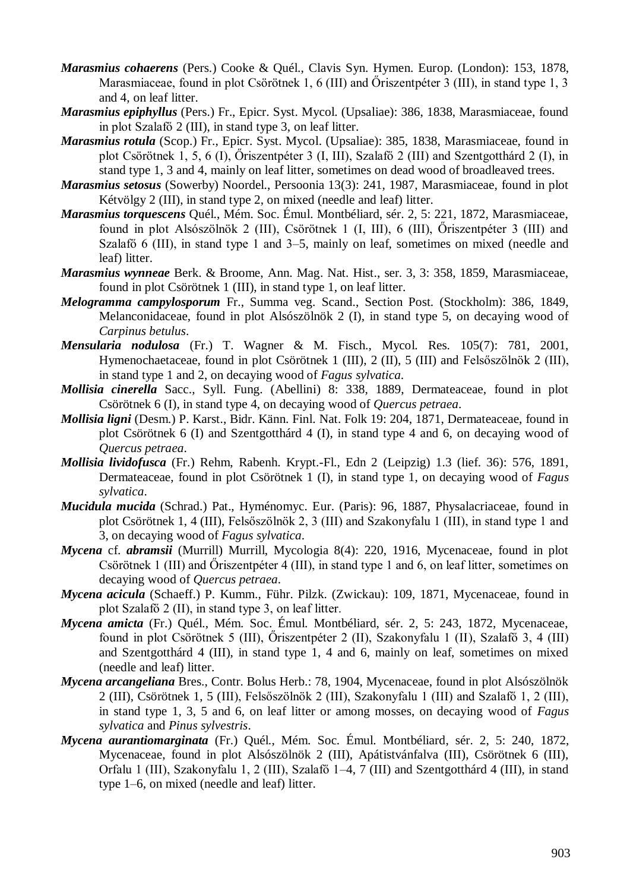***Marasmius cohaerens*** (Pers.) Cooke & Quél., Clavis Syn. Hymen. Europ. (London): 153, 1878, Marasmiaceae, found in plot Csörötnek 1, 6 (III) and Őriszentpéter 3 (III), in stand type 1, 3 and 4, on leaf litter.

***Marasmius epiphyllus*** (Pers.) Fr., Epicr. Syst. Mycol. (Upsaliae): 386, 1838, Marasmiaceae, found in plot Szalafő 2 (III), in stand type 3, on leaf litter.

***Marasmius rotula*** (Scop.) Fr., Epicr. Syst. Mycol. (Upsaliae): 385, 1838, Marasmiaceae, found in plot Csörötnek 1, 5, 6 (I), Őriszentpéter 3 (I, III), Szalafő 2 (III) and Szentgotthárd 2 (I), in stand type 1, 3 and 4, mainly on leaf litter, sometimes on dead wood of broadleaved trees.

***Marasmius setosus*** (Sowerby) Noordel., Persoonia 13(3): 241, 1987, Marasmiaceae, found in plot Kétvölgy 2 (III), in stand type 2, on mixed (needle and leaf) litter.

***Marasmius torquescens*** Quél., Mém. Soc. Émul. Montbéliard, sér. 2, 5: 221, 1872, Marasmiaceae, found in plot Alsószölnök 2 (III), Csörötnek 1 (I, III), 6 (III), Őriszentpéter 3 (III) and Szalafő 6 (III), in stand type 1 and 3–5, mainly on leaf, sometimes on mixed (needle and leaf) litter.

***Marasmius wynneae*** Berk. & Broome, Ann. Mag. Nat. Hist., ser. 3, 3: 358, 1859, Marasmiaceae, found in plot Csörötnek 1 (III), in stand type 1, on leaf litter.

***Melogramma campylosporum*** Fr., Summa veg. Scand., Section Post. (Stockholm): 386, 1849, Melanconidaceae, found in plot Alsószölnök 2 (I), in stand type 5, on decaying wood of *Carpinus betulus*.

***Mensularia nodulosa*** (Fr.) T. Wagner & M. Fisch., Mycol. Res. 105(7): 781, 2001, Hymenochaetaceae, found in plot Csörötnek 1 (III), 2 (II), 5 (III) and Felsőszölnök 2 (III), in stand type 1 and 2, on decaying wood of *Fagus sylvatica*.

***Mollisia cinerella*** Sacc., Syll. Fung. (Abellini) 8: 338, 1889, Dermateaceae, found in plot Csörötnek 6 (I), in stand type 4, on decaying wood of *Quercus petraea*.

***Mollisia ligni*** (Desm.) P. Karst., Bidr. Känn. Finl. Nat. Folk 19: 204, 1871, Dermateaceae, found in plot Csörötnek 6 (I) and Szentgotthárd 4 (I), in stand type 4 and 6, on decaying wood of *Quercus petraea*.

***Mollisia lividofusca*** (Fr.) Rehm, Rabenh. Krypt.-Fl., Edn 2 (Leipzig) 1.3 (lief. 36): 576, 1891, Dermateaceae, found in plot Csörötnek 1 (I), in stand type 1, on decaying wood of *Fagus sylvatica*.

***Mucidula mucida*** (Schrad.) Pat., Hyménomyc. Eur. (Paris): 96, 1887, Physalacriaceae, found in plot Csörötnek 1, 4 (III), Felsőszölnök 2, 3 (III) and Szakonyfalu 1 (III), in stand type 1 and 3, on decaying wood of *Fagus sylvatica*.

***Mycena*** cf. ***abramsii*** (Murrill) Murrill, Mycologia 8(4): 220, 1916, Mycenaceae, found in plot Csörötnek 1 (III) and Őriszentpéter 4 (III), in stand type 1 and 6, on leaf litter, sometimes on decaying wood of *Quercus petraea*.

***Mycena acicula*** (Schaeff.) P. Kumm., Führ. Pilzk. (Zwickau): 109, 1871, Mycenaceae, found in plot Szalafő 2 (II), in stand type 3, on leaf litter.

***Mycena amicta*** (Fr.) Quél., Mém. Soc. Émul. Montbéliard, sér. 2, 5: 243, 1872, Mycenaceae, found in plot Csörötnek 5 (III), Őriszentpéter 2 (II), Szakonyfalu 1 (II), Szalafő 3, 4 (III) and Szentgotthárd 4 (III), in stand type 1, 4 and 6, mainly on leaf, sometimes on mixed (needle and leaf) litter.

***Mycena arcangeliana*** Bres., Contr. Bolus Herb.: 78, 1904, Mycenaceae, found in plot Alsószölnök 2 (III), Csörötnek 1, 5 (III), Felsőszölnök 2 (III), Szakonyfalu 1 (III) and Szalafő 1, 2 (III), in stand type 1, 3, 5 and 6, on leaf litter or among mosses, on decaying wood of *Fagus sylvatica* and *Pinus sylvestris*.

***Mycena aurantiomarginata*** (Fr.) Quél., Mém. Soc. Émul. Montbéliard, sér. 2, 5: 240, 1872, Mycenaceae, found in plot Alsószölnök 2 (III), Apátistvánfalva (III), Csörötnek 6 (III), Orfalu 1 (III), Szakonyfalu 1, 2 (III), Szalafő 1–4, 7 (III) and Szentgotthárd 4 (III), in stand type 1–6, on mixed (needle and leaf) litter.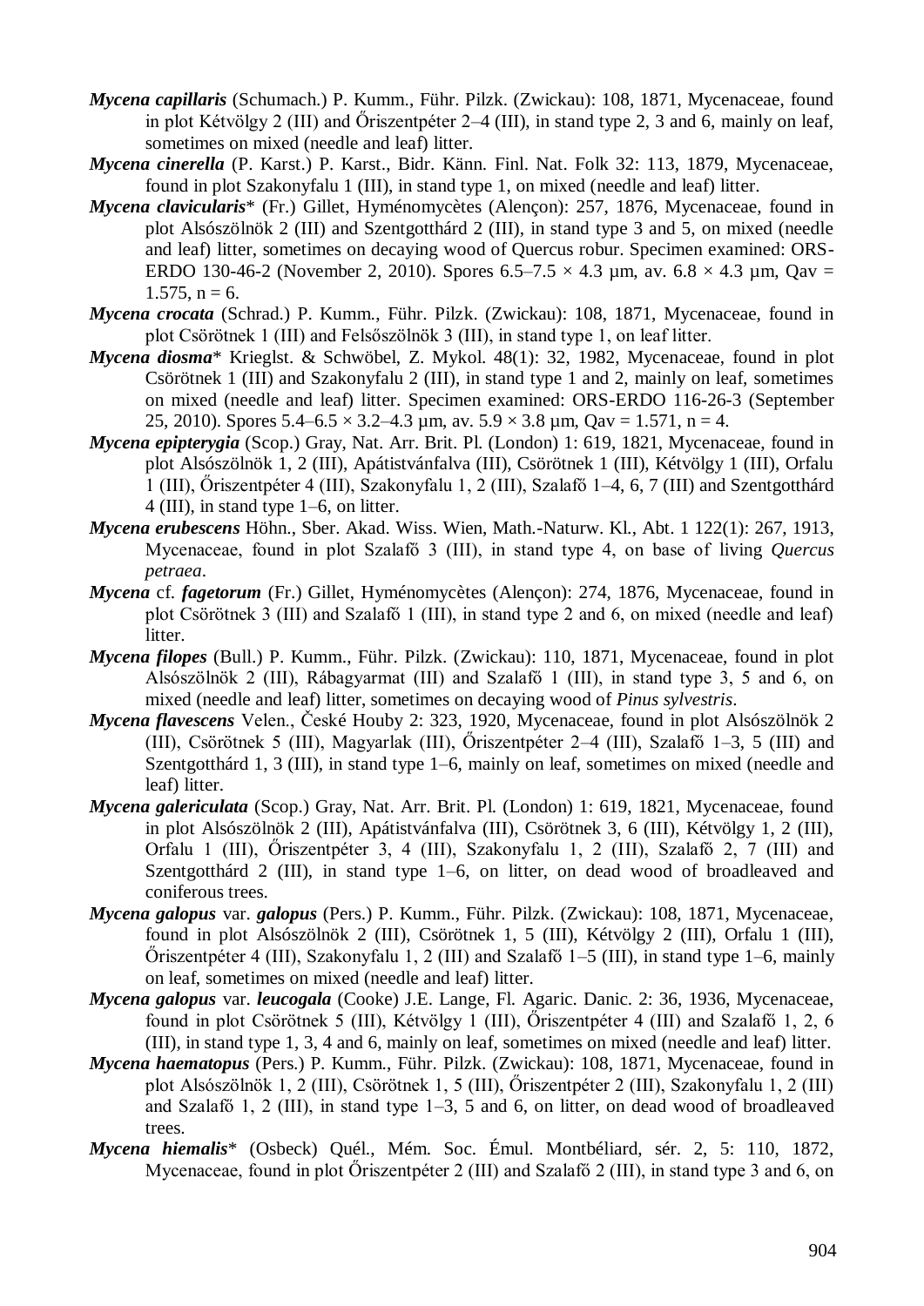***Mycena capillaris*** (Schumach.) P. Kumm., Führ. Pilzk. (Zwickau): 108, 1871, Mycenaceae, found in plot Kétvölgy 2 (III) and Őriszentpéter 2–4 (III), in stand type 2, 3 and 6, mainly on leaf, sometimes on mixed (needle and leaf) litter.

***Mycena cinerella*** (P. Karst.) P. Karst., Bidr. Känn. Finl. Nat. Folk 32: 113, 1879, Mycenaceae, found in plot Szakonyfalu 1 (III), in stand type 1, on mixed (needle and leaf) litter.

***Mycena clavicularis**** (Fr.) Gillet, Hyménomycètes (Alençon): 257, 1876, Mycenaceae, found in plot Alsószölnök 2 (III) and Szentgotthárd 2 (III), in stand type 3 and 5, on mixed (needle and leaf) litter, sometimes on decaying wood of Quercus robur. Specimen examined: ORS-ERDO 130-46-2 (November 2, 2010). Spores 6.5–7.5 × 4.3 µm, av. 6.8 × 4.3 µm, Qav = 1.575, n = 6.

***Mycena crocata*** (Schrad.) P. Kumm., Führ. Pilzk. (Zwickau): 108, 1871, Mycenaceae, found in plot Csörötnek 1 (III) and Felsőszölnök 3 (III), in stand type 1, on leaf litter.

***Mycena diosma**** Krieglst. & Schwöbel, Z. Mykol. 48(1): 32, 1982, Mycenaceae, found in plot Csörötnek 1 (III) and Szakonyfalu 2 (III), in stand type 1 and 2, mainly on leaf, sometimes on mixed (needle and leaf) litter. Specimen examined: ORS-ERDO 116-26-3 (September 25, 2010). Spores 5.4–6.5 × 3.2–4.3 µm, av. 5.9 × 3.8 µm, Qav = 1.571, n = 4.

***Mycena epipterygia*** (Scop.) Gray, Nat. Arr. Brit. Pl. (London) 1: 619, 1821, Mycenaceae, found in plot Alsószölnök 1, 2 (III), Apátistvánfalva (III), Csörötnek 1 (III), Kétvölgy 1 (III), Orfalu 1 (III), Őriszentpéter 4 (III), Szakonyfalu 1, 2 (III), Szalafő 1–4, 6, 7 (III) and Szentgotthárd 4 (III), in stand type 1–6, on litter.

***Mycena erubescens*** Höhn., Sber. Akad. Wiss. Wien, Math.-Naturw. Kl., Abt. 1 122(1): 267, 1913, Mycenaceae, found in plot Szalafő 3 (III), in stand type 4, on base of living *Quercus petraea*.

***Mycena*** cf. ***fagetorum*** (Fr.) Gillet, Hyménomycètes (Alençon): 274, 1876, Mycenaceae, found in plot Csörötnek 3 (III) and Szalafő 1 (III), in stand type 2 and 6, on mixed (needle and leaf) litter.

***Mycena filopes*** (Bull.) P. Kumm., Führ. Pilzk. (Zwickau): 110, 1871, Mycenaceae, found in plot Alsószölnök 2 (III), Rábagyarmat (III) and Szalafő 1 (III), in stand type 3, 5 and 6, on mixed (needle and leaf) litter, sometimes on decaying wood of *Pinus sylvestris*.

***Mycena flavescens*** Velen., České Houby 2: 323, 1920, Mycenaceae, found in plot Alsószölnök 2 (III), Csörötnek 5 (III), Magyarlak (III), Őriszentpéter 2–4 (III), Szalafő 1–3, 5 (III) and Szentgotthárd 1, 3 (III), in stand type 1–6, mainly on leaf, sometimes on mixed (needle and leaf) litter.

***Mycena galericulata*** (Scop.) Gray, Nat. Arr. Brit. Pl. (London) 1: 619, 1821, Mycenaceae, found in plot Alsószölnök 2 (III), Apátistvánfalva (III), Csörötnek 3, 6 (III), Kétvölgy 1, 2 (III), Orfalu 1 (III), Őriszentpéter 3, 4 (III), Szakonyfalu 1, 2 (III), Szalafő 2, 7 (III) and Szentgotthárd 2 (III), in stand type 1–6, on litter, on dead wood of broadleaved and coniferous trees.

***Mycena galopus*** var. ***galopus*** (Pers.) P. Kumm., Führ. Pilzk. (Zwickau): 108, 1871, Mycenaceae, found in plot Alsószölnök 2 (III), Csörötnek 1, 5 (III), Kétvölgy 2 (III), Orfalu 1 (III), Őriszentpéter 4 (III), Szakonyfalu 1, 2 (III) and Szalafő 1–5 (III), in stand type 1–6, mainly on leaf, sometimes on mixed (needle and leaf) litter.

***Mycena galopus*** var. ***leucogala*** (Cooke) J.E. Lange, Fl. Agaric. Danic. 2: 36, 1936, Mycenaceae, found in plot Csörötnek 5 (III), Kétvölgy 1 (III), Őriszentpéter 4 (III) and Szalafő 1, 2, 6 (III), in stand type 1, 3, 4 and 6, mainly on leaf, sometimes on mixed (needle and leaf) litter.

***Mycena haematopus*** (Pers.) P. Kumm., Führ. Pilzk. (Zwickau): 108, 1871, Mycenaceae, found in plot Alsószölnök 1, 2 (III), Csörötnek 1, 5 (III), Őriszentpéter 2 (III), Szakonyfalu 1, 2 (III) and Szalafő 1, 2 (III), in stand type 1–3, 5 and 6, on litter, on dead wood of broadleaved trees.

***Mycena hiemalis**** (Osbeck) Quél., Mém. Soc. Émul. Montbéliard, sér. 2, 5: 110, 1872, Mycenaceae, found in plot Őriszentpéter 2 (III) and Szalafő 2 (III), in stand type 3 and 6, on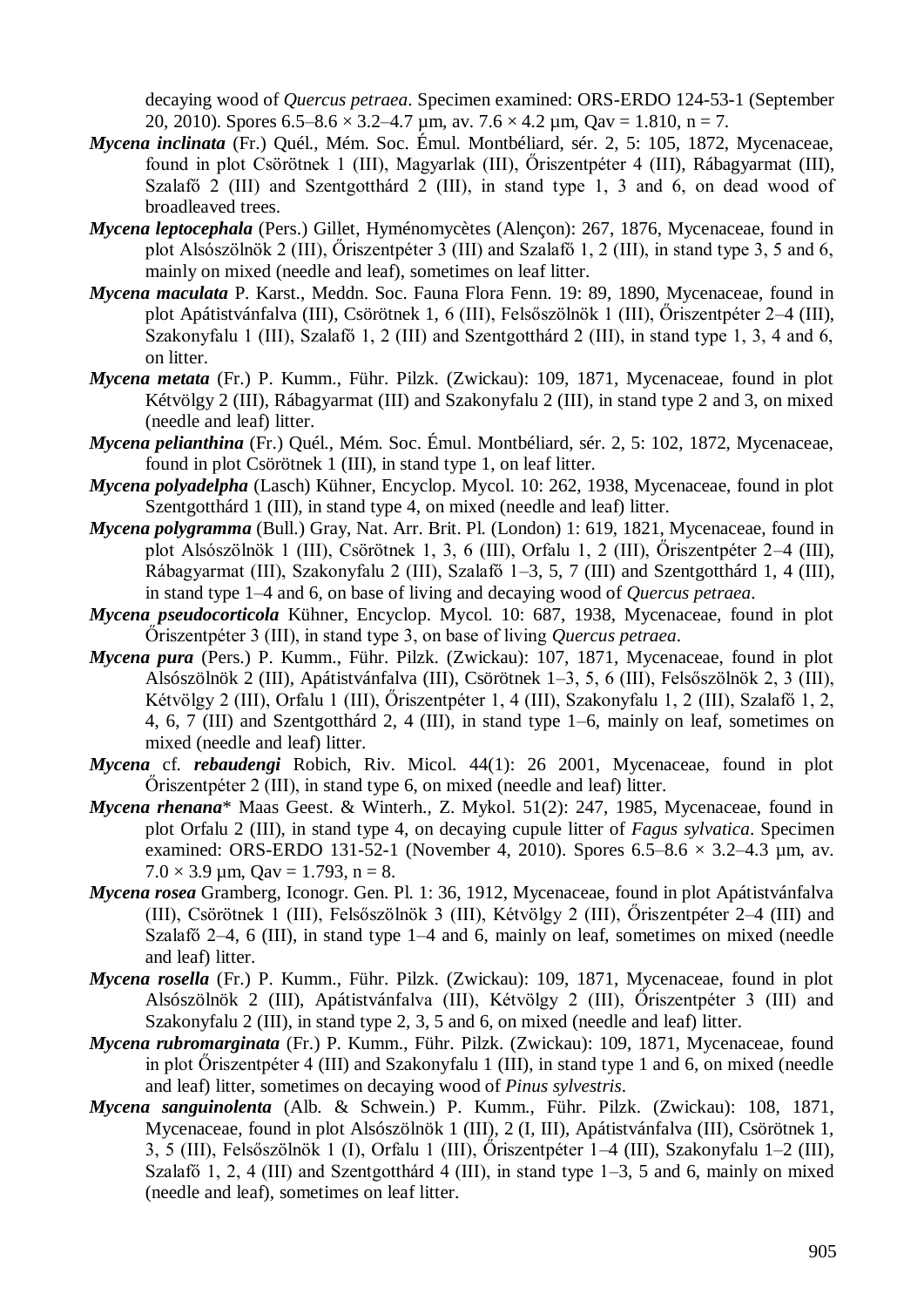decaying wood of *Quercus petraea*. Specimen examined: ORS-ERDO 124-53-1 (September 20, 2010). Spores 6.5–8.6 × 3.2–4.7 µm, av. 7.6 × 4.2 µm, Qav = 1.810, n = 7.

***Mycena inclinata*** (Fr.) Quél., Mém. Soc. Émul. Montbéliard, sér. 2, 5: 105, 1872, Mycenaceae, found in plot Csörötnek 1 (III), Magyarlak (III), Őriszentpéter 4 (III), Rábagyarmat (III), Szalafő 2 (III) and Szentgotthárd 2 (III), in stand type 1, 3 and 6, on dead wood of broadleaved trees.

***Mycena leptocephala*** (Pers.) Gillet, Hyménomycètes (Alençon): 267, 1876, Mycenaceae, found in plot Alsószölnök 2 (III), Őriszentpéter 3 (III) and Szalafő 1, 2 (III), in stand type 3, 5 and 6, mainly on mixed (needle and leaf), sometimes on leaf litter.

***Mycena maculata*** P. Karst., Meddn. Soc. Fauna Flora Fenn. 19: 89, 1890, Mycenaceae, found in plot Apátistvánfalva (III), Csörötnek 1, 6 (III), Felsőszölnök 1 (III), Őriszentpéter 2–4 (III), Szakonyfalu 1 (III), Szalafő 1, 2 (III) and Szentgotthárd 2 (III), in stand type 1, 3, 4 and 6, on litter.

***Mycena metata*** (Fr.) P. Kumm., Führ. Pilzk. (Zwickau): 109, 1871, Mycenaceae, found in plot Kétvölgy 2 (III), Rábagyarmat (III) and Szakonyfalu 2 (III), in stand type 2 and 3, on mixed (needle and leaf) litter.

***Mycena pelianthina*** (Fr.) Quél., Mém. Soc. Émul. Montbéliard, sér. 2, 5: 102, 1872, Mycenaceae, found in plot Csörötnek 1 (III), in stand type 1, on leaf litter.

***Mycena polyadelpha*** (Lasch) Kühner, Encyclop. Mycol. 10: 262, 1938, Mycenaceae, found in plot Szentgotthárd 1 (III), in stand type 4, on mixed (needle and leaf) litter.

***Mycena polygramma*** (Bull.) Gray, Nat. Arr. Brit. Pl. (London) 1: 619, 1821, Mycenaceae, found in plot Alsószölnök 1 (III), Csörötnek 1, 3, 6 (III), Orfalu 1, 2 (III), Őriszentpéter 2–4 (III), Rábagyarmat (III), Szakonyfalu 2 (III), Szalafő 1–3, 5, 7 (III) and Szentgotthárd 1, 4 (III), in stand type 1–4 and 6, on base of living and decaying wood of *Quercus petraea*.

***Mycena pseudocorticola*** Kühner, Encyclop. Mycol. 10: 687, 1938, Mycenaceae, found in plot Őriszentpéter 3 (III), in stand type 3, on base of living *Quercus petraea*.

***Mycena pura*** (Pers.) P. Kumm., Führ. Pilzk. (Zwickau): 107, 1871, Mycenaceae, found in plot Alsószölnök 2 (III), Apátistvánfalva (III), Csörötnek 1–3, 5, 6 (III), Felsőszölnök 2, 3 (III), Kétvölgy 2 (III), Orfalu 1 (III), Őriszentpéter 1, 4 (III), Szakonyfalu 1, 2 (III), Szalafő 1, 2, 4, 6, 7 (III) and Szentgotthárd 2, 4 (III), in stand type 1–6, mainly on leaf, sometimes on mixed (needle and leaf) litter.

***Mycena*** cf. ***rebaudengi*** Robich, Riv. Micol. 44(1): 26 2001, Mycenaceae, found in plot Őriszentpéter 2 (III), in stand type 6, on mixed (needle and leaf) litter.

***Mycena rhenana**** Maas Geest. & Winterh., Z. Mykol. 51(2): 247, 1985, Mycenaceae, found in plot Orfalu 2 (III), in stand type 4, on decaying cupule litter of *Fagus sylvatica*. Specimen examined: ORS-ERDO 131-52-1 (November 4, 2010). Spores 6.5–8.6 × 3.2–4.3 µm, av. 7.0 × 3.9 µm, Qav = 1.793, n = 8.

***Mycena rosea*** Gramberg, Iconogr. Gen. Pl. 1: 36, 1912, Mycenaceae, found in plot Apátistvánfalva (III), Csörötnek 1 (III), Felsőszölnök 3 (III), Kétvölgy 2 (III), Őriszentpéter 2–4 (III) and Szalafő 2–4, 6 (III), in stand type 1–4 and 6, mainly on leaf, sometimes on mixed (needle and leaf) litter.

***Mycena rosella*** (Fr.) P. Kumm., Führ. Pilzk. (Zwickau): 109, 1871, Mycenaceae, found in plot Alsószölnök 2 (III), Apátistvánfalva (III), Kétvölgy 2 (III), Őriszentpéter 3 (III) and Szakonyfalu 2 (III), in stand type 2, 3, 5 and 6, on mixed (needle and leaf) litter.

***Mycena rubromarginata*** (Fr.) P. Kumm., Führ. Pilzk. (Zwickau): 109, 1871, Mycenaceae, found in plot Őriszentpéter 4 (III) and Szakonyfalu 1 (III), in stand type 1 and 6, on mixed (needle and leaf) litter, sometimes on decaying wood of *Pinus sylvestris*.

***Mycena sanguinolenta*** (Alb. & Schwein.) P. Kumm., Führ. Pilzk. (Zwickau): 108, 1871, Mycenaceae, found in plot Alsószölnök 1 (III), 2 (I, III), Apátistvánfalva (III), Csörötnek 1, 3, 5 (III), Felsőszölnök 1 (I), Orfalu 1 (III), Őriszentpéter 1–4 (III), Szakonyfalu 1–2 (III), Szalafő 1, 2, 4 (III) and Szentgotthárd 4 (III), in stand type 1–3, 5 and 6, mainly on mixed (needle and leaf), sometimes on leaf litter.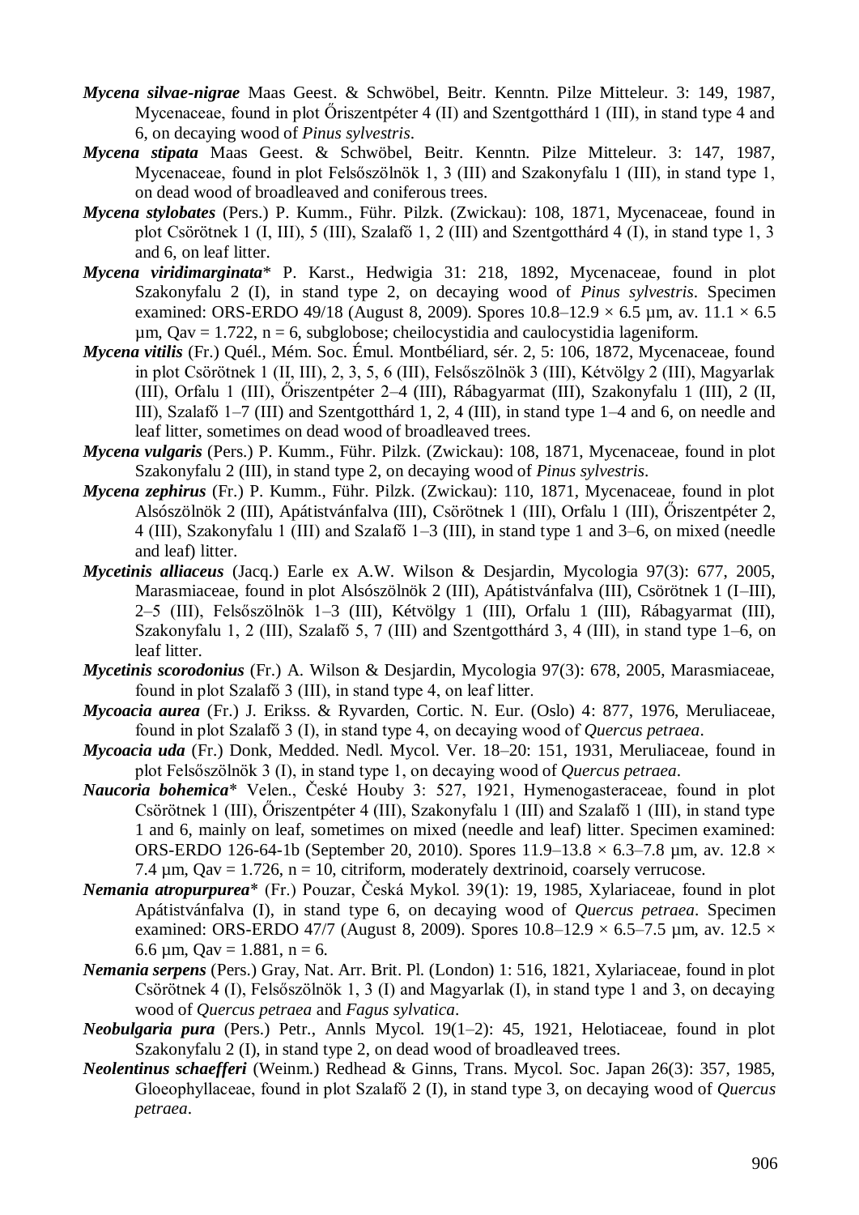***Mycena silvae-nigrae*** Maas Geest. & Schwöbel, Beitr. Kenntn. Pilze Mitteleur. 3: 149, 1987, Mycenaceae, found in plot Őriszentpéter 4 (II) and Szentgotthárd 1 (III), in stand type 4 and 6, on decaying wood of *Pinus sylvestris*.

***Mycena stipata*** Maas Geest. & Schwöbel, Beitr. Kenntn. Pilze Mitteleur. 3: 147, 1987, Mycenaceae, found in plot Felsőszölnök 1, 3 (III) and Szakonyfalu 1 (III), in stand type 1, on dead wood of broadleaved and coniferous trees.

***Mycena stylobates*** (Pers.) P. Kumm., Führ. Pilzk. (Zwickau): 108, 1871, Mycenaceae, found in plot Csörötnek 1 (I, III), 5 (III), Szalafő 1, 2 (III) and Szentgotthárd 4 (I), in stand type 1, 3 and 6, on leaf litter.

***Mycena viridimarginata**** P. Karst., Hedwigia 31: 218, 1892, Mycenaceae, found in plot Szakonyfalu 2 (I), in stand type 2, on decaying wood of *Pinus sylvestris*. Specimen examined: ORS-ERDO 49/18 (August 8, 2009). Spores 10.8–12.9 × 6.5 µm, av. 11.1 × 6.5 µm, Qav = 1.722, n = 6, subglobose; cheilocystidia and caulocystidia lageniform.

***Mycena vitilis*** (Fr.) Quél., Mém. Soc. Émul. Montbéliard, sér. 2, 5: 106, 1872, Mycenaceae, found in plot Csörötnek 1 (II, III), 2, 3, 5, 6 (III), Felsőszölnök 3 (III), Kétvölgy 2 (III), Magyarlak (III), Orfalu 1 (III), Őriszentpéter 2–4 (III), Rábagyarmat (III), Szakonyfalu 1 (III), 2 (II, III), Szalafő 1–7 (III) and Szentgotthárd 1, 2, 4 (III), in stand type 1–4 and 6, on needle and leaf litter, sometimes on dead wood of broadleaved trees.

***Mycena vulgaris*** (Pers.) P. Kumm., Führ. Pilzk. (Zwickau): 108, 1871, Mycenaceae, found in plot Szakonyfalu 2 (III), in stand type 2, on decaying wood of *Pinus sylvestris*.

***Mycena zephirus*** (Fr.) P. Kumm., Führ. Pilzk. (Zwickau): 110, 1871, Mycenaceae, found in plot Alsószölnök 2 (III), Apátistvánfalva (III), Csörötnek 1 (III), Orfalu 1 (III), Őriszentpéter 2, 4 (III), Szakonyfalu 1 (III) and Szalafő 1–3 (III), in stand type 1 and 3–6, on mixed (needle and leaf) litter.

***Mycetinis alliaceus*** (Jacq.) Earle ex A.W. Wilson & Desjardin, Mycologia 97(3): 677, 2005, Marasmiaceae, found in plot Alsószölnök 2 (III), Apátistvánfalva (III), Csörötnek 1 (I–III), 2–5 (III), Felsőszölnök 1–3 (III), Kétvölgy 1 (III), Orfalu 1 (III), Rábagyarmat (III), Szakonyfalu 1, 2 (III), Szalafő 5, 7 (III) and Szentgotthárd 3, 4 (III), in stand type 1–6, on leaf litter.

***Mycetinis scorodonius*** (Fr.) A. Wilson & Desjardin, Mycologia 97(3): 678, 2005, Marasmiaceae, found in plot Szalafő 3 (III), in stand type 4, on leaf litter.

***Mycoacia aurea*** (Fr.) J. Erikss. & Ryvarden, Cortic. N. Eur. (Oslo) 4: 877, 1976, Meruliaceae, found in plot Szalafő 3 (I), in stand type 4, on decaying wood of *Quercus petraea*.

***Mycoacia uda*** (Fr.) Donk, Medded. Nedl. Mycol. Ver. 18–20: 151, 1931, Meruliaceae, found in plot Felsőszölnök 3 (I), in stand type 1, on decaying wood of *Quercus petraea*.

***Naucoria bohemica**** Velen., České Houby 3: 527, 1921, Hymenogasteraceae, found in plot Csörötnek 1 (III), Őriszentpéter 4 (III), Szakonyfalu 1 (III) and Szalafő 1 (III), in stand type 1 and 6, mainly on leaf, sometimes on mixed (needle and leaf) litter. Specimen examined: ORS-ERDO 126-64-1b (September 20, 2010). Spores 11.9–13.8 × 6.3–7.8 µm, av. 12.8 × 7.4 µm, Qav = 1.726, n = 10, citriform, moderately dextrinoid, coarsely verrucose.

***Nemania atropurpurea**** (Fr.) Pouzar, Česká Mykol. 39(1): 19, 1985, Xylariaceae, found in plot Apátistvánfalva (I), in stand type 6, on decaying wood of *Quercus petraea*. Specimen examined: ORS-ERDO 47/7 (August 8, 2009). Spores 10.8–12.9 × 6.5–7.5 µm, av. 12.5 × 6.6 µm, Qav = 1.881, n = 6.

***Nemania serpens*** (Pers.) Gray, Nat. Arr. Brit. Pl. (London) 1: 516, 1821, Xylariaceae, found in plot Csörötnek 4 (I), Felsőszölnök 1, 3 (I) and Magyarlak (I), in stand type 1 and 3, on decaying wood of *Quercus petraea* and *Fagus sylvatica*.

***Neobulgaria pura*** (Pers.) Petr., Annls Mycol. 19(1–2): 45, 1921, Helotiaceae, found in plot Szakonyfalu 2 (I), in stand type 2, on dead wood of broadleaved trees.

***Neolentinus schaefferi*** (Weinm.) Redhead & Ginns, Trans. Mycol. Soc. Japan 26(3): 357, 1985, Gloeophyllaceae, found in plot Szalafő 2 (I), in stand type 3, on decaying wood of *Quercus petraea*.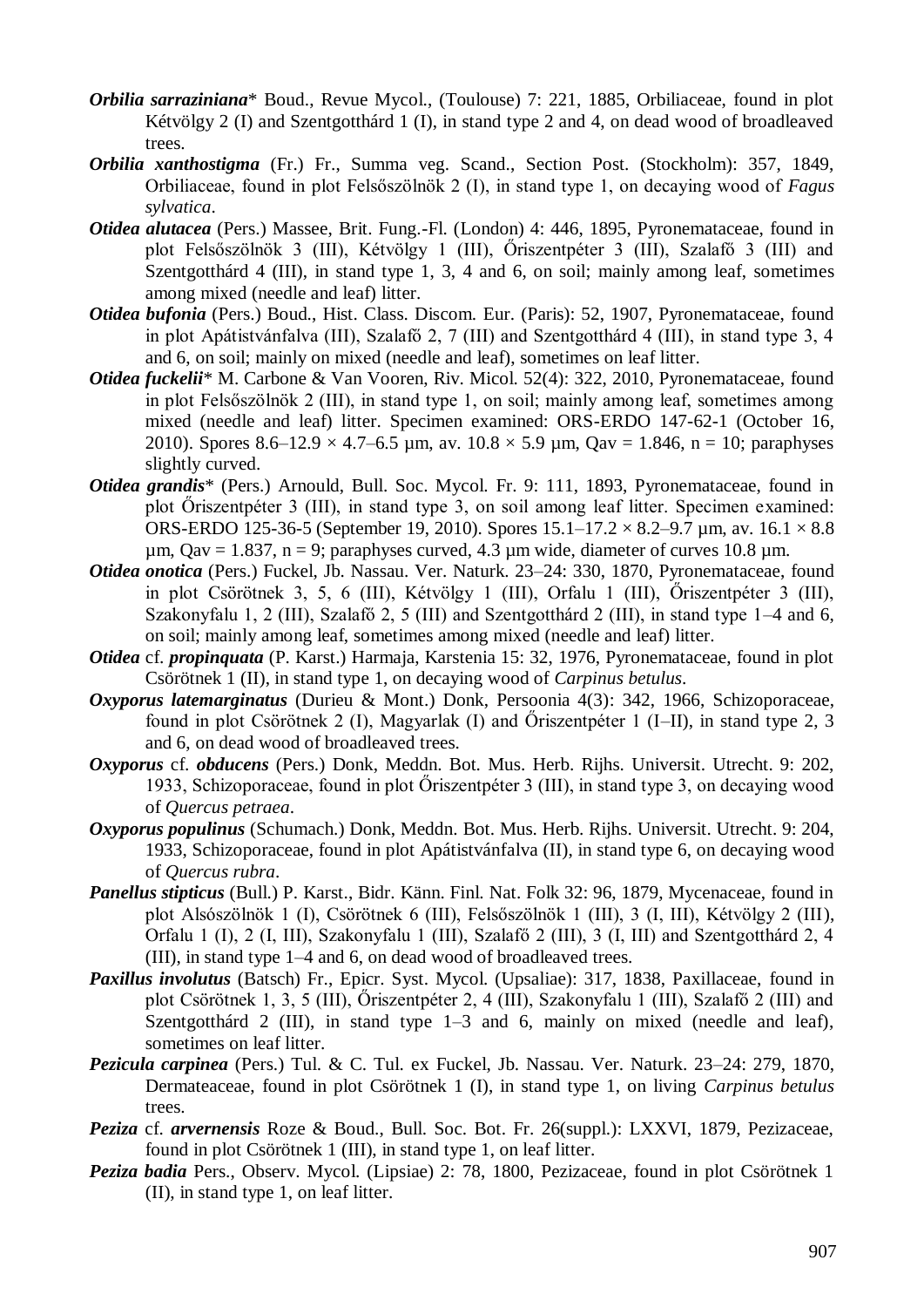***Orbilia sarraziniana**** Boud., Revue Mycol., (Toulouse) 7: 221, 1885, Orbiliaceae, found in plot Kétvölgy 2 (I) and Szentgotthárd 1 (I), in stand type 2 and 4, on dead wood of broadleaved trees.

***Orbilia xanthostigma*** (Fr.) Fr., Summa veg. Scand., Section Post. (Stockholm): 357, 1849, Orbiliaceae, found in plot Felsőszölnök 2 (I), in stand type 1, on decaying wood of *Fagus sylvatica*.

***Otidea alutacea*** (Pers.) Massee, Brit. Fung.-Fl. (London) 4: 446, 1895, Pyronemataceae, found in plot Felsőszölnök 3 (III), Kétvölgy 1 (III), Őriszentpéter 3 (III), Szalafő 3 (III) and Szentgotthárd 4 (III), in stand type 1, 3, 4 and 6, on soil; mainly among leaf, sometimes among mixed (needle and leaf) litter.

***Otidea bufonia*** (Pers.) Boud., Hist. Class. Discom. Eur. (Paris): 52, 1907, Pyronemataceae, found in plot Apátistvánfalva (III), Szalafő 2, 7 (III) and Szentgotthárd 4 (III), in stand type 3, 4 and 6, on soil; mainly on mixed (needle and leaf), sometimes on leaf litter.

***Otidea fuckelii**** M. Carbone & Van Vooren, Riv. Micol. 52(4): 322, 2010, Pyronemataceae, found in plot Felsőszölnök 2 (III), in stand type 1, on soil; mainly among leaf, sometimes among mixed (needle and leaf) litter. Specimen examined: ORS-ERDO 147-62-1 (October 16, 2010). Spores 8.6–12.9 × 4.7–6.5 µm, av. 10.8 × 5.9 µm, Qav = 1.846, n = 10; paraphyses slightly curved.

***Otidea grandis**** (Pers.) Arnould, Bull. Soc. Mycol. Fr. 9: 111, 1893, Pyronemataceae, found in plot Őriszentpéter 3 (III), in stand type 3, on soil among leaf litter. Specimen examined: ORS-ERDO 125-36-5 (September 19, 2010). Spores 15.1–17.2 × 8.2–9.7 µm, av. 16.1 × 8.8 µm, Qav = 1.837, n = 9; paraphyses curved, 4.3 µm wide, diameter of curves 10.8 µm.

***Otidea onotica*** (Pers.) Fuckel, Jb. Nassau. Ver. Naturk. 23–24: 330, 1870, Pyronemataceae, found in plot Csörötnek 3, 5, 6 (III), Kétvölgy 1 (III), Orfalu 1 (III), Őriszentpéter 3 (III), Szakonyfalu 1, 2 (III), Szalafő 2, 5 (III) and Szentgotthárd 2 (III), in stand type 1–4 and 6, on soil; mainly among leaf, sometimes among mixed (needle and leaf) litter.

***Otidea*** cf. ***propinquata*** (P. Karst.) Harmaja, Karstenia 15: 32, 1976, Pyronemataceae, found in plot Csörötnek 1 (II), in stand type 1, on decaying wood of *Carpinus betulus*.

***Oxyporus latemarginatus*** (Durieu & Mont.) Donk, Persoonia 4(3): 342, 1966, Schizoporaceae, found in plot Csörötnek 2 (I), Magyarlak (I) and Őriszentpéter 1 (I–II), in stand type 2, 3 and 6, on dead wood of broadleaved trees.

***Oxyporus*** cf. ***obducens*** (Pers.) Donk, Meddn. Bot. Mus. Herb. Rijhs. Universit. Utrecht. 9: 202, 1933, Schizoporaceae, found in plot Őriszentpéter 3 (III), in stand type 3, on decaying wood of *Quercus petraea*.

***Oxyporus populinus*** (Schumach.) Donk, Meddn. Bot. Mus. Herb. Rijhs. Universit. Utrecht. 9: 204, 1933, Schizoporaceae, found in plot Apátistvánfalva (II), in stand type 6, on decaying wood of *Quercus rubra*.

***Panellus stipticus*** (Bull.) P. Karst., Bidr. Känn. Finl. Nat. Folk 32: 96, 1879, Mycenaceae, found in plot Alsószölnök 1 (I), Csörötnek 6 (III), Felsőszölnök 1 (III), 3 (I, III), Kétvölgy 2 (III), Orfalu 1 (I), 2 (I, III), Szakonyfalu 1 (III), Szalafő 2 (III), 3 (I, III) and Szentgotthárd 2, 4 (III), in stand type 1–4 and 6, on dead wood of broadleaved trees.

***Paxillus involutus*** (Batsch) Fr., Epicr. Syst. Mycol. (Upsaliae): 317, 1838, Paxillaceae, found in plot Csörötnek 1, 3, 5 (III), Őriszentpéter 2, 4 (III), Szakonyfalu 1 (III), Szalafő 2 (III) and Szentgotthárd 2 (III), in stand type 1–3 and 6, mainly on mixed (needle and leaf), sometimes on leaf litter.

***Pezicula carpinea*** (Pers.) Tul. & C. Tul. ex Fuckel, Jb. Nassau. Ver. Naturk. 23–24: 279, 1870, Dermateaceae, found in plot Csörötnek 1 (I), in stand type 1, on living *Carpinus betulus* trees.

***Peziza*** cf. ***arvernensis*** Roze & Boud., Bull. Soc. Bot. Fr. 26(suppl.): LXXVI, 1879, Pezizaceae, found in plot Csörötnek 1 (III), in stand type 1, on leaf litter.

***Peziza badia*** Pers., Observ. Mycol. (Lipsiae) 2: 78, 1800, Pezizaceae, found in plot Csörötnek 1 (II), in stand type 1, on leaf litter.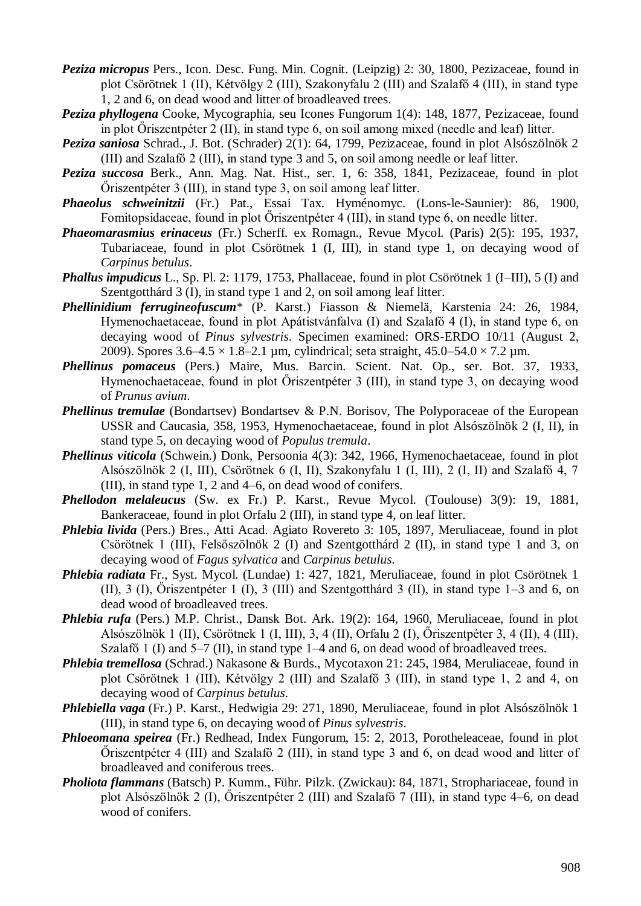***Peziza micropus*** Pers., Icon. Desc. Fung. Min. Cognit. (Leipzig) 2: 30, 1800, Pezizaceae, found in plot Csörötnek 1 (II), Kétvölgy 2 (III), Szakonyfalu 2 (III) and Szalafő 4 (III), in stand type 1, 2 and 6, on dead wood and litter of broadleaved trees.

***Peziza phyllogena*** Cooke, Mycographia, seu Icones Fungorum 1(4): 148, 1877, Pezizaceae, found in plot Őriszentpéter 2 (II), in stand type 6, on soil among mixed (needle and leaf) litter.

***Peziza saniosa*** Schrad., J. Bot. (Schrader) 2(1): 64, 1799, Pezizaceae, found in plot Alsószölnök 2 (III) and Szalafő 2 (III), in stand type 3 and 5, on soil among needle or leaf litter.

***Peziza succosa*** Berk., Ann. Mag. Nat. Hist., ser. 1, 6: 358, 1841, Pezizaceae, found in plot Őriszentpéter 3 (III), in stand type 3, on soil among leaf litter.

***Phaeolus schweinitzii*** (Fr.) Pat., Essai Tax. Hyménomyc. (Lons-le-Saunier): 86, 1900, Fomitopsidaceae, found in plot Őriszentpéter 4 (III), in stand type 6, on needle litter.

***Phaeomarasmius erinaceus*** (Fr.) Scherff. ex Romagn., Revue Mycol. (Paris) 2(5): 195, 1937, Tubariaceae, found in plot Csörötnek 1 (I, III), in stand type 1, on decaying wood of *Carpinus betulus*.

***Phallus impudicus*** L., Sp. Pl. 2: 1179, 1753, Phallaceae, found in plot Csörötnek 1 (I–III), 5 (I) and Szentgotthárd 3 (I), in stand type 1 and 2, on soil among leaf litter.

***Phellinidium ferrugineofuscum**** (P. Karst.) Fiasson & Niemelä, Karstenia 24: 26, 1984, Hymenochaetaceae, found in plot Apátistvánfalva (I) and Szalafő 4 (I), in stand type 6, on decaying wood of *Pinus sylvestris*. Specimen examined: ORS-ERDO 10/11 (August 2, 2009). Spores 3.6–4.5 × 1.8–2.1 µm, cylindrical; seta straight, 45.0–54.0 × 7.2 µm.

***Phellinus pomaceus*** (Pers.) Maire, Mus. Barcin. Scient. Nat. Op., ser. Bot. 37, 1933, Hymenochaetaceae, found in plot Őriszentpéter 3 (III), in stand type 3, on decaying wood of *Prunus avium*.

***Phellinus tremulae*** (Bondartsev) Bondartsev & P.N. Borisov, The Polyporaceae of the European USSR and Caucasia, 358, 1953, Hymenochaetaceae, found in plot Alsószölnök 2 (I, II), in stand type 5, on decaying wood of *Populus tremula*.

***Phellinus viticola*** (Schwein.) Donk, Persoonia 4(3): 342, 1966, Hymenochaetaceae, found in plot Alsószölnök 2 (I, III), Csörötnek 6 (I, II), Szakonyfalu 1 (I, III), 2 (I, II) and Szalafő 4, 7 (III), in stand type 1, 2 and 4–6, on dead wood of conifers.

***Phellodon melaleucus*** (Sw. ex Fr.) P. Karst., Revue Mycol. (Toulouse) 3(9): 19, 1881, Bankeraceae, found in plot Orfalu 2 (III), in stand type 4, on leaf litter.

***Phlebia livida*** (Pers.) Bres., Atti Acad. Agiato Rovereto 3: 105, 1897, Meruliaceae, found in plot Csörötnek 1 (III), Felsőszölnök 2 (I) and Szentgotthárd 2 (II), in stand type 1 and 3, on decaying wood of *Fagus sylvatica* and *Carpinus betulus*.

***Phlebia radiata*** Fr., Syst. Mycol. (Lundae) 1: 427, 1821, Meruliaceae, found in plot Csörötnek 1 (II), 3 (I), Őriszentpéter 1 (I), 3 (III) and Szentgotthárd 3 (II), in stand type 1–3 and 6, on dead wood of broadleaved trees.

***Phlebia rufa*** (Pers.) M.P. Christ., Dansk Bot. Ark. 19(2): 164, 1960, Meruliaceae, found in plot Alsószölnök 1 (II), Csörötnek 1 (I, III), 3, 4 (II), Orfalu 2 (I), Őriszentpéter 3, 4 (II), 4 (III), Szalafő 1 (I) and 5–7 (II), in stand type 1–4 and 6, on dead wood of broadleaved trees.

***Phlebia tremellosa*** (Schrad.) Nakasone & Burds., Mycotaxon 21: 245, 1984, Meruliaceae, found in plot Csörötnek 1 (III), Kétvölgy 2 (III) and Szalafő 3 (III), in stand type 1, 2 and 4, on decaying wood of *Carpinus betulus*.

***Phlebiella vaga*** (Fr.) P. Karst., Hedwigia 29: 271, 1890, Meruliaceae, found in plot Alsószölnök 1 (III), in stand type 6, on decaying wood of *Pinus sylvestris*.

***Phloeomana speirea*** (Fr.) Redhead, Index Fungorum, 15: 2, 2013, Porotheleaceae, found in plot Őriszentpéter 4 (III) and Szalafő 2 (III), in stand type 3 and 6, on dead wood and litter of broadleaved and coniferous trees.

***Pholiota flammans*** (Batsch) P. Kumm., Führ. Pilzk. (Zwickau): 84, 1871, Strophariaceae, found in plot Alsószölnök 2 (I), Őriszentpéter 2 (III) and Szalafő 7 (III), in stand type 4–6, on dead wood of conifers.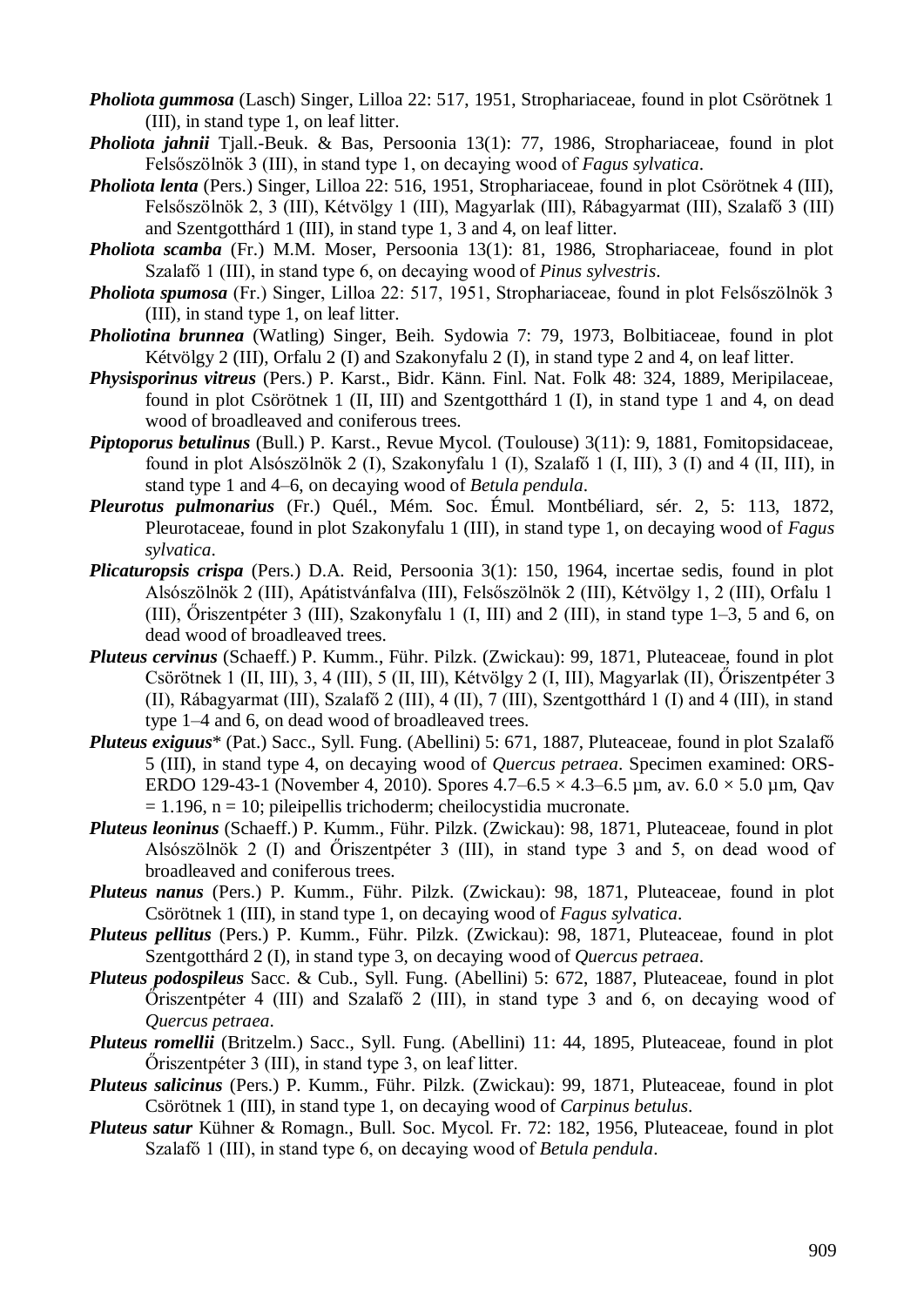***Pholiota gummosa*** (Lasch) Singer, Lilloa 22: 517, 1951, Strophariaceae, found in plot Csörötnek 1 (III), in stand type 1, on leaf litter.

***Pholiota jahnii*** Tjall.-Beuk. & Bas, Persoonia 13(1): 77, 1986, Strophariaceae, found in plot Felsőszölnök 3 (III), in stand type 1, on decaying wood of *Fagus sylvatica*.

***Pholiota lenta*** (Pers.) Singer, Lilloa 22: 516, 1951, Strophariaceae, found in plot Csörötnek 4 (III), Felsőszölnök 2, 3 (III), Kétvölgy 1 (III), Magyarlak (III), Rábagyarmat (III), Szalafő 3 (III) and Szentgotthárd 1 (III), in stand type 1, 3 and 4, on leaf litter.

***Pholiota scamba*** (Fr.) M.M. Moser, Persoonia 13(1): 81, 1986, Strophariaceae, found in plot Szalafő 1 (III), in stand type 6, on decaying wood of *Pinus sylvestris*.

***Pholiota spumosa*** (Fr.) Singer, Lilloa 22: 517, 1951, Strophariaceae, found in plot Felsőszölnök 3 (III), in stand type 1, on leaf litter.

***Pholiotina brunnea*** (Watling) Singer, Beih. Sydowia 7: 79, 1973, Bolbitiaceae, found in plot Kétvölgy 2 (III), Orfalu 2 (I) and Szakonyfalu 2 (I), in stand type 2 and 4, on leaf litter.

***Physisporinus vitreus*** (Pers.) P. Karst., Bidr. Känn. Finl. Nat. Folk 48: 324, 1889, Meripilaceae, found in plot Csörötnek 1 (II, III) and Szentgotthárd 1 (I), in stand type 1 and 4, on dead wood of broadleaved and coniferous trees.

***Piptoporus betulinus*** (Bull.) P. Karst., Revue Mycol. (Toulouse) 3(11): 9, 1881, Fomitopsidaceae, found in plot Alsószölnök 2 (I), Szakonyfalu 1 (I), Szalafő 1 (I, III), 3 (I) and 4 (II, III), in stand type 1 and 4–6, on decaying wood of *Betula pendula*.

***Pleurotus pulmonarius*** (Fr.) Quél., Mém. Soc. Émul. Montbéliard, sér. 2, 5: 113, 1872, Pleurotaceae, found in plot Szakonyfalu 1 (III), in stand type 1, on decaying wood of *Fagus sylvatica*.

***Plicaturopsis crispa*** (Pers.) D.A. Reid, Persoonia 3(1): 150, 1964, incertae sedis, found in plot Alsószölnök 2 (III), Apátistvánfalva (III), Felsőszölnök 2 (III), Kétvölgy 1, 2 (III), Orfalu 1 (III), Őriszentpéter 3 (III), Szakonyfalu 1 (I, III) and 2 (III), in stand type 1–3, 5 and 6, on dead wood of broadleaved trees.

***Pluteus cervinus*** (Schaeff.) P. Kumm., Führ. Pilzk. (Zwickau): 99, 1871, Pluteaceae, found in plot Csörötnek 1 (II, III), 3, 4 (III), 5 (II, III), Kétvölgy 2 (I, III), Magyarlak (II), Őriszentpéter 3 (II), Rábagyarmat (III), Szalafő 2 (III), 4 (II), 7 (III), Szentgotthárd 1 (I) and 4 (III), in stand type 1–4 and 6, on dead wood of broadleaved trees.

***Pluteus exiguus**** (Pat.) Sacc., Syll. Fung. (Abellini) 5: 671, 1887, Pluteaceae, found in plot Szalafő 5 (III), in stand type 4, on decaying wood of *Quercus petraea*. Specimen examined: ORS-ERDO 129-43-1 (November 4, 2010). Spores 4.7–6.5 × 4.3–6.5 µm, av. 6.0 × 5.0 µm, Qav = 1.196, n = 10; pileipellis trichoderm; cheilocystidia mucronate.

***Pluteus leoninus*** (Schaeff.) P. Kumm., Führ. Pilzk. (Zwickau): 98, 1871, Pluteaceae, found in plot Alsószölnök 2 (I) and Őriszentpéter 3 (III), in stand type 3 and 5, on dead wood of broadleaved and coniferous trees.

***Pluteus nanus*** (Pers.) P. Kumm., Führ. Pilzk. (Zwickau): 98, 1871, Pluteaceae, found in plot Csörötnek 1 (III), in stand type 1, on decaying wood of *Fagus sylvatica*.

***Pluteus pellitus*** (Pers.) P. Kumm., Führ. Pilzk. (Zwickau): 98, 1871, Pluteaceae, found in plot Szentgotthárd 2 (I), in stand type 3, on decaying wood of *Quercus petraea*.

***Pluteus podospileus*** Sacc. & Cub., Syll. Fung. (Abellini) 5: 672, 1887, Pluteaceae, found in plot Őriszentpéter 4 (III) and Szalafő 2 (III), in stand type 3 and 6, on decaying wood of *Quercus petraea*.

***Pluteus romellii*** (Britzelm.) Sacc., Syll. Fung. (Abellini) 11: 44, 1895, Pluteaceae, found in plot Őriszentpéter 3 (III), in stand type 3, on leaf litter.

***Pluteus salicinus*** (Pers.) P. Kumm., Führ. Pilzk. (Zwickau): 99, 1871, Pluteaceae, found in plot Csörötnek 1 (III), in stand type 1, on decaying wood of *Carpinus betulus*.

***Pluteus satur*** Kühner & Romagn., Bull. Soc. Mycol. Fr. 72: 182, 1956, Pluteaceae, found in plot Szalafő 1 (III), in stand type 6, on decaying wood of *Betula pendula*.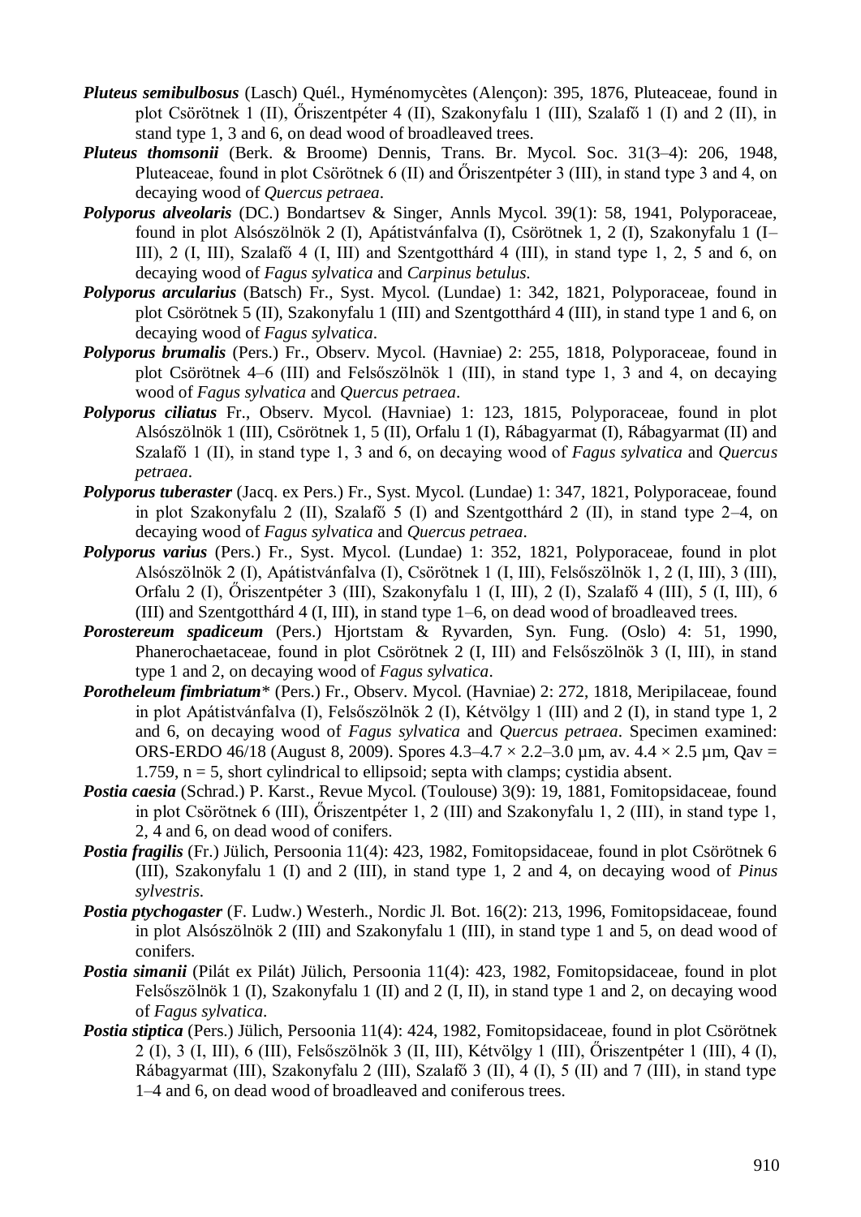***Pluteus semibulbosus*** (Lasch) Quél., Hyménomycètes (Alençon): 395, 1876, Pluteaceae, found in plot Csörötnek 1 (II), Őriszentpéter 4 (II), Szakonyfalu 1 (III), Szalafő 1 (I) and 2 (II), in stand type 1, 3 and 6, on dead wood of broadleaved trees.

***Pluteus thomsonii*** (Berk. & Broome) Dennis, Trans. Br. Mycol. Soc. 31(3–4): 206, 1948, Pluteaceae, found in plot Csörötnek 6 (II) and Őriszentpéter 3 (III), in stand type 3 and 4, on decaying wood of *Quercus petraea*.

***Polyporus alveolaris*** (DC.) Bondartsev & Singer, Annls Mycol. 39(1): 58, 1941, Polyporaceae, found in plot Alsószölnök 2 (I), Apátistvánfalva (I), Csörötnek 1, 2 (I), Szakonyfalu 1 (I–III), 2 (I, III), Szalafő 4 (I, III) and Szentgotthárd 4 (III), in stand type 1, 2, 5 and 6, on decaying wood of *Fagus sylvatica* and *Carpinus betulus*.

***Polyporus arcularius*** (Batsch) Fr., Syst. Mycol. (Lundae) 1: 342, 1821, Polyporaceae, found in plot Csörötnek 5 (II), Szakonyfalu 1 (III) and Szentgotthárd 4 (III), in stand type 1 and 6, on decaying wood of *Fagus sylvatica*.

***Polyporus brumalis*** (Pers.) Fr., Observ. Mycol. (Havniae) 2: 255, 1818, Polyporaceae, found in plot Csörötnek 4–6 (III) and Felsőszölnök 1 (III), in stand type 1, 3 and 4, on decaying wood of *Fagus sylvatica* and *Quercus petraea*.

***Polyporus ciliatus*** Fr., Observ. Mycol. (Havniae) 1: 123, 1815, Polyporaceae, found in plot Alsószölnök 1 (III), Csörötnek 1, 5 (II), Orfalu 1 (I), Rábagyarmat (I), Rábagyarmat (II) and Szalafő 1 (II), in stand type 1, 3 and 6, on decaying wood of *Fagus sylvatica* and *Quercus petraea*.

***Polyporus tuberaster*** (Jacq. ex Pers.) Fr., Syst. Mycol. (Lundae) 1: 347, 1821, Polyporaceae, found in plot Szakonyfalu 2 (II), Szalafő 5 (I) and Szentgotthárd 2 (II), in stand type 2–4, on decaying wood of *Fagus sylvatica* and *Quercus petraea*.

***Polyporus varius*** (Pers.) Fr., Syst. Mycol. (Lundae) 1: 352, 1821, Polyporaceae, found in plot Alsószölnök 2 (I), Apátistvánfalva (I), Csörötnek 1 (I, III), Felsőszölnök 1, 2 (I, III), 3 (III), Orfalu 2 (I), Őriszentpéter 3 (III), Szakonyfalu 1 (I, III), 2 (I), Szalafő 4 (III), 5 (I, III), 6 (III) and Szentgotthárd 4 (I, III), in stand type 1–6, on dead wood of broadleaved trees.

***Porostereum spadiceum*** (Pers.) Hjortstam & Ryvarden, Syn. Fung. (Oslo) 4: 51, 1990, Phanerochaetaceae, found in plot Csörötnek 2 (I, III) and Felsőszölnök 3 (I, III), in stand type 1 and 2, on decaying wood of *Fagus sylvatica*.

***Porotheleum fimbriatum**** (Pers.) Fr., Observ. Mycol. (Havniae) 2: 272, 1818, Meripilaceae, found in plot Apátistvánfalva (I), Felsőszölnök 2 (I), Kétvölgy 1 (III) and 2 (I), in stand type 1, 2 and 6, on decaying wood of *Fagus sylvatica* and *Quercus petraea*. Specimen examined: ORS-ERDO 46/18 (August 8, 2009). Spores 4.3–4.7 × 2.2–3.0 µm, av. 4.4 × 2.5 µm, Qav = 1.759, n = 5, short cylindrical to ellipsoid; septa with clamps; cystidia absent.

***Postia caesia*** (Schrad.) P. Karst., Revue Mycol. (Toulouse) 3(9): 19, 1881, Fomitopsidaceae, found in plot Csörötnek 6 (III), Őriszentpéter 1, 2 (III) and Szakonyfalu 1, 2 (III), in stand type 1, 2, 4 and 6, on dead wood of conifers.

***Postia fragilis*** (Fr.) Jülich, Persoonia 11(4): 423, 1982, Fomitopsidaceae, found in plot Csörötnek 6 (III), Szakonyfalu 1 (I) and 2 (III), in stand type 1, 2 and 4, on decaying wood of *Pinus sylvestris*.

***Postia ptychogaster*** (F. Ludw.) Westerh., Nordic Jl. Bot. 16(2): 213, 1996, Fomitopsidaceae, found in plot Alsószölnök 2 (III) and Szakonyfalu 1 (III), in stand type 1 and 5, on dead wood of conifers.

***Postia simanii*** (Pilát ex Pilát) Jülich, Persoonia 11(4): 423, 1982, Fomitopsidaceae, found in plot Felsőszölnök 1 (I), Szakonyfalu 1 (II) and 2 (I, II), in stand type 1 and 2, on decaying wood of *Fagus sylvatica*.

***Postia stiptica*** (Pers.) Jülich, Persoonia 11(4): 424, 1982, Fomitopsidaceae, found in plot Csörötnek 2 (I), 3 (I, III), 6 (III), Felsőszölnök 3 (II, III), Kétvölgy 1 (III), Őriszentpéter 1 (III), 4 (I), Rábagyarmat (III), Szakonyfalu 2 (III), Szalafő 3 (II), 4 (I), 5 (II) and 7 (III), in stand type 1–4 and 6, on dead wood of broadleaved and coniferous trees.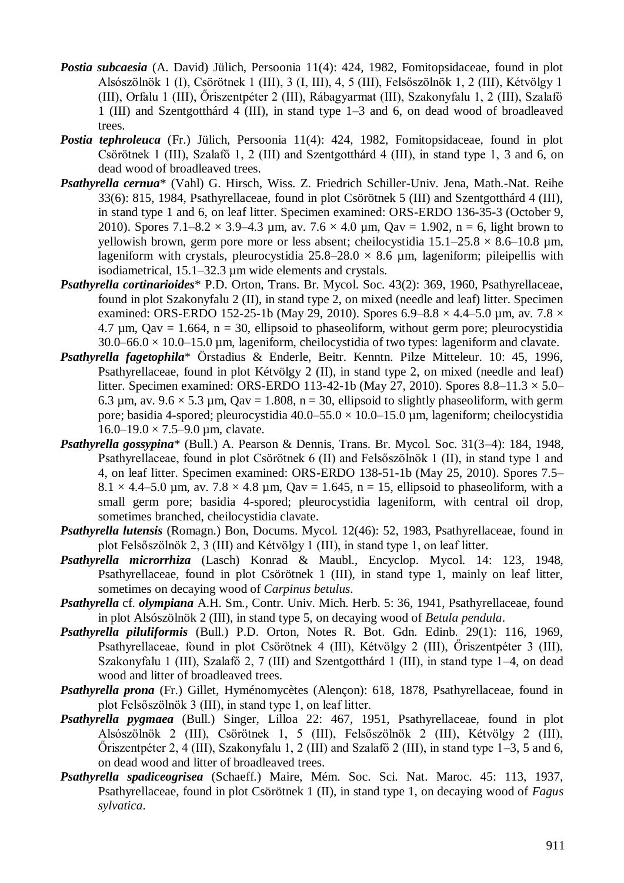**_Postia subcaesia_** (A. David) Jülich, Persoonia 11(4): 424, 1982, Fomitopsidaceae, found in plot Alsószölnök 1 (I), Csörötnek 1 (III), 3 (I, III), 4, 5 (III), Felsőszölnök 1, 2 (III), Kétvölgy 1 (III), Orfalu 1 (III), Őriszentpéter 2 (III), Rábagyarmat (III), Szakonyfalu 1, 2 (III), Szalafő 1 (III) and Szentgotthárd 4 (III), in stand type 1–3 and 6, on dead wood of broadleaved trees.

**_Postia tephroleuca_** (Fr.) Jülich, Persoonia 11(4): 424, 1982, Fomitopsidaceae, found in plot Csörötnek 1 (III), Szalafő 1, 2 (III) and Szentgotthárd 4 (III), in stand type 1, 3 and 6, on dead wood of broadleaved trees.

**_Psathyrella cernua_**\* (Vahl) G. Hirsch, Wiss. Z. Friedrich Schiller-Univ. Jena, Math.-Nat. Reihe 33(6): 815, 1984, Psathyrellaceae, found in plot Csörötnek 5 (III) and Szentgotthárd 4 (III), in stand type 1 and 6, on leaf litter. Specimen examined: ORS-ERDO 136-35-3 (October 9, 2010). Spores 7.1–8.2 × 3.9–4.3 µm, av. 7.6 × 4.0 µm, Qav = 1.902, n = 6, light brown to yellowish brown, germ pore more or less absent; cheilocystidia 15.1–25.8 × 8.6–10.8 µm, lageniform with crystals, pleurocystidia 25.8–28.0 × 8.6 µm, lageniform; pileipellis with isodiametrical, 15.1–32.3 µm wide elements and crystals.

**_Psathyrella cortinarioides_**\* P.D. Orton, Trans. Br. Mycol. Soc. 43(2): 369, 1960, Psathyrellaceae, found in plot Szakonyfalu 2 (II), in stand type 2, on mixed (needle and leaf) litter. Specimen examined: ORS-ERDO 152-25-1b (May 29, 2010). Spores 6.9–8.8 × 4.4–5.0 µm, av. 7.8 × 4.7 µm, Qav = 1.664, n = 30, ellipsoid to phaseoliform, without germ pore; pleurocystidia 30.0–66.0 × 10.0–15.0 µm, lageniform, cheilocystidia of two types: lageniform and clavate.

**_Psathyrella fagetophila_**\* Örstadius & Enderle, Beitr. Kenntn. Pilze Mitteleur. 10: 45, 1996, Psathyrellaceae, found in plot Kétvölgy 2 (II), in stand type 2, on mixed (needle and leaf) litter. Specimen examined: ORS-ERDO 113-42-1b (May 27, 2010). Spores 8.8–11.3 × 5.0–6.3 µm, av. 9.6 × 5.3 µm, Qav = 1.808, n = 30, ellipsoid to slightly phaseoliform, with germ pore; basidia 4-spored; pleurocystidia 40.0–55.0 × 10.0–15.0 µm, lageniform; cheilocystidia 16.0–19.0 × 7.5–9.0 µm, clavate.

**_Psathyrella gossypina_**\* (Bull.) A. Pearson & Dennis, Trans. Br. Mycol. Soc. 31(3–4): 184, 1948, Psathyrellaceae, found in plot Csörötnek 6 (II) and Felsőszölnök 1 (II), in stand type 1 and 4, on leaf litter. Specimen examined: ORS-ERDO 138-51-1b (May 25, 2010). Spores 7.5–8.1 × 4.4–5.0 µm, av. 7.8 × 4.8 µm, Qav = 1.645, n = 15, ellipsoid to phaseoliform, with a small germ pore; basidia 4-spored; pleurocystidia lageniform, with central oil drop, sometimes branched, cheilocystidia clavate.

**_Psathyrella lutensis_** (Romagn.) Bon, Docums. Mycol. 12(46): 52, 1983, Psathyrellaceae, found in plot Felsőszölnök 2, 3 (III) and Kétvölgy 1 (III), in stand type 1, on leaf litter.

**_Psathyrella microrrhiza_** (Lasch) Konrad & Maubl., Encyclop. Mycol. 14: 123, 1948, Psathyrellaceae, found in plot Csörötnek 1 (III), in stand type 1, mainly on leaf litter, sometimes on decaying wood of _Carpinus betulus_.

**_Psathyrella_** cf. **_olympiana_** A.H. Sm., Contr. Univ. Mich. Herb. 5: 36, 1941, Psathyrellaceae, found in plot Alsószölnök 2 (III), in stand type 5, on decaying wood of _Betula pendula_.

**_Psathyrella piluliformis_** (Bull.) P.D. Orton, Notes R. Bot. Gdn. Edinb. 29(1): 116, 1969, Psathyrellaceae, found in plot Csörötnek 4 (III), Kétvölgy 2 (III), Őriszentpéter 3 (III), Szakonyfalu 1 (III), Szalafő 2, 7 (III) and Szentgotthárd 1 (III), in stand type 1–4, on dead wood and litter of broadleaved trees.

**_Psathyrella prona_** (Fr.) Gillet, Hyménomycètes (Alençon): 618, 1878, Psathyrellaceae, found in plot Felsőszölnök 3 (III), in stand type 1, on leaf litter.

**_Psathyrella pygmaea_** (Bull.) Singer, Lilloa 22: 467, 1951, Psathyrellaceae, found in plot Alsószölnök 2 (III), Csörötnek 1, 5 (III), Felsőszölnök 2 (III), Kétvölgy 2 (III), Őriszentpéter 2, 4 (III), Szakonyfalu 1, 2 (III) and Szalafő 2 (III), in stand type 1–3, 5 and 6, on dead wood and litter of broadleaved trees.

**_Psathyrella spadiceogrisea_** (Schaeff.) Maire, Mém. Soc. Sci. Nat. Maroc. 45: 113, 1937, Psathyrellaceae, found in plot Csörötnek 1 (II), in stand type 1, on decaying wood of _Fagus sylvatica_.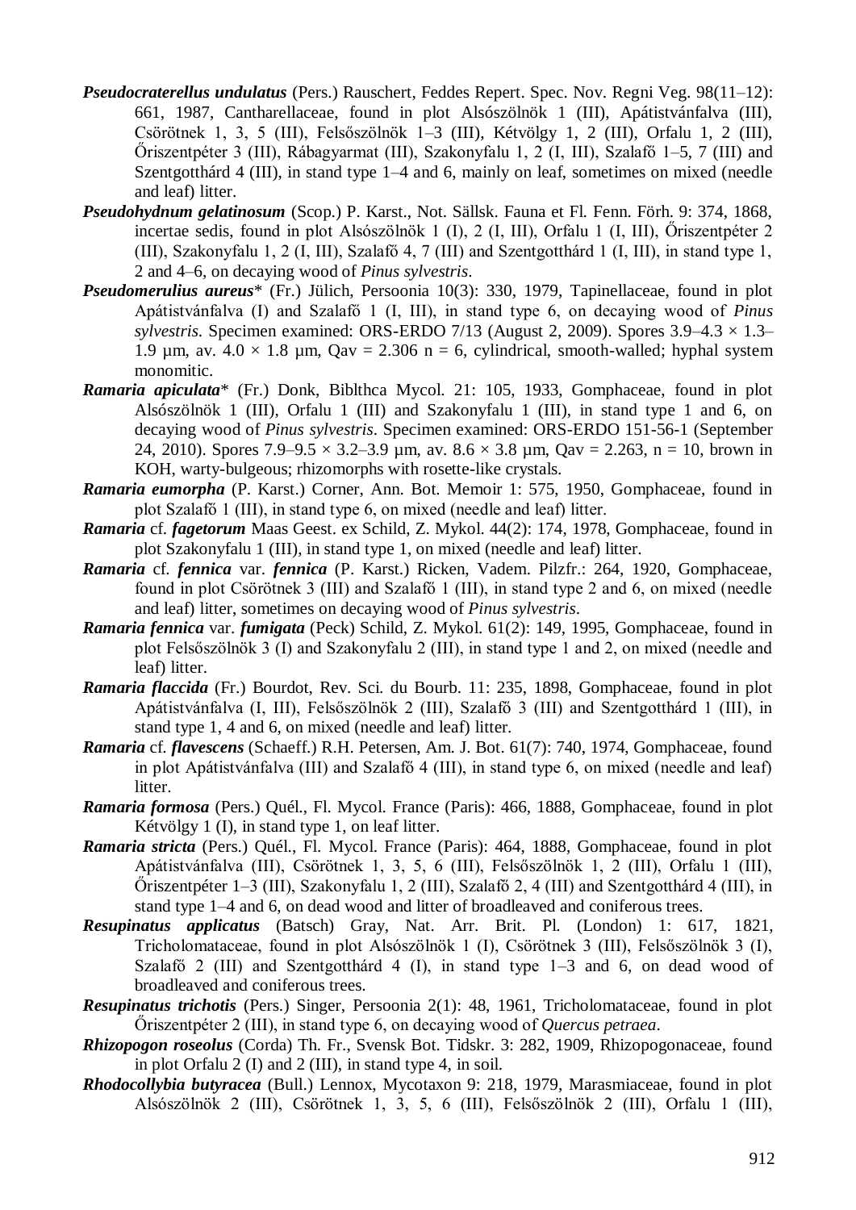***Pseudocraterellus undulatus*** (Pers.) Rauschert, Feddes Repert. Spec. Nov. Regni Veg. 98(11–12): 661, 1987, Cantharellaceae, found in plot Alsószölnök 1 (III), Apátistvánfalva (III), Csörötnek 1, 3, 5 (III), Felsőszölnök 1–3 (III), Kétvölgy 1, 2 (III), Orfalu 1, 2 (III), Őriszentpéter 3 (III), Rábagyarmat (III), Szakonyfalu 1, 2 (I, III), Szalafő 1–5, 7 (III) and Szentgotthárd 4 (III), in stand type 1–4 and 6, mainly on leaf, sometimes on mixed (needle and leaf) litter.

***Pseudohydnum gelatinosum*** (Scop.) P. Karst., Not. Sällsk. Fauna et Fl. Fenn. Förh. 9: 374, 1868, incertae sedis, found in plot Alsószölnök 1 (I), 2 (I, III), Orfalu 1 (I, III), Őriszentpéter 2 (III), Szakonyfalu 1, 2 (I, III), Szalafő 4, 7 (III) and Szentgotthárd 1 (I, III), in stand type 1, 2 and 4–6, on decaying wood of *Pinus sylvestris*.

***Pseudomerulius aureus**** (Fr.) Jülich, Persoonia 10(3): 330, 1979, Tapinellaceae, found in plot Apátistvánfalva (I) and Szalafő 1 (I, III), in stand type 6, on decaying wood of *Pinus sylvestris*. Specimen examined: ORS-ERDO 7/13 (August 2, 2009). Spores 3.9–4.3 × 1.3–1.9 µm, av. 4.0 × 1.8 µm, Qav = 2.306 n = 6, cylindrical, smooth-walled; hyphal system monomitic.

***Ramaria apiculata**** (Fr.) Donk, Biblthca Mycol. 21: 105, 1933, Gomphaceae, found in plot Alsószölnök 1 (III), Orfalu 1 (III) and Szakonyfalu 1 (III), in stand type 1 and 6, on decaying wood of *Pinus sylvestris*. Specimen examined: ORS-ERDO 151-56-1 (September 24, 2010). Spores 7.9–9.5 × 3.2–3.9 µm, av. 8.6 × 3.8 µm, Qav = 2.263, n = 10, brown in KOH, warty-bulgeous; rhizomorphs with rosette-like crystals.

***Ramaria eumorpha*** (P. Karst.) Corner, Ann. Bot. Memoir 1: 575, 1950, Gomphaceae, found in plot Szalafő 1 (III), in stand type 6, on mixed (needle and leaf) litter.

***Ramaria*** cf. ***fagetorum*** Maas Geest. ex Schild, Z. Mykol. 44(2): 174, 1978, Gomphaceae, found in plot Szakonyfalu 1 (III), in stand type 1, on mixed (needle and leaf) litter.

***Ramaria*** cf. ***fennica*** var. ***fennica*** (P. Karst.) Ricken, Vadem. Pilzfr.: 264, 1920, Gomphaceae, found in plot Csörötnek 3 (III) and Szalafő 1 (III), in stand type 2 and 6, on mixed (needle and leaf) litter, sometimes on decaying wood of *Pinus sylvestris*.

***Ramaria fennica*** var. ***fumigata*** (Peck) Schild, Z. Mykol. 61(2): 149, 1995, Gomphaceae, found in plot Felsőszölnök 3 (I) and Szakonyfalu 2 (III), in stand type 1 and 2, on mixed (needle and leaf) litter.

***Ramaria flaccida*** (Fr.) Bourdot, Rev. Sci. du Bourb. 11: 235, 1898, Gomphaceae, found in plot Apátistvánfalva (I, III), Felsőszölnök 2 (III), Szalafő 3 (III) and Szentgotthárd 1 (III), in stand type 1, 4 and 6, on mixed (needle and leaf) litter.

***Ramaria*** cf. ***flavescens*** (Schaeff.) R.H. Petersen, Am. J. Bot. 61(7): 740, 1974, Gomphaceae, found in plot Apátistvánfalva (III) and Szalafő 4 (III), in stand type 6, on mixed (needle and leaf) litter.

***Ramaria formosa*** (Pers.) Quél., Fl. Mycol. France (Paris): 466, 1888, Gomphaceae, found in plot Kétvölgy 1 (I), in stand type 1, on leaf litter.

***Ramaria stricta*** (Pers.) Quél., Fl. Mycol. France (Paris): 464, 1888, Gomphaceae, found in plot Apátistvánfalva (III), Csörötnek 1, 3, 5, 6 (III), Felsőszölnök 1, 2 (III), Orfalu 1 (III), Őriszentpéter 1–3 (III), Szakonyfalu 1, 2 (III), Szalafő 2, 4 (III) and Szentgotthárd 4 (III), in stand type 1–4 and 6, on dead wood and litter of broadleaved and coniferous trees.

***Resupinatus applicatus*** (Batsch) Gray, Nat. Arr. Brit. Pl. (London) 1: 617, 1821, Tricholomataceae, found in plot Alsószölnök 1 (I), Csörötnek 3 (III), Felsőszölnök 3 (I), Szalafő 2 (III) and Szentgotthárd 4 (I), in stand type 1–3 and 6, on dead wood of broadleaved and coniferous trees.

***Resupinatus trichotis*** (Pers.) Singer, Persoonia 2(1): 48, 1961, Tricholomataceae, found in plot Őriszentpéter 2 (III), in stand type 6, on decaying wood of *Quercus petraea*.

***Rhizopogon roseolus*** (Corda) Th. Fr., Svensk Bot. Tidskr. 3: 282, 1909, Rhizopogonaceae, found in plot Orfalu 2 (I) and 2 (III), in stand type 4, in soil.

***Rhodocollybia butyracea*** (Bull.) Lennox, Mycotaxon 9: 218, 1979, Marasmiaceae, found in plot Alsószölnök 2 (III), Csörötnek 1, 3, 5, 6 (III), Felsőszölnök 2 (III), Orfalu 1 (III),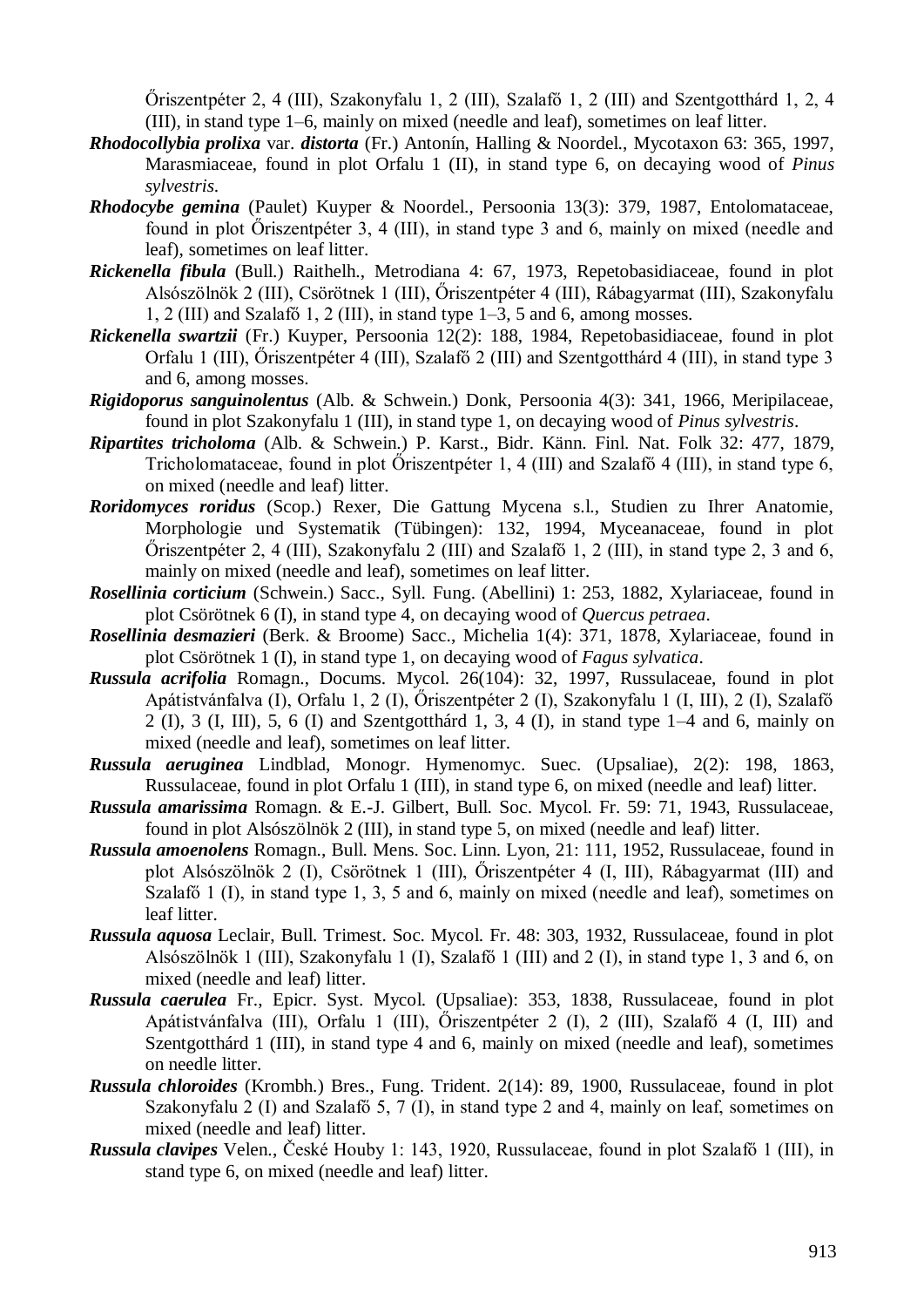Őriszentpéter 2, 4 (III), Szakonyfalu 1, 2 (III), Szalafő 1, 2 (III) and Szentgotthárd 1, 2, 4 (III), in stand type 1–6, mainly on mixed (needle and leaf), sometimes on leaf litter.

***Rhodocollybia prolixa*** var. ***distorta*** (Fr.) Antonín, Halling & Noordel., Mycotaxon 63: 365, 1997, Marasmiaceae, found in plot Orfalu 1 (II), in stand type 6, on decaying wood of *Pinus sylvestris*.

***Rhodocybe gemina*** (Paulet) Kuyper & Noordel., Persoonia 13(3): 379, 1987, Entolomataceae, found in plot Őriszentpéter 3, 4 (III), in stand type 3 and 6, mainly on mixed (needle and leaf), sometimes on leaf litter.

***Rickenella fibula*** (Bull.) Raithelh., Metrodiana 4: 67, 1973, Repetobasidiaceae, found in plot Alsószölnök 2 (III), Csörötnek 1 (III), Őriszentpéter 4 (III), Rábagyarmat (III), Szakonyfalu 1, 2 (III) and Szalafő 1, 2 (III), in stand type 1–3, 5 and 6, among mosses.

***Rickenella swartzii*** (Fr.) Kuyper, Persoonia 12(2): 188, 1984, Repetobasidiaceae, found in plot Orfalu 1 (III), Őriszentpéter 4 (III), Szalafő 2 (III) and Szentgotthárd 4 (III), in stand type 3 and 6, among mosses.

***Rigidoporus sanguinolentus*** (Alb. & Schwein.) Donk, Persoonia 4(3): 341, 1966, Meripilaceae, found in plot Szakonyfalu 1 (III), in stand type 1, on decaying wood of *Pinus sylvestris*.

***Ripartites tricholoma*** (Alb. & Schwein.) P. Karst., Bidr. Känn. Finl. Nat. Folk 32: 477, 1879, Tricholomataceae, found in plot Őriszentpéter 1, 4 (III) and Szalafő 4 (III), in stand type 6, on mixed (needle and leaf) litter.

***Roridomyces roridus*** (Scop.) Rexer, Die Gattung Mycena s.l., Studien zu Ihrer Anatomie, Morphologie und Systematik (Tübingen): 132, 1994, Myceanaceae, found in plot Őriszentpéter 2, 4 (III), Szakonyfalu 2 (III) and Szalafő 1, 2 (III), in stand type 2, 3 and 6, mainly on mixed (needle and leaf), sometimes on leaf litter.

***Rosellinia corticium*** (Schwein.) Sacc., Syll. Fung. (Abellini) 1: 253, 1882, Xylariaceae, found in plot Csörötnek 6 (I), in stand type 4, on decaying wood of *Quercus petraea*.

***Rosellinia desmazieri*** (Berk. & Broome) Sacc., Michelia 1(4): 371, 1878, Xylariaceae, found in plot Csörötnek 1 (I), in stand type 1, on decaying wood of *Fagus sylvatica*.

***Russula acrifolia*** Romagn., Docums. Mycol. 26(104): 32, 1997, Russulaceae, found in plot Apátistvánfalva (I), Orfalu 1, 2 (I), Őriszentpéter 2 (I), Szakonyfalu 1 (I, III), 2 (I), Szalafő 2 (I), 3 (I, III), 5, 6 (I) and Szentgotthárd 1, 3, 4 (I), in stand type 1–4 and 6, mainly on mixed (needle and leaf), sometimes on leaf litter.

***Russula aeruginea*** Lindblad, Monogr. Hymenomyc. Suec. (Upsaliae), 2(2): 198, 1863, Russulaceae, found in plot Orfalu 1 (III), in stand type 6, on mixed (needle and leaf) litter.

***Russula amarissima*** Romagn. & E.-J. Gilbert, Bull. Soc. Mycol. Fr. 59: 71, 1943, Russulaceae, found in plot Alsószölnök 2 (III), in stand type 5, on mixed (needle and leaf) litter.

***Russula amoenolens*** Romagn., Bull. Mens. Soc. Linn. Lyon, 21: 111, 1952, Russulaceae, found in plot Alsószölnök 2 (I), Csörötnek 1 (III), Őriszentpéter 4 (I, III), Rábagyarmat (III) and Szalafő 1 (I), in stand type 1, 3, 5 and 6, mainly on mixed (needle and leaf), sometimes on leaf litter.

***Russula aquosa*** Leclair, Bull. Trimest. Soc. Mycol. Fr. 48: 303, 1932, Russulaceae, found in plot Alsószölnök 1 (III), Szakonyfalu 1 (I), Szalafő 1 (III) and 2 (I), in stand type 1, 3 and 6, on mixed (needle and leaf) litter.

***Russula caerulea*** Fr., Epicr. Syst. Mycol. (Upsaliae): 353, 1838, Russulaceae, found in plot Apátistvánfalva (III), Orfalu 1 (III), Őriszentpéter 2 (I), 2 (III), Szalafő 4 (I, III) and Szentgotthárd 1 (III), in stand type 4 and 6, mainly on mixed (needle and leaf), sometimes on needle litter.

***Russula chloroides*** (Krombh.) Bres., Fung. Trident. 2(14): 89, 1900, Russulaceae, found in plot Szakonyfalu 2 (I) and Szalafő 5, 7 (I), in stand type 2 and 4, mainly on leaf, sometimes on mixed (needle and leaf) litter.

***Russula clavipes*** Velen., České Houby 1: 143, 1920, Russulaceae, found in plot Szalafő 1 (III), in stand type 6, on mixed (needle and leaf) litter.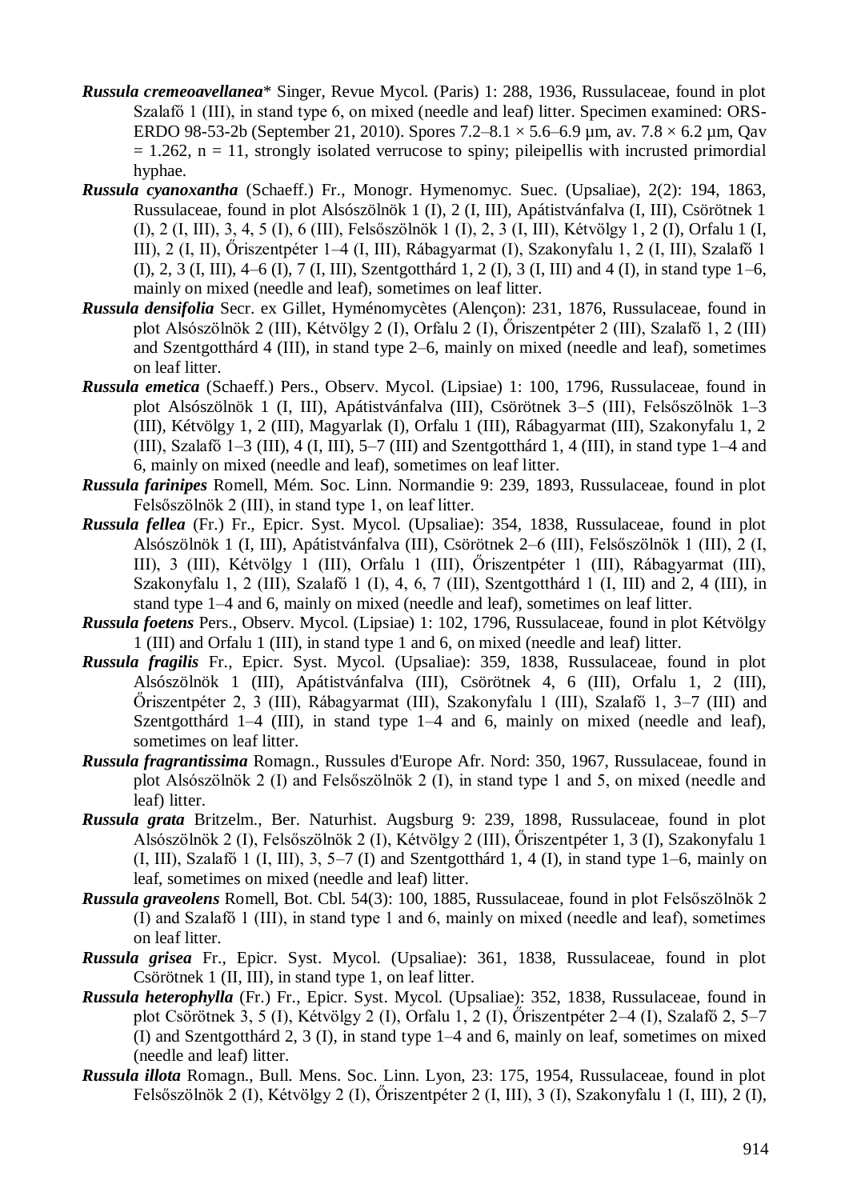***Russula cremeoavellanea**** Singer, Revue Mycol. (Paris) 1: 288, 1936, Russulaceae, found in plot Szalafő 1 (III), in stand type 6, on mixed (needle and leaf) litter. Specimen examined: ORS-ERDO 98-53-2b (September 21, 2010). Spores 7.2–8.1 × 5.6–6.9 µm, av. 7.8 × 6.2 µm, Qav = 1.262, n = 11, strongly isolated verrucose to spiny; pileipellis with incrusted primordial hyphae.

***Russula cyanoxantha*** (Schaeff.) Fr., Monogr. Hymenomyc. Suec. (Upsaliae), 2(2): 194, 1863, Russulaceae, found in plot Alsószölnök 1 (I), 2 (I, III), Apátistvánfalva (I, III), Csörötnek 1 (I), 2 (I, III), 3, 4, 5 (I), 6 (III), Felsőszölnök 1 (I), 2, 3 (I, III), Kétvölgy 1, 2 (I), Orfalu 1 (I, III), 2 (I, II), Őriszentpéter 1–4 (I, III), Rábagyarmat (I), Szakonyfalu 1, 2 (I, III), Szalafő 1 (I), 2, 3 (I, III), 4–6 (I), 7 (I, III), Szentgotthárd 1, 2 (I), 3 (I, III) and 4 (I), in stand type 1–6, mainly on mixed (needle and leaf), sometimes on leaf litter.

***Russula densifolia*** Secr. ex Gillet, Hyménomycètes (Alençon): 231, 1876, Russulaceae, found in plot Alsószölnök 2 (III), Kétvölgy 2 (I), Orfalu 2 (I), Őriszentpéter 2 (III), Szalafő 1, 2 (III) and Szentgotthárd 4 (III), in stand type 2–6, mainly on mixed (needle and leaf), sometimes on leaf litter.

***Russula emetica*** (Schaeff.) Pers., Observ. Mycol. (Lipsiae) 1: 100, 1796, Russulaceae, found in plot Alsószölnök 1 (I, III), Apátistvánfalva (III), Csörötnek 3–5 (III), Felsőszölnök 1–3 (III), Kétvölgy 1, 2 (III), Magyarlak (I), Orfalu 1 (III), Rábagyarmat (III), Szakonyfalu 1, 2 (III), Szalafő 1–3 (III), 4 (I, III), 5–7 (III) and Szentgotthárd 1, 4 (III), in stand type 1–4 and 6, mainly on mixed (needle and leaf), sometimes on leaf litter.

***Russula farinipes*** Romell, Mém. Soc. Linn. Normandie 9: 239, 1893, Russulaceae, found in plot Felsőszölnök 2 (III), in stand type 1, on leaf litter.

***Russula fellea*** (Fr.) Fr., Epicr. Syst. Mycol. (Upsaliae): 354, 1838, Russulaceae, found in plot Alsószölnök 1 (I, III), Apátistvánfalva (III), Csörötnek 2–6 (III), Felsőszölnök 1 (III), 2 (I, III), 3 (III), Kétvölgy 1 (III), Orfalu 1 (III), Őriszentpéter 1 (III), Rábagyarmat (III), Szakonyfalu 1, 2 (III), Szalafő 1 (I), 4, 6, 7 (III), Szentgotthárd 1 (I, III) and 2, 4 (III), in stand type 1–4 and 6, mainly on mixed (needle and leaf), sometimes on leaf litter.

***Russula foetens*** Pers., Observ. Mycol. (Lipsiae) 1: 102, 1796, Russulaceae, found in plot Kétvölgy 1 (III) and Orfalu 1 (III), in stand type 1 and 6, on mixed (needle and leaf) litter.

***Russula fragilis*** Fr., Epicr. Syst. Mycol. (Upsaliae): 359, 1838, Russulaceae, found in plot Alsószölnök 1 (III), Apátistvánfalva (III), Csörötnek 4, 6 (III), Orfalu 1, 2 (III), Őriszentpéter 2, 3 (III), Rábagyarmat (III), Szakonyfalu 1 (III), Szalafő 1, 3–7 (III) and Szentgotthárd 1–4 (III), in stand type 1–4 and 6, mainly on mixed (needle and leaf), sometimes on leaf litter.

***Russula fragrantissima*** Romagn., Russules d'Europe Afr. Nord: 350, 1967, Russulaceae, found in plot Alsószölnök 2 (I) and Felsőszölnök 2 (I), in stand type 1 and 5, on mixed (needle and leaf) litter.

***Russula grata*** Britzelm., Ber. Naturhist. Augsburg 9: 239, 1898, Russulaceae, found in plot Alsószölnök 2 (I), Felsőszölnök 2 (I), Kétvölgy 2 (III), Őriszentpéter 1, 3 (I), Szakonyfalu 1 (I, III), Szalafő 1 (I, III), 3, 5–7 (I) and Szentgotthárd 1, 4 (I), in stand type 1–6, mainly on leaf, sometimes on mixed (needle and leaf) litter.

***Russula graveolens*** Romell, Bot. Cbl. 54(3): 100, 1885, Russulaceae, found in plot Felsőszölnök 2 (I) and Szalafő 1 (III), in stand type 1 and 6, mainly on mixed (needle and leaf), sometimes on leaf litter.

***Russula grisea*** Fr., Epicr. Syst. Mycol. (Upsaliae): 361, 1838, Russulaceae, found in plot Csörötnek 1 (II, III), in stand type 1, on leaf litter.

***Russula heterophylla*** (Fr.) Fr., Epicr. Syst. Mycol. (Upsaliae): 352, 1838, Russulaceae, found in plot Csörötnek 3, 5 (I), Kétvölgy 2 (I), Orfalu 1, 2 (I), Őriszentpéter 2–4 (I), Szalafő 2, 5–7 (I) and Szentgotthárd 2, 3 (I), in stand type 1–4 and 6, mainly on leaf, sometimes on mixed (needle and leaf) litter.

***Russula illota*** Romagn., Bull. Mens. Soc. Linn. Lyon, 23: 175, 1954, Russulaceae, found in plot Felsőszölnök 2 (I), Kétvölgy 2 (I), Őriszentpéter 2 (I, III), 3 (I), Szakonyfalu 1 (I, III), 2 (I),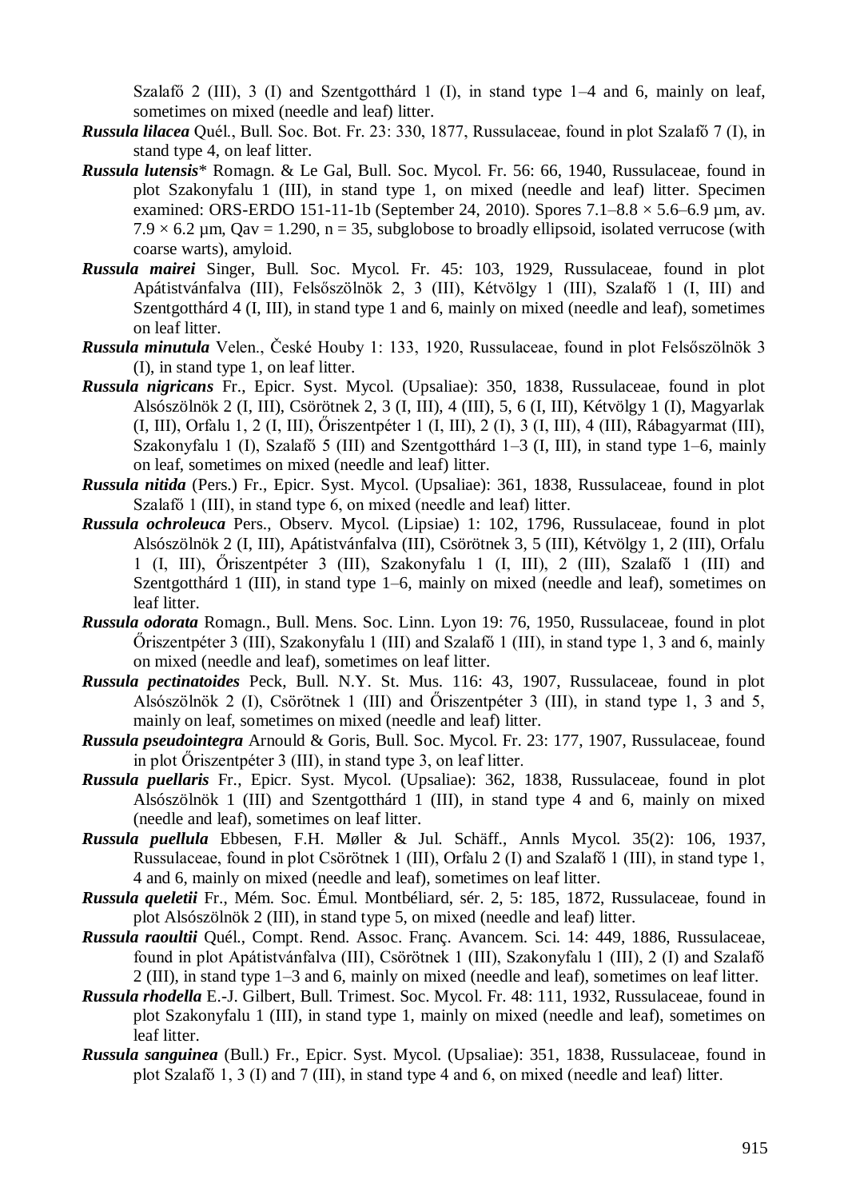Szalafő 2 (III), 3 (I) and Szentgotthárd 1 (I), in stand type 1–4 and 6, mainly on leaf, sometimes on mixed (needle and leaf) litter.

***Russula lilacea*** Quél., Bull. Soc. Bot. Fr. 23: 330, 1877, Russulaceae, found in plot Szalafő 7 (I), in stand type 4, on leaf litter.

***Russula lutensis**** Romagn. & Le Gal, Bull. Soc. Mycol. Fr. 56: 66, 1940, Russulaceae, found in plot Szakonyfalu 1 (III), in stand type 1, on mixed (needle and leaf) litter. Specimen examined: ORS-ERDO 151-11-1b (September 24, 2010). Spores 7.1–8.8 × 5.6–6.9 µm, av. 7.9 × 6.2 µm, Qav = 1.290, n = 35, subglobose to broadly ellipsoid, isolated verrucose (with coarse warts), amyloid.

***Russula mairei*** Singer, Bull. Soc. Mycol. Fr. 45: 103, 1929, Russulaceae, found in plot Apátistvánfalva (III), Felsőszölnök 2, 3 (III), Kétvölgy 1 (III), Szalafő 1 (I, III) and Szentgotthárd 4 (I, III), in stand type 1 and 6, mainly on mixed (needle and leaf), sometimes on leaf litter.

***Russula minutula*** Velen., České Houby 1: 133, 1920, Russulaceae, found in plot Felsőszölnök 3 (I), in stand type 1, on leaf litter.

***Russula nigricans*** Fr., Epicr. Syst. Mycol. (Upsaliae): 350, 1838, Russulaceae, found in plot Alsószölnök 2 (I, III), Csörötnek 2, 3 (I, III), 4 (III), 5, 6 (I, III), Kétvölgy 1 (I), Magyarlak (I, III), Orfalu 1, 2 (I, III), Őriszentpéter 1 (I, III), 2 (I), 3 (I, III), 4 (III), Rábagyarmat (III), Szakonyfalu 1 (I), Szalafő 5 (III) and Szentgotthárd 1–3 (I, III), in stand type 1–6, mainly on leaf, sometimes on mixed (needle and leaf) litter.

***Russula nitida*** (Pers.) Fr., Epicr. Syst. Mycol. (Upsaliae): 361, 1838, Russulaceae, found in plot Szalafő 1 (III), in stand type 6, on mixed (needle and leaf) litter.

***Russula ochroleuca*** Pers., Observ. Mycol. (Lipsiae) 1: 102, 1796, Russulaceae, found in plot Alsószölnök 2 (I, III), Apátistvánfalva (III), Csörötnek 3, 5 (III), Kétvölgy 1, 2 (III), Orfalu 1 (I, III), Őriszentpéter 3 (III), Szakonyfalu 1 (I, III), 2 (III), Szalafő 1 (III) and Szentgotthárd 1 (III), in stand type 1–6, mainly on mixed (needle and leaf), sometimes on leaf litter.

***Russula odorata*** Romagn., Bull. Mens. Soc. Linn. Lyon 19: 76, 1950, Russulaceae, found in plot Őriszentpéter 3 (III), Szakonyfalu 1 (III) and Szalafő 1 (III), in stand type 1, 3 and 6, mainly on mixed (needle and leaf), sometimes on leaf litter.

***Russula pectinatoides*** Peck, Bull. N.Y. St. Mus. 116: 43, 1907, Russulaceae, found in plot Alsószölnök 2 (I), Csörötnek 1 (III) and Őriszentpéter 3 (III), in stand type 1, 3 and 5, mainly on leaf, sometimes on mixed (needle and leaf) litter.

***Russula pseudointegra*** Arnould & Goris, Bull. Soc. Mycol. Fr. 23: 177, 1907, Russulaceae, found in plot Őriszentpéter 3 (III), in stand type 3, on leaf litter.

***Russula puellaris*** Fr., Epicr. Syst. Mycol. (Upsaliae): 362, 1838, Russulaceae, found in plot Alsószölnök 1 (III) and Szentgotthárd 1 (III), in stand type 4 and 6, mainly on mixed (needle and leaf), sometimes on leaf litter.

***Russula puellula*** Ebbesen, F.H. Møller & Jul. Schäff., Annls Mycol. 35(2): 106, 1937, Russulaceae, found in plot Csörötnek 1 (III), Orfalu 2 (I) and Szalafő 1 (III), in stand type 1, 4 and 6, mainly on mixed (needle and leaf), sometimes on leaf litter.

***Russula queletii*** Fr., Mém. Soc. Émul. Montbéliard, sér. 2, 5: 185, 1872, Russulaceae, found in plot Alsószölnök 2 (III), in stand type 5, on mixed (needle and leaf) litter.

***Russula raoultii*** Quél., Compt. Rend. Assoc. Franç. Avancem. Sci. 14: 449, 1886, Russulaceae, found in plot Apátistvánfalva (III), Csörötnek 1 (III), Szakonyfalu 1 (III), 2 (I) and Szalafő 2 (III), in stand type 1–3 and 6, mainly on mixed (needle and leaf), sometimes on leaf litter.

***Russula rhodella*** E.-J. Gilbert, Bull. Trimest. Soc. Mycol. Fr. 48: 111, 1932, Russulaceae, found in plot Szakonyfalu 1 (III), in stand type 1, mainly on mixed (needle and leaf), sometimes on leaf litter.

***Russula sanguinea*** (Bull.) Fr., Epicr. Syst. Mycol. (Upsaliae): 351, 1838, Russulaceae, found in plot Szalafő 1, 3 (I) and 7 (III), in stand type 4 and 6, on mixed (needle and leaf) litter.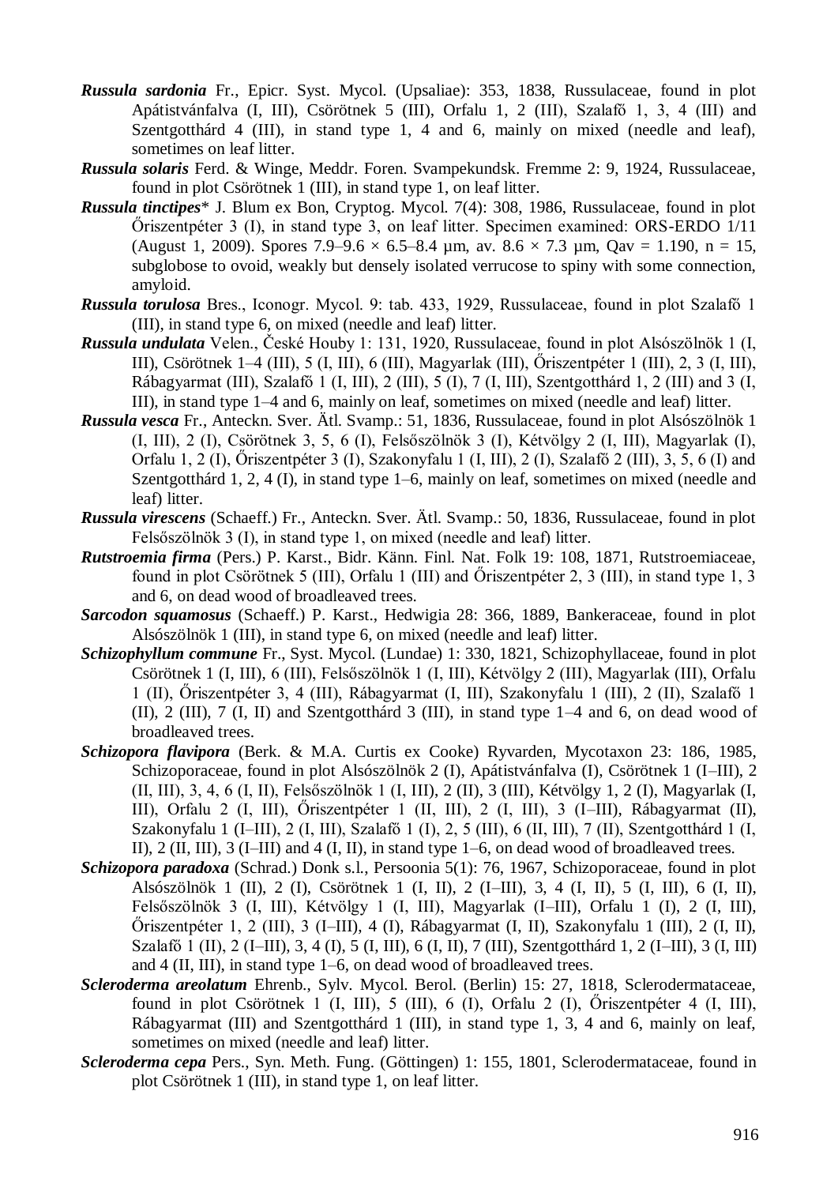***Russula sardonia*** Fr., Epicr. Syst. Mycol. (Upsaliae): 353, 1838, Russulaceae, found in plot Apátistvánfalva (I, III), Csörötnek 5 (III), Orfalu 1, 2 (III), Szalafő 1, 3, 4 (III) and Szentgotthárd 4 (III), in stand type 1, 4 and 6, mainly on mixed (needle and leaf), sometimes on leaf litter.

***Russula solaris*** Ferd. & Winge, Meddr. Foren. Svampekundsk. Fremme 2: 9, 1924, Russulaceae, found in plot Csörötnek 1 (III), in stand type 1, on leaf litter.

***Russula tinctipes**** J. Blum ex Bon, Cryptog. Mycol. 7(4): 308, 1986, Russulaceae, found in plot Őriszentpéter 3 (I), in stand type 3, on leaf litter. Specimen examined: ORS-ERDO 1/11 (August 1, 2009). Spores 7.9–9.6 × 6.5–8.4 µm, av. 8.6 × 7.3 µm, Qav = 1.190, n = 15, subglobose to ovoid, weakly but densely isolated verrucose to spiny with some connection, amyloid.

***Russula torulosa*** Bres., Iconogr. Mycol. 9: tab. 433, 1929, Russulaceae, found in plot Szalafő 1 (III), in stand type 6, on mixed (needle and leaf) litter.

***Russula undulata*** Velen., České Houby 1: 131, 1920, Russulaceae, found in plot Alsószölnök 1 (I, III), Csörötnek 1–4 (III), 5 (I, III), 6 (III), Magyarlak (III), Őriszentpéter 1 (III), 2, 3 (I, III), Rábagyarmat (III), Szalafő 1 (I, III), 2 (III), 5 (I), 7 (I, III), Szentgotthárd 1, 2 (III) and 3 (I, III), in stand type 1–4 and 6, mainly on leaf, sometimes on mixed (needle and leaf) litter.

***Russula vesca*** Fr., Anteckn. Sver. Ätl. Svamp.: 51, 1836, Russulaceae, found in plot Alsószölnök 1 (I, III), 2 (I), Csörötnek 3, 5, 6 (I), Felsőszölnök 3 (I), Kétvölgy 2 (I, III), Magyarlak (I), Orfalu 1, 2 (I), Őriszentpéter 3 (I), Szakonyfalu 1 (I, III), 2 (I), Szalafő 2 (III), 3, 5, 6 (I) and Szentgotthárd 1, 2, 4 (I), in stand type 1–6, mainly on leaf, sometimes on mixed (needle and leaf) litter.

***Russula virescens*** (Schaeff.) Fr., Anteckn. Sver. Ätl. Svamp.: 50, 1836, Russulaceae, found in plot Felsőszölnök 3 (I), in stand type 1, on mixed (needle and leaf) litter.

***Rutstroemia firma*** (Pers.) P. Karst., Bidr. Känn. Finl. Nat. Folk 19: 108, 1871, Rutstroemiaceae, found in plot Csörötnek 5 (III), Orfalu 1 (III) and Őriszentpéter 2, 3 (III), in stand type 1, 3 and 6, on dead wood of broadleaved trees.

***Sarcodon squamosus*** (Schaeff.) P. Karst., Hedwigia 28: 366, 1889, Bankeraceae, found in plot Alsószölnök 1 (III), in stand type 6, on mixed (needle and leaf) litter.

***Schizophyllum commune*** Fr., Syst. Mycol. (Lundae) 1: 330, 1821, Schizophyllaceae, found in plot Csörötnek 1 (I, III), 6 (III), Felsőszölnök 1 (I, III), Kétvölgy 2 (III), Magyarlak (III), Orfalu 1 (II), Őriszentpéter 3, 4 (III), Rábagyarmat (I, III), Szakonyfalu 1 (III), 2 (II), Szalafő 1 (II), 2 (III), 7 (I, II) and Szentgotthárd 3 (III), in stand type 1–4 and 6, on dead wood of broadleaved trees.

***Schizopora flavipora*** (Berk. & M.A. Curtis ex Cooke) Ryvarden, Mycotaxon 23: 186, 1985, Schizoporaceae, found in plot Alsószölnök 2 (I), Apátistvánfalva (I), Csörötnek 1 (I–III), 2 (II, III), 3, 4, 6 (I, II), Felsőszölnök 1 (I, III), 2 (II), 3 (III), Kétvölgy 1, 2 (I), Magyarlak (I, III), Orfalu 2 (I, III), Őriszentpéter 1 (II, III), 2 (I, III), 3 (I–III), Rábagyarmat (II), Szakonyfalu 1 (I–III), 2 (I, III), Szalafő 1 (I), 2, 5 (III), 6 (II, III), 7 (II), Szentgotthárd 1 (I, II), 2 (II, III), 3 (I–III) and 4 (I, II), in stand type 1–6, on dead wood of broadleaved trees.

***Schizopora paradoxa*** (Schrad.) Donk s.l., Persoonia 5(1): 76, 1967, Schizoporaceae, found in plot Alsószölnök 1 (II), 2 (I), Csörötnek 1 (I, II), 2 (I–III), 3, 4 (I, II), 5 (I, III), 6 (I, II), Felsőszölnök 3 (I, III), Kétvölgy 1 (I, III), Magyarlak (I–III), Orfalu 1 (I), 2 (I, III), Őriszentpéter 1, 2 (III), 3 (I–III), 4 (I), Rábagyarmat (I, II), Szakonyfalu 1 (III), 2 (I, II), Szalafő 1 (II), 2 (I–III), 3, 4 (I), 5 (I, III), 6 (I, II), 7 (III), Szentgotthárd 1, 2 (I–III), 3 (I, III) and 4 (II, III), in stand type 1–6, on dead wood of broadleaved trees.

***Scleroderma areolatum*** Ehrenb., Sylv. Mycol. Berol. (Berlin) 15: 27, 1818, Sclerodermataceae, found in plot Csörötnek 1 (I, III), 5 (III), 6 (I), Orfalu 2 (I), Őriszentpéter 4 (I, III), Rábagyarmat (III) and Szentgotthárd 1 (III), in stand type 1, 3, 4 and 6, mainly on leaf, sometimes on mixed (needle and leaf) litter.

***Scleroderma cepa*** Pers., Syn. Meth. Fung. (Göttingen) 1: 155, 1801, Sclerodermataceae, found in plot Csörötnek 1 (III), in stand type 1, on leaf litter.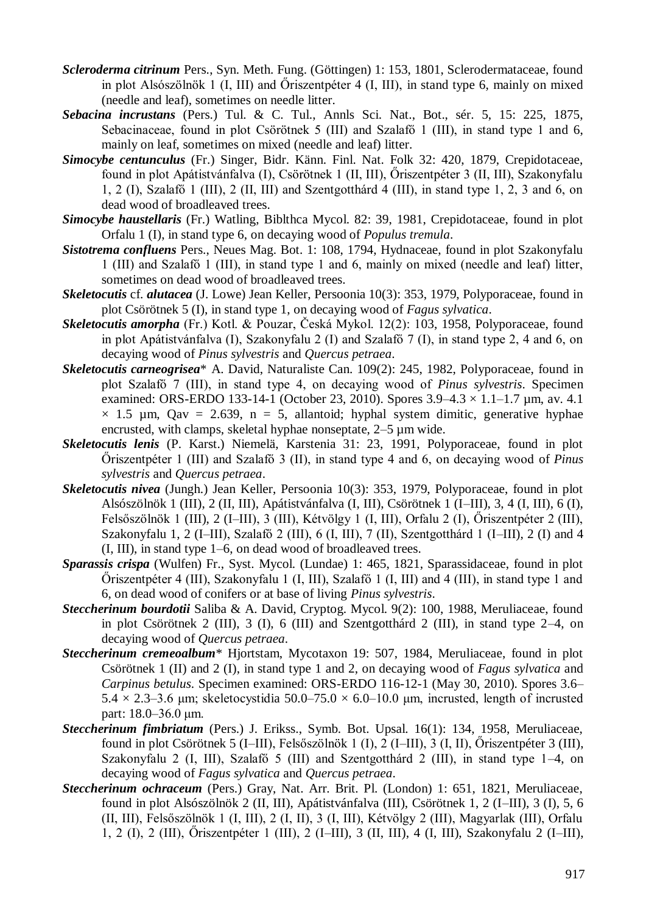***Scleroderma citrinum*** Pers., Syn. Meth. Fung. (Göttingen) 1: 153, 1801, Sclerodermataceae, found in plot Alsószölnök 1 (I, III) and Őriszentpéter 4 (I, III), in stand type 6, mainly on mixed (needle and leaf), sometimes on needle litter.

***Sebacina incrustans*** (Pers.) Tul. & C. Tul., Annls Sci. Nat., Bot., sér. 5, 15: 225, 1875, Sebacinaceae, found in plot Csörötnek 5 (III) and Szalafő 1 (III), in stand type 1 and 6, mainly on leaf, sometimes on mixed (needle and leaf) litter.

***Simocybe centunculus*** (Fr.) Singer, Bidr. Känn. Finl. Nat. Folk 32: 420, 1879, Crepidotaceae, found in plot Apátistvánfalva (I), Csörötnek 1 (II, III), Őriszentpéter 3 (II, III), Szakonyfalu 1, 2 (I), Szalafő 1 (III), 2 (II, III) and Szentgotthárd 4 (III), in stand type 1, 2, 3 and 6, on dead wood of broadleaved trees.

***Simocybe haustellaris*** (Fr.) Watling, Biblthca Mycol. 82: 39, 1981, Crepidotaceae, found in plot Orfalu 1 (I), in stand type 6, on decaying wood of *Populus tremula*.

***Sistotrema confluens*** Pers., Neues Mag. Bot. 1: 108, 1794, Hydnaceae, found in plot Szakonyfalu 1 (III) and Szalafő 1 (III), in stand type 1 and 6, mainly on mixed (needle and leaf) litter, sometimes on dead wood of broadleaved trees.

***Skeletocutis*** cf. ***alutacea*** (J. Lowe) Jean Keller, Persoonia 10(3): 353, 1979, Polyporaceae, found in plot Csörötnek 5 (I), in stand type 1, on decaying wood of *Fagus sylvatica*.

***Skeletocutis amorpha*** (Fr.) Kotl. & Pouzar, Česká Mykol. 12(2): 103, 1958, Polyporaceae, found in plot Apátistvánfalva (I), Szakonyfalu 2 (I) and Szalafő 7 (I), in stand type 2, 4 and 6, on decaying wood of *Pinus sylvestris* and *Quercus petraea*.

***Skeletocutis carneogrisea**** A. David, Naturaliste Can. 109(2): 245, 1982, Polyporaceae, found in plot Szalafő 7 (III), in stand type 4, on decaying wood of *Pinus sylvestris*. Specimen examined: ORS-ERDO 133-14-1 (October 23, 2010). Spores 3.9–4.3 × 1.1–1.7 µm, av. 4.1 × 1.5 µm, Qav = 2.639, n = 5, allantoid; hyphal system dimitic, generative hyphae encrusted, with clamps, skeletal hyphae nonseptate, 2–5 µm wide.

***Skeletocutis lenis*** (P. Karst.) Niemelä, Karstenia 31: 23, 1991, Polyporaceae, found in plot Őriszentpéter 1 (III) and Szalafő 3 (II), in stand type 4 and 6, on decaying wood of *Pinus sylvestris* and *Quercus petraea*.

***Skeletocutis nivea*** (Jungh.) Jean Keller, Persoonia 10(3): 353, 1979, Polyporaceae, found in plot Alsószölnök 1 (III), 2 (II, III), Apátistvánfalva (I, III), Csörötnek 1 (I–III), 3, 4 (I, III), 6 (I), Felsőszölnök 1 (III), 2 (I–III), 3 (III), Kétvölgy 1 (I, III), Orfalu 2 (I), Őriszentpéter 2 (III), Szakonyfalu 1, 2 (I–III), Szalafő 2 (III), 6 (I, III), 7 (II), Szentgotthárd 1 (I–III), 2 (I) and 4 (I, III), in stand type 1–6, on dead wood of broadleaved trees.

***Sparassis crispa*** (Wulfen) Fr., Syst. Mycol. (Lundae) 1: 465, 1821, Sparassidaceae, found in plot Őriszentpéter 4 (III), Szakonyfalu 1 (I, III), Szalafő 1 (I, III) and 4 (III), in stand type 1 and 6, on dead wood of conifers or at base of living *Pinus sylvestris*.

***Steccherinum bourdotii*** Saliba & A. David, Cryptog. Mycol. 9(2): 100, 1988, Meruliaceae, found in plot Csörötnek 2 (III), 3 (I), 6 (III) and Szentgotthárd 2 (III), in stand type 2–4, on decaying wood of *Quercus petraea*.

***Steccherinum cremeoalbum**** Hjortstam, Mycotaxon 19: 507, 1984, Meruliaceae, found in plot Csörötnek 1 (II) and 2 (I), in stand type 1 and 2, on decaying wood of *Fagus sylvatica* and *Carpinus betulus*. Specimen examined: ORS-ERDO 116-12-1 (May 30, 2010). Spores 3.6–5.4 × 2.3–3.6 µm; skeletocystidia 50.0–75.0 × 6.0–10.0 µm, incrusted, length of incrusted part: 18.0–36.0 µm.

***Steccherinum fimbriatum*** (Pers.) J. Erikss., Symb. Bot. Upsal. 16(1): 134, 1958, Meruliaceae, found in plot Csörötnek 5 (I–III), Felsőszölnök 1 (I), 2 (I–III), 3 (I, II), Őriszentpéter 3 (III), Szakonyfalu 2 (I, III), Szalafő 5 (III) and Szentgotthárd 2 (III), in stand type 1–4, on decaying wood of *Fagus sylvatica* and *Quercus petraea*.

***Steccherinum ochraceum*** (Pers.) Gray, Nat. Arr. Brit. Pl. (London) 1: 651, 1821, Meruliaceae, found in plot Alsószölnök 2 (II, III), Apátistvánfalva (III), Csörötnek 1, 2 (I–III), 3 (I), 5, 6 (II, III), Felsőszölnök 1 (I, III), 2 (I, II), 3 (I, III), Kétvölgy 2 (III), Magyarlak (III), Orfalu 1, 2 (I), 2 (III), Őriszentpéter 1 (III), 2 (I–III), 3 (II, III), 4 (I, III), Szakonyfalu 2 (I–III),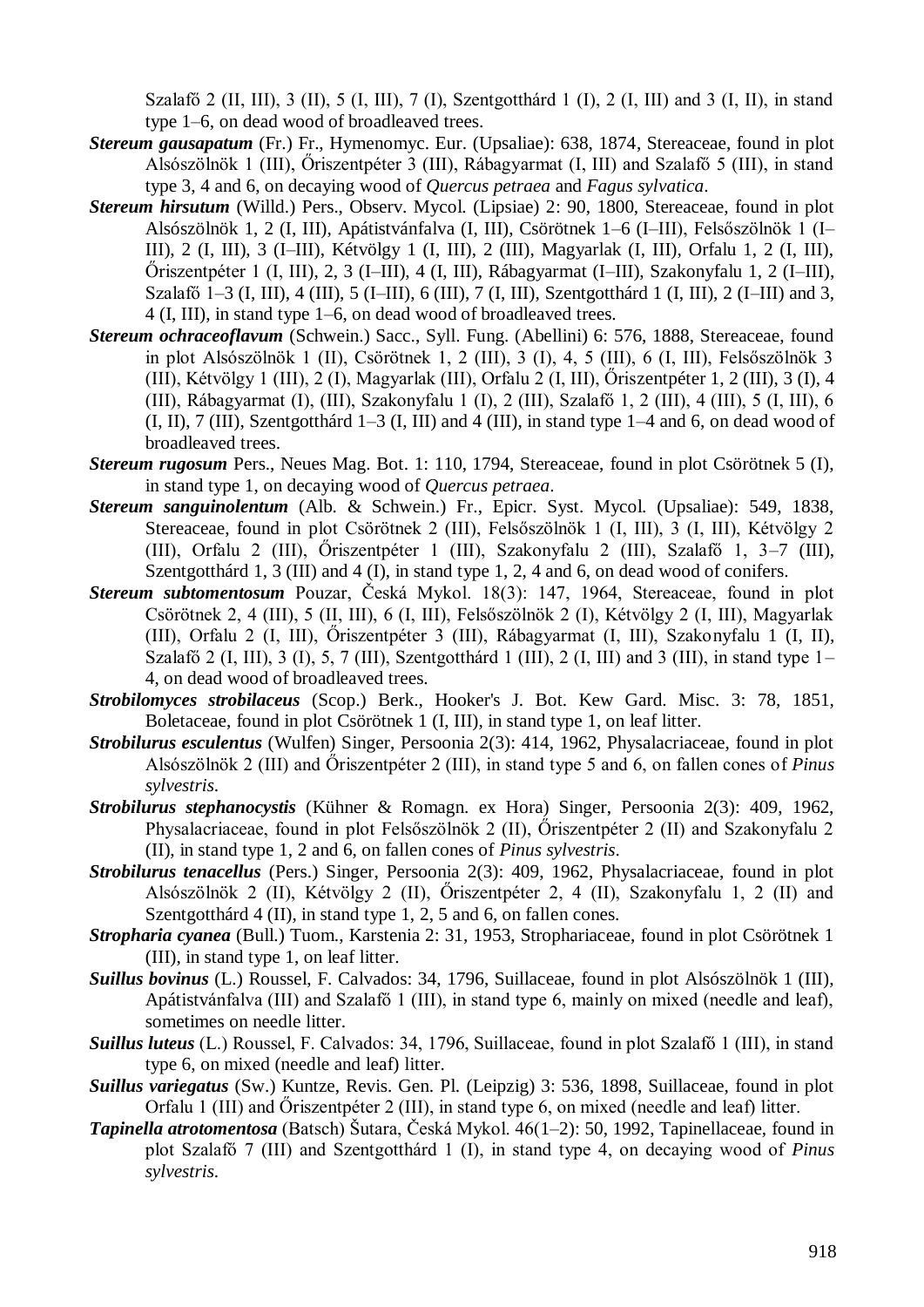Szalafő 2 (II, III), 3 (II), 5 (I, III), 7 (I), Szentgotthárd 1 (I), 2 (I, III) and 3 (I, II), in stand type 1–6, on dead wood of broadleaved trees.

***Stereum gausapatum*** (Fr.) Fr., Hymenomyc. Eur. (Upsaliae): 638, 1874, Stereaceae, found in plot Alsószölnök 1 (III), Őriszentpéter 3 (III), Rábagyarmat (I, III) and Szalafő 5 (III), in stand type 3, 4 and 6, on decaying wood of *Quercus petraea* and *Fagus sylvatica*.

***Stereum hirsutum*** (Willd.) Pers., Observ. Mycol. (Lipsiae) 2: 90, 1800, Stereaceae, found in plot Alsószölnök 1, 2 (I, III), Apátistvánfalva (I, III), Csörötnek 1–6 (I–III), Felsőszölnök 1 (I–III), 2 (I, III), 3 (I–III), Kétvölgy 1 (I, III), 2 (III), Magyarlak (I, III), Orfalu 1, 2 (I, III), Őriszentpéter 1 (I, III), 2, 3 (I–III), 4 (I, III), Rábagyarmat (I–III), Szakonyfalu 1, 2 (I–III), Szalafő 1–3 (I, III), 4 (III), 5 (I–III), 6 (III), 7 (I, III), Szentgotthárd 1 (I, III), 2 (I–III) and 3, 4 (I, III), in stand type 1–6, on dead wood of broadleaved trees.

***Stereum ochraceoflavum*** (Schwein.) Sacc., Syll. Fung. (Abellini) 6: 576, 1888, Stereaceae, found in plot Alsószölnök 1 (II), Csörötnek 1, 2 (III), 3 (I), 4, 5 (III), 6 (I, III), Felsőszölnök 3 (III), Kétvölgy 1 (III), 2 (I), Magyarlak (III), Orfalu 2 (I, III), Őriszentpéter 1, 2 (III), 3 (I), 4 (III), Rábagyarmat (I), (III), Szakonyfalu 1 (I), 2 (III), Szalafő 1, 2 (III), 4 (III), 5 (I, III), 6 (I, II), 7 (III), Szentgotthárd 1–3 (I, III) and 4 (III), in stand type 1–4 and 6, on dead wood of broadleaved trees.

***Stereum rugosum*** Pers., Neues Mag. Bot. 1: 110, 1794, Stereaceae, found in plot Csörötnek 5 (I), in stand type 1, on decaying wood of *Quercus petraea*.

***Stereum sanguinolentum*** (Alb. & Schwein.) Fr., Epicr. Syst. Mycol. (Upsaliae): 549, 1838, Stereaceae, found in plot Csörötnek 2 (III), Felsőszölnök 1 (I, III), 3 (I, III), Kétvölgy 2 (III), Orfalu 2 (III), Őriszentpéter 1 (III), Szakonyfalu 2 (III), Szalafő 1, 3–7 (III), Szentgotthárd 1, 3 (III) and 4 (I), in stand type 1, 2, 4 and 6, on dead wood of conifers.

***Stereum subtomentosum*** Pouzar, Česká Mykol. 18(3): 147, 1964, Stereaceae, found in plot Csörötnek 2, 4 (III), 5 (II, III), 6 (I, III), Felsőszölnök 2 (I), Kétvölgy 2 (I, III), Magyarlak (III), Orfalu 2 (I, III), Őriszentpéter 3 (III), Rábagyarmat (I, III), Szakonyfalu 1 (I, II), Szalafő 2 (I, III), 3 (I), 5, 7 (III), Szentgotthárd 1 (III), 2 (I, III) and 3 (III), in stand type 1–4, on dead wood of broadleaved trees.

***Strobilomyces strobilaceus*** (Scop.) Berk., Hooker's J. Bot. Kew Gard. Misc. 3: 78, 1851, Boletaceae, found in plot Csörötnek 1 (I, III), in stand type 1, on leaf litter.

***Strobilurus esculentus*** (Wulfen) Singer, Persoonia 2(3): 414, 1962, Physalacriaceae, found in plot Alsószölnök 2 (III) and Őriszentpéter 2 (III), in stand type 5 and 6, on fallen cones of *Pinus sylvestris*.

***Strobilurus stephanocystis*** (Kühner & Romagn. ex Hora) Singer, Persoonia 2(3): 409, 1962, Physalacriaceae, found in plot Felsőszölnök 2 (II), Őriszentpéter 2 (II) and Szakonyfalu 2 (II), in stand type 1, 2 and 6, on fallen cones of *Pinus sylvestris*.

***Strobilurus tenacellus*** (Pers.) Singer, Persoonia 2(3): 409, 1962, Physalacriaceae, found in plot Alsószölnök 2 (II), Kétvölgy 2 (II), Őriszentpéter 2, 4 (II), Szakonyfalu 1, 2 (II) and Szentgotthárd 4 (II), in stand type 1, 2, 5 and 6, on fallen cones.

***Stropharia cyanea*** (Bull.) Tuom., Karstenia 2: 31, 1953, Strophariaceae, found in plot Csörötnek 1 (III), in stand type 1, on leaf litter.

***Suillus bovinus*** (L.) Roussel, F. Calvados: 34, 1796, Suillaceae, found in plot Alsószölnök 1 (III), Apátistvánfalva (III) and Szalafő 1 (III), in stand type 6, mainly on mixed (needle and leaf), sometimes on needle litter.

***Suillus luteus*** (L.) Roussel, F. Calvados: 34, 1796, Suillaceae, found in plot Szalafő 1 (III), in stand type 6, on mixed (needle and leaf) litter.

***Suillus variegatus*** (Sw.) Kuntze, Revis. Gen. Pl. (Leipzig) 3: 536, 1898, Suillaceae, found in plot Orfalu 1 (III) and Őriszentpéter 2 (III), in stand type 6, on mixed (needle and leaf) litter.

***Tapinella atrotomentosa*** (Batsch) Šutara, Česká Mykol. 46(1–2): 50, 1992, Tapinellaceae, found in plot Szalafő 7 (III) and Szentgotthárd 1 (I), in stand type 4, on decaying wood of *Pinus sylvestris*.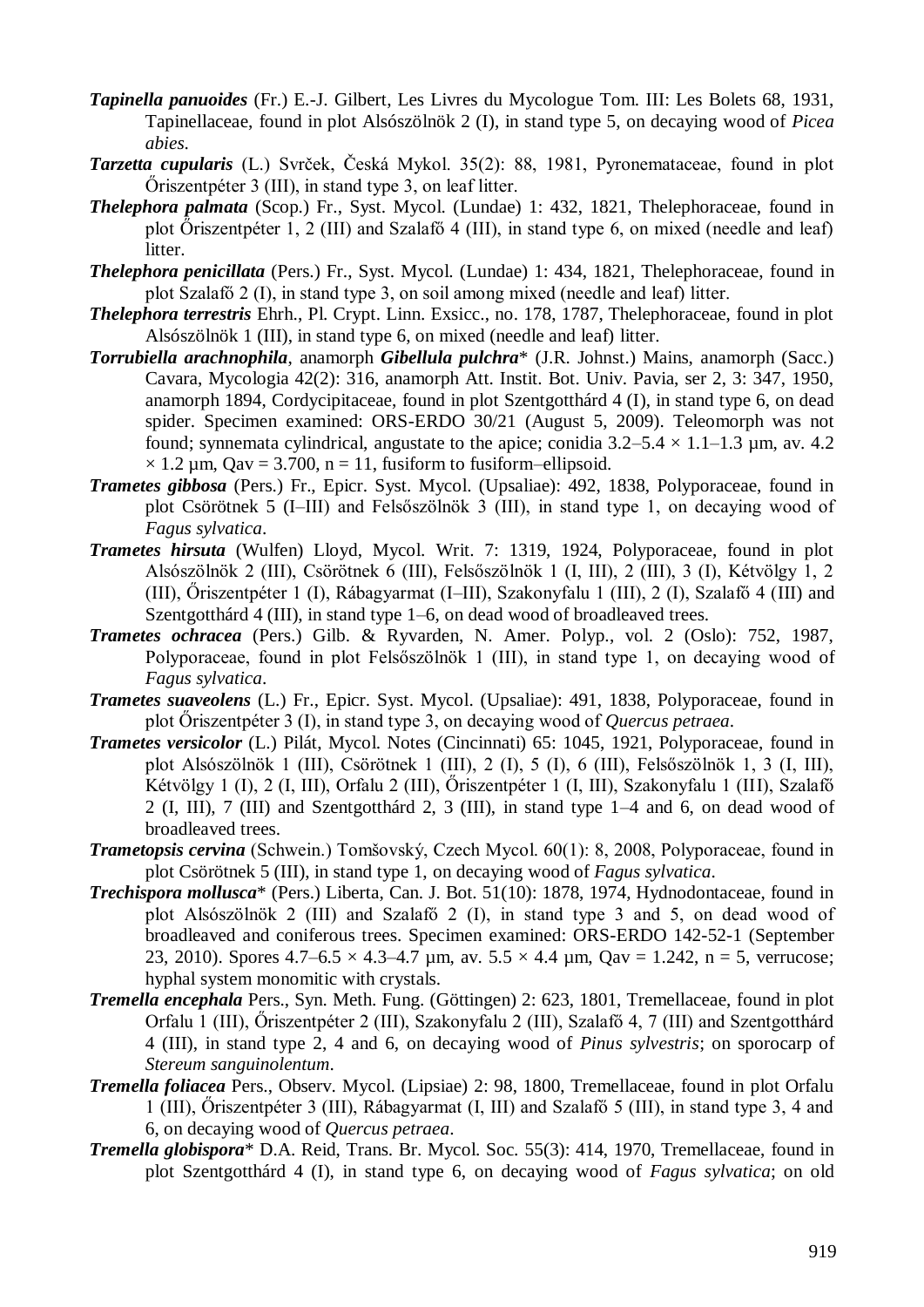***Tapinella panuoides*** (Fr.) E.-J. Gilbert, Les Livres du Mycologue Tom. III: Les Bolets 68, 1931, Tapinellaceae, found in plot Alsószölnök 2 (I), in stand type 5, on decaying wood of *Picea abies*.

***Tarzetta cupularis*** (L.) Svrček, Česká Mykol. 35(2): 88, 1981, Pyronemataceae, found in plot Őriszentpéter 3 (III), in stand type 3, on leaf litter.

***Thelephora palmata*** (Scop.) Fr., Syst. Mycol. (Lundae) 1: 432, 1821, Thelephoraceae, found in plot Őriszentpéter 1, 2 (III) and Szalafő 4 (III), in stand type 6, on mixed (needle and leaf) litter.

***Thelephora penicillata*** (Pers.) Fr., Syst. Mycol. (Lundae) 1: 434, 1821, Thelephoraceae, found in plot Szalafő 2 (I), in stand type 3, on soil among mixed (needle and leaf) litter.

***Thelephora terrestris*** Ehrh., Pl. Crypt. Linn. Exsicc., no. 178, 1787, Thelephoraceae, found in plot Alsószölnök 1 (III), in stand type 6, on mixed (needle and leaf) litter.

***Torrubiella arachnophila***, anamorph ***Gibellula pulchra**** (J.R. Johnst.) Mains, anamorph (Sacc.) Cavara, Mycologia 42(2): 316, anamorph Att. Instit. Bot. Univ. Pavia, ser 2, 3: 347, 1950, anamorph 1894, Cordycipitaceae, found in plot Szentgotthárd 4 (I), in stand type 6, on dead spider. Specimen examined: ORS-ERDO 30/21 (August 5, 2009). Teleomorph was not found; synnemata cylindrical, angustate to the apice; conidia 3.2–5.4 × 1.1–1.3 µm, av. 4.2 × 1.2 µm, Qav = 3.700, n = 11, fusiform to fusiform–ellipsoid.

***Trametes gibbosa*** (Pers.) Fr., Epicr. Syst. Mycol. (Upsaliae): 492, 1838, Polyporaceae, found in plot Csörötnek 5 (I–III) and Felsőszölnök 3 (III), in stand type 1, on decaying wood of *Fagus sylvatica*.

***Trametes hirsuta*** (Wulfen) Lloyd, Mycol. Writ. 7: 1319, 1924, Polyporaceae, found in plot Alsószölnök 2 (III), Csörötnek 6 (III), Felsőszölnök 1 (I, III), 2 (III), 3 (I), Kétvölgy 1, 2 (III), Őriszentpéter 1 (I), Rábagyarmat (I–III), Szakonyfalu 1 (III), 2 (I), Szalafő 4 (III) and Szentgotthárd 4 (III), in stand type 1–6, on dead wood of broadleaved trees.

***Trametes ochracea*** (Pers.) Gilb. & Ryvarden, N. Amer. Polyp., vol. 2 (Oslo): 752, 1987, Polyporaceae, found in plot Felsőszölnök 1 (III), in stand type 1, on decaying wood of *Fagus sylvatica*.

***Trametes suaveolens*** (L.) Fr., Epicr. Syst. Mycol. (Upsaliae): 491, 1838, Polyporaceae, found in plot Őriszentpéter 3 (I), in stand type 3, on decaying wood of *Quercus petraea*.

***Trametes versicolor*** (L.) Pilát, Mycol. Notes (Cincinnati) 65: 1045, 1921, Polyporaceae, found in plot Alsószölnök 1 (III), Csörötnek 1 (III), 2 (I), 5 (I), 6 (III), Felsőszölnök 1, 3 (I, III), Kétvölgy 1 (I), 2 (I, III), Orfalu 2 (III), Őriszentpéter 1 (I, III), Szakonyfalu 1 (III), Szalafő 2 (I, III), 7 (III) and Szentgotthárd 2, 3 (III), in stand type 1–4 and 6, on dead wood of broadleaved trees.

***Trametopsis cervina*** (Schwein.) Tomšovský, Czech Mycol. 60(1): 8, 2008, Polyporaceae, found in plot Csörötnek 5 (III), in stand type 1, on decaying wood of *Fagus sylvatica*.

***Trechispora mollusca**** (Pers.) Liberta, Can. J. Bot. 51(10): 1878, 1974, Hydnodontaceae, found in plot Alsószölnök 2 (III) and Szalafő 2 (I), in stand type 3 and 5, on dead wood of broadleaved and coniferous trees. Specimen examined: ORS-ERDO 142-52-1 (September 23, 2010). Spores 4.7–6.5 × 4.3–4.7 µm, av. 5.5 × 4.4 µm, Qav = 1.242, n = 5, verrucose; hyphal system monomitic with crystals.

***Tremella encephala*** Pers., Syn. Meth. Fung. (Göttingen) 2: 623, 1801, Tremellaceae, found in plot Orfalu 1 (III), Őriszentpéter 2 (III), Szakonyfalu 2 (III), Szalafő 4, 7 (III) and Szentgotthárd 4 (III), in stand type 2, 4 and 6, on decaying wood of *Pinus sylvestris*; on sporocarp of *Stereum sanguinolentum*.

***Tremella foliacea*** Pers., Observ. Mycol. (Lipsiae) 2: 98, 1800, Tremellaceae, found in plot Orfalu 1 (III), Őriszentpéter 3 (III), Rábagyarmat (I, III) and Szalafő 5 (III), in stand type 3, 4 and 6, on decaying wood of *Quercus petraea*.

***Tremella globispora**** D.A. Reid, Trans. Br. Mycol. Soc. 55(3): 414, 1970, Tremellaceae, found in plot Szentgotthárd 4 (I), in stand type 6, on decaying wood of *Fagus sylvatica*; on old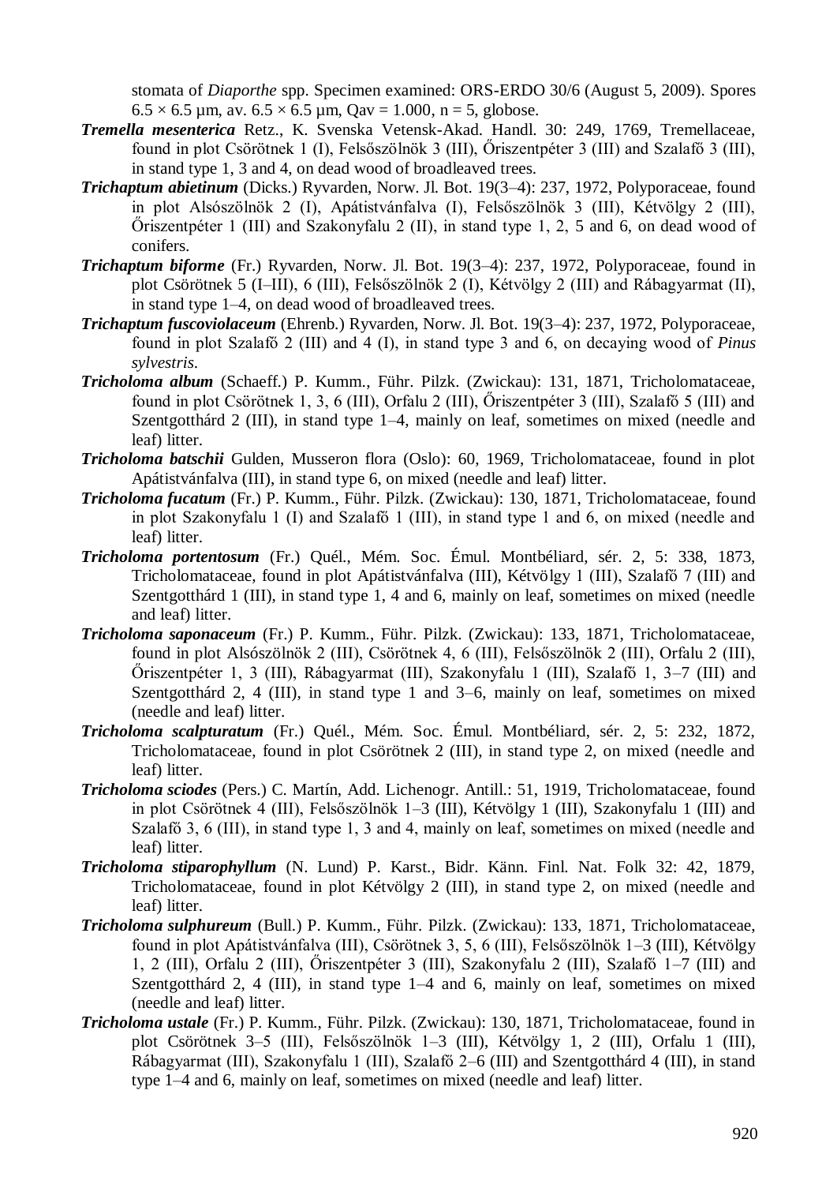stomata of *Diaporthe* spp. Specimen examined: ORS-ERDO 30/6 (August 5, 2009). Spores 6.5 × 6.5 µm, av. 6.5 × 6.5 µm, Qav = 1.000, n = 5, globose.

***Tremella mesenterica*** Retz., K. Svenska Vetensk-Akad. Handl. 30: 249, 1769, Tremellaceae, found in plot Csörötnek 1 (I), Felsőszölnök 3 (III), Őriszentpéter 3 (III) and Szalafő 3 (III), in stand type 1, 3 and 4, on dead wood of broadleaved trees.

***Trichaptum abietinum*** (Dicks.) Ryvarden, Norw. Jl. Bot. 19(3–4): 237, 1972, Polyporaceae, found in plot Alsószölnök 2 (I), Apátistvánfalva (I), Felsőszölnök 3 (III), Kétvölgy 2 (III), Őriszentpéter 1 (III) and Szakonyfalu 2 (II), in stand type 1, 2, 5 and 6, on dead wood of conifers.

***Trichaptum biforme*** (Fr.) Ryvarden, Norw. Jl. Bot. 19(3–4): 237, 1972, Polyporaceae, found in plot Csörötnek 5 (I–III), 6 (III), Felsőszölnök 2 (I), Kétvölgy 2 (III) and Rábagyarmat (II), in stand type 1–4, on dead wood of broadleaved trees.

***Trichaptum fuscoviolaceum*** (Ehrenb.) Ryvarden, Norw. Jl. Bot. 19(3–4): 237, 1972, Polyporaceae, found in plot Szalafő 2 (III) and 4 (I), in stand type 3 and 6, on decaying wood of *Pinus sylvestris*.

***Tricholoma album*** (Schaeff.) P. Kumm., Führ. Pilzk. (Zwickau): 131, 1871, Tricholomataceae, found in plot Csörötnek 1, 3, 6 (III), Orfalu 2 (III), Őriszentpéter 3 (III), Szalafő 5 (III) and Szentgotthárd 2 (III), in stand type 1–4, mainly on leaf, sometimes on mixed (needle and leaf) litter.

***Tricholoma batschii*** Gulden, Musseron flora (Oslo): 60, 1969, Tricholomataceae, found in plot Apátistvánfalva (III), in stand type 6, on mixed (needle and leaf) litter.

***Tricholoma fucatum*** (Fr.) P. Kumm., Führ. Pilzk. (Zwickau): 130, 1871, Tricholomataceae, found in plot Szakonyfalu 1 (I) and Szalafő 1 (III), in stand type 1 and 6, on mixed (needle and leaf) litter.

***Tricholoma portentosum*** (Fr.) Quél., Mém. Soc. Émul. Montbéliard, sér. 2, 5: 338, 1873, Tricholomataceae, found in plot Apátistvánfalva (III), Kétvölgy 1 (III), Szalafő 7 (III) and Szentgotthárd 1 (III), in stand type 1, 4 and 6, mainly on leaf, sometimes on mixed (needle and leaf) litter.

***Tricholoma saponaceum*** (Fr.) P. Kumm., Führ. Pilzk. (Zwickau): 133, 1871, Tricholomataceae, found in plot Alsószölnök 2 (III), Csörötnek 4, 6 (III), Felsőszölnök 2 (III), Orfalu 2 (III), Őriszentpéter 1, 3 (III), Rábagyarmat (III), Szakonyfalu 1 (III), Szalafő 1, 3–7 (III) and Szentgotthárd 2, 4 (III), in stand type 1 and 3–6, mainly on leaf, sometimes on mixed (needle and leaf) litter.

***Tricholoma scalpturatum*** (Fr.) Quél., Mém. Soc. Émul. Montbéliard, sér. 2, 5: 232, 1872, Tricholomataceae, found in plot Csörötnek 2 (III), in stand type 2, on mixed (needle and leaf) litter.

***Tricholoma sciodes*** (Pers.) C. Martín, Add. Lichenogr. Antill.: 51, 1919, Tricholomataceae, found in plot Csörötnek 4 (III), Felsőszölnök 1–3 (III), Kétvölgy 1 (III), Szakonyfalu 1 (III) and Szalafő 3, 6 (III), in stand type 1, 3 and 4, mainly on leaf, sometimes on mixed (needle and leaf) litter.

***Tricholoma stiparophyllum*** (N. Lund) P. Karst., Bidr. Känn. Finl. Nat. Folk 32: 42, 1879, Tricholomataceae, found in plot Kétvölgy 2 (III), in stand type 2, on mixed (needle and leaf) litter.

***Tricholoma sulphureum*** (Bull.) P. Kumm., Führ. Pilzk. (Zwickau): 133, 1871, Tricholomataceae, found in plot Apátistvánfalva (III), Csörötnek 3, 5, 6 (III), Felsőszölnök 1–3 (III), Kétvölgy 1, 2 (III), Orfalu 2 (III), Őriszentpéter 3 (III), Szakonyfalu 2 (III), Szalafő 1–7 (III) and Szentgotthárd 2, 4 (III), in stand type 1–4 and 6, mainly on leaf, sometimes on mixed (needle and leaf) litter.

***Tricholoma ustale*** (Fr.) P. Kumm., Führ. Pilzk. (Zwickau): 130, 1871, Tricholomataceae, found in plot Csörötnek 3–5 (III), Felsőszölnök 1–3 (III), Kétvölgy 1, 2 (III), Orfalu 1 (III), Rábagyarmat (III), Szakonyfalu 1 (III), Szalafő 2–6 (III) and Szentgotthárd 4 (III), in stand type 1–4 and 6, mainly on leaf, sometimes on mixed (needle and leaf) litter.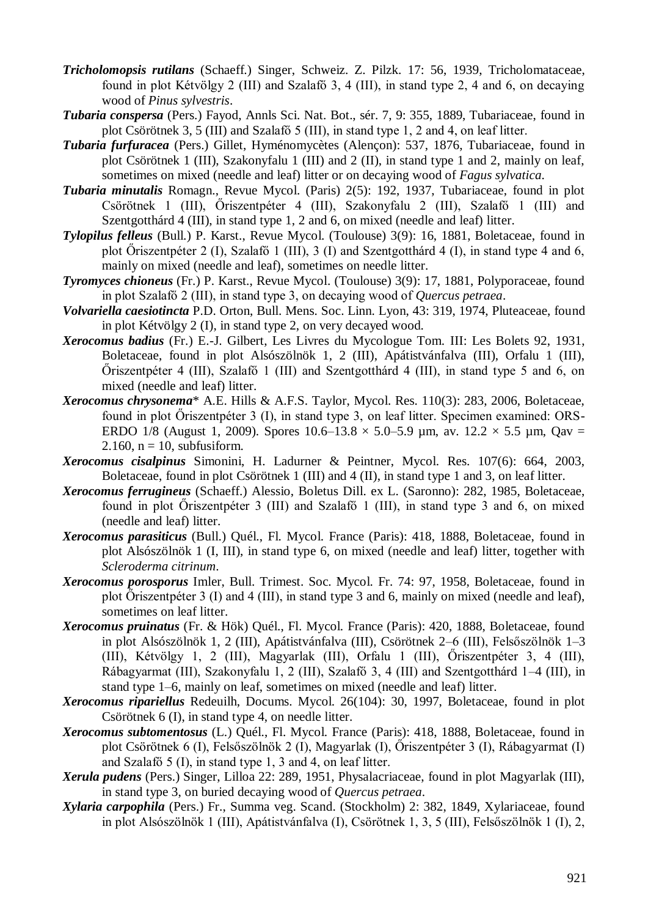***Tricholomopsis rutilans*** (Schaeff.) Singer, Schweiz. Z. Pilzk. 17: 56, 1939, Tricholomataceae, found in plot Kétvölgy 2 (III) and Szalafő 3, 4 (III), in stand type 2, 4 and 6, on decaying wood of *Pinus sylvestris*.

***Tubaria conspersa*** (Pers.) Fayod, Annls Sci. Nat. Bot., sér. 7, 9: 355, 1889, Tubariaceae, found in plot Csörötnek 3, 5 (III) and Szalafő 5 (III), in stand type 1, 2 and 4, on leaf litter.

***Tubaria furfuracea*** (Pers.) Gillet, Hyménomycètes (Alençon): 537, 1876, Tubariaceae, found in plot Csörötnek 1 (III), Szakonyfalu 1 (III) and 2 (II), in stand type 1 and 2, mainly on leaf, sometimes on mixed (needle and leaf) litter or on decaying wood of *Fagus sylvatica*.

***Tubaria minutalis*** Romagn., Revue Mycol. (Paris) 2(5): 192, 1937, Tubariaceae, found in plot Csörötnek 1 (III), Őriszentpéter 4 (III), Szakonyfalu 2 (III), Szalafő 1 (III) and Szentgotthárd 4 (III), in stand type 1, 2 and 6, on mixed (needle and leaf) litter.

***Tylopilus felleus*** (Bull.) P. Karst., Revue Mycol. (Toulouse) 3(9): 16, 1881, Boletaceae, found in plot Őriszentpéter 2 (I), Szalafő 1 (III), 3 (I) and Szentgotthárd 4 (I), in stand type 4 and 6, mainly on mixed (needle and leaf), sometimes on needle litter.

***Tyromyces chioneus*** (Fr.) P. Karst., Revue Mycol. (Toulouse) 3(9): 17, 1881, Polyporaceae, found in plot Szalafő 2 (III), in stand type 3, on decaying wood of *Quercus petraea*.

***Volvariella caesiotincta*** P.D. Orton, Bull. Mens. Soc. Linn. Lyon, 43: 319, 1974, Pluteaceae, found in plot Kétvölgy 2 (I), in stand type 2, on very decayed wood.

***Xerocomus badius*** (Fr.) E.-J. Gilbert, Les Livres du Mycologue Tom. III: Les Bolets 92, 1931, Boletaceae, found in plot Alsószölnök 1, 2 (III), Apátistvánfalva (III), Orfalu 1 (III), Őriszentpéter 4 (III), Szalafő 1 (III) and Szentgotthárd 4 (III), in stand type 5 and 6, on mixed (needle and leaf) litter.

***Xerocomus chrysonema**** A.E. Hills & A.F.S. Taylor, Mycol. Res. 110(3): 283, 2006, Boletaceae, found in plot Őriszentpéter 3 (I), in stand type 3, on leaf litter. Specimen examined: ORS-ERDO 1/8 (August 1, 2009). Spores 10.6–13.8 × 5.0–5.9 µm, av. 12.2 × 5.5 µm, Qav = 2.160, n = 10, subfusiform.

***Xerocomus cisalpinus*** Simonini, H. Ladurner & Peintner, Mycol. Res. 107(6): 664, 2003, Boletaceae, found in plot Csörötnek 1 (III) and 4 (II), in stand type 1 and 3, on leaf litter.

***Xerocomus ferrugineus*** (Schaeff.) Alessio, Boletus Dill. ex L. (Saronno): 282, 1985, Boletaceae, found in plot Őriszentpéter 3 (III) and Szalafő 1 (III), in stand type 3 and 6, on mixed (needle and leaf) litter.

***Xerocomus parasiticus*** (Bull.) Quél., Fl. Mycol. France (Paris): 418, 1888, Boletaceae, found in plot Alsószölnök 1 (I, III), in stand type 6, on mixed (needle and leaf) litter, together with *Scleroderma citrinum*.

***Xerocomus porosporus*** Imler, Bull. Trimest. Soc. Mycol. Fr. 74: 97, 1958, Boletaceae, found in plot Őriszentpéter 3 (I) and 4 (III), in stand type 3 and 6, mainly on mixed (needle and leaf), sometimes on leaf litter.

***Xerocomus pruinatus*** (Fr. & Hök) Quél., Fl. Mycol. France (Paris): 420, 1888, Boletaceae, found in plot Alsószölnök 1, 2 (III), Apátistvánfalva (III), Csörötnek 2–6 (III), Felsőszölnök 1–3 (III), Kétvölgy 1, 2 (III), Magyarlak (III), Orfalu 1 (III), Őriszentpéter 3, 4 (III), Rábagyarmat (III), Szakonyfalu 1, 2 (III), Szalafő 3, 4 (III) and Szentgotthárd 1–4 (III), in stand type 1–6, mainly on leaf, sometimes on mixed (needle and leaf) litter.

***Xerocomus ripariellus*** Redeuilh, Docums. Mycol. 26(104): 30, 1997, Boletaceae, found in plot Csörötnek 6 (I), in stand type 4, on needle litter.

***Xerocomus subtomentosus*** (L.) Quél., Fl. Mycol. France (Paris): 418, 1888, Boletaceae, found in plot Csörötnek 6 (I), Felsőszölnök 2 (I), Magyarlak (I), Őriszentpéter 3 (I), Rábagyarmat (I) and Szalafő 5 (I), in stand type 1, 3 and 4, on leaf litter.

***Xerula pudens*** (Pers.) Singer, Lilloa 22: 289, 1951, Physalacriaceae, found in plot Magyarlak (III), in stand type 3, on buried decaying wood of *Quercus petraea*.

***Xylaria carpophila*** (Pers.) Fr., Summa veg. Scand. (Stockholm) 2: 382, 1849, Xylariaceae, found in plot Alsószölnök 1 (III), Apátistvánfalva (I), Csörötnek 1, 3, 5 (III), Felsőszölnök 1 (I), 2,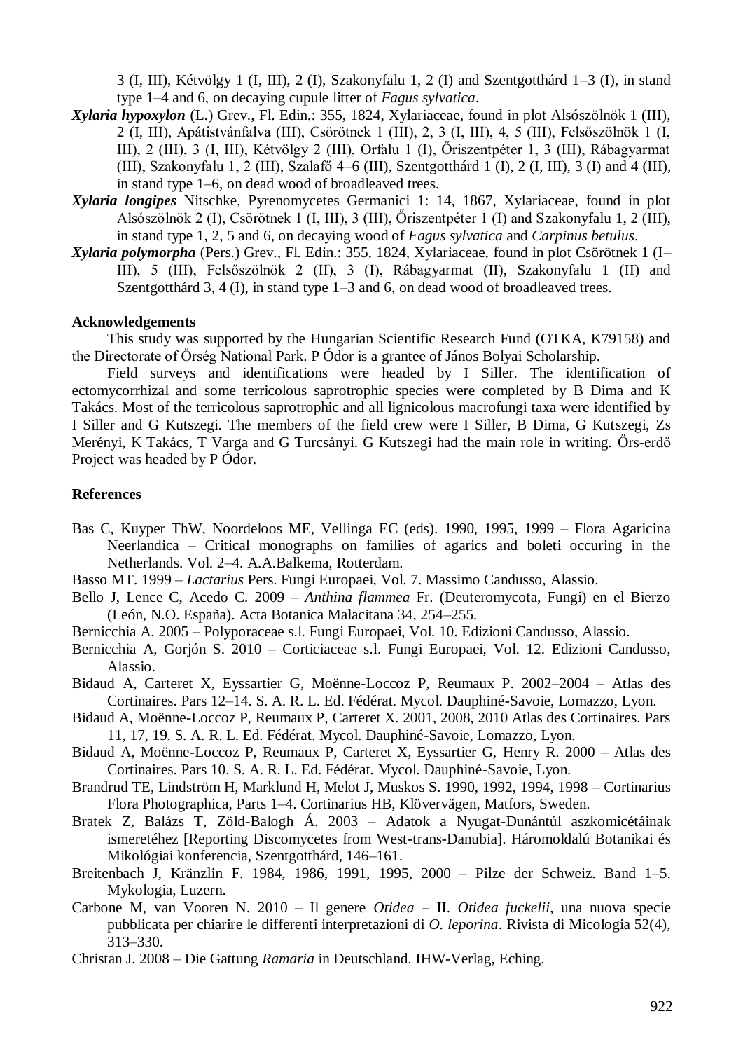3 (I, III), Kétvölgy 1 (I, III), 2 (I), Szakonyfalu 1, 2 (I) and Szentgotthárd 1–3 (I), in stand type 1–4 and 6, on decaying cupule litter of *Fagus sylvatica*.

***Xylaria hypoxylon*** (L.) Grev., Fl. Edin.: 355, 1824, Xylariaceae, found in plot Alsószölnök 1 (III), 2 (I, III), Apátistvánfalva (III), Csörötnek 1 (III), 2, 3 (I, III), 4, 5 (III), Felsőszölnök 1 (I, III), 2 (III), 3 (I, III), Kétvölgy 2 (III), Orfalu 1 (I), Őriszentpéter 1, 3 (III), Rábagyarmat (III), Szakonyfalu 1, 2 (III), Szalafő 4–6 (III), Szentgotthárd 1 (I), 2 (I, III), 3 (I) and 4 (III), in stand type 1–6, on dead wood of broadleaved trees.

***Xylaria longipes*** Nitschke, Pyrenomycetes Germanici 1: 14, 1867, Xylariaceae, found in plot Alsószölnök 2 (I), Csörötnek 1 (I, III), 3 (III), Őriszentpéter 1 (I) and Szakonyfalu 1, 2 (III), in stand type 1, 2, 5 and 6, on decaying wood of *Fagus sylvatica* and *Carpinus betulus*.

***Xylaria polymorpha*** (Pers.) Grev., Fl. Edin.: 355, 1824, Xylariaceae, found in plot Csörötnek 1 (I–III), 5 (III), Felsőszölnök 2 (II), 3 (I), Rábagyarmat (II), Szakonyfalu 1 (II) and Szentgotthárd 3, 4 (I), in stand type 1–3 and 6, on dead wood of broadleaved trees.

## Acknowledgements

This study was supported by the Hungarian Scientific Research Fund (OTKA, K79158) and the Directorate of Őrség National Park. P Ódor is a grantee of János Bolyai Scholarship.

Field surveys and identifications were headed by I Siller. The identification of ectomycorrhizal and some terricolous saprotrophic species were completed by B Dima and K Takács. Most of the terricolous saprotrophic and all lignicolous macrofungi taxa were identified by I Siller and G Kutszegi. The members of the field crew were I Siller, B Dima, G Kutszegi, Zs Merényi, K Takács, T Varga and G Turcsányi. G Kutszegi had the main role in writing. Őrs-erdő Project was headed by P Ódor.

## References

Bas C, Kuyper ThW, Noordeloos ME, Vellinga EC (eds). 1990, 1995, 1999 – Flora Agaricina Neerlandica – Critical monographs on families of agarics and boleti occuring in the Netherlands. Vol. 2–4. A.A.Balkema, Rotterdam.

Basso MT. 1999 – *Lactarius* Pers. Fungi Europaei, Vol. 7. Massimo Candusso, Alassio.

Bello J, Lence C, Acedo C. 2009 – *Anthina flammea* Fr. (Deuteromycota, Fungi) en el Bierzo (León, N.O. España). Acta Botanica Malacitana 34, 254–255.

Bernicchia A. 2005 – Polyporaceae s.l. Fungi Europaei, Vol. 10. Edizioni Candusso, Alassio.

Bernicchia A, Gorjón S. 2010 – Corticiaceae s.l. Fungi Europaei, Vol. 12. Edizioni Candusso, Alassio.

Bidaud A, Carteret X, Eyssartier G, Moënne-Loccoz P, Reumaux P. 2002–2004 – Atlas des Cortinaires. Pars 12–14. S. A. R. L. Ed. Fédérat. Mycol. Dauphiné-Savoie, Lomazzo, Lyon.

Bidaud A, Moënne-Loccoz P, Reumaux P, Carteret X. 2001, 2008, 2010 Atlas des Cortinaires. Pars 11, 17, 19. S. A. R. L. Ed. Fédérat. Mycol. Dauphiné-Savoie, Lomazzo, Lyon.

Bidaud A, Moënne-Loccoz P, Reumaux P, Carteret X, Eyssartier G, Henry R. 2000 – Atlas des Cortinaires. Pars 10. S. A. R. L. Ed. Fédérat. Mycol. Dauphiné-Savoie, Lyon.

Brandrud TE, Lindström H, Marklund H, Melot J, Muskos S. 1990, 1992, 1994, 1998 – Cortinarius Flora Photographica, Parts 1–4. Cortinarius HB, Klöverv­ägen, Matfors, Sweden.

Bratek Z, Balázs T, Zöld-Balogh Á. 2003 – Adatok a Nyugat-Dunántúl aszkomicétáinak ismeretéhez [Reporting Discomycetes from West-trans-Danubia]. Háromoldalú Botanikai és Mikológiai konferencia, Szentgotthárd, 146–161.

Breitenbach J, Kränzlin F. 1984, 1986, 1991, 1995, 2000 – Pilze der Schweiz. Band 1–5. Mykologia, Luzern.

Carbone M, van Vooren N. 2010 – Il genere *Otidea* – II. *Otidea fuckelii*, una nuova specie pubblicata per chiarire le differenti interpretazioni di *O. leporina*. Rivista di Micologia 52(4), 313–330.

Christan J. 2008 – Die Gattung *Ramaria* in Deutschland. IHW-Verlag, Eching.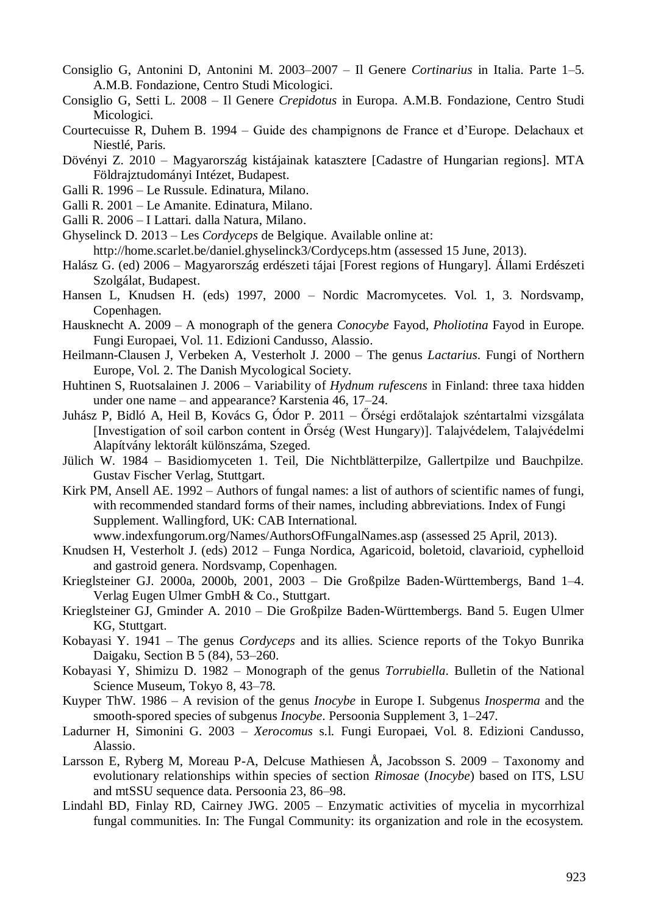Consiglio G, Antonini D, Antonini M. 2003–2007 – Il Genere *Cortinarius* in Italia. Parte 1–5. A.M.B. Fondazione, Centro Studi Micologici.

Consiglio G, Setti L. 2008 – Il Genere *Crepidotus* in Europa. A.M.B. Fondazione, Centro Studi Micologici.

Courtecuisse R, Duhem B. 1994 – Guide des champignons de France et d'Europe. Delachaux et Niestlé, Paris.

Dövényi Z. 2010 – Magyarország kistájainak katasztere [Cadastre of Hungarian regions]. MTA Földrajztudományi Intézet, Budapest.

Galli R. 1996 – Le Russule. Edinatura, Milano.

Galli R. 2001 – Le Amanite. Edinatura, Milano.

Galli R. 2006 – I Lattari. dalla Natura, Milano.

Ghyselinck D. 2013 – Les *Cordyceps* de Belgique. Available online at: http://home.scarlet.be/daniel.ghyselinck3/Cordyceps.htm (assessed 15 June, 2013).

Halász G. (ed) 2006 – Magyarország erdészeti tájai [Forest regions of Hungary]. Állami Erdészeti Szolgálat, Budapest.

Hansen L, Knudsen H. (eds) 1997, 2000 – Nordic Macromycetes. Vol. 1, 3. Nordsvamp, Copenhagen.

Hausknecht A. 2009 – A monograph of the genera *Conocybe* Fayod, *Pholiotina* Fayod in Europe. Fungi Europaei, Vol. 11. Edizioni Candusso, Alassio.

Heilmann-Clausen J, Verbeken A, Vesterholt J. 2000 – The genus *Lactarius*. Fungi of Northern Europe, Vol. 2. The Danish Mycological Society.

Huhtinen S, Ruotsalainen J. 2006 – Variability of *Hydnum rufescens* in Finland: three taxa hidden under one name – and appearance? Karstenia 46, 17–24.

Juhász P, Bidló A, Heil B, Kovács G, Ódor P. 2011 – Őrségi erdőtalajok széntartalmi vizsgálata [Investigation of soil carbon content in Őrség (West Hungary)]. Talajvédelem, Talajvédelmi Alapítvány lektorált különszáma, Szeged.

Jülich W. 1984 – Basidiomyceten 1. Teil, Die Nichtblätterpilze, Gallertpilze und Bauchpilze. Gustav Fischer Verlag, Stuttgart.

Kirk PM, Ansell AE. 1992 – Authors of fungal names: a list of authors of scientific names of fungi, with recommended standard forms of their names, including abbreviations. Index of Fungi Supplement. Wallingford, UK: CAB International. www.indexfungorum.org/Names/AuthorsOfFungalNames.asp (assessed 25 April, 2013).

Knudsen H, Vesterholt J. (eds) 2012 – Funga Nordica, Agaricoid, boletoid, clavarioid, cyphelloid and gastroid genera. Nordsvamp, Copenhagen.

Krieglsteiner GJ. 2000a, 2000b, 2001, 2003 – Die Großpilze Baden-Württembergs, Band 1–4. Verlag Eugen Ulmer GmbH & Co., Stuttgart.

Krieglsteiner GJ, Gminder A. 2010 – Die Großpilze Baden-Württembergs. Band 5. Eugen Ulmer KG, Stuttgart.

Kobayasi Y. 1941 – The genus *Cordyceps* and its allies. Science reports of the Tokyo Bunrika Daigaku, Section B 5 (84), 53–260.

Kobayasi Y, Shimizu D. 1982 – Monograph of the genus *Torrubiella*. Bulletin of the National Science Museum, Tokyo 8, 43–78.

Kuyper ThW. 1986 – A revision of the genus *Inocybe* in Europe I. Subgenus *Inosperma* and the smooth-spored species of subgenus *Inocybe*. Persoonia Supplement 3, 1–247.

Ladurner H, Simonini G. 2003 – *Xerocomus* s.l. Fungi Europaei, Vol. 8. Edizioni Candusso, Alassio.

Larsson E, Ryberg M, Moreau P-A, Delcuse Mathiesen Å, Jacobsson S. 2009 – Taxonomy and evolutionary relationships within species of section *Rimosae* (*Inocybe*) based on ITS, LSU and mtSSU sequence data. Persoonia 23, 86–98.

Lindahl BD, Finlay RD, Cairney JWG. 2005 – Enzymatic activities of mycelia in mycorrhizal fungal communities. In: The Fungal Community: its organization and role in the ecosystem.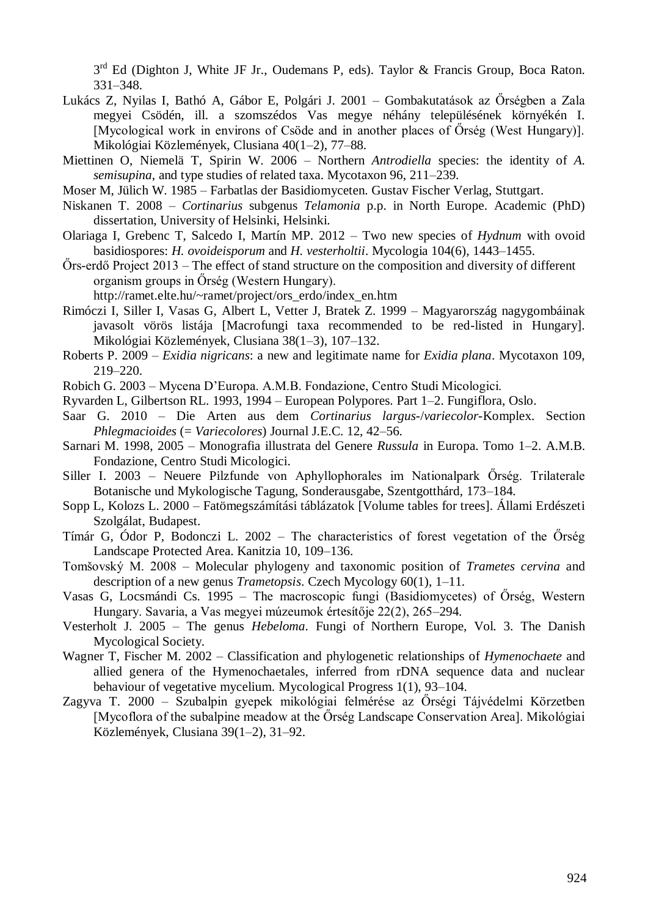3rd Ed (Dighton J, White JF Jr., Oudemans P, eds). Taylor & Francis Group, Boca Raton. 331–348.

Lukács Z, Nyilas I, Bathó A, Gábor E, Polgári J. 2001 – Gombakutatások az Őrségben a Zala megyei Csödén, ill. a szomszédos Vas megye néhány településének környékén I. [Mycological work in environs of Csöde and in another places of Őrség (West Hungary)]. Mikológiai Közlemények, Clusiana 40(1–2), 77–88.

Miettinen O, Niemelä T, Spirin W. 2006 – Northern *Antrodiella* species: the identity of *A. semisupina*, and type studies of related taxa. Mycotaxon 96, 211–239.

Moser M, Jülich W. 1985 – Farbatlas der Basidiomyceten. Gustav Fischer Verlag, Stuttgart.

Niskanen T. 2008 – *Cortinarius* subgenus *Telamonia* p.p. in North Europe. Academic (PhD) dissertation, University of Helsinki, Helsinki.

Olariaga I, Grebenc T, Salcedo I, Martín MP. 2012 – Two new species of *Hydnum* with ovoid basidiospores: *H. ovoideisporum* and *H. vesterholtii*. Mycologia 104(6), 1443–1455.

Őrs-erdő Project 2013 – The effect of stand structure on the composition and diversity of different organism groups in Őrség (Western Hungary). http://ramet.elte.hu/~ramet/project/ors_erdo/index_en.htm

Rimóczi I, Siller I, Vasas G, Albert L, Vetter J, Bratek Z. 1999 – Magyarország nagygombáinak javasolt vörös listája [Macrofungi taxa recommended to be red-listed in Hungary]. Mikológiai Közlemények, Clusiana 38(1–3), 107–132.

Roberts P. 2009 – *Exidia nigricans*: a new and legitimate name for *Exidia plana*. Mycotaxon 109, 219–220.

Robich G. 2003 – Mycena D'Europa. A.M.B. Fondazione, Centro Studi Micologici.

Ryvarden L, Gilbertson RL. 1993, 1994 – European Polypores. Part 1–2. Fungiflora, Oslo.

Saar G. 2010 – Die Arten aus dem *Cortinarius largus*-/*variecolor*-Komplex. Section *Phlegmacioides* (= *Variecolores*) Journal J.E.C. 12, 42–56.

Sarnari M. 1998, 2005 – Monografia illustrata del Genere *Russula* in Europa. Tomo 1–2. A.M.B. Fondazione, Centro Studi Micologici.

Siller I. 2003 – Neuere Pilzfunde von Aphyllophorales im Nationalpark Őrség. Trilaterale Botanische und Mykologische Tagung, Sonderausgabe, Szentgotthárd, 173–184.

Sopp L, Kolozs L. 2000 – Fatömegszámítási táblázatok [Volume tables for trees]. Állami Erdészeti Szolgálat, Budapest.

Tímár G, Ódor P, Bodonczi L. 2002 – The characteristics of forest vegetation of the Őrség Landscape Protected Area. Kanitzia 10, 109–136.

Tomšovský M. 2008 – Molecular phylogeny and taxonomic position of *Trametes cervina* and description of a new genus *Trametopsis*. Czech Mycology 60(1), 1–11.

Vasas G, Locsmándi Cs. 1995 – The macroscopic fungi (Basidiomycetes) of Őrség, Western Hungary. Savaria, a Vas megyei múzeumok értesítője 22(2), 265–294.

Vesterholt J. 2005 – The genus *Hebeloma*. Fungi of Northern Europe, Vol. 3. The Danish Mycological Society.

Wagner T, Fischer M. 2002 – Classification and phylogenetic relationships of *Hymenochaete* and allied genera of the Hymenochaetales, inferred from rDNA sequence data and nuclear behaviour of vegetative mycelium. Mycological Progress 1(1), 93–104.

Zagyva T. 2000 – Szubalpin gyepek mikológiai felmérése az Őrségi Tájvédelmi Körzetben [Mycoflora of the subalpine meadow at the Őrség Landscape Conservation Area]. Mikológiai Közlemények, Clusiana 39(1–2), 31–92.